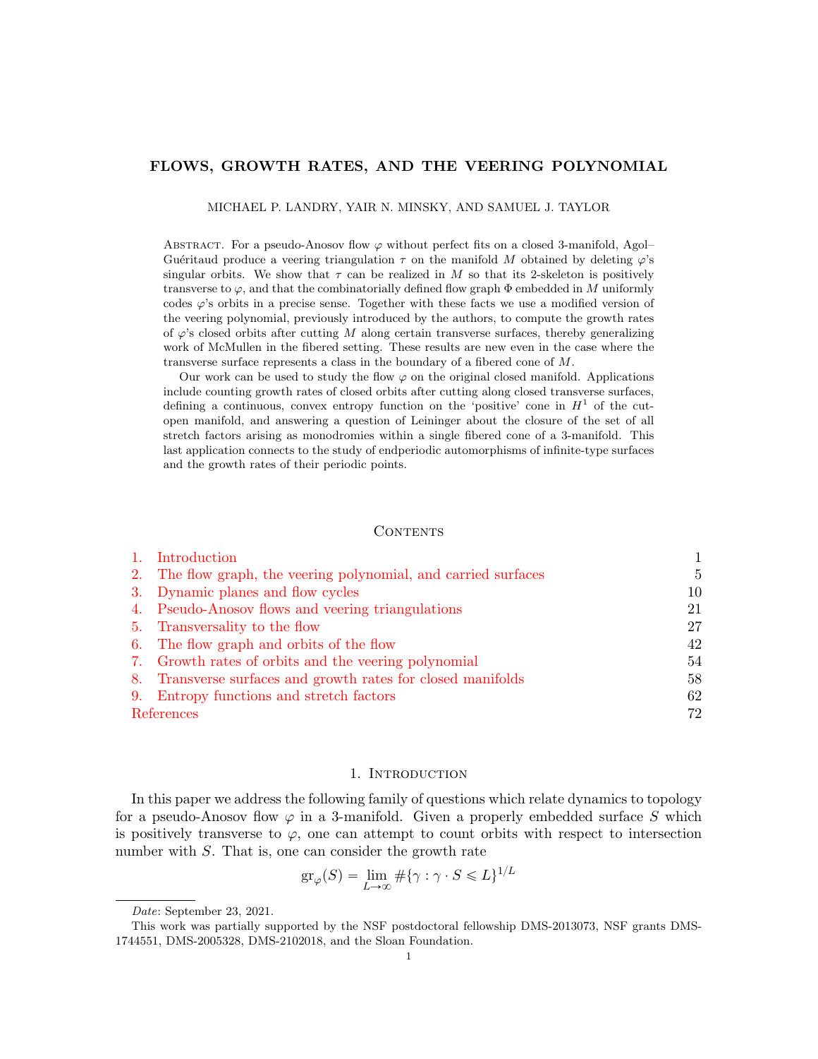# FLOWS, GROWTH RATES, AND THE VEERING POLYNOMIAL

MICHAEL P. LANDRY, YAIR N. MINSKY, AND SAMUEL J. TAYLOR

Abstract. For a pseudo-Anosov flow $\varphi$ without perfect fits on a closed 3-manifold, Agol–Guéritaud produce a veering triangulation $\tau$ on the manifold $M$ obtained by deleting $\varphi$'s singular orbits. We show that $\tau$ can be realized in $M$ so that its 2-skeleton is positively transverse to $\varphi$, and that the combinatorially defined flow graph $\Phi$ embedded in $M$ uniformly codes $\varphi$'s orbits in a precise sense. Together with these facts we use a modified version of the veering polynomial, previously introduced by the authors, to compute the growth rates of $\varphi$'s closed orbits after cutting $M$ along certain transverse surfaces, thereby generalizing work of McMullen in the fibered setting. These results are new even in the case where the transverse surface represents a class in the boundary of a fibered cone of $M$.

Our work can be used to study the flow $\varphi$ on the original closed manifold. Applications include counting growth rates of closed orbits after cutting along closed transverse surfaces, defining a continuous, convex entropy function on the 'positive' cone in $H^1$ of the cut-open manifold, and answering a question of Leininger about the closure of the set of all stretch factors arising as monodromies within a single fibered cone of a 3-manifold. This last application connects to the study of endperiodic automorphisms of infinite-type surfaces and the growth rates of their periodic points.

## Contents

1. Introduction — 1
2. The flow graph, the veering polynomial, and carried surfaces — 5
3. Dynamic planes and flow cycles — 10
4. Pseudo-Anosov flows and veering triangulations — 21
5. Transversality to the flow — 27
6. The flow graph and orbits of the flow — 42
7. Growth rates of orbits and the veering polynomial — 54
8. Transverse surfaces and growth rates for closed manifolds — 58
9. Entropy functions and stretch factors — 62

References — 72

## 1. Introduction

In this paper we address the following family of questions which relate dynamics to topology for a pseudo-Anosov flow $\varphi$ in a 3-manifold. Given a properly embedded surface $S$ which is positively transverse to $\varphi$, one can attempt to count orbits with respect to intersection number with $S$. That is, one can consider the growth rate

$$\mathrm{gr}_\varphi(S) = \lim_{L\to\infty} \#\{\gamma : \gamma \cdot S \leqslant L\}^{1/L}$$

---

*Date*: September 23, 2021.

This work was partially supported by the NSF postdoctoral fellowship DMS-2013073, NSF grants DMS-1744551, DMS-2005328, DMS-2102018, and the Sloan Foundation.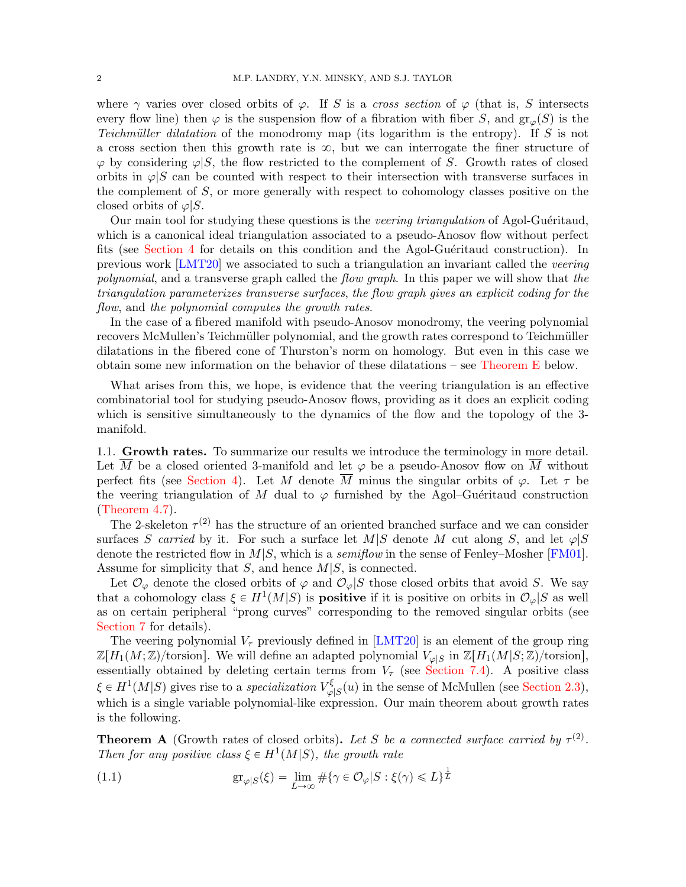where $\gamma$ varies over closed orbits of $\varphi$. If $S$ is a *cross section* of $\varphi$ (that is, $S$ intersects every flow line) then $\varphi$ is the suspension flow of a fibration with fiber $S$, and $\mathrm{gr}_\varphi(S)$ is the *Teichmüller dilatation* of the monodromy map (its logarithm is the entropy). If $S$ is not a cross section then this growth rate is $\infty$, but we can interrogate the finer structure of $\varphi$ by considering $\varphi|S$, the flow restricted to the complement of $S$. Growth rates of closed orbits in $\varphi|S$ can be counted with respect to their intersection with transverse surfaces in the complement of $S$, or more generally with respect to cohomology classes positive on the closed orbits of $\varphi|S$.

Our main tool for studying these questions is the *veering triangulation* of Agol-Guéritaud, which is a canonical ideal triangulation associated to a pseudo-Anosov flow without perfect fits (see Section 4 for details on this condition and the Agol-Guéritaud construction). In previous work [LMT20] we associated to such a triangulation an invariant called the *veering polynomial*, and a transverse graph called the *flow graph*. In this paper we will show that *the triangulation parameterizes transverse surfaces*, *the flow graph gives an explicit coding for the flow*, and *the polynomial computes the growth rates*.

In the case of a fibered manifold with pseudo-Anosov monodromy, the veering polynomial recovers McMullen's Teichmüller polynomial, and the growth rates correspond to Teichmüller dilatations in the fibered cone of Thurston's norm on homology. But even in this case we obtain some new information on the behavior of these dilatations – see Theorem E below.

What arises from this, we hope, is evidence that the veering triangulation is an effective combinatorial tool for studying pseudo-Anosov flows, providing as it does an explicit coding which is sensitive simultaneously to the dynamics of the flow and the topology of the 3-manifold.

**1.1. Growth rates.** To summarize our results we introduce the terminology in more detail. Let $\overline{M}$ be a closed oriented 3-manifold and let $\varphi$ be a pseudo-Anosov flow on $\overline{M}$ without perfect fits (see Section 4). Let $M$ denote $\overline{M}$ minus the singular orbits of $\varphi$. Let $\tau$ be the veering triangulation of $M$ dual to $\varphi$ furnished by the Agol–Guéritaud construction (Theorem 4.7).

The 2-skeleton $\tau^{(2)}$ has the structure of an oriented branched surface and we can consider surfaces $S$ *carried* by it. For such a surface let $M|S$ denote $M$ cut along $S$, and let $\varphi|S$ denote the restricted flow in $M|S$, which is a *semiflow* in the sense of Fenley–Mosher [FM01]. Assume for simplicity that $S$, and hence $M|S$, is connected.

Let $\mathcal{O}_\varphi$ denote the closed orbits of $\varphi$ and $\mathcal{O}_\varphi|S$ those closed orbits that avoid $S$. We say that a cohomology class $\xi \in H^1(M|S)$ is **positive** if it is positive on orbits in $\mathcal{O}_\varphi|S$ as well as on certain peripheral "prong curves" corresponding to the removed singular orbits (see Section 7 for details).

The veering polynomial $V_\tau$ previously defined in [LMT20] is an element of the group ring $\mathbb{Z}[H_1(M;\mathbb{Z})/\text{torsion}]$. We will define an adapted polynomial $V_{\varphi|S}$ in $\mathbb{Z}[H_1(M|S;\mathbb{Z})/\text{torsion}]$, essentially obtained by deleting certain terms from $V_\tau$ (see Section 7.4). A positive class $\xi \in H^1(M|S)$ gives rise to a *specialization* $V^\xi_{\varphi|S}(u)$ in the sense of McMullen (see Section 2.3), which is a single variable polynomial-like expression. Our main theorem about growth rates is the following.

**Theorem A** (Growth rates of closed orbits)**.** *Let $S$ be a connected surface carried by $\tau^{(2)}$. Then for any positive class $\xi \in H^1(M|S)$, the growth rate*

$$\mathrm{gr}_{\varphi|S}(\xi) = \lim_{L\to\infty} \#\{\gamma \in \mathcal{O}_\varphi|S : \xi(\gamma) \leqslant L\}^{\frac{1}{L}} \tag{1.1}$$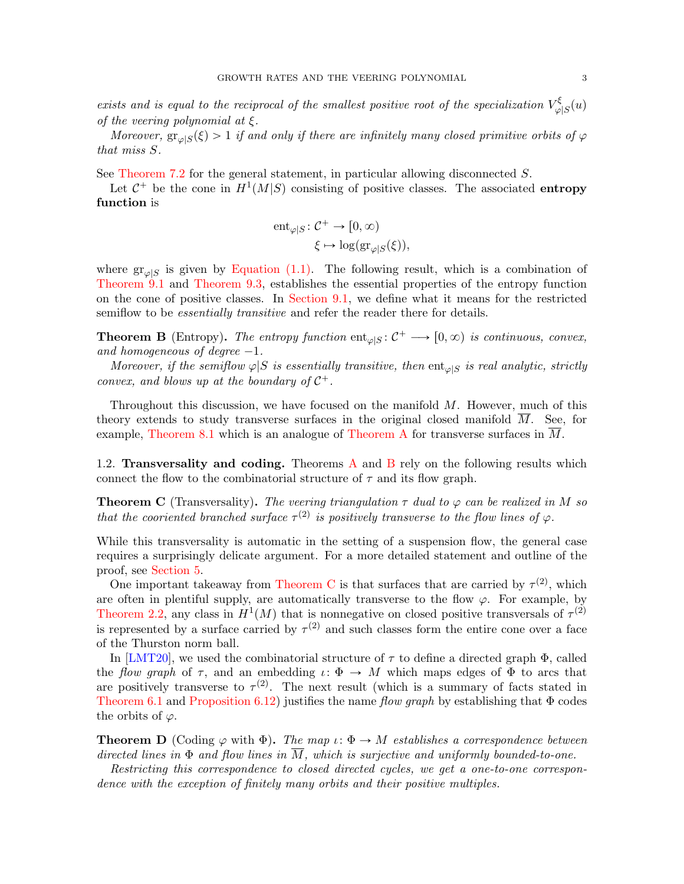*exists and is equal to the reciprocal of the smallest positive root of the specialization $V^{\xi}_{\varphi|S}(u)$ of the veering polynomial at $\xi$.*

*Moreover, $\mathrm{gr}_{\varphi|S}(\xi) > 1$ if and only if there are infinitely many closed primitive orbits of $\varphi$ that miss $S$.*

See Theorem 7.2 for the general statement, in particular allowing disconnected $S$.

Let $\mathcal{C}^+$ be the cone in $H^1(M|S)$ consisting of positive classes. The associated **entropy function** is

$$\begin{aligned} \mathrm{ent}_{\varphi|S} \colon \mathcal{C}^+ &\to [0, \infty) \\ \xi &\mapsto \log(\mathrm{gr}_{\varphi|S}(\xi)), \end{aligned}$$

where $\mathrm{gr}_{\varphi|S}$ is given by Equation (1.1). The following result, which is a combination of Theorem 9.1 and Theorem 9.3, establishes the essential properties of the entropy function on the cone of positive classes. In Section 9.1, we define what it means for the restricted semiflow to be *essentially transitive* and refer the reader there for details.

**Theorem B** (Entropy). *The entropy function $\mathrm{ent}_{\varphi|S} \colon \mathcal{C}^+ \longrightarrow [0, \infty)$ is continuous, convex, and homogeneous of degree $-1$.*

*Moreover, if the semiflow $\varphi|S$ is essentially transitive, then $\mathrm{ent}_{\varphi|S}$ is real analytic, strictly convex, and blows up at the boundary of $\mathcal{C}^+$.*

Throughout this discussion, we have focused on the manifold $M$. However, much of this theory extends to study transverse surfaces in the original closed manifold $\overline{M}$. See, for example, Theorem 8.1 which is an analogue of Theorem A for transverse surfaces in $\overline{M}$.

1.2. **Transversality and coding.** Theorems A and B rely on the following results which connect the flow to the combinatorial structure of $\tau$ and its flow graph.

**Theorem C** (Transversality). *The veering triangulation $\tau$ dual to $\varphi$ can be realized in $M$ so that the cooriented branched surface $\tau^{(2)}$ is positively transverse to the flow lines of $\varphi$.*

While this transversality is automatic in the setting of a suspension flow, the general case requires a surprisingly delicate argument. For a more detailed statement and outline of the proof, see Section 5.

One important takeaway from Theorem C is that surfaces that are carried by $\tau^{(2)}$, which are often in plentiful supply, are automatically transverse to the flow $\varphi$. For example, by Theorem 2.2, any class in $H^1(M)$ that is nonnegative on closed positive transversals of $\tau^{(2)}$ is represented by a surface carried by $\tau^{(2)}$ and such classes form the entire cone over a face of the Thurston norm ball.

In [LMT20], we used the combinatorial structure of $\tau$ to define a directed graph $\Phi$, called the *flow graph* of $\tau$, and an embedding $\iota \colon \Phi \to M$ which maps edges of $\Phi$ to arcs that are positively transverse to $\tau^{(2)}$. The next result (which is a summary of facts stated in Theorem 6.1 and Proposition 6.12) justifies the name *flow graph* by establishing that $\Phi$ codes the orbits of $\varphi$.

**Theorem D** (Coding $\varphi$ with $\Phi$). *The map $\iota \colon \Phi \to M$ establishes a correspondence between directed lines in $\Phi$ and flow lines in $\overline{M}$, which is surjective and uniformly bounded-to-one.*

*Restricting this correspondence to closed directed cycles, we get a one-to-one correspondence with the exception of finitely many orbits and their positive multiples.*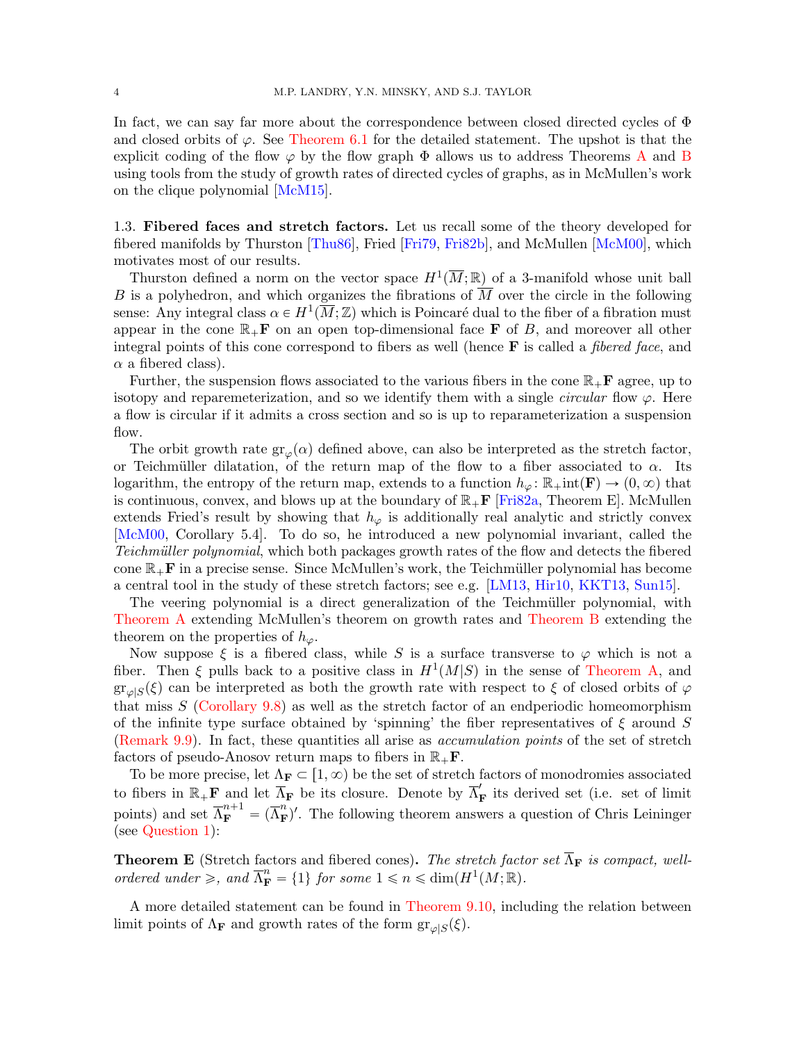In fact, we can say far more about the correspondence between closed directed cycles of $\Phi$ and closed orbits of $\varphi$. See Theorem 6.1 for the detailed statement. The upshot is that the explicit coding of the flow $\varphi$ by the flow graph $\Phi$ allows us to address Theorems A and B using tools from the study of growth rates of directed cycles of graphs, as in McMullen's work on the clique polynomial [McM15].

1.3. **Fibered faces and stretch factors.** Let us recall some of the theory developed for fibered manifolds by Thurston [Thu86], Fried [Fri79, Fri82b], and McMullen [McM00], which motivates most of our results.

Thurston defined a norm on the vector space $H^1(\overline{M};\mathbb{R})$ of a 3-manifold whose unit ball $B$ is a polyhedron, and which organizes the fibrations of $\overline{M}$ over the circle in the following sense: Any integral class $\alpha \in H^1(\overline{M};\mathbb{Z})$ which is Poincaré dual to the fiber of a fibration must appear in the cone $\mathbb{R}_+\mathbf{F}$ on an open top-dimensional face $\mathbf{F}$ of $B$, and moreover all other integral points of this cone correspond to fibers as well (hence $\mathbf{F}$ is called a *fibered face*, and $\alpha$ a fibered class).

Further, the suspension flows associated to the various fibers in the cone $\mathbb{R}_+\mathbf{F}$ agree, up to isotopy and reparemeterization, and so we identify them with a single *circular* flow $\varphi$. Here a flow is circular if it admits a cross section and so is up to reparameterization a suspension flow.

The orbit growth rate $\mathrm{gr}_\varphi(\alpha)$ defined above, can also be interpreted as the stretch factor, or Teichmüller dilatation, of the return map of the flow to a fiber associated to $\alpha$. Its logarithm, the entropy of the return map, extends to a function $h_\varphi\colon \mathbb{R}_+\mathrm{int}(\mathbf{F}) \to (0,\infty)$ that is continuous, convex, and blows up at the boundary of $\mathbb{R}_+\mathbf{F}$ [Fri82a, Theorem E]. McMullen extends Fried's result by showing that $h_\varphi$ is additionally real analytic and strictly convex [McM00, Corollary 5.4]. To do so, he introduced a new polynomial invariant, called the *Teichmüller polynomial*, which both packages growth rates of the flow and detects the fibered cone $\mathbb{R}_+\mathbf{F}$ in a precise sense. Since McMullen's work, the Teichmüller polynomial has become a central tool in the study of these stretch factors; see e.g. [LM13, Hir10, KKT13, Sun15].

The veering polynomial is a direct generalization of the Teichmüller polynomial, with Theorem A extending McMullen's theorem on growth rates and Theorem B extending the theorem on the properties of $h_\varphi$.

Now suppose $\xi$ is a fibered class, while $S$ is a surface transverse to $\varphi$ which is not a fiber. Then $\xi$ pulls back to a positive class in $H^1(M|S)$ in the sense of Theorem A, and $\mathrm{gr}_{\varphi|S}(\xi)$ can be interpreted as both the growth rate with respect to $\xi$ of closed orbits of $\varphi$ that miss $S$ (Corollary 9.8) as well as the stretch factor of an endperiodic homeomorphism of the infinite type surface obtained by 'spinning' the fiber representatives of $\xi$ around $S$ (Remark 9.9). In fact, these quantities all arise as *accumulation points* of the set of stretch factors of pseudo-Anosov return maps to fibers in $\mathbb{R}_+\mathbf{F}$.

To be more precise, let $\Lambda_\mathbf{F} \subset [1,\infty)$ be the set of stretch factors of monodromies associated to fibers in $\mathbb{R}_+\mathbf{F}$ and let $\overline{\Lambda}_\mathbf{F}$ be its closure. Denote by $\overline{\Lambda}'_\mathbf{F}$ its derived set (i.e. set of limit points) and set $\overline{\Lambda}^{n+1}_\mathbf{F} = (\overline{\Lambda}^n_\mathbf{F})'$. The following theorem answers a question of Chris Leininger (see Question 1):

**Theorem E** (Stretch factors and fibered cones)**.** *The stretch factor set $\overline{\Lambda}_\mathbf{F}$ is compact, well-ordered under $\geqslant$, and $\overline{\Lambda}^n_\mathbf{F} = \{1\}$ for some $1 \leqslant n \leqslant \dim(H^1(M;\mathbb{R}))$.*

A more detailed statement can be found in Theorem 9.10, including the relation between limit points of $\Lambda_\mathbf{F}$ and growth rates of the form $\mathrm{gr}_{\varphi|S}(\xi)$.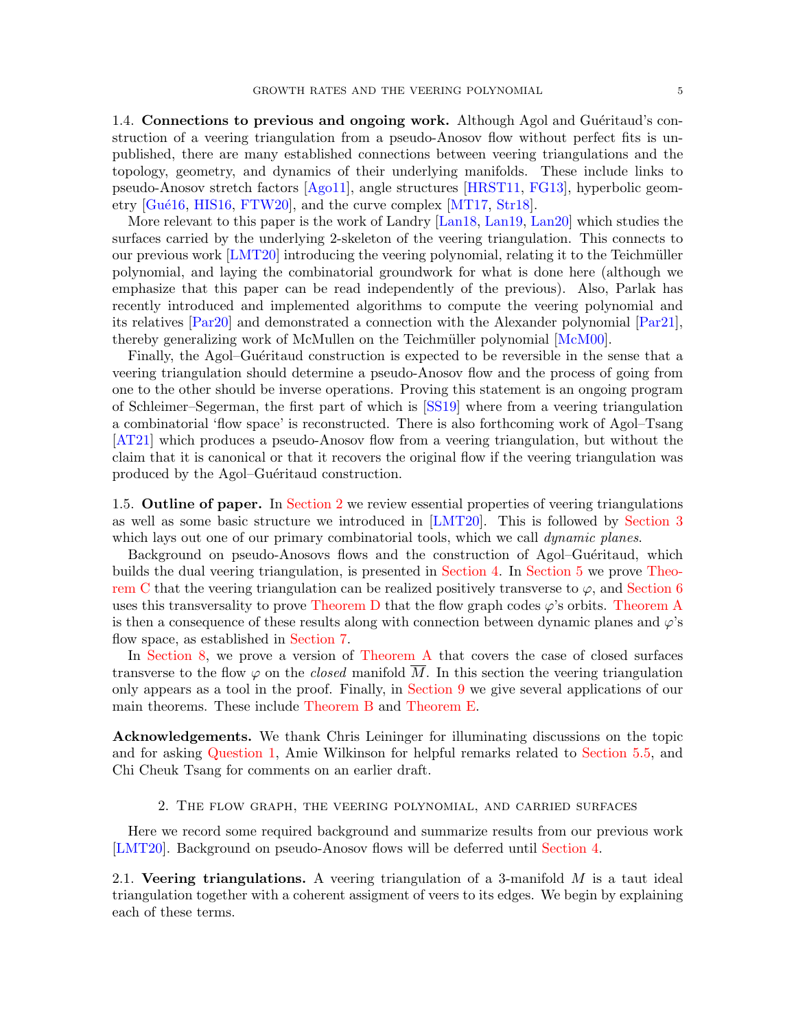1.4. **Connections to previous and ongoing work.** Although Agol and Guéritaud's construction of a veering triangulation from a pseudo-Anosov flow without perfect fits is unpublished, there are many established connections between veering triangulations and the topology, geometry, and dynamics of their underlying manifolds. These include links to pseudo-Anosov stretch factors [Ago11], angle structures [HRST11, FG13], hyperbolic geometry [Gué16, HIS16, FTW20], and the curve complex [MT17, Str18].

More relevant to this paper is the work of Landry [Lan18, Lan19, Lan20] which studies the surfaces carried by the underlying 2-skeleton of the veering triangulation. This connects to our previous work [LMT20] introducing the veering polynomial, relating it to the Teichmüller polynomial, and laying the combinatorial groundwork for what is done here (although we emphasize that this paper can be read independently of the previous). Also, Parlak has recently introduced and implemented algorithms to compute the veering polynomial and its relatives [Par20] and demonstrated a connection with the Alexander polynomial [Par21], thereby generalizing work of McMullen on the Teichmüller polynomial [McM00].

Finally, the Agol–Guéritaud construction is expected to be reversible in the sense that a veering triangulation should determine a pseudo-Anosov flow and the process of going from one to the other should be inverse operations. Proving this statement is an ongoing program of Schleimer–Segerman, the first part of which is [SS19] where from a veering triangulation a combinatorial 'flow space' is reconstructed. There is also forthcoming work of Agol–Tsang [AT21] which produces a pseudo-Anosov flow from a veering triangulation, but without the claim that it is canonical or that it recovers the original flow if the veering triangulation was produced by the Agol–Guéritaud construction.

1.5. **Outline of paper.** In Section 2 we review essential properties of veering triangulations as well as some basic structure we introduced in [LMT20]. This is followed by Section 3 which lays out one of our primary combinatorial tools, which we call *dynamic planes*.

Background on pseudo-Anosovs flows and the construction of Agol–Guéritaud, which builds the dual veering triangulation, is presented in Section 4. In Section 5 we prove Theorem C that the veering triangulation can be realized positively transverse to $\varphi$, and Section 6 uses this transversality to prove Theorem D that the flow graph codes $\varphi$'s orbits. Theorem A is then a consequence of these results along with connection between dynamic planes and $\varphi$'s flow space, as established in Section 7.

In Section 8, we prove a version of Theorem A that covers the case of closed surfaces transverse to the flow $\varphi$ on the *closed* manifold $\overline{M}$. In this section the veering triangulation only appears as a tool in the proof. Finally, in Section 9 we give several applications of our main theorems. These include Theorem B and Theorem E.

**Acknowledgements.** We thank Chris Leininger for illuminating discussions on the topic and for asking Question 1, Amie Wilkinson for helpful remarks related to Section 5.5, and Chi Cheuk Tsang for comments on an earlier draft.

## 2. The flow graph, the veering polynomial, and carried surfaces

Here we record some required background and summarize results from our previous work [LMT20]. Background on pseudo-Anosov flows will be deferred until Section 4.

2.1. **Veering triangulations.** A veering triangulation of a 3-manifold $M$ is a taut ideal triangulation together with a coherent assigment of veers to its edges. We begin by explaining each of these terms.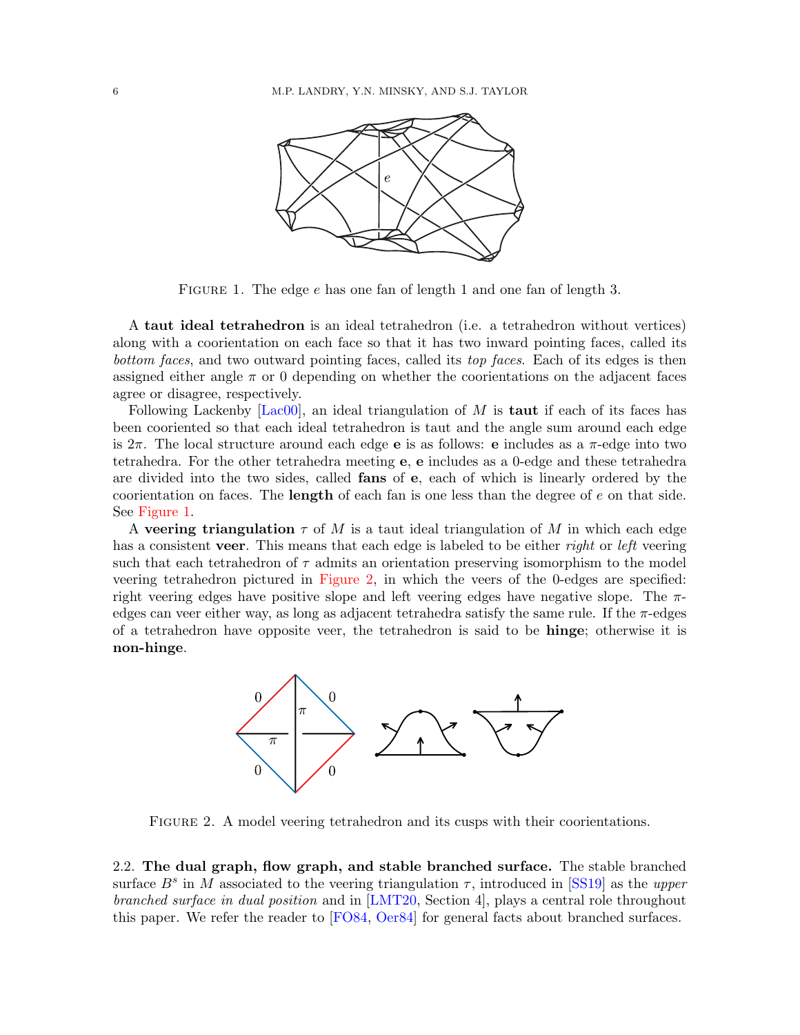FIGURE 1. The edge $e$ has one fan of length 1 and one fan of length 3.

A **taut ideal tetrahedron** is an ideal tetrahedron (i.e. a tetrahedron without vertices) along with a coorientation on each face so that it has two inward pointing faces, called its *bottom faces*, and two outward pointing faces, called its *top faces*. Each of its edges is then assigned either angle $\pi$ or 0 depending on whether the coorientations on the adjacent faces agree or disagree, respectively.

Following Lackenby [Lac00], an ideal triangulation of $M$ is **taut** if each of its faces has been cooriented so that each ideal tetrahedron is taut and the angle sum around each edge is $2\pi$. The local structure around each edge **e** is as follows: **e** includes as a $\pi$-edge into two tetrahedra. For the other tetrahedra meeting **e**, **e** includes as a 0-edge and these tetrahedra are divided into the two sides, called **fans** of **e**, each of which is linearly ordered by the coorientation on faces. The **length** of each fan is one less than the degree of $e$ on that side. See Figure 1.

A **veering triangulation** $\tau$ of $M$ is a taut ideal triangulation of $M$ in which each edge has a consistent **veer**. This means that each edge is labeled to be either *right* or *left* veering such that each tetrahedron of $\tau$ admits an orientation preserving isomorphism to the model veering tetrahedron pictured in Figure 2, in which the veers of the 0-edges are specified: right veering edges have positive slope and left veering edges have negative slope. The $\pi$-edges can veer either way, as long as adjacent tetrahedra satisfy the same rule. If the $\pi$-edges of a tetrahedron have opposite veer, the tetrahedron is said to be **hinge**; otherwise it is **non-hinge**.

FIGURE 2. A model veering tetrahedron and its cusps with their coorientations.

2.2. **The dual graph, flow graph, and stable branched surface.** The stable branched surface $B^s$ in $M$ associated to the veering triangulation $\tau$, introduced in [SS19] as the *upper branched surface in dual position* and in [LMT20, Section 4], plays a central role throughout this paper. We refer the reader to [FO84, Oer84] for general facts about branched surfaces.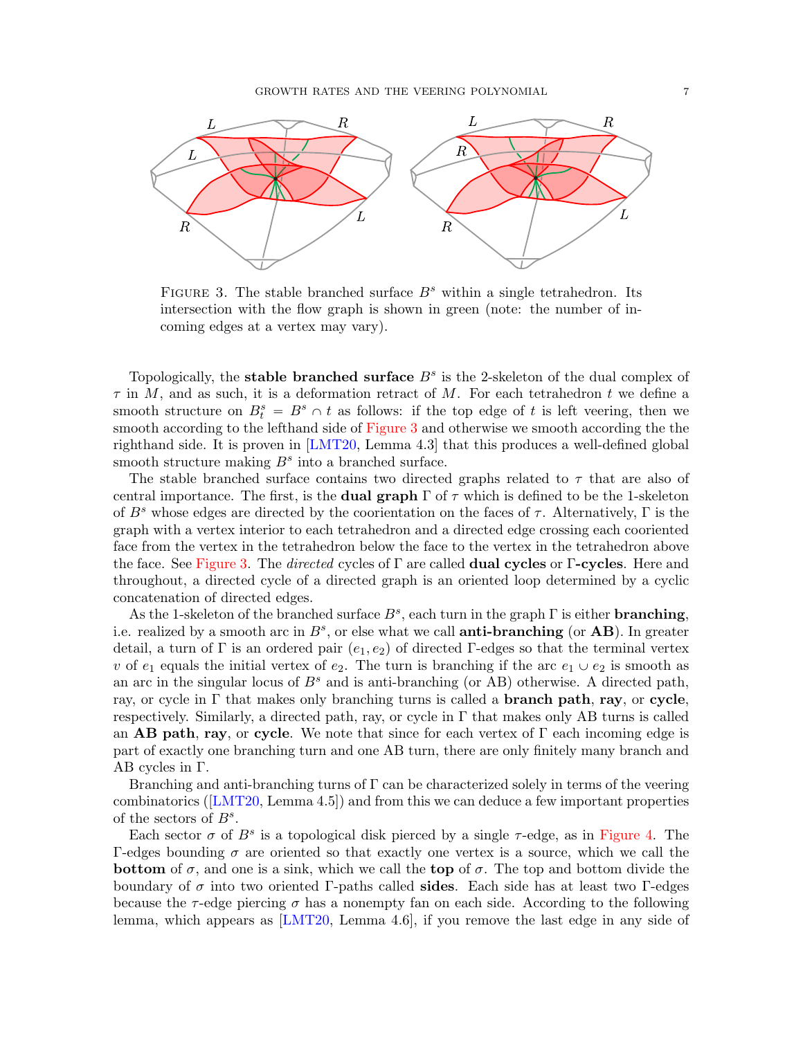FIGURE 3. The stable branched surface $B^s$ within a single tetrahedron. Its intersection with the flow graph is shown in green (note: the number of incoming edges at a vertex may vary).

Topologically, the **stable branched surface** $B^s$ is the 2-skeleton of the dual complex of $\tau$ in $M$, and as such, it is a deformation retract of $M$. For each tetrahedron $t$ we define a smooth structure on $B^s_t = B^s \cap t$ as follows: if the top edge of $t$ is left veering, then we smooth according to the lefthand side of Figure 3 and otherwise we smooth according the the righthand side. It is proven in [LMT20, Lemma 4.3] that this produces a well-defined global smooth structure making $B^s$ into a branched surface.

The stable branched surface contains two directed graphs related to $\tau$ that are also of central importance. The first, is the **dual graph** $\Gamma$ of $\tau$ which is defined to be the 1-skeleton of $B^s$ whose edges are directed by the coorientation on the faces of $\tau$. Alternatively, $\Gamma$ is the graph with a vertex interior to each tetrahedron and a directed edge crossing each cooriented face from the vertex in the tetrahedron below the face to the vertex in the tetrahedron above the face. See Figure 3. The *directed* cycles of $\Gamma$ are called **dual cycles** or **$\Gamma$-cycles**. Here and throughout, a directed cycle of a directed graph is an oriented loop determined by a cyclic concatenation of directed edges.

As the 1-skeleton of the branched surface $B^s$, each turn in the graph $\Gamma$ is either **branching**, i.e. realized by a smooth arc in $B^s$, or else what we call **anti-branching** (or **AB**). In greater detail, a turn of $\Gamma$ is an ordered pair $(e_1, e_2)$ of directed $\Gamma$-edges so that the terminal vertex $v$ of $e_1$ equals the initial vertex of $e_2$. The turn is branching if the arc $e_1 \cup e_2$ is smooth as an arc in the singular locus of $B^s$ and is anti-branching (or AB) otherwise. A directed path, ray, or cycle in $\Gamma$ that makes only branching turns is called a **branch path**, **ray**, or **cycle**, respectively. Similarly, a directed path, ray, or cycle in $\Gamma$ that makes only AB turns is called an **AB path**, **ray**, or **cycle**. We note that since for each vertex of $\Gamma$ each incoming edge is part of exactly one branching turn and one AB turn, there are only finitely many branch and AB cycles in $\Gamma$.

Branching and anti-branching turns of $\Gamma$ can be characterized solely in terms of the veering combinatorics ([LMT20, Lemma 4.5]) and from this we can deduce a few important properties of the sectors of $B^s$.

Each sector $\sigma$ of $B^s$ is a topological disk pierced by a single $\tau$-edge, as in Figure 4. The $\Gamma$-edges bounding $\sigma$ are oriented so that exactly one vertex is a source, which we call the **bottom** of $\sigma$, and one is a sink, which we call the **top** of $\sigma$. The top and bottom divide the boundary of $\sigma$ into two oriented $\Gamma$-paths called **sides**. Each side has at least two $\Gamma$-edges because the $\tau$-edge piercing $\sigma$ has a nonempty fan on each side. According to the following lemma, which appears as [LMT20, Lemma 4.6], if you remove the last edge in any side of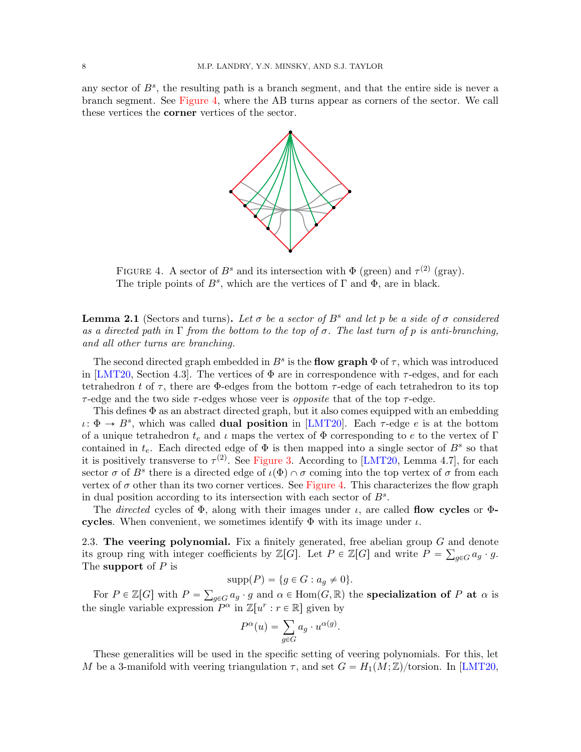any sector of $B^s$, the resulting path is a branch segment, and that the entire side is never a branch segment. See Figure 4, where the AB turns appear as corners of the sector. We call these vertices the **corner** vertices of the sector.

FIGURE 4. A sector of $B^s$ and its intersection with $\Phi$ (green) and $\tau^{(2)}$ (gray). The triple points of $B^s$, which are the vertices of $\Gamma$ and $\Phi$, are in black.

**Lemma 2.1** (Sectors and turns)**.** *Let $\sigma$ be a sector of $B^s$ and let $p$ be a side of $\sigma$ considered as a directed path in $\Gamma$ from the bottom to the top of $\sigma$. The last turn of $p$ is anti-branching, and all other turns are branching.*

The second directed graph embedded in $B^s$ is the **flow graph** $\Phi$ of $\tau$, which was introduced in [LMT20, Section 4.3]. The vertices of $\Phi$ are in correspondence with $\tau$-edges, and for each tetrahedron $t$ of $\tau$, there are $\Phi$-edges from the bottom $\tau$-edge of each tetrahedron to its top $\tau$-edge and the two side $\tau$-edges whose veer is *opposite* that of the top $\tau$-edge.

This defines $\Phi$ as an abstract directed graph, but it also comes equipped with an embedding $\iota\colon \Phi \to B^s$, which was called **dual position** in [LMT20]. Each $\tau$-edge $e$ is at the bottom of a unique tetrahedron $t_e$ and $\iota$ maps the vertex of $\Phi$ corresponding to $e$ to the vertex of $\Gamma$ contained in $t_e$. Each directed edge of $\Phi$ is then mapped into a single sector of $B^s$ so that it is positively transverse to $\tau^{(2)}$. See Figure 3. According to [LMT20, Lemma 4.7], for each sector $\sigma$ of $B^s$ there is a directed edge of $\iota(\Phi) \cap \sigma$ coming into the top vertex of $\sigma$ from each vertex of $\sigma$ other than its two corner vertices. See Figure 4. This characterizes the flow graph in dual position according to its intersection with each sector of $B^s$.

The *directed* cycles of $\Phi$, along with their images under $\iota$, are called **flow cycles** or **$\Phi$-cycles**. When convenient, we sometimes identify $\Phi$ with its image under $\iota$.

2.3. **The veering polynomial.** Fix a finitely generated, free abelian group $G$ and denote its group ring with integer coefficients by $\mathbb{Z}[G]$. Let $P \in \mathbb{Z}[G]$ and write $P = \sum_{g \in G} a_g \cdot g$. The **support** of $P$ is

$$\mathrm{supp}(P) = \{g \in G : a_g \neq 0\}.$$

For $P \in \mathbb{Z}[G]$ with $P = \sum_{g \in G} a_g \cdot g$ and $\alpha \in \mathrm{Hom}(G, \mathbb{R})$ the **specialization of $P$ at $\alpha$** is the single variable expression $P^\alpha$ in $\mathbb{Z}[u^r : r \in \mathbb{R}]$ given by

$$P^\alpha(u) = \sum_{g \in G} a_g \cdot u^{\alpha(g)}.$$

These generalities will be used in the specific setting of veering polynomials. For this, let $M$ be a 3-manifold with veering triangulation $\tau$, and set $G = H_1(M;\mathbb{Z})/\text{torsion}$. In [LMT20,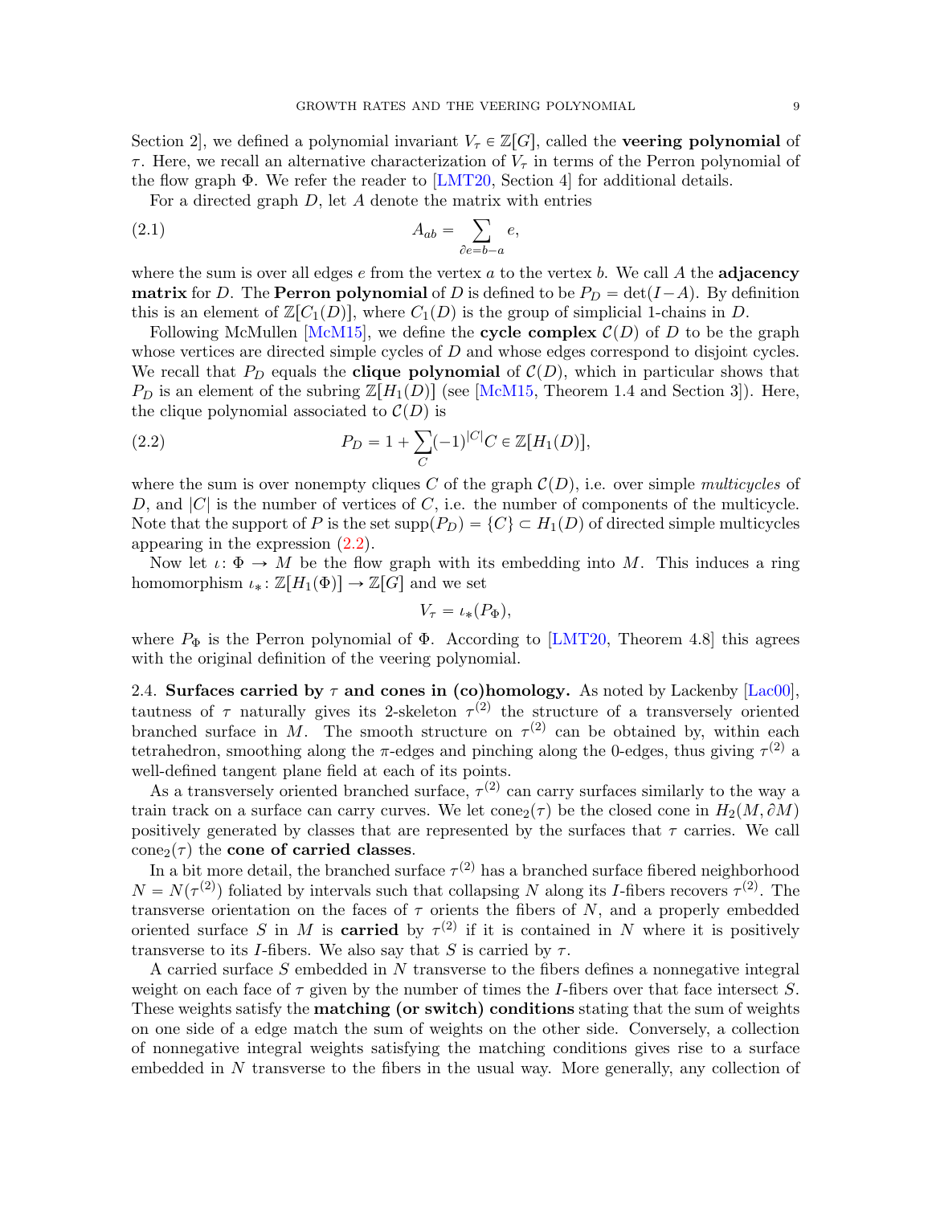Section 2], we defined a polynomial invariant $V_\tau \in \mathbb{Z}[G]$, called the **veering polynomial** of $\tau$. Here, we recall an alternative characterization of $V_\tau$ in terms of the Perron polynomial of the flow graph $\Phi$. We refer the reader to [LMT20, Section 4] for additional details.

For a directed graph $D$, let $A$ denote the matrix with entries

$$A_{ab} = \sum_{\partial e = b - a} e, \tag{2.1}$$

where the sum is over all edges $e$ from the vertex $a$ to the vertex $b$. We call $A$ the **adjacency matrix** for $D$. The **Perron polynomial** of $D$ is defined to be $P_D = \det(I - A)$. By definition this is an element of $\mathbb{Z}[C_1(D)]$, where $C_1(D)$ is the group of simplicial 1-chains in $D$.

Following McMullen [McM15], we define the **cycle complex** $\mathcal{C}(D)$ of $D$ to be the graph whose vertices are directed simple cycles of $D$ and whose edges correspond to disjoint cycles. We recall that $P_D$ equals the **clique polynomial** of $\mathcal{C}(D)$, which in particular shows that $P_D$ is an element of the subring $\mathbb{Z}[H_1(D)]$ (see [McM15, Theorem 1.4 and Section 3]). Here, the clique polynomial associated to $\mathcal{C}(D)$ is

$$P_D = 1 + \sum_C (-1)^{|C|} C \in \mathbb{Z}[H_1(D)], \tag{2.2}$$

where the sum is over nonempty cliques $C$ of the graph $\mathcal{C}(D)$, i.e. over simple *multicycles* of $D$, and $|C|$ is the number of vertices of $C$, i.e. the number of components of the multicycle. Note that the support of $P$ is the set $\mathrm{supp}(P_D) = \{C\} \subset H_1(D)$ of directed simple multicycles appearing in the expression (2.2).

Now let $\iota \colon \Phi \to M$ be the flow graph with its embedding into $M$. This induces a ring homomorphism $\iota_* \colon \mathbb{Z}[H_1(\Phi)] \to \mathbb{Z}[G]$ and we set

$$V_\tau = \iota_*(P_\Phi),$$

where $P_\Phi$ is the Perron polynomial of $\Phi$. According to [LMT20, Theorem 4.8] this agrees with the original definition of the veering polynomial.

2.4. **Surfaces carried by $\tau$ and cones in (co)homology.** As noted by Lackenby [Lac00], tautness of $\tau$ naturally gives its 2-skeleton $\tau^{(2)}$ the structure of a transversely oriented branched surface in $M$. The smooth structure on $\tau^{(2)}$ can be obtained by, within each tetrahedron, smoothing along the $\pi$-edges and pinching along the 0-edges, thus giving $\tau^{(2)}$ a well-defined tangent plane field at each of its points.

As a transversely oriented branched surface, $\tau^{(2)}$ can carry surfaces similarly to the way a train track on a surface can carry curves. We let $\mathrm{cone}_2(\tau)$ be the closed cone in $H_2(M, \partial M)$ positively generated by classes that are represented by the surfaces that $\tau$ carries. We call $\mathrm{cone}_2(\tau)$ the **cone of carried classes**.

In a bit more detail, the branched surface $\tau^{(2)}$ has a branched surface fibered neighborhood $N = N(\tau^{(2)})$ foliated by intervals such that collapsing $N$ along its $I$-fibers recovers $\tau^{(2)}$. The transverse orientation on the faces of $\tau$ orients the fibers of $N$, and a properly embedded oriented surface $S$ in $M$ is **carried** by $\tau^{(2)}$ if it is contained in $N$ where it is positively transverse to its $I$-fibers. We also say that $S$ is carried by $\tau$.

A carried surface $S$ embedded in $N$ transverse to the fibers defines a nonnegative integral weight on each face of $\tau$ given by the number of times the $I$-fibers over that face intersect $S$. These weights satisfy the **matching (or switch) conditions** stating that the sum of weights on one side of a edge match the sum of weights on the other side. Conversely, a collection of nonnegative integral weights satisfying the matching conditions gives rise to a surface embedded in $N$ transverse to the fibers in the usual way. More generally, any collection of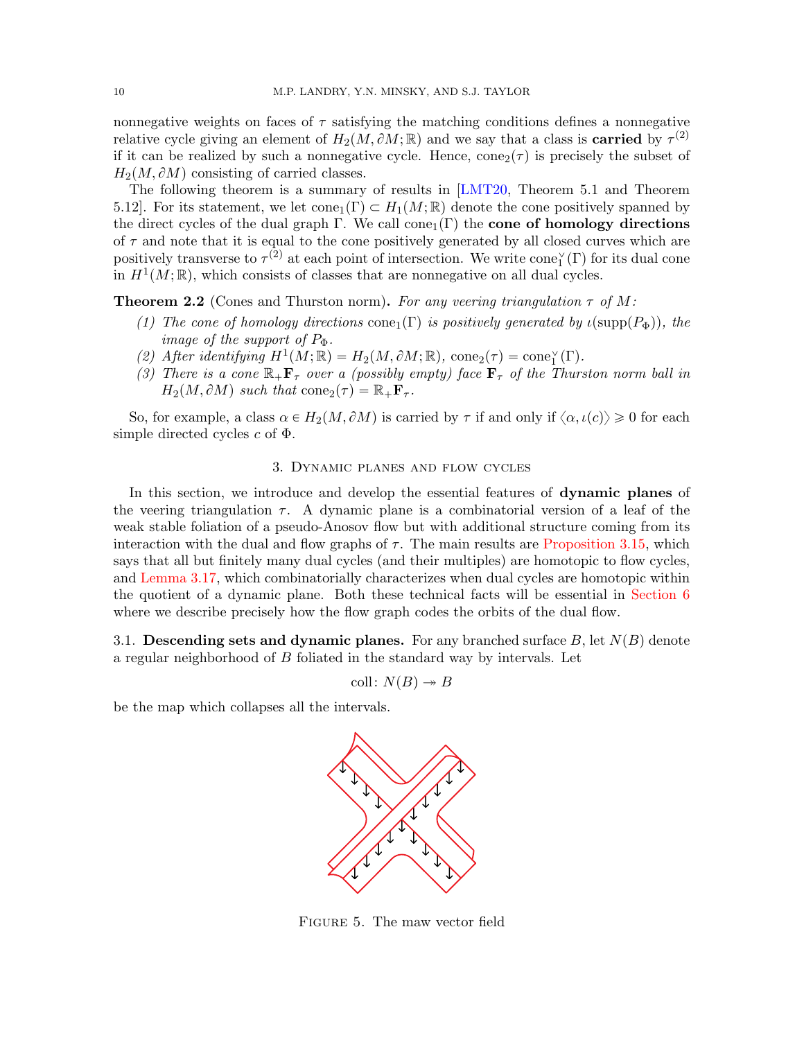nonnegative weights on faces of $\tau$ satisfying the matching conditions defines a nonnegative relative cycle giving an element of $H_2(M, \partial M; \mathbb{R})$ and we say that a class is **carried** by $\tau^{(2)}$ if it can be realized by such a nonnegative cycle. Hence, $\mathrm{cone}_2(\tau)$ is precisely the subset of $H_2(M, \partial M)$ consisting of carried classes.

The following theorem is a summary of results in [LMT20, Theorem 5.1 and Theorem 5.12]. For its statement, we let $\mathrm{cone}_1(\Gamma) \subset H_1(M; \mathbb{R})$ denote the cone positively spanned by the direct cycles of the dual graph $\Gamma$. We call $\mathrm{cone}_1(\Gamma)$ the **cone of homology directions** of $\tau$ and note that it is equal to the cone positively generated by all closed curves which are positively transverse to $\tau^{(2)}$ at each point of intersection. We write $\mathrm{cone}_1^\vee(\Gamma)$ for its dual cone in $H^1(M; \mathbb{R})$, which consists of classes that are nonnegative on all dual cycles.

**Theorem 2.2** (Cones and Thurston norm)**.** *For any veering triangulation $\tau$ of $M$:*

*(1) The cone of homology directions $\mathrm{cone}_1(\Gamma)$ is positively generated by $\iota(\mathrm{supp}(P_\Phi))$, the image of the support of $P_\Phi$.*

*(2) After identifying $H^1(M; \mathbb{R}) = H_2(M, \partial M; \mathbb{R})$, $\mathrm{cone}_2(\tau) = \mathrm{cone}_1^\vee(\Gamma)$.*

*(3) There is a cone $\mathbb{R}_+\mathbf{F}_\tau$ over a (possibly empty) face $\mathbf{F}_\tau$ of the Thurston norm ball in $H_2(M, \partial M)$ such that $\mathrm{cone}_2(\tau) = \mathbb{R}_+\mathbf{F}_\tau$.*

So, for example, a class $\alpha \in H_2(M, \partial M)$ is carried by $\tau$ if and only if $\langle \alpha, \iota(c) \rangle \geqslant 0$ for each simple directed cycles $c$ of $\Phi$.

## 3. Dynamic planes and flow cycles

In this section, we introduce and develop the essential features of **dynamic planes** of the veering triangulation $\tau$. A dynamic plane is a combinatorial version of a leaf of the weak stable foliation of a pseudo-Anosov flow but with additional structure coming from its interaction with the dual and flow graphs of $\tau$. The main results are Proposition 3.15, which says that all but finitely many dual cycles (and their multiples) are homotopic to flow cycles, and Lemma 3.17, which combinatorially characterizes when dual cycles are homotopic within the quotient of a dynamic plane. Both these technical facts will be essential in Section 6 where we describe precisely how the flow graph codes the orbits of the dual flow.

### 3.1. Descending sets and dynamic planes.

For any branched surface $B$, let $N(B)$ denote a regular neighborhood of $B$ foliated in the standard way by intervals. Let

$$\mathrm{coll}\colon N(B) \twoheadrightarrow B$$

be the map which collapses all the intervals.

Figure 5. The maw vector field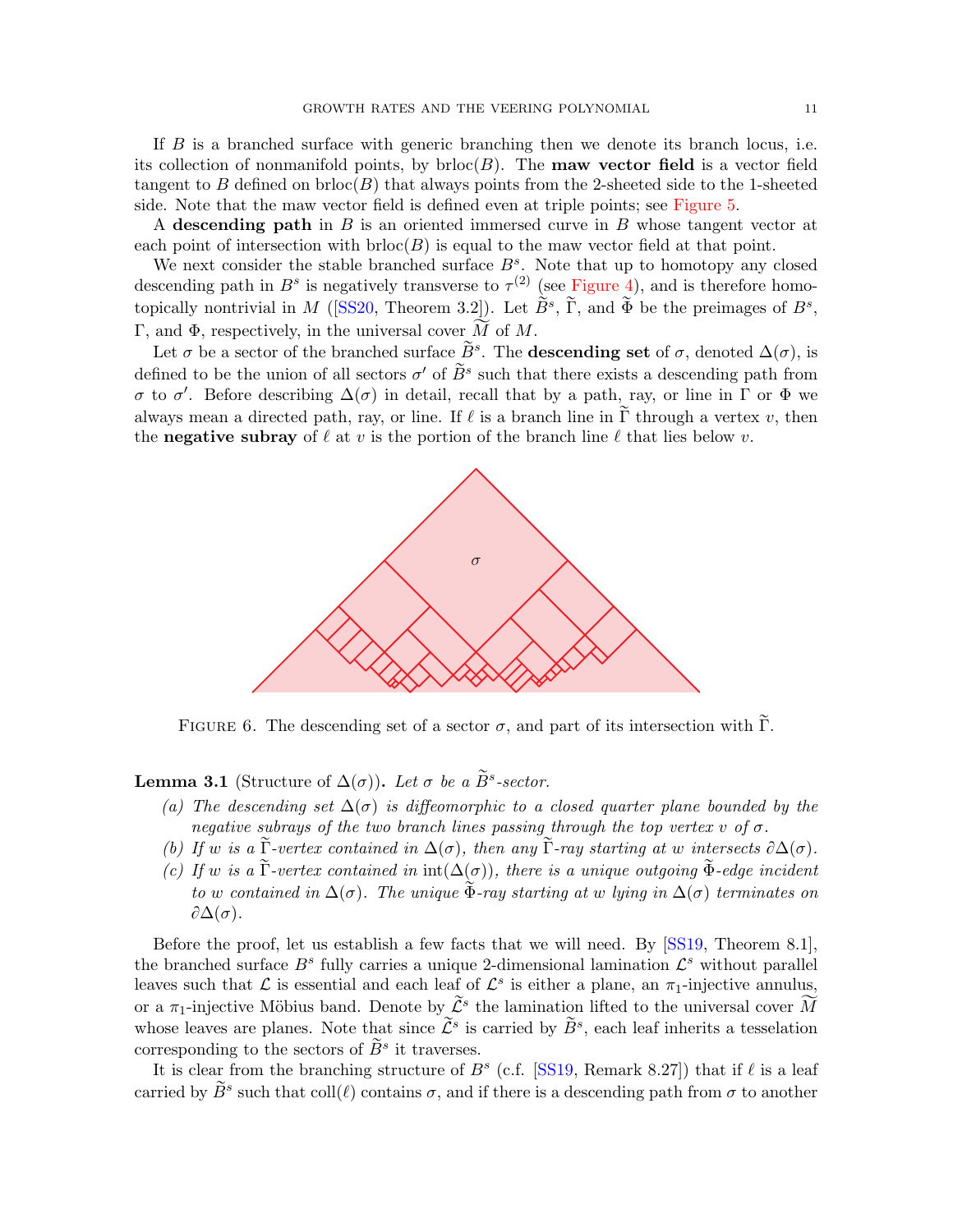If $B$ is a branched surface with generic branching then we denote its branch locus, i.e. its collection of nonmanifold points, by $\mathrm{brloc}(B)$. The **maw vector field** is a vector field tangent to $B$ defined on $\mathrm{brloc}(B)$ that always points from the 2-sheeted side to the 1-sheeted side. Note that the maw vector field is defined even at triple points; see Figure 5.

A **descending path** in $B$ is an oriented immersed curve in $B$ whose tangent vector at each point of intersection with $\mathrm{brloc}(B)$ is equal to the maw vector field at that point.

We next consider the stable branched surface $B^s$. Note that up to homotopy any closed descending path in $B^s$ is negatively transverse to $\tau^{(2)}$ (see Figure 4), and is therefore homotopically nontrivial in $M$ ([SS20, Theorem 3.2]). Let $\widetilde{B}^s$, $\widetilde{\Gamma}$, and $\widetilde{\Phi}$ be the preimages of $B^s$, $\Gamma$, and $\Phi$, respectively, in the universal cover $\widetilde{M}$ of $M$.

Let $\sigma$ be a sector of the branched surface $\widetilde{B}^s$. The **descending set** of $\sigma$, denoted $\Delta(\sigma)$, is defined to be the union of all sectors $\sigma'$ of $\widetilde{B}^s$ such that there exists a descending path from $\sigma$ to $\sigma'$. Before describing $\Delta(\sigma)$ in detail, recall that by a path, ray, or line in $\Gamma$ or $\Phi$ we always mean a directed path, ray, or line. If $\ell$ is a branch line in $\widetilde{\Gamma}$ through a vertex $v$, then the **negative subray** of $\ell$ at $v$ is the portion of the branch line $\ell$ that lies below $v$.

FIGURE 6. The descending set of a sector $\sigma$, and part of its intersection with $\widetilde{\Gamma}$.

**Lemma 3.1** (Structure of $\Delta(\sigma)$)**.** *Let $\sigma$ be a $\widetilde{B}^s$-sector.*

*(a) The descending set $\Delta(\sigma)$ is diffeomorphic to a closed quarter plane bounded by the negative subrays of the two branch lines passing through the top vertex $v$ of $\sigma$.*

*(b) If $w$ is a $\widetilde{\Gamma}$-vertex contained in $\Delta(\sigma)$, then any $\widetilde{\Gamma}$-ray starting at $w$ intersects $\partial\Delta(\sigma)$.*

*(c) If $w$ is a $\widetilde{\Gamma}$-vertex contained in $\mathrm{int}(\Delta(\sigma))$, there is a unique outgoing $\widetilde{\Phi}$-edge incident to $w$ contained in $\Delta(\sigma)$. The unique $\widetilde{\Phi}$-ray starting at $w$ lying in $\Delta(\sigma)$ terminates on $\partial\Delta(\sigma)$.*

Before the proof, let us establish a few facts that we will need. By [SS19, Theorem 8.1], the branched surface $B^s$ fully carries a unique 2-dimensional lamination $\mathcal{L}^s$ without parallel leaves such that $\mathcal{L}$ is essential and each leaf of $\mathcal{L}^s$ is either a plane, an $\pi_1$-injective annulus, or a $\pi_1$-injective Möbius band. Denote by $\widetilde{\mathcal{L}}^s$ the lamination lifted to the universal cover $\widetilde{M}$ whose leaves are planes. Note that since $\widetilde{\mathcal{L}}^s$ is carried by $\widetilde{B}^s$, each leaf inherits a tesselation corresponding to the sectors of $\widetilde{B}^s$ it traverses.

It is clear from the branching structure of $B^s$ (c.f. [SS19, Remark 8.27]) that if $\ell$ is a leaf carried by $\widetilde{B}^s$ such that $\mathrm{coll}(\ell)$ contains $\sigma$, and if there is a descending path from $\sigma$ to another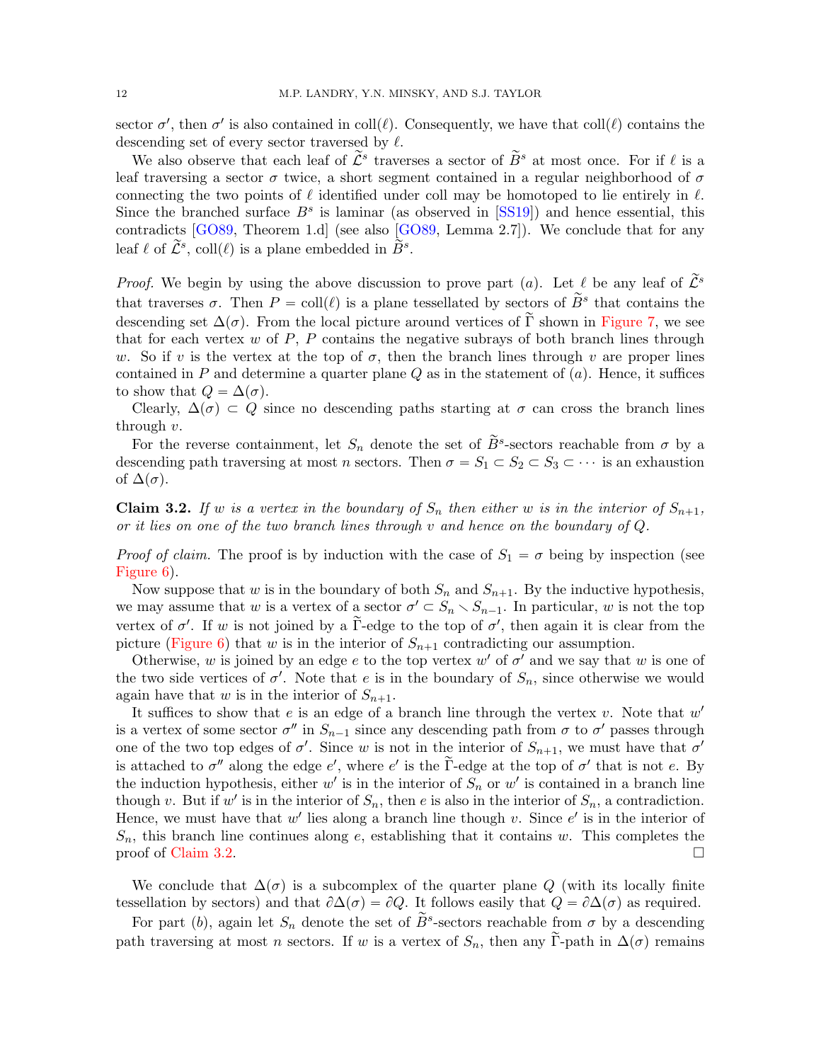sector $\sigma'$, then $\sigma'$ is also contained in $\mathrm{coll}(\ell)$. Consequently, we have that $\mathrm{coll}(\ell)$ contains the descending set of every sector traversed by $\ell$.

We also observe that each leaf of $\widetilde{\mathcal{L}}^s$ traverses a sector of $\widetilde{B}^s$ at most once. For if $\ell$ is a leaf traversing a sector $\sigma$ twice, a short segment contained in a regular neighborhood of $\sigma$ connecting the two points of $\ell$ identified under coll may be homotoped to lie entirely in $\ell$. Since the branched surface $B^s$ is laminar (as observed in [SS19]) and hence essential, this contradicts [GO89, Theorem 1.d] (see also [GO89, Lemma 2.7]). We conclude that for any leaf $\ell$ of $\widetilde{\mathcal{L}}^s$, $\mathrm{coll}(\ell)$ is a plane embedded in $\widetilde{B}^s$.

*Proof.* We begin by using the above discussion to prove part $(a)$. Let $\ell$ be any leaf of $\widetilde{\mathcal{L}}^s$ that traverses $\sigma$. Then $P = \mathrm{coll}(\ell)$ is a plane tessellated by sectors of $\widetilde{B}^s$ that contains the descending set $\Delta(\sigma)$. From the local picture around vertices of $\widetilde{\Gamma}$ shown in Figure 7, we see that for each vertex $w$ of $P$, $P$ contains the negative subrays of both branch lines through $w$. So if $v$ is the vertex at the top of $\sigma$, then the branch lines through $v$ are proper lines contained in $P$ and determine a quarter plane $Q$ as in the statement of $(a)$. Hence, it suffices to show that $Q = \Delta(\sigma)$.

Clearly, $\Delta(\sigma) \subset Q$ since no descending paths starting at $\sigma$ can cross the branch lines through $v$.

For the reverse containment, let $S_n$ denote the set of $\widetilde{B}^s$-sectors reachable from $\sigma$ by a descending path traversing at most $n$ sectors. Then $\sigma = S_1 \subset S_2 \subset S_3 \subset \cdots$ is an exhaustion of $\Delta(\sigma)$.

**Claim 3.2.** *If $w$ is a vertex in the boundary of $S_n$ then either $w$ is in the interior of $S_{n+1}$, or it lies on one of the two branch lines through $v$ and hence on the boundary of $Q$.*

*Proof of claim.* The proof is by induction with the case of $S_1 = \sigma$ being by inspection (see Figure 6).

Now suppose that $w$ is in the boundary of both $S_n$ and $S_{n+1}$. By the inductive hypothesis, we may assume that $w$ is a vertex of a sector $\sigma' \subset S_n \smallsetminus S_{n-1}$. In particular, $w$ is not the top vertex of $\sigma'$. If $w$ is not joined by a $\widetilde{\Gamma}$-edge to the top of $\sigma'$, then again it is clear from the picture (Figure 6) that $w$ is in the interior of $S_{n+1}$ contradicting our assumption.

Otherwise, $w$ is joined by an edge $e$ to the top vertex $w'$ of $\sigma'$ and we say that $w$ is one of the two side vertices of $\sigma'$. Note that $e$ is in the boundary of $S_n$, since otherwise we would again have that $w$ is in the interior of $S_{n+1}$.

It suffices to show that $e$ is an edge of a branch line through the vertex $v$. Note that $w'$ is a vertex of some sector $\sigma''$ in $S_{n-1}$ since any descending path from $\sigma$ to $\sigma'$ passes through one of the two top edges of $\sigma'$. Since $w$ is not in the interior of $S_{n+1}$, we must have that $\sigma'$ is attached to $\sigma''$ along the edge $e'$, where $e'$ is the $\widetilde{\Gamma}$-edge at the top of $\sigma'$ that is not $e$. By the induction hypothesis, either $w'$ is in the interior of $S_n$ or $w'$ is contained in a branch line though $v$. But if $w'$ is in the interior of $S_n$, then $e$ is also in the interior of $S_n$, a contradiction. Hence, we must have that $w'$ lies along a branch line though $v$. Since $e'$ is in the interior of $S_n$, this branch line continues along $e$, establishing that it contains $w$. This completes the proof of Claim 3.2. $\square$

We conclude that $\Delta(\sigma)$ is a subcomplex of the quarter plane $Q$ (with its locally finite tessellation by sectors) and that $\partial\Delta(\sigma) = \partial Q$. It follows easily that $Q = \partial\Delta(\sigma)$ as required.

For part $(b)$, again let $S_n$ denote the set of $\widetilde{B}^s$-sectors reachable from $\sigma$ by a descending path traversing at most $n$ sectors. If $w$ is a vertex of $S_n$, then any $\widetilde{\Gamma}$-path in $\Delta(\sigma)$ remains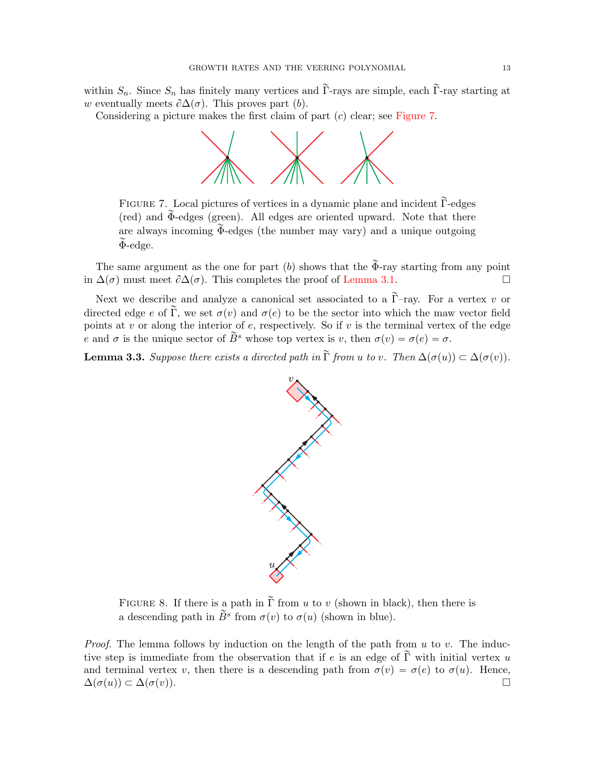within $S_n$. Since $S_n$ has finitely many vertices and $\widetilde{\Gamma}$-rays are simple, each $\widetilde{\Gamma}$-ray starting at $w$ eventually meets $\partial\Delta(\sigma)$. This proves part $(b)$.

Considering a picture makes the first claim of part $(c)$ clear; see Figure 7.

FIGURE 7. Local pictures of vertices in a dynamic plane and incident $\widetilde{\Gamma}$-edges (red) and $\widetilde{\Phi}$-edges (green). All edges are oriented upward. Note that there are always incoming $\widetilde{\Phi}$-edges (the number may vary) and a unique outgoing $\widetilde{\Phi}$-edge.

The same argument as the one for part $(b)$ shows that the $\widetilde{\Phi}$-ray starting from any point in $\Delta(\sigma)$ must meet $\partial\Delta(\sigma)$. This completes the proof of Lemma 3.1. $\square$

Next we describe and analyze a canonical set associated to a $\widetilde{\Gamma}$–ray. For a vertex $v$ or directed edge $e$ of $\widetilde{\Gamma}$, we set $\sigma(v)$ and $\sigma(e)$ to be the sector into which the maw vector field points at $v$ or along the interior of $e$, respectively. So if $v$ is the terminal vertex of the edge $e$ and $\sigma$ is the unique sector of $\widetilde{B}^s$ whose top vertex is $v$, then $\sigma(v) = \sigma(e) = \sigma$.

**Lemma 3.3.** *Suppose there exists a directed path in $\widetilde{\Gamma}$ from $u$ to $v$. Then $\Delta(\sigma(u)) \subset \Delta(\sigma(v))$.*

FIGURE 8. If there is a path in $\widetilde{\Gamma}$ from $u$ to $v$ (shown in black), then there is a descending path in $\widetilde{B}^s$ from $\sigma(v)$ to $\sigma(u)$ (shown in blue).

*Proof.* The lemma follows by induction on the length of the path from $u$ to $v$. The inductive step is immediate from the observation that if $e$ is an edge of $\widetilde{\Gamma}$ with initial vertex $u$ and terminal vertex $v$, then there is a descending path from $\sigma(v) = \sigma(e)$ to $\sigma(u)$. Hence, $\Delta(\sigma(u)) \subset \Delta(\sigma(v))$. $\square$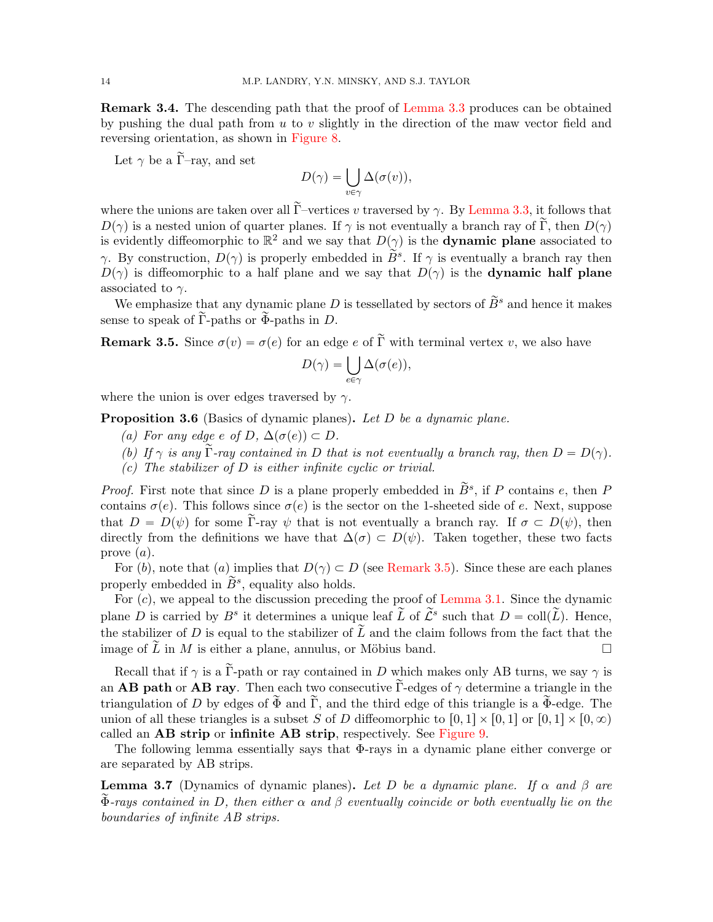**Remark 3.4.** The descending path that the proof of Lemma 3.3 produces can be obtained by pushing the dual path from $u$ to $v$ slightly in the direction of the maw vector field and reversing orientation, as shown in Figure 8.

Let $\gamma$ be a $\widetilde{\Gamma}$–ray, and set

$$D(\gamma) = \bigcup_{v \in \gamma} \Delta(\sigma(v)),$$

where the unions are taken over all $\widetilde{\Gamma}$–vertices $v$ traversed by $\gamma$. By Lemma 3.3, it follows that $D(\gamma)$ is a nested union of quarter planes. If $\gamma$ is not eventually a branch ray of $\widetilde{\Gamma}$, then $D(\gamma)$ is evidently diffeomorphic to $\mathbb{R}^2$ and we say that $D(\gamma)$ is the **dynamic plane** associated to $\gamma$. By construction, $D(\gamma)$ is properly embedded in $\widetilde{B}^s$. If $\gamma$ is eventually a branch ray then $D(\gamma)$ is diffeomorphic to a half plane and we say that $D(\gamma)$ is the **dynamic half plane** associated to $\gamma$.

We emphasize that any dynamic plane $D$ is tessellated by sectors of $\widetilde{B}^s$ and hence it makes sense to speak of $\widetilde{\Gamma}$-paths or $\widetilde{\Phi}$-paths in $D$.

**Remark 3.5.** Since $\sigma(v) = \sigma(e)$ for an edge $e$ of $\widetilde{\Gamma}$ with terminal vertex $v$, we also have

$$D(\gamma) = \bigcup_{e \in \gamma} \Delta(\sigma(e)),$$

where the union is over edges traversed by $\gamma$.

**Proposition 3.6** (Basics of dynamic planes)**.** *Let $D$ be a dynamic plane.*

*(a) For any edge $e$ of $D$, $\Delta(\sigma(e)) \subset D$.*

*(b) If $\gamma$ is any $\widetilde{\Gamma}$-ray contained in $D$ that is not eventually a branch ray, then $D = D(\gamma)$.*

*(c) The stabilizer of $D$ is either infinite cyclic or trivial.*

*Proof.* First note that since $D$ is a plane properly embedded in $\widetilde{B}^s$, if $P$ contains $e$, then $P$ contains $\sigma(e)$. This follows since $\sigma(e)$ is the sector on the 1-sheeted side of $e$. Next, suppose that $D = D(\psi)$ for some $\widetilde{\Gamma}$-ray $\psi$ that is not eventually a branch ray. If $\sigma \subset D(\psi)$, then directly from the definitions we have that $\Delta(\sigma) \subset D(\psi)$. Taken together, these two facts prove $(a)$.

For $(b)$, note that $(a)$ implies that $D(\gamma) \subset D$ (see Remark 3.5). Since these are each planes properly embedded in $\widetilde{B}^s$, equality also holds.

For $(c)$, we appeal to the discussion preceding the proof of Lemma 3.1. Since the dynamic plane $D$ is carried by $B^s$ it determines a unique leaf $\widetilde{L}$ of $\widetilde{\mathcal{L}}^s$ such that $D = \mathrm{coll}(\widetilde{L})$. Hence, the stabilizer of $D$ is equal to the stabilizer of $\widetilde{L}$ and the claim follows from the fact that the image of $\widetilde{L}$ in $M$ is either a plane, annulus, or Möbius band. $\square$

Recall that if $\gamma$ is a $\widetilde{\Gamma}$-path or ray contained in $D$ which makes only AB turns, we say $\gamma$ is an **AB path** or **AB ray**. Then each two consecutive $\widetilde{\Gamma}$-edges of $\gamma$ determine a triangle in the triangulation of $D$ by edges of $\widetilde{\Phi}$ and $\widetilde{\Gamma}$, and the third edge of this triangle is a $\widetilde{\Phi}$-edge. The union of all these triangles is a subset $S$ of $D$ diffeomorphic to $[0, 1] \times [0, 1]$ or $[0, 1] \times [0, \infty)$ called an **AB strip** or **infinite AB strip**, respectively. See Figure 9.

The following lemma essentially says that $\Phi$-rays in a dynamic plane either converge or are separated by AB strips.

**Lemma 3.7** (Dynamics of dynamic planes)**.** *Let $D$ be a dynamic plane. If $\alpha$ and $\beta$ are $\widetilde{\Phi}$-rays contained in $D$, then either $\alpha$ and $\beta$ eventually coincide or both eventually lie on the boundaries of infinite AB strips.*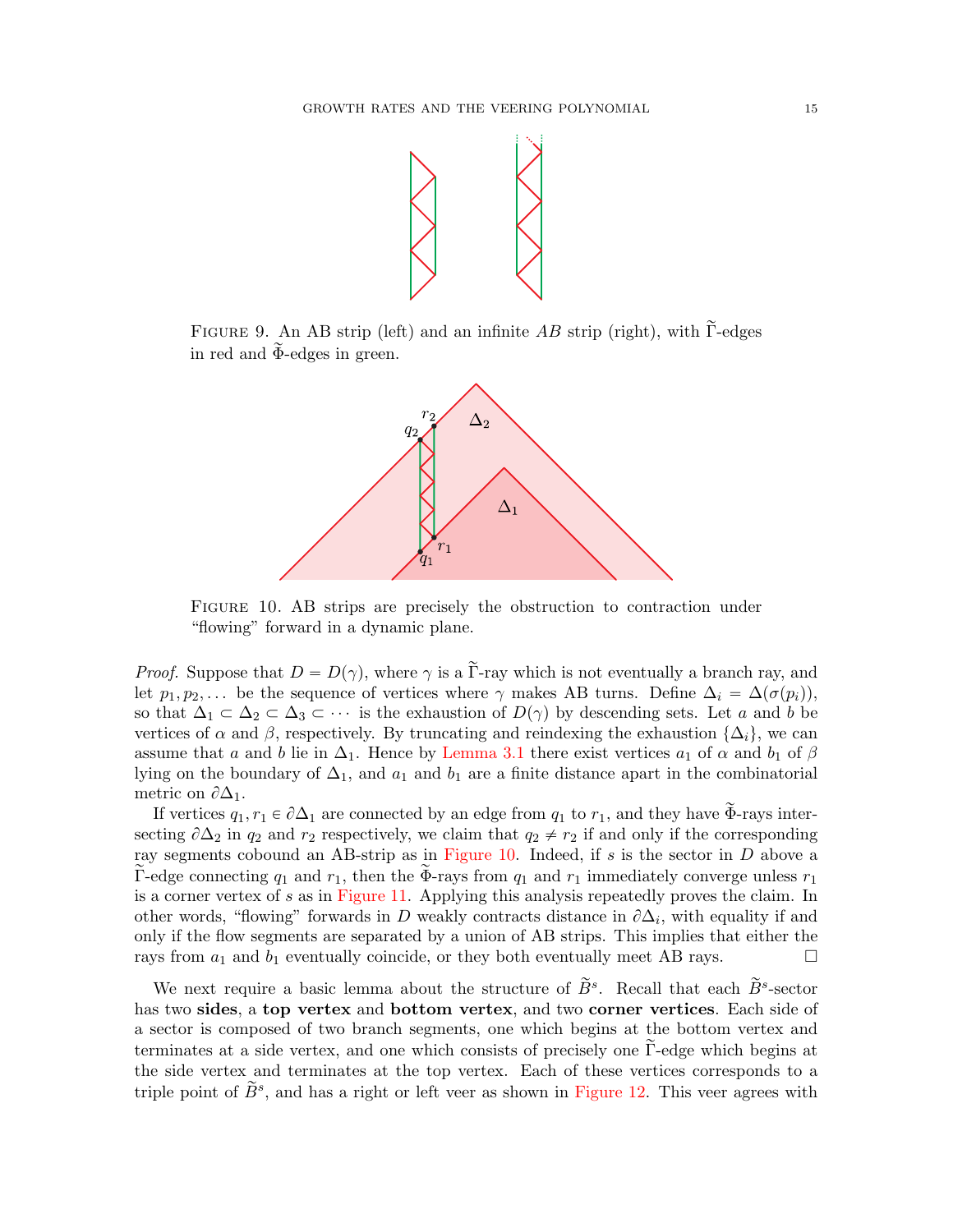FIGURE 9. An AB strip (left) and an infinite $AB$ strip (right), with $\widetilde{\Gamma}$-edges in red and $\widetilde{\Phi}$-edges in green.

FIGURE 10. AB strips are precisely the obstruction to contraction under "flowing" forward in a dynamic plane.

*Proof.* Suppose that $D = D(\gamma)$, where $\gamma$ is a $\widetilde{\Gamma}$-ray which is not eventually a branch ray, and let $p_1, p_2, \ldots$ be the sequence of vertices where $\gamma$ makes AB turns. Define $\Delta_i = \Delta(\sigma(p_i))$, so that $\Delta_1 \subset \Delta_2 \subset \Delta_3 \subset \cdots$ is the exhaustion of $D(\gamma)$ by descending sets. Let $a$ and $b$ be vertices of $\alpha$ and $\beta$, respectively. By truncating and reindexing the exhaustion $\{\Delta_i\}$, we can assume that $a$ and $b$ lie in $\Delta_1$. Hence by Lemma 3.1 there exist vertices $a_1$ of $\alpha$ and $b_1$ of $\beta$ lying on the boundary of $\Delta_1$, and $a_1$ and $b_1$ are a finite distance apart in the combinatorial metric on $\partial\Delta_1$.

If vertices $q_1, r_1 \in \partial\Delta_1$ are connected by an edge from $q_1$ to $r_1$, and they have $\widetilde{\Phi}$-rays intersecting $\partial\Delta_2$ in $q_2$ and $r_2$ respectively, we claim that $q_2 \neq r_2$ if and only if the corresponding ray segments cobound an AB-strip as in Figure 10. Indeed, if $s$ is the sector in $D$ above a $\widetilde{\Gamma}$-edge connecting $q_1$ and $r_1$, then the $\widetilde{\Phi}$-rays from $q_1$ and $r_1$ immediately converge unless $r_1$ is a corner vertex of $s$ as in Figure 11. Applying this analysis repeatedly proves the claim. In other words, "flowing" forwards in $D$ weakly contracts distance in $\partial\Delta_i$, with equality if and only if the flow segments are separated by a union of AB strips. This implies that either the rays from $a_1$ and $b_1$ eventually coincide, or they both eventually meet AB rays. $\square$

We next require a basic lemma about the structure of $\widetilde{B}^s$. Recall that each $\widetilde{B}^s$-sector has two **sides**, a **top vertex** and **bottom vertex**, and two **corner vertices**. Each side of a sector is composed of two branch segments, one which begins at the bottom vertex and terminates at a side vertex, and one which consists of precisely one $\widetilde{\Gamma}$-edge which begins at the side vertex and terminates at the top vertex. Each of these vertices corresponds to a triple point of $\widetilde{B}^s$, and has a right or left veer as shown in Figure 12. This veer agrees with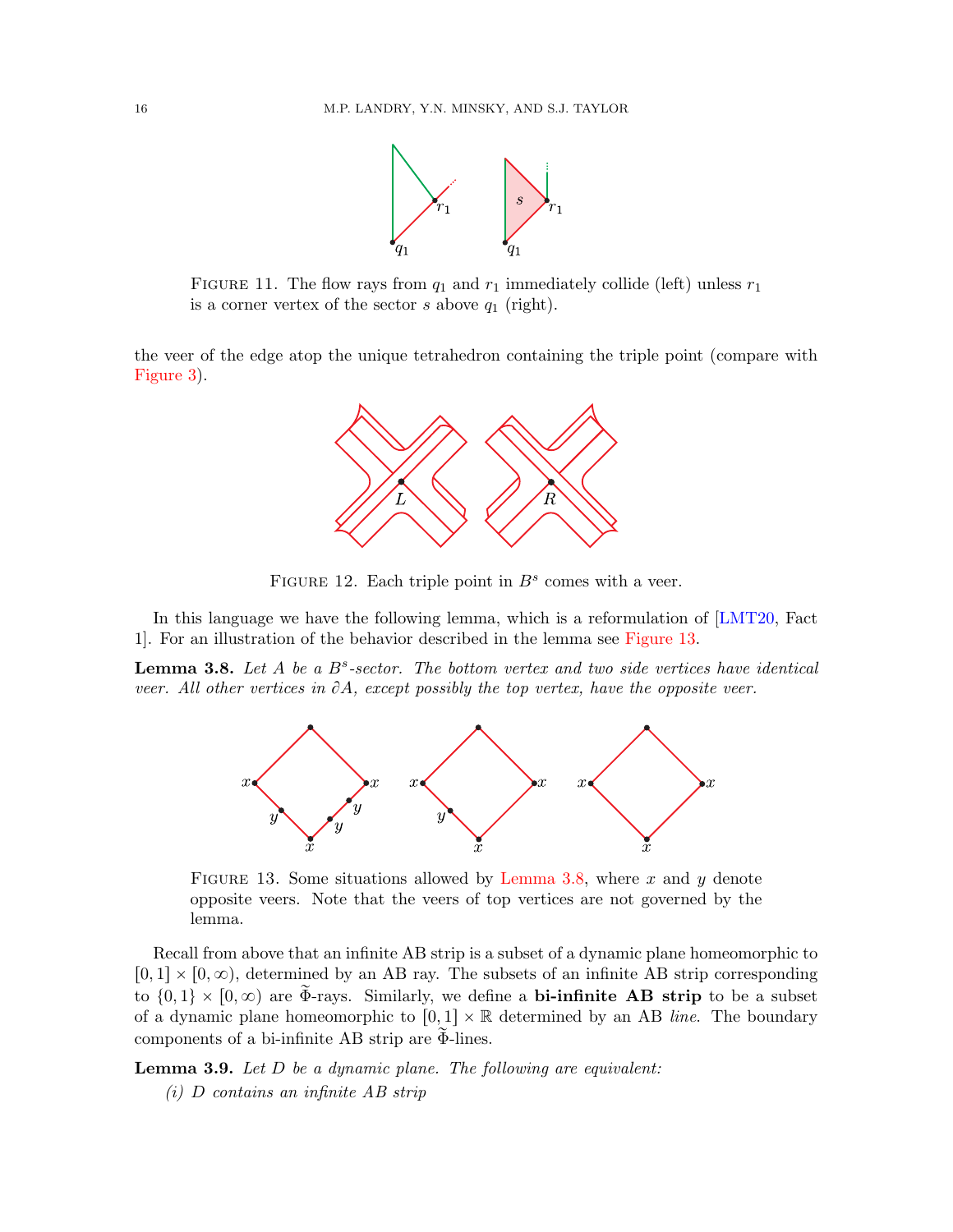FIGURE 11. The flow rays from $q_1$ and $r_1$ immediately collide (left) unless $r_1$ is a corner vertex of the sector $s$ above $q_1$ (right).

the veer of the edge atop the unique tetrahedron containing the triple point (compare with Figure 3).

FIGURE 12. Each triple point in $B^s$ comes with a veer.

In this language we have the following lemma, which is a reformulation of [LMT20, Fact 1]. For an illustration of the behavior described in the lemma see Figure 13.

**Lemma 3.8.** *Let $A$ be a $B^s$-sector. The bottom vertex and two side vertices have identical veer. All other vertices in $\partial A$, except possibly the top vertex, have the opposite veer.*

FIGURE 13. Some situations allowed by Lemma 3.8, where $x$ and $y$ denote opposite veers. Note that the veers of top vertices are not governed by the lemma.

Recall from above that an infinite AB strip is a subset of a dynamic plane homeomorphic to $[0, 1] \times [0, \infty)$, determined by an AB ray. The subsets of an infinite AB strip corresponding to $\{0, 1\} \times [0, \infty)$ are $\widetilde{\Phi}$-rays. Similarly, we define a **bi-infinite AB strip** to be a subset of a dynamic plane homeomorphic to $[0, 1] \times \mathbb{R}$ determined by an AB *line*. The boundary components of a bi-infinite AB strip are $\widetilde{\Phi}$-lines.

**Lemma 3.9.** *Let $D$ be a dynamic plane. The following are equivalent:*

*(i) $D$ contains an infinite AB strip*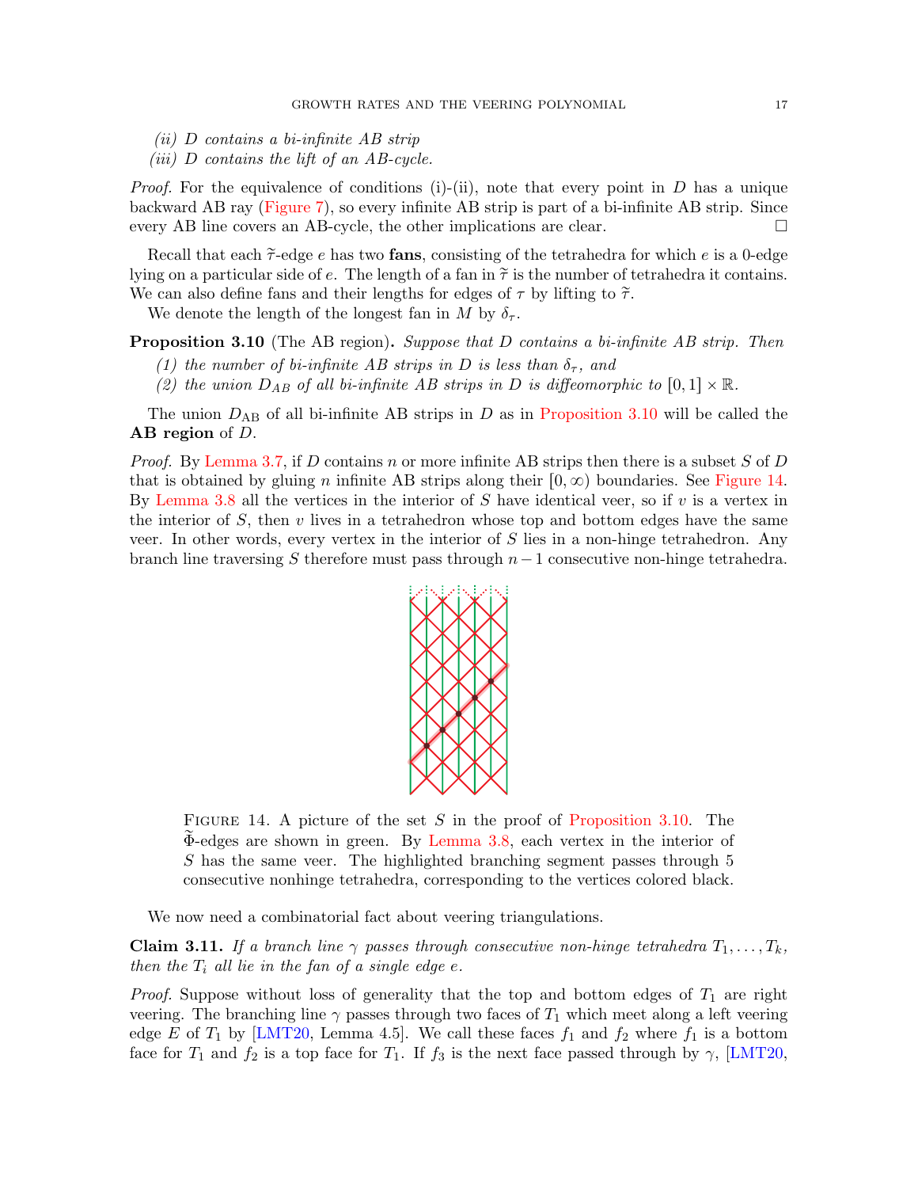*(ii) $D$ contains a bi-infinite AB strip*

*(iii) $D$ contains the lift of an AB-cycle.*

*Proof.* For the equivalence of conditions (i)-(ii), note that every point in $D$ has a unique backward AB ray (Figure 7), so every infinite AB strip is part of a bi-infinite AB strip. Since every AB line covers an AB-cycle, the other implications are clear. □

Recall that each $\widetilde{\tau}$-edge $e$ has two **fans**, consisting of the tetrahedra for which $e$ is a 0-edge lying on a particular side of $e$. The length of a fan in $\widetilde{\tau}$ is the number of tetrahedra it contains. We can also define fans and their lengths for edges of $\tau$ by lifting to $\widetilde{\tau}$.

We denote the length of the longest fan in $M$ by $\delta_\tau$.

**Proposition 3.10** (The AB region)**.** *Suppose that $D$ contains a bi-infinite AB strip. Then*

*(1) the number of bi-infinite AB strips in $D$ is less than $\delta_\tau$, and*

*(2) the union $D_{AB}$ of all bi-infinite AB strips in $D$ is diffeomorphic to $[0,1] \times \mathbb{R}$.*

The union $D_{\mathrm{AB}}$ of all bi-infinite AB strips in $D$ as in Proposition 3.10 will be called the **AB region** of $D$.

*Proof.* By Lemma 3.7, if $D$ contains $n$ or more infinite AB strips then there is a subset $S$ of $D$ that is obtained by gluing $n$ infinite AB strips along their $[0,\infty)$ boundaries. See Figure 14. By Lemma 3.8 all the vertices in the interior of $S$ have identical veer, so if $v$ is a vertex in the interior of $S$, then $v$ lives in a tetrahedron whose top and bottom edges have the same veer. In other words, every vertex in the interior of $S$ lies in a non-hinge tetrahedron. Any branch line traversing $S$ therefore must pass through $n-1$ consecutive non-hinge tetrahedra.

FIGURE 14. A picture of the set $S$ in the proof of Proposition 3.10. The $\widetilde{\Phi}$-edges are shown in green. By Lemma 3.8, each vertex in the interior of $S$ has the same veer. The highlighted branching segment passes through 5 consecutive nonhinge tetrahedra, corresponding to the vertices colored black.

We now need a combinatorial fact about veering triangulations.

**Claim 3.11.** *If a branch line $\gamma$ passes through consecutive non-hinge tetrahedra $T_1, \ldots, T_k$, then the $T_i$ all lie in the fan of a single edge $e$.*

*Proof.* Suppose without loss of generality that the top and bottom edges of $T_1$ are right veering. The branching line $\gamma$ passes through two faces of $T_1$ which meet along a left veering edge $E$ of $T_1$ by [LMT20, Lemma 4.5]. We call these faces $f_1$ and $f_2$ where $f_1$ is a bottom face for $T_1$ and $f_2$ is a top face for $T_1$. If $f_3$ is the next face passed through by $\gamma$, [LMT20,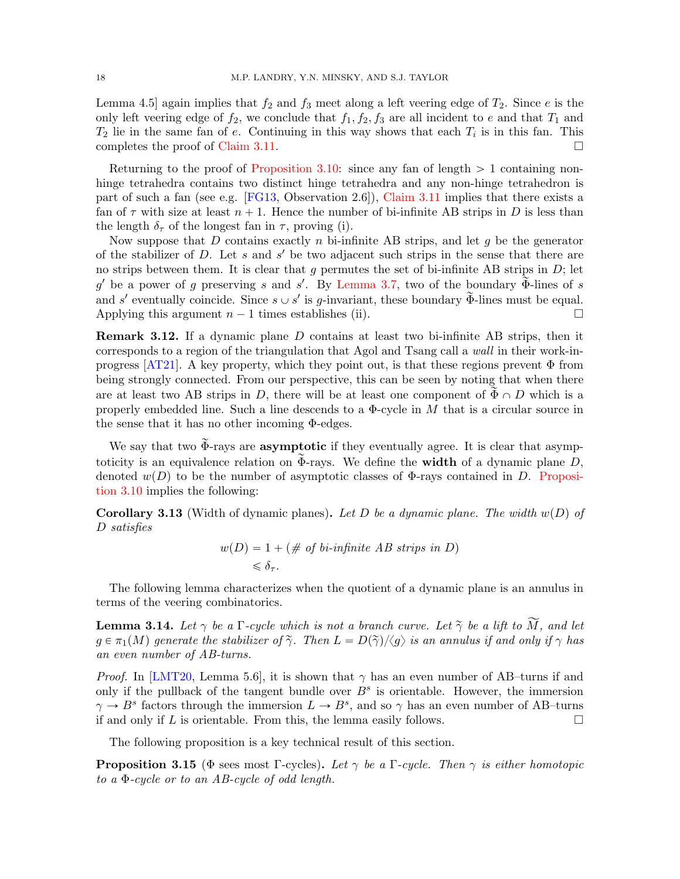Lemma 4.5] again implies that $f_2$ and $f_3$ meet along a left veering edge of $T_2$. Since $e$ is the only left veering edge of $f_2$, we conclude that $f_1, f_2, f_3$ are all incident to $e$ and that $T_1$ and $T_2$ lie in the same fan of $e$. Continuing in this way shows that each $T_i$ is in this fan. This completes the proof of Claim 3.11. □

Returning to the proof of Proposition 3.10: since any fan of length $> 1$ containing non-hinge tetrahedra contains two distinct hinge tetrahedra and any non-hinge tetrahedron is part of such a fan (see e.g. [FG13, Observation 2.6]), Claim 3.11 implies that there exists a fan of $\tau$ with size at least $n+1$. Hence the number of bi-infinite AB strips in $D$ is less than the length $\delta_\tau$ of the longest fan in $\tau$, proving (i).

Now suppose that $D$ contains exactly $n$ bi-infinite AB strips, and let $g$ be the generator of the stabilizer of $D$. Let $s$ and $s'$ be two adjacent such strips in the sense that there are no strips between them. It is clear that $g$ permutes the set of bi-infinite AB strips in $D$; let $g'$ be a power of $g$ preserving $s$ and $s'$. By Lemma 3.7, two of the boundary $\widetilde{\Phi}$-lines of $s$ and $s'$ eventually coincide. Since $s \cup s'$ is $g$-invariant, these boundary $\widetilde{\Phi}$-lines must be equal. Applying this argument $n-1$ times establishes (ii). □

**Remark 3.12.** If a dynamic plane $D$ contains at least two bi-infinite AB strips, then it corresponds to a region of the triangulation that Agol and Tsang call a *wall* in their work-in-progress [AT21]. A key property, which they point out, is that these regions prevent $\Phi$ from being strongly connected. From our perspective, this can be seen by noting that when there are at least two AB strips in $D$, there will be at least one component of $\widetilde{\Phi} \cap D$ which is a properly embedded line. Such a line descends to a $\Phi$-cycle in $M$ that is a circular source in the sense that it has no other incoming $\Phi$-edges.

We say that two $\widetilde{\Phi}$-rays are **asymptotic** if they eventually agree. It is clear that asymptoticity is an equivalence relation on $\widetilde{\Phi}$-rays. We define the **width** of a dynamic plane $D$, denoted $w(D)$ to be the number of asymptotic classes of $\Phi$-rays contained in $D$. Proposition 3.10 implies the following:

**Corollary 3.13** (Width of dynamic planes)**.** *Let $D$ be a dynamic plane. The width $w(D)$ of $D$ satisfies*

$$
\begin{aligned}
w(D) &= 1 + (\#\text{ of bi-infinite AB strips in } D) \\
&\leqslant \delta_\tau.
\end{aligned}
$$

The following lemma characterizes when the quotient of a dynamic plane is an annulus in terms of the veering combinatorics.

**Lemma 3.14.** *Let $\gamma$ be a $\Gamma$-cycle which is not a branch curve. Let $\widetilde{\gamma}$ be a lift to $\widetilde{M}$, and let $g \in \pi_1(M)$ generate the stabilizer of $\widetilde{\gamma}$. Then $L = D(\widetilde{\gamma})/\langle g \rangle$ is an annulus if and only if $\gamma$ has an even number of AB-turns.*

*Proof.* In [LMT20, Lemma 5.6], it is shown that $\gamma$ has an even number of AB–turns if and only if the pullback of the tangent bundle over $B^s$ is orientable. However, the immersion $\gamma \to B^s$ factors through the immersion $L \to B^s$, and so $\gamma$ has an even number of AB–turns if and only if $L$ is orientable. From this, the lemma easily follows. □

The following proposition is a key technical result of this section.

**Proposition 3.15** ($\Phi$ sees most $\Gamma$-cycles)**.** *Let $\gamma$ be a $\Gamma$-cycle. Then $\gamma$ is either homotopic to a $\Phi$-cycle or to an AB-cycle of odd length.*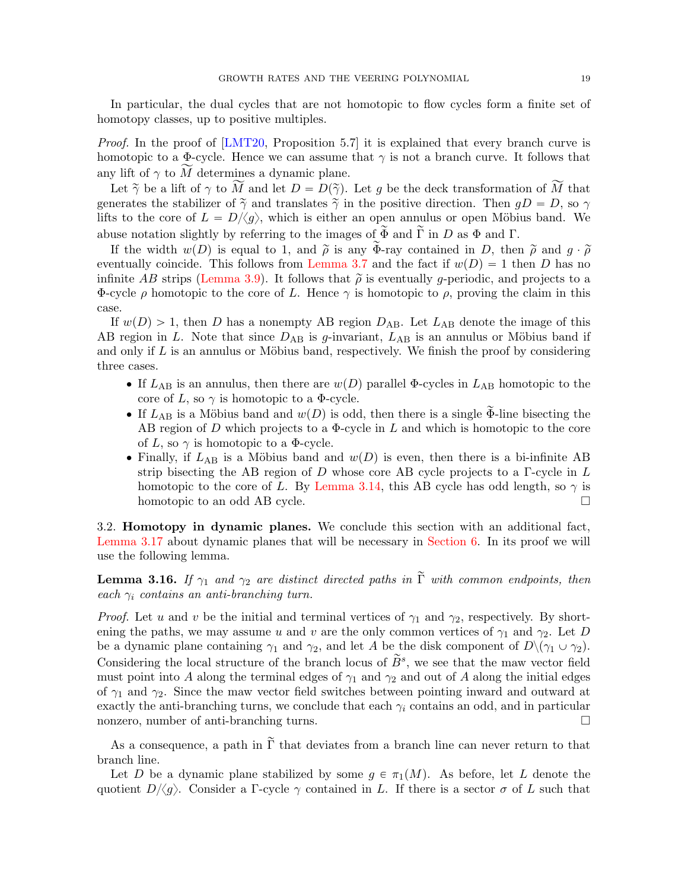In particular, the dual cycles that are not homotopic to flow cycles form a finite set of homotopy classes, up to positive multiples.

*Proof.* In the proof of [LMT20, Proposition 5.7] it is explained that every branch curve is homotopic to a $\Phi$-cycle. Hence we can assume that $\gamma$ is not a branch curve. It follows that any lift of $\gamma$ to $\widetilde{M}$ determines a dynamic plane.

Let $\widetilde{\gamma}$ be a lift of $\gamma$ to $\widetilde{M}$ and let $D = D(\widetilde{\gamma})$. Let $g$ be the deck transformation of $\widetilde{M}$ that generates the stabilizer of $\widetilde{\gamma}$ and translates $\widetilde{\gamma}$ in the positive direction. Then $gD = D$, so $\gamma$ lifts to the core of $L = D/\langle g \rangle$, which is either an open annulus or open Möbius band. We abuse notation slightly by referring to the images of $\widetilde{\Phi}$ and $\widetilde{\Gamma}$ in $D$ as $\Phi$ and $\Gamma$.

If the width $w(D)$ is equal to 1, and $\widetilde{\rho}$ is any $\widetilde{\Phi}$-ray contained in $D$, then $\widetilde{\rho}$ and $g \cdot \widetilde{\rho}$ eventually coincide. This follows from Lemma 3.7 and the fact if $w(D) = 1$ then $D$ has no infinite $AB$ strips (Lemma 3.9). It follows that $\widetilde{\rho}$ is eventually $g$-periodic, and projects to a $\Phi$-cycle $\rho$ homotopic to the core of $L$. Hence $\gamma$ is homotopic to $\rho$, proving the claim in this case.

If $w(D) > 1$, then $D$ has a nonempty AB region $D_{\mathrm{AB}}$. Let $L_{\mathrm{AB}}$ denote the image of this AB region in $L$. Note that since $D_{\mathrm{AB}}$ is $g$-invariant, $L_{\mathrm{AB}}$ is an annulus or Möbius band if and only if $L$ is an annulus or Möbius band, respectively. We finish the proof by considering three cases.

- If $L_{\mathrm{AB}}$ is an annulus, then there are $w(D)$ parallel $\Phi$-cycles in $L_{\mathrm{AB}}$ homotopic to the core of $L$, so $\gamma$ is homotopic to a $\Phi$-cycle.
- If $L_{\mathrm{AB}}$ is a Möbius band and $w(D)$ is odd, then there is a single $\widetilde{\Phi}$-line bisecting the AB region of $D$ which projects to a $\Phi$-cycle in $L$ and which is homotopic to the core of $L$, so $\gamma$ is homotopic to a $\Phi$-cycle.
- Finally, if $L_{\mathrm{AB}}$ is a Möbius band and $w(D)$ is even, then there is a bi-infinite AB strip bisecting the AB region of $D$ whose core AB cycle projects to a $\Gamma$-cycle in $L$ homotopic to the core of $L$. By Lemma 3.14, this AB cycle has odd length, so $\gamma$ is homotopic to an odd AB cycle. $\square$

### 3.2. Homotopy in dynamic planes.

We conclude this section with an additional fact, Lemma 3.17 about dynamic planes that will be necessary in Section 6. In its proof we will use the following lemma.

**Lemma 3.16.** *If $\gamma_1$ and $\gamma_2$ are distinct directed paths in $\widetilde{\Gamma}$ with common endpoints, then each $\gamma_i$ contains an anti-branching turn.*

*Proof.* Let $u$ and $v$ be the initial and terminal vertices of $\gamma_1$ and $\gamma_2$, respectively. By shortening the paths, we may assume $u$ and $v$ are the only common vertices of $\gamma_1$ and $\gamma_2$. Let $D$ be a dynamic plane containing $\gamma_1$ and $\gamma_2$, and let $A$ be the disk component of $D \backslash (\gamma_1 \cup \gamma_2)$. Considering the local structure of the branch locus of $\widetilde{B}^s$, we see that the maw vector field must point into $A$ along the terminal edges of $\gamma_1$ and $\gamma_2$ and out of $A$ along the initial edges of $\gamma_1$ and $\gamma_2$. Since the maw vector field switches between pointing inward and outward at exactly the anti-branching turns, we conclude that each $\gamma_i$ contains an odd, and in particular nonzero, number of anti-branching turns. $\square$

As a consequence, a path in $\widetilde{\Gamma}$ that deviates from a branch line can never return to that branch line.

Let $D$ be a dynamic plane stabilized by some $g \in \pi_1(M)$. As before, let $L$ denote the quotient $D/\langle g \rangle$. Consider a $\Gamma$-cycle $\gamma$ contained in $L$. If there is a sector $\sigma$ of $L$ such that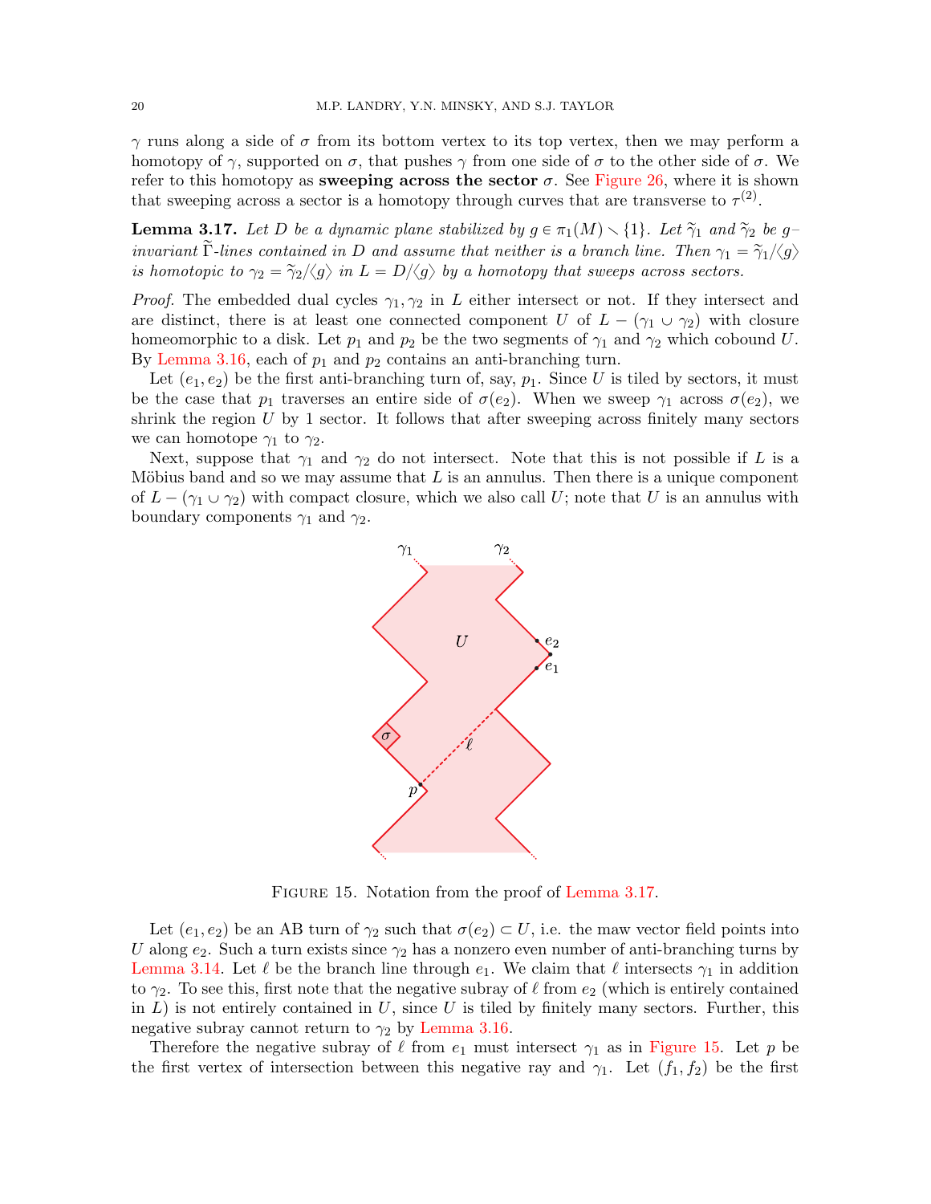$\gamma$ runs along a side of $\sigma$ from its bottom vertex to its top vertex, then we may perform a homotopy of $\gamma$, supported on $\sigma$, that pushes $\gamma$ from one side of $\sigma$ to the other side of $\sigma$. We refer to this homotopy as **sweeping across the sector** $\sigma$. See Figure 26, where it is shown that sweeping across a sector is a homotopy through curves that are transverse to $\tau^{(2)}$.

**Lemma 3.17.** *Let $D$ be a dynamic plane stabilized by $g \in \pi_1(M) \smallsetminus \{1\}$. Let $\widetilde{\gamma}_1$ and $\widetilde{\gamma}_2$ be $g$–invariant $\widetilde{\Gamma}$-lines contained in $D$ and assume that neither is a branch line. Then $\gamma_1 = \widetilde{\gamma}_1/\langle g\rangle$ is homotopic to $\gamma_2 = \widetilde{\gamma}_2/\langle g\rangle$ in $L = D/\langle g\rangle$ by a homotopy that sweeps across sectors.*

*Proof.* The embedded dual cycles $\gamma_1, \gamma_2$ in $L$ either intersect or not. If they intersect and are distinct, there is at least one connected component $U$ of $L - (\gamma_1 \cup \gamma_2)$ with closure homeomorphic to a disk. Let $p_1$ and $p_2$ be the two segments of $\gamma_1$ and $\gamma_2$ which cobound $U$. By Lemma 3.16, each of $p_1$ and $p_2$ contains an anti-branching turn.

Let $(e_1, e_2)$ be the first anti-branching turn of, say, $p_1$. Since $U$ is tiled by sectors, it must be the case that $p_1$ traverses an entire side of $\sigma(e_2)$. When we sweep $\gamma_1$ across $\sigma(e_2)$, we shrink the region $U$ by 1 sector. It follows that after sweeping across finitely many sectors we can homotope $\gamma_1$ to $\gamma_2$.

Next, suppose that $\gamma_1$ and $\gamma_2$ do not intersect. Note that this is not possible if $L$ is a Möbius band and so we may assume that $L$ is an annulus. Then there is a unique component of $L - (\gamma_1 \cup \gamma_2)$ with compact closure, which we also call $U$; note that $U$ is an annulus with boundary components $\gamma_1$ and $\gamma_2$.

Figure 15. Notation from the proof of Lemma 3.17.

Let $(e_1, e_2)$ be an AB turn of $\gamma_2$ such that $\sigma(e_2) \subset U$, i.e. the maw vector field points into $U$ along $e_2$. Such a turn exists since $\gamma_2$ has a nonzero even number of anti-branching turns by Lemma 3.14. Let $\ell$ be the branch line through $e_1$. We claim that $\ell$ intersects $\gamma_1$ in addition to $\gamma_2$. To see this, first note that the negative subray of $\ell$ from $e_2$ (which is entirely contained in $L$) is not entirely contained in $U$, since $U$ is tiled by finitely many sectors. Further, this negative subray cannot return to $\gamma_2$ by Lemma 3.16.

Therefore the negative subray of $\ell$ from $e_1$ must intersect $\gamma_1$ as in Figure 15. Let $p$ be the first vertex of intersection between this negative ray and $\gamma_1$. Let $(f_1, f_2)$ be the first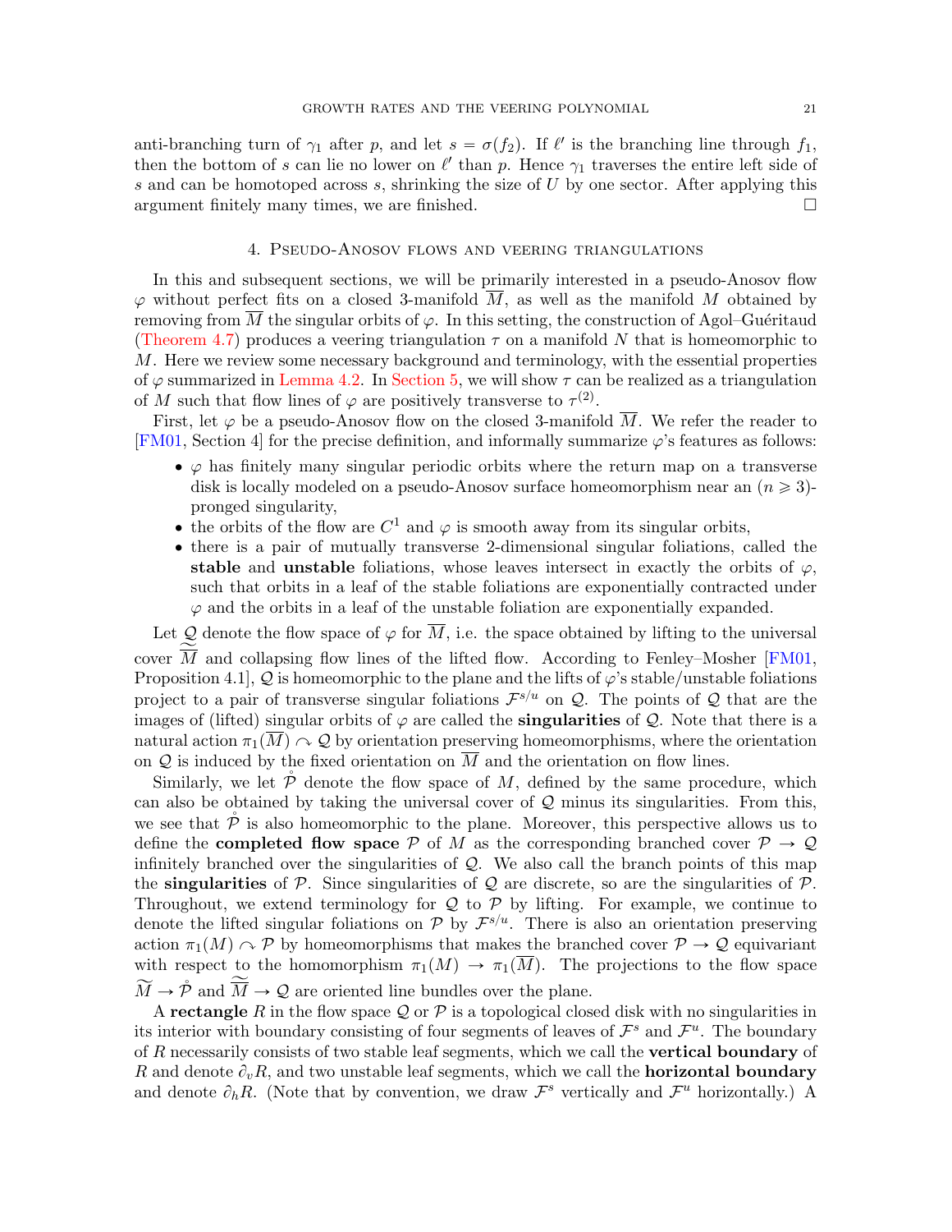anti-branching turn of $\gamma_1$ after $p$, and let $s = \sigma(f_2)$. If $\ell'$ is the branching line through $f_1$, then the bottom of $s$ can lie no lower on $\ell'$ than $p$. Hence $\gamma_1$ traverses the entire left side of $s$ and can be homotoped across $s$, shrinking the size of $U$ by one sector. After applying this argument finitely many times, we are finished. $\square$

## 4. Pseudo-Anosov flows and veering triangulations

In this and subsequent sections, we will be primarily interested in a pseudo-Anosov flow $\varphi$ without perfect fits on a closed 3-manifold $\overline{M}$, as well as the manifold $M$ obtained by removing from $\overline{M}$ the singular orbits of $\varphi$. In this setting, the construction of Agol–Guéritaud (Theorem 4.7) produces a veering triangulation $\tau$ on a manifold $N$ that is homeomorphic to $M$. Here we review some necessary background and terminology, with the essential properties of $\varphi$ summarized in Lemma 4.2. In Section 5, we will show $\tau$ can be realized as a triangulation of $M$ such that flow lines of $\varphi$ are positively transverse to $\tau^{(2)}$.

First, let $\varphi$ be a pseudo-Anosov flow on the closed 3-manifold $\overline{M}$. We refer the reader to [FM01, Section 4] for the precise definition, and informally summarize $\varphi$'s features as follows:

- $\varphi$ has finitely many singular periodic orbits where the return map on a transverse disk is locally modeled on a pseudo-Anosov surface homeomorphism near an $(n \geqslant 3)$-pronged singularity,
- the orbits of the flow are $C^1$ and $\varphi$ is smooth away from its singular orbits,
- there is a pair of mutually transverse 2-dimensional singular foliations, called the **stable** and **unstable** foliations, whose leaves intersect in exactly the orbits of $\varphi$, such that orbits in a leaf of the stable foliations are exponentially contracted under $\varphi$ and the orbits in a leaf of the unstable foliation are exponentially expanded.

Let $\mathcal{Q}$ denote the flow space of $\varphi$ for $\overline{M}$, i.e. the space obtained by lifting to the universal cover $\widetilde{\overline{M}}$ and collapsing flow lines of the lifted flow. According to Fenley–Mosher [FM01, Proposition 4.1], $\mathcal{Q}$ is homeomorphic to the plane and the lifts of $\varphi$'s stable/unstable foliations project to a pair of transverse singular foliations $\mathcal{F}^{s/u}$ on $\mathcal{Q}$. The points of $\mathcal{Q}$ that are the images of (lifted) singular orbits of $\varphi$ are called the **singularities** of $\mathcal{Q}$. Note that there is a natural action $\pi_1(\overline{M}) \curvearrowright \mathcal{Q}$ by orientation preserving homeomorphisms, where the orientation on $\mathcal{Q}$ is induced by the fixed orientation on $\overline{M}$ and the orientation on flow lines.

Similarly, we let $\mathring{\mathcal{P}}$ denote the flow space of $M$, defined by the same procedure, which can also be obtained by taking the universal cover of $\mathcal{Q}$ minus its singularities. From this, we see that $\mathring{\mathcal{P}}$ is also homeomorphic to the plane. Moreover, this perspective allows us to define the **completed flow space** $\mathcal{P}$ of $M$ as the corresponding branched cover $\mathcal{P} \to \mathcal{Q}$ infinitely branched over the singularities of $\mathcal{Q}$. We also call the branch points of this map the **singularities** of $\mathcal{P}$. Since singularities of $\mathcal{Q}$ are discrete, so are the singularities of $\mathcal{P}$. Throughout, we extend terminology for $\mathcal{Q}$ to $\mathcal{P}$ by lifting. For example, we continue to denote the lifted singular foliations on $\mathcal{P}$ by $\mathcal{F}^{s/u}$. There is also an orientation preserving action $\pi_1(M) \curvearrowright \mathcal{P}$ by homeomorphisms that makes the branched cover $\mathcal{P} \to \mathcal{Q}$ equivariant with respect to the homomorphism $\pi_1(M) \to \pi_1(\overline{M})$. The projections to the flow space $\widetilde{M} \to \mathring{\mathcal{P}}$ and $\widetilde{\overline{M}} \to \mathcal{Q}$ are oriented line bundles over the plane.

A **rectangle** $R$ in the flow space $\mathcal{Q}$ or $\mathcal{P}$ is a topological closed disk with no singularities in its interior with boundary consisting of four segments of leaves of $\mathcal{F}^s$ and $\mathcal{F}^u$. The boundary of $R$ necessarily consists of two stable leaf segments, which we call the **vertical boundary** of $R$ and denote $\partial_v R$, and two unstable leaf segments, which we call the **horizontal boundary** and denote $\partial_h R$. (Note that by convention, we draw $\mathcal{F}^s$ vertically and $\mathcal{F}^u$ horizontally.) A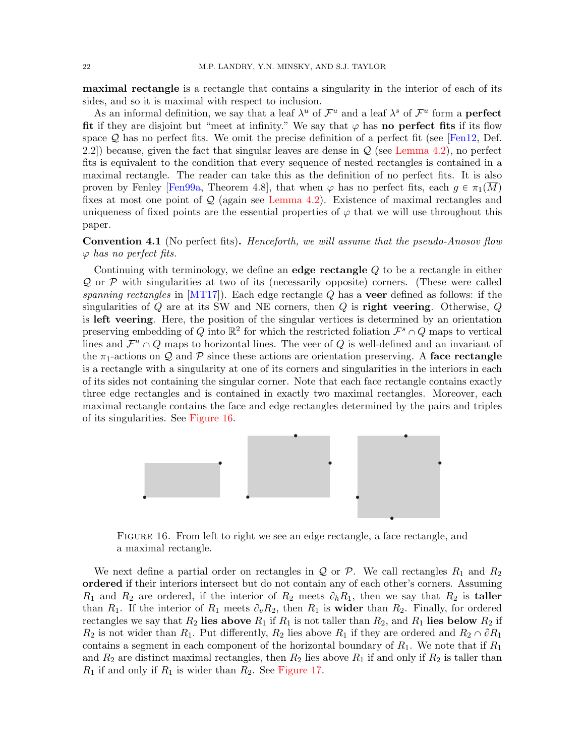**maximal rectangle** is a rectangle that contains a singularity in the interior of each of its sides, and so it is maximal with respect to inclusion.

As an informal definition, we say that a leaf $\lambda^u$ of $\mathcal{F}^u$ and a leaf $\lambda^s$ of $\mathcal{F}^u$ form a **perfect fit** if they are disjoint but "meet at infinity." We say that $\varphi$ has **no perfect fits** if its flow space $\mathcal{Q}$ has no perfect fits. We omit the precise definition of a perfect fit (see [Fen12, Def. 2.2]) because, given the fact that singular leaves are dense in $\mathcal{Q}$ (see Lemma 4.2), no perfect fits is equivalent to the condition that every sequence of nested rectangles is contained in a maximal rectangle. The reader can take this as the definition of no perfect fits. It is also proven by Fenley [Fen99a, Theorem 4.8], that when $\varphi$ has no perfect fits, each $g \in \pi_1(\overline{M})$ fixes at most one point of $\mathcal{Q}$ (again see Lemma 4.2). Existence of maximal rectangles and uniqueness of fixed points are the essential properties of $\varphi$ that we will use throughout this paper.

**Convention 4.1** (No perfect fits)**.** *Henceforth, we will assume that the pseudo-Anosov flow $\varphi$ has no perfect fits.*

Continuing with terminology, we define an **edge rectangle** $Q$ to be a rectangle in either $\mathcal{Q}$ or $\mathcal{P}$ with singularities at two of its (necessarily opposite) corners. (These were called *spanning rectangles* in [MT17]). Each edge rectangle $Q$ has a **veer** defined as follows: if the singularities of $Q$ are at its SW and NE corners, then $Q$ is **right veering**. Otherwise, $Q$ is **left veering**. Here, the position of the singular vertices is determined by an orientation preserving embedding of $Q$ into $\mathbb{R}^2$ for which the restricted foliation $\mathcal{F}^s \cap Q$ maps to vertical lines and $\mathcal{F}^u \cap Q$ maps to horizontal lines. The veer of $Q$ is well-defined and an invariant of the $\pi_1$-actions on $\mathcal{Q}$ and $\mathcal{P}$ since these actions are orientation preserving. A **face rectangle** is a rectangle with a singularity at one of its corners and singularities in the interiors in each of its sides not containing the singular corner. Note that each face rectangle contains exactly three edge rectangles and is contained in exactly two maximal rectangles. Moreover, each maximal rectangle contains the face and edge rectangles determined by the pairs and triples of its singularities. See Figure 16.

Figure 16. From left to right we see an edge rectangle, a face rectangle, and a maximal rectangle.

We next define a partial order on rectangles in $\mathcal{Q}$ or $\mathcal{P}$. We call rectangles $R_1$ and $R_2$ **ordered** if their interiors intersect but do not contain any of each other's corners. Assuming $R_1$ and $R_2$ are ordered, if the interior of $R_2$ meets $\partial_h R_1$, then we say that $R_2$ is **taller** than $R_1$. If the interior of $R_1$ meets $\partial_v R_2$, then $R_1$ is **wider** than $R_2$. Finally, for ordered rectangles we say that $R_2$ **lies above** $R_1$ if $R_1$ is not taller than $R_2$, and $R_1$ **lies below** $R_2$ if $R_2$ is not wider than $R_1$. Put differently, $R_2$ lies above $R_1$ if they are ordered and $R_2 \cap \partial R_1$ contains a segment in each component of the horizontal boundary of $R_1$. We note that if $R_1$ and $R_2$ are distinct maximal rectangles, then $R_2$ lies above $R_1$ if and only if $R_2$ is taller than $R_1$ if and only if $R_1$ is wider than $R_2$. See Figure 17.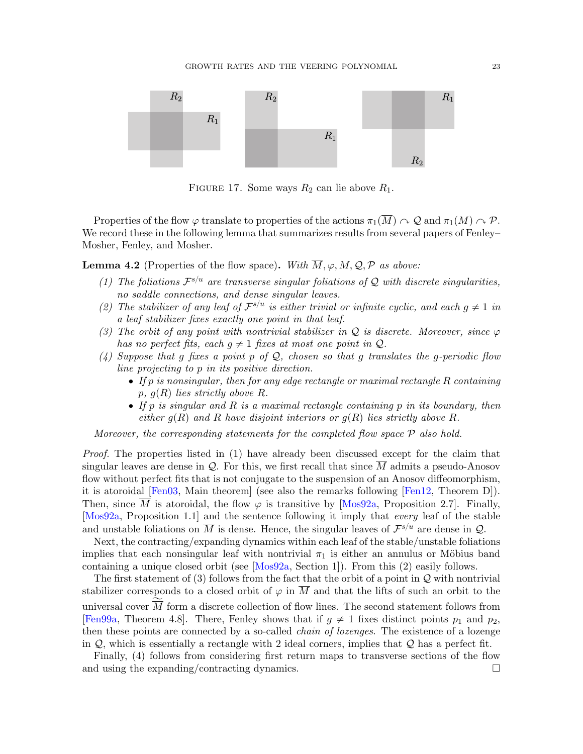FIGURE 17. Some ways $R_2$ can lie above $R_1$.

Properties of the flow $\varphi$ translate to properties of the actions $\pi_1(\overline{M}) \curvearrowright \mathcal{Q}$ and $\pi_1(M) \curvearrowright \mathcal{P}$. We record these in the following lemma that summarizes results from several papers of Fenley–Mosher, Fenley, and Mosher.

**Lemma 4.2** (Properties of the flow space). *With $\overline{M}, \varphi, M, \mathcal{Q}, \mathcal{P}$ as above:*

1. *The foliations $\mathcal{F}^{s/u}$ are transverse singular foliations of $\mathcal{Q}$ with discrete singularities, no saddle connections, and dense singular leaves.*
2. *The stabilizer of any leaf of $\mathcal{F}^{s/u}$ is either trivial or infinite cyclic, and each $g \neq 1$ in a leaf stabilizer fixes exactly one point in that leaf.*
3. *The orbit of any point with nontrivial stabilizer in $\mathcal{Q}$ is discrete. Moreover, since $\varphi$ has no perfect fits, each $g \neq 1$ fixes at most one point in $\mathcal{Q}$.*
4. *Suppose that $g$ fixes a point $p$ of $\mathcal{Q}$, chosen so that $g$ translates the $g$-periodic flow line projecting to $p$ in its positive direction.*
   - *If $p$ is nonsingular, then for any edge rectangle or maximal rectangle $R$ containing $p$, $g(R)$ lies strictly above $R$.*
   - *If $p$ is singular and $R$ is a maximal rectangle containing $p$ in its boundary, then either $g(R)$ and $R$ have disjoint interiors or $g(R)$ lies strictly above $R$.*

*Moreover, the corresponding statements for the completed flow space $\mathcal{P}$ also hold.*

*Proof.* The properties listed in (1) have already been discussed except for the claim that singular leaves are dense in $\mathcal{Q}$. For this, we first recall that since $\overline{M}$ admits a pseudo-Anosov flow without perfect fits that is not conjugate to the suspension of an Anosov diffeomorphism, it is atoroidal [Fen03, Main theorem] (see also the remarks following [Fen12, Theorem D]). Then, since $\overline{M}$ is atoroidal, the flow $\varphi$ is transitive by [Mos92a, Proposition 2.7]. Finally, [Mos92a, Proposition 1.1] and the sentence following it imply that *every* leaf of the stable and unstable foliations on $\overline{M}$ is dense. Hence, the singular leaves of $\mathcal{F}^{s/u}$ are dense in $\mathcal{Q}$.

Next, the contracting/expanding dynamics within each leaf of the stable/unstable foliations implies that each nonsingular leaf with nontrivial $\pi_1$ is either an annulus or Möbius band containing a unique closed orbit (see [Mos92a, Section 1]). From this (2) easily follows.

The first statement of (3) follows from the fact that the orbit of a point in $\mathcal{Q}$ with nontrivial stabilizer corresponds to a closed orbit of $\varphi$ in $\overline{M}$ and that the lifts of such an orbit to the universal cover $\widetilde{\overline{M}}$ form a discrete collection of flow lines. The second statement follows from [Fen99a, Theorem 4.8]. There, Fenley shows that if $g \neq 1$ fixes distinct points $p_1$ and $p_2$, then these points are connected by a so-called *chain of lozenges*. The existence of a lozenge in $\mathcal{Q}$, which is essentially a rectangle with 2 ideal corners, implies that $\mathcal{Q}$ has a perfect fit.

Finally, (4) follows from considering first return maps to transverse sections of the flow and using the expanding/contracting dynamics. □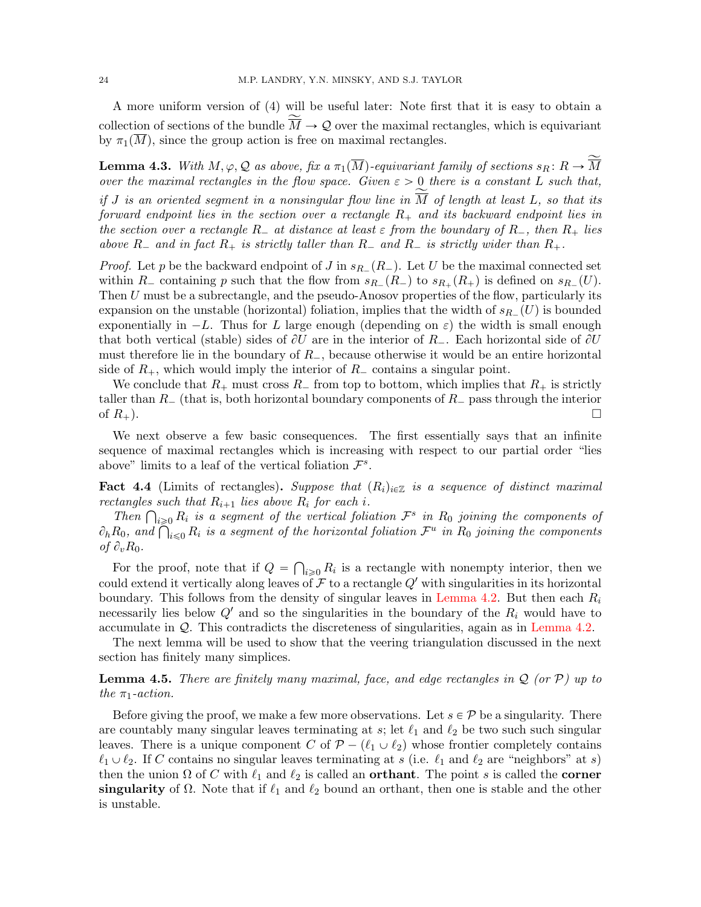A more uniform version of (4) will be useful later: Note first that it is easy to obtain a collection of sections of the bundle $\widetilde{\overline{M}} \to \mathcal{Q}$ over the maximal rectangles, which is equivariant by $\pi_1(\overline{M})$, since the group action is free on maximal rectangles.

**Lemma 4.3.** *With $M, \varphi, \mathcal{Q}$ as above, fix a $\pi_1(\overline{M})$-equivariant family of sections $s_R \colon R \to \widetilde{\overline{M}}$ over the maximal rectangles in the flow space. Given $\varepsilon > 0$ there is a constant $L$ such that, if $J$ is an oriented segment in a nonsingular flow line in $\widetilde{\overline{M}}$ of length at least $L$, so that its forward endpoint lies in the section over a rectangle $R_+$ and its backward endpoint lies in the section over a rectangle $R_-$ at distance at least $\varepsilon$ from the boundary of $R_-$, then $R_+$ lies above $R_-$ and in fact $R_+$ is strictly taller than $R_-$ and $R_-$ is strictly wider than $R_+$.*

*Proof.* Let $p$ be the backward endpoint of $J$ in $s_{R_-}(R_-)$. Let $U$ be the maximal connected set within $R_-$ containing $p$ such that the flow from $s_{R_-}(R_-)$ to $s_{R_+}(R_+)$ is defined on $s_{R_-}(U)$. Then $U$ must be a subrectangle, and the pseudo-Anosov properties of the flow, particularly its expansion on the unstable (horizontal) foliation, implies that the width of $s_{R_-}(U)$ is bounded exponentially in $-L$. Thus for $L$ large enough (depending on $\varepsilon$) the width is small enough that both vertical (stable) sides of $\partial U$ are in the interior of $R_-$. Each horizontal side of $\partial U$ must therefore lie in the boundary of $R_-$, because otherwise it would be an entire horizontal side of $R_+$, which would imply the interior of $R_-$ contains a singular point.

We conclude that $R_+$ must cross $R_-$ from top to bottom, which implies that $R_+$ is strictly taller than $R_-$ (that is, both horizontal boundary components of $R_-$ pass through the interior of $R_+$). ∎

We next observe a few basic consequences. The first essentially says that an infinite sequence of maximal rectangles which is increasing with respect to our partial order "lies above" limits to a leaf of the vertical foliation $\mathcal{F}^s$.

**Fact 4.4** (Limits of rectangles)**.** *Suppose that $(R_i)_{i\in\mathbb{Z}}$ is a sequence of distinct maximal rectangles such that $R_{i+1}$ lies above $R_i$ for each $i$.*

*Then $\bigcap_{i\geqslant 0} R_i$ is a segment of the vertical foliation $\mathcal{F}^s$ in $R_0$ joining the components of $\partial_h R_0$, and $\bigcap_{i\leqslant 0} R_i$ is a segment of the horizontal foliation $\mathcal{F}^u$ in $R_0$ joining the components of $\partial_v R_0$.*

For the proof, note that if $Q = \bigcap_{i\geqslant 0} R_i$ is a rectangle with nonempty interior, then we could extend it vertically along leaves of $\mathcal{F}$ to a rectangle $Q'$ with singularities in its horizontal boundary. This follows from the density of singular leaves in Lemma 4.2. But then each $R_i$ necessarily lies below $Q'$ and so the singularities in the boundary of the $R_i$ would have to accumulate in $\mathcal{Q}$. This contradicts the discreteness of singularities, again as in Lemma 4.2.

The next lemma will be used to show that the veering triangulation discussed in the next section has finitely many simplices.

**Lemma 4.5.** *There are finitely many maximal, face, and edge rectangles in $\mathcal{Q}$ (or $\mathcal{P}$) up to the $\pi_1$-action.*

Before giving the proof, we make a few more observations. Let $s \in \mathcal{P}$ be a singularity. There are countably many singular leaves terminating at $s$; let $\ell_1$ and $\ell_2$ be two such such singular leaves. There is a unique component $C$ of $\mathcal{P} - (\ell_1 \cup \ell_2)$ whose frontier completely contains $\ell_1 \cup \ell_2$. If $C$ contains no singular leaves terminating at $s$ (i.e. $\ell_1$ and $\ell_2$ are "neighbors" at $s$) then the union $\Omega$ of $C$ with $\ell_1$ and $\ell_2$ is called an **orthant**. The point $s$ is called the **corner singularity** of $\Omega$. Note that if $\ell_1$ and $\ell_2$ bound an orthant, then one is stable and the other is unstable.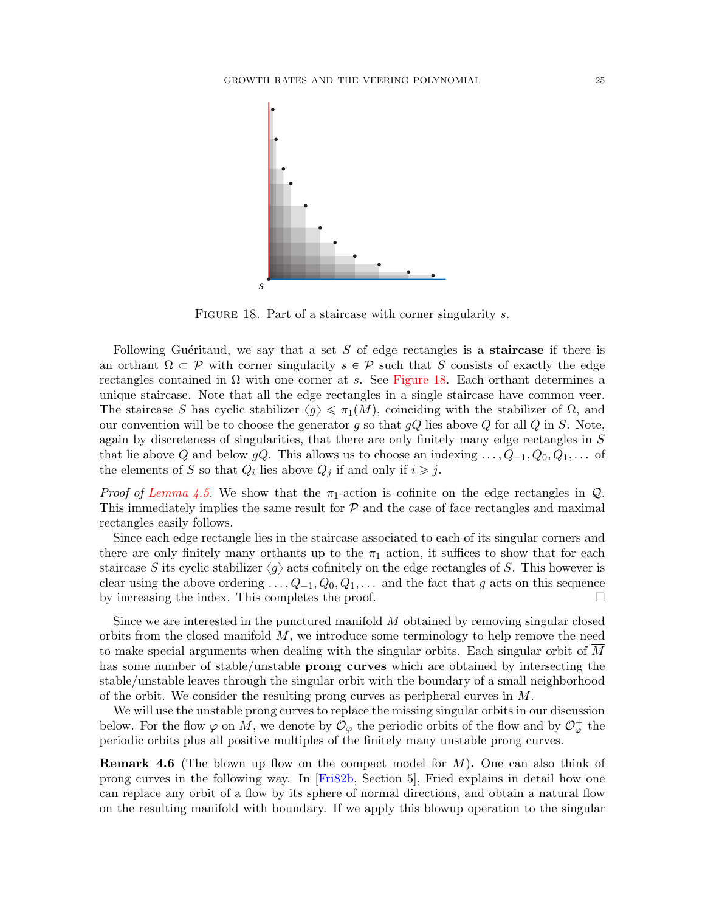FIGURE 18. Part of a staircase with corner singularity $s$.

Following Guéritaud, we say that a set $S$ of edge rectangles is a **staircase** if there is an orthant $\Omega \subset \mathcal{P}$ with corner singularity $s \in \mathcal{P}$ such that $S$ consists of exactly the edge rectangles contained in $\Omega$ with one corner at $s$. See Figure 18. Each orthant determines a unique staircase. Note that all the edge rectangles in a single staircase have common veer. The staircase $S$ has cyclic stabilizer $\langle g \rangle \leqslant \pi_1(M)$, coinciding with the stabilizer of $\Omega$, and our convention will be to choose the generator $g$ so that $gQ$ lies above $Q$ for all $Q$ in $S$. Note, again by discreteness of singularities, that there are only finitely many edge rectangles in $S$ that lie above $Q$ and below $gQ$. This allows us to choose an indexing $\ldots, Q_{-1}, Q_0, Q_1, \ldots$ of the elements of $S$ so that $Q_i$ lies above $Q_j$ if and only if $i \geqslant j$.

*Proof of Lemma 4.5.* We show that the $\pi_1$-action is cofinite on the edge rectangles in $\mathcal{Q}$. This immediately implies the same result for $\mathcal{P}$ and the case of face rectangles and maximal rectangles easily follows.

Since each edge rectangle lies in the staircase associated to each of its singular corners and there are only finitely many orthants up to the $\pi_1$ action, it suffices to show that for each staircase $S$ its cyclic stabilizer $\langle g \rangle$ acts cofinitely on the edge rectangles of $S$. This however is clear using the above ordering $\ldots, Q_{-1}, Q_0, Q_1, \ldots$ and the fact that $g$ acts on this sequence by increasing the index. This completes the proof. □

Since we are interested in the punctured manifold $M$ obtained by removing singular closed orbits from the closed manifold $\overline{M}$, we introduce some terminology to help remove the need to make special arguments when dealing with the singular orbits. Each singular orbit of $\overline{M}$ has some number of stable/unstable **prong curves** which are obtained by intersecting the stable/unstable leaves through the singular orbit with the boundary of a small neighborhood of the orbit. We consider the resulting prong curves as peripheral curves in $M$.

We will use the unstable prong curves to replace the missing singular orbits in our discussion below. For the flow $\varphi$ on $M$, we denote by $\mathcal{O}_\varphi$ the periodic orbits of the flow and by $\mathcal{O}_\varphi^+$ the periodic orbits plus all positive multiples of the finitely many unstable prong curves.

**Remark 4.6** (The blown up flow on the compact model for $M$)**.** One can also think of prong curves in the following way. In [Fri82b, Section 5], Fried explains in detail how one can replace any orbit of a flow by its sphere of normal directions, and obtain a natural flow on the resulting manifold with boundary. If we apply this blowup operation to the singular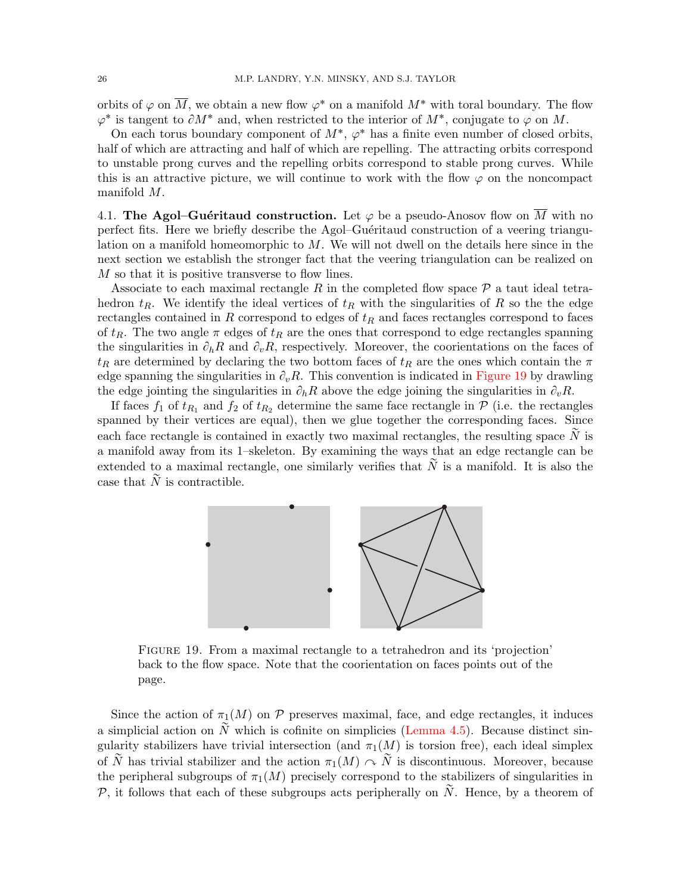orbits of $\varphi$ on $\overline{M}$, we obtain a new flow $\varphi^*$ on a manifold $M^*$ with toral boundary. The flow $\varphi^*$ is tangent to $\partial M^*$ and, when restricted to the interior of $M^*$, conjugate to $\varphi$ on $M$.

On each torus boundary component of $M^*$, $\varphi^*$ has a finite even number of closed orbits, half of which are attracting and half of which are repelling. The attracting orbits correspond to unstable prong curves and the repelling orbits correspond to stable prong curves. While this is an attractive picture, we will continue to work with the flow $\varphi$ on the noncompact manifold $M$.

## 4.1. The Agol–Guéritaud construction.

Let $\varphi$ be a pseudo-Anosov flow on $\overline{M}$ with no perfect fits. Here we briefly describe the Agol–Guéritaud construction of a veering triangulation on a manifold homeomorphic to $M$. We will not dwell on the details here since in the next section we establish the stronger fact that the veering triangulation can be realized on $M$ so that it is positive transverse to flow lines.

Associate to each maximal rectangle $R$ in the completed flow space $\mathcal{P}$ a taut ideal tetrahedron $t_R$. We identify the ideal vertices of $t_R$ with the singularities of $R$ so the the edge rectangles contained in $R$ correspond to edges of $t_R$ and faces rectangles correspond to faces of $t_R$. The two angle $\pi$ edges of $t_R$ are the ones that correspond to edge rectangles spanning the singularities in $\partial_h R$ and $\partial_v R$, respectively. Moreover, the coorientations on the faces of $t_R$ are determined by declaring the two bottom faces of $t_R$ are the ones which contain the $\pi$ edge spanning the singularities in $\partial_v R$. This convention is indicated in Figure 19 by drawling the edge jointing the singularities in $\partial_h R$ above the edge joining the singularities in $\partial_v R$.

If faces $f_1$ of $t_{R_1}$ and $f_2$ of $t_{R_2}$ determine the same face rectangle in $\mathcal{P}$ (i.e. the rectangles spanned by their vertices are equal), then we glue together the corresponding faces. Since each face rectangle is contained in exactly two maximal rectangles, the resulting space $\widetilde{N}$ is a manifold away from its 1–skeleton. By examining the ways that an edge rectangle can be extended to a maximal rectangle, one similarly verifies that $\widetilde{N}$ is a manifold. It is also the case that $\widetilde{N}$ is contractible.

FIGURE 19. From a maximal rectangle to a tetrahedron and its 'projection' back to the flow space. Note that the coorientation on faces points out of the page.

Since the action of $\pi_1(M)$ on $\mathcal{P}$ preserves maximal, face, and edge rectangles, it induces a simplicial action on $\widetilde{N}$ which is cofinite on simplicies (Lemma 4.5). Because distinct singularity stabilizers have trivial intersection (and $\pi_1(M)$ is torsion free), each ideal simplex of $\widetilde{N}$ has trivial stabilizer and the action $\pi_1(M) \curvearrowright \widetilde{N}$ is discontinuous. Moreover, because the peripheral subgroups of $\pi_1(M)$ precisely correspond to the stabilizers of singularities in $\mathcal{P}$, it follows that each of these subgroups acts peripherally on $\widetilde{N}$. Hence, by a theorem of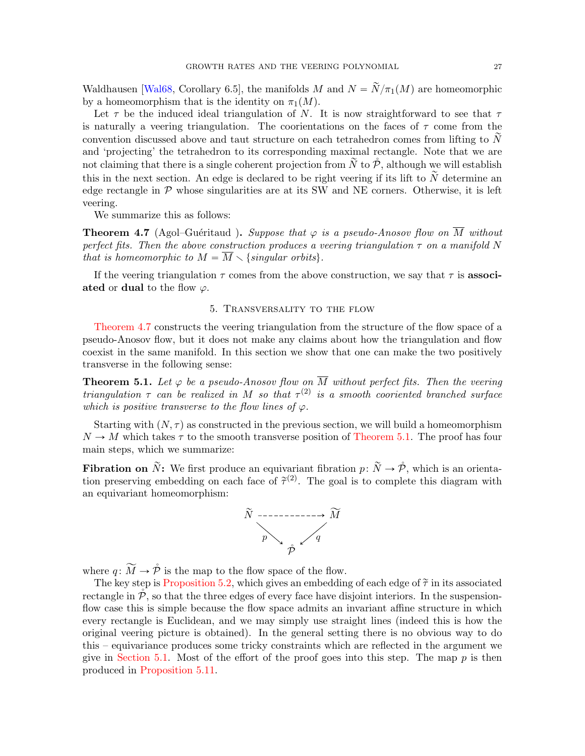Waldhausen [Wal68, Corollary 6.5], the manifolds $M$ and $N = \widetilde{N}/\pi_1(M)$ are homeomorphic by a homeomorphism that is the identity on $\pi_1(M)$.

Let $\tau$ be the induced ideal triangulation of $N$. It is now straightforward to see that $\tau$ is naturally a veering triangulation. The coorientations on the faces of $\tau$ come from the convention discussed above and taut structure on each tetrahedron comes from lifting to $\widetilde{N}$ and 'projecting' the tetrahedron to its corresponding maximal rectangle. Note that we are not claiming that there is a single coherent projection from $\widetilde{N}$ to $\mathring{\mathcal{P}}$, although we will establish this in the next section. An edge is declared to be right veering if its lift to $\widetilde{N}$ determine an edge rectangle in $\mathcal{P}$ whose singularities are at its SW and NE corners. Otherwise, it is left veering.

We summarize this as follows:

**Theorem 4.7** (Agol–Guéritaud ). *Suppose that $\varphi$ is a pseudo-Anosov flow on $\overline{M}$ without perfect fits. Then the above construction produces a veering triangulation $\tau$ on a manifold $N$ that is homeomorphic to $M = \overline{M} \smallsetminus \{singular\ orbits\}$.*

If the veering triangulation $\tau$ comes from the above construction, we say that $\tau$ is **associated** or **dual** to the flow $\varphi$.

## 5. Transversality to the flow

Theorem 4.7 constructs the veering triangulation from the structure of the flow space of a pseudo-Anosov flow, but it does not make any claims about how the triangulation and flow coexist in the same manifold. In this section we show that one can make the two positively transverse in the following sense:

**Theorem 5.1.** *Let $\varphi$ be a pseudo-Anosov flow on $\overline{M}$ without perfect fits. Then the veering triangulation $\tau$ can be realized in $M$ so that $\tau^{(2)}$ is a smooth cooriented branched surface which is positive transverse to the flow lines of $\varphi$.*

Starting with $(N, \tau)$ as constructed in the previous section, we will build a homeomorphism $N \to M$ which takes $\tau$ to the smooth transverse position of Theorem 5.1. The proof has four main steps, which we summarize:

**Fibration on $\widetilde{N}$:** We first produce an equivariant fibration $p \colon \widetilde{N} \to \mathring{\mathcal{P}}$, which is an orientation preserving embedding on each face of $\widetilde{\tau}^{(2)}$. The goal is to complete this diagram with an equivariant homeomorphism:

$$
\begin{array}{ccc}
\widetilde{N} & \dashrightarrow & \widetilde{M} \\
& {\scriptstyle p} \searrow \quad \swarrow {\scriptstyle q} & \\
& \mathring{\mathcal{P}} &
\end{array}
$$

where $q \colon \widetilde{M} \to \mathring{\mathcal{P}}$ is the map to the flow space of the flow.

The key step is Proposition 5.2, which gives an embedding of each edge of $\widetilde{\tau}$ in its associated rectangle in $\mathring{\mathcal{P}}$, so that the three edges of every face have disjoint interiors. In the suspension-flow case this is simple because the flow space admits an invariant affine structure in which every rectangle is Euclidean, and we may simply use straight lines (indeed this is how the original veering picture is obtained). In the general setting there is no obvious way to do this – equivariance produces some tricky constraints which are reflected in the argument we give in Section 5.1. Most of the effort of the proof goes into this step. The map $p$ is then produced in Proposition 5.11.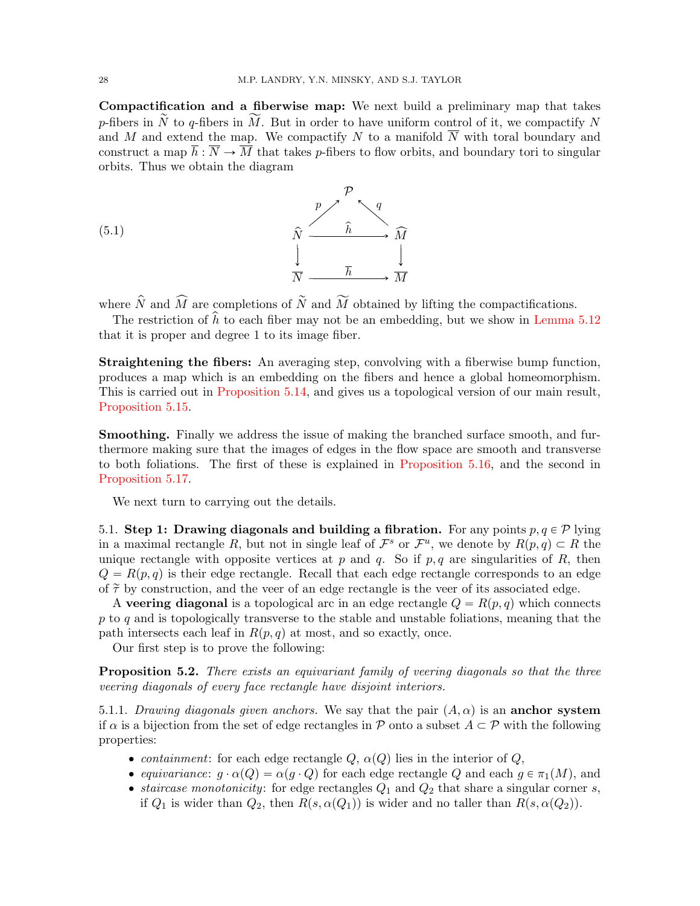**Compactification and a fiberwise map:** We next build a preliminary map that takes $p$-fibers in $\widetilde{N}$ to $q$-fibers in $\widetilde{M}$. But in order to have uniform control of it, we compactify $N$ and $M$ and extend the map. We compactify $N$ to a manifold $\overline{N}$ with toral boundary and construct a map $\overline{h}: \overline{N} \to \overline{M}$ that takes $p$-fibers to flow orbits, and boundary tori to singular orbits. Thus we obtain the diagram

$$
\begin{array}{ccccc}
 & & \mathcal{P} & & \\
 & \overset{p}{\nearrow} & & \overset{q}{\nwarrow} & \\
\widehat{N} & & \xrightarrow{\quad \widehat{h} \quad} & & \widehat{M} \\
\downarrow & & & & \downarrow \\
\overline{N} & & \xrightarrow{\quad \overline{h} \quad} & & \overline{M}
\end{array}
\tag{5.1}
$$

where $\widehat{N}$ and $\widehat{M}$ are completions of $\widetilde{N}$ and $\widetilde{M}$ obtained by lifting the compactifications.

The restriction of $\widehat{h}$ to each fiber may not be an embedding, but we show in Lemma 5.12 that it is proper and degree 1 to its image fiber.

**Straightening the fibers:** An averaging step, convolving with a fiberwise bump function, produces a map which is an embedding on the fibers and hence a global homeomorphism. This is carried out in Proposition 5.14, and gives us a topological version of our main result, Proposition 5.15.

**Smoothing.** Finally we address the issue of making the branched surface smooth, and furthermore making sure that the images of edges in the flow space are smooth and transverse to both foliations. The first of these is explained in Proposition 5.16, and the second in Proposition 5.17.

We next turn to carrying out the details.

## 5.1. Step 1: Drawing diagonals and building a fibration.

For any points $p, q \in \mathcal{P}$ lying in a maximal rectangle $R$, but not in single leaf of $\mathcal{F}^s$ or $\mathcal{F}^u$, we denote by $R(p,q) \subset R$ the unique rectangle with opposite vertices at $p$ and $q$. So if $p, q$ are singularities of $R$, then $Q = R(p,q)$ is their edge rectangle. Recall that each edge rectangle corresponds to an edge of $\widetilde{\tau}$ by construction, and the veer of an edge rectangle is the veer of its associated edge.

A **veering diagonal** is a topological arc in an edge rectangle $Q = R(p,q)$ which connects $p$ to $q$ and is topologically transverse to the stable and unstable foliations, meaning that the path intersects each leaf in $R(p,q)$ at most, and so exactly, once.

Our first step is to prove the following:

**Proposition 5.2.** *There exists an equivariant family of veering diagonals so that the three veering diagonals of every face rectangle have disjoint interiors.*

### 5.1.1. *Drawing diagonals given anchors.*

We say that the pair $(A, \alpha)$ is an **anchor system** if $\alpha$ is a bijection from the set of edge rectangles in $\mathcal{P}$ onto a subset $A \subset \mathcal{P}$ with the following properties:

- *containment*: for each edge rectangle $Q$, $\alpha(Q)$ lies in the interior of $Q$,
- *equivariance*: $g \cdot \alpha(Q) = \alpha(g \cdot Q)$ for each edge rectangle $Q$ and each $g \in \pi_1(M)$, and
- *staircase monotonicity*: for edge rectangles $Q_1$ and $Q_2$ that share a singular corner $s$, if $Q_1$ is wider than $Q_2$, then $R(s, \alpha(Q_1))$ is wider and no taller than $R(s, \alpha(Q_2))$.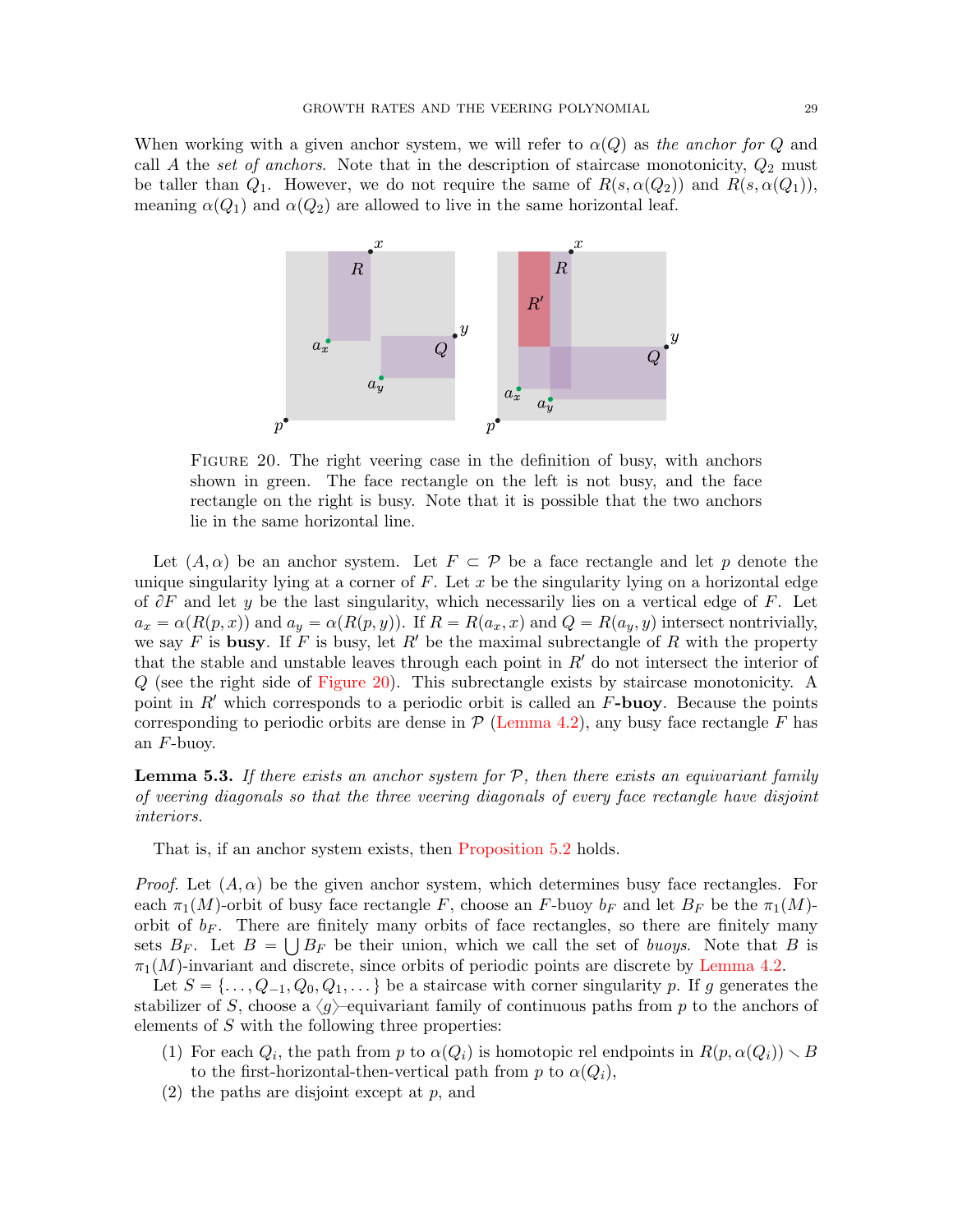When working with a given anchor system, we will refer to $\alpha(Q)$ as *the anchor for* $Q$ and call $A$ the *set of anchors*. Note that in the description of staircase monotonicity, $Q_2$ must be taller than $Q_1$. However, we do not require the same of $R(s, \alpha(Q_2))$ and $R(s, \alpha(Q_1))$, meaning $\alpha(Q_1)$ and $\alpha(Q_2)$ are allowed to live in the same horizontal leaf.

FIGURE 20. The right veering case in the definition of busy, with anchors shown in green. The face rectangle on the left is not busy, and the face rectangle on the right is busy. Note that it is possible that the two anchors lie in the same horizontal line.

Let $(A, \alpha)$ be an anchor system. Let $F \subset \mathcal{P}$ be a face rectangle and let $p$ denote the unique singularity lying at a corner of $F$. Let $x$ be the singularity lying on a horizontal edge of $\partial F$ and let $y$ be the last singularity, which necessarily lies on a vertical edge of $F$. Let $a_x = \alpha(R(p,x))$ and $a_y = \alpha(R(p,y))$. If $R = R(a_x, x)$ and $Q = R(a_y, y)$ intersect nontrivially, we say $F$ is **busy**. If $F$ is busy, let $R'$ be the maximal subrectangle of $R$ with the property that the stable and unstable leaves through each point in $R'$ do not intersect the interior of $Q$ (see the right side of Figure 20). This subrectangle exists by staircase monotonicity. A point in $R'$ which corresponds to a periodic orbit is called an $F$**-buoy**. Because the points corresponding to periodic orbits are dense in $\mathcal{P}$ (Lemma 4.2), any busy face rectangle $F$ has an $F$-buoy.

**Lemma 5.3.** *If there exists an anchor system for $\mathcal{P}$, then there exists an equivariant family of veering diagonals so that the three veering diagonals of every face rectangle have disjoint interiors.*

That is, if an anchor system exists, then Proposition 5.2 holds.

*Proof.* Let $(A, \alpha)$ be the given anchor system, which determines busy face rectangles. For each $\pi_1(M)$-orbit of busy face rectangle $F$, choose an $F$-buoy $b_F$ and let $B_F$ be the $\pi_1(M)$-orbit of $b_F$. There are finitely many orbits of face rectangles, so there are finitely many sets $B_F$. Let $B = \bigcup B_F$ be their union, which we call the set of *buoys*. Note that $B$ is $\pi_1(M)$-invariant and discrete, since orbits of periodic points are discrete by Lemma 4.2.

Let $S = \{\dots, Q_{-1}, Q_0, Q_1, \dots\}$ be a staircase with corner singularity $p$. If $g$ generates the stabilizer of $S$, choose a $\langle g \rangle$-equivariant family of continuous paths from $p$ to the anchors of elements of $S$ with the following three properties:

1. For each $Q_i$, the path from $p$ to $\alpha(Q_i)$ is homotopic rel endpoints in $R(p, \alpha(Q_i)) \smallsetminus B$ to the first-horizontal-then-vertical path from $p$ to $\alpha(Q_i)$,
2. the paths are disjoint except at $p$, and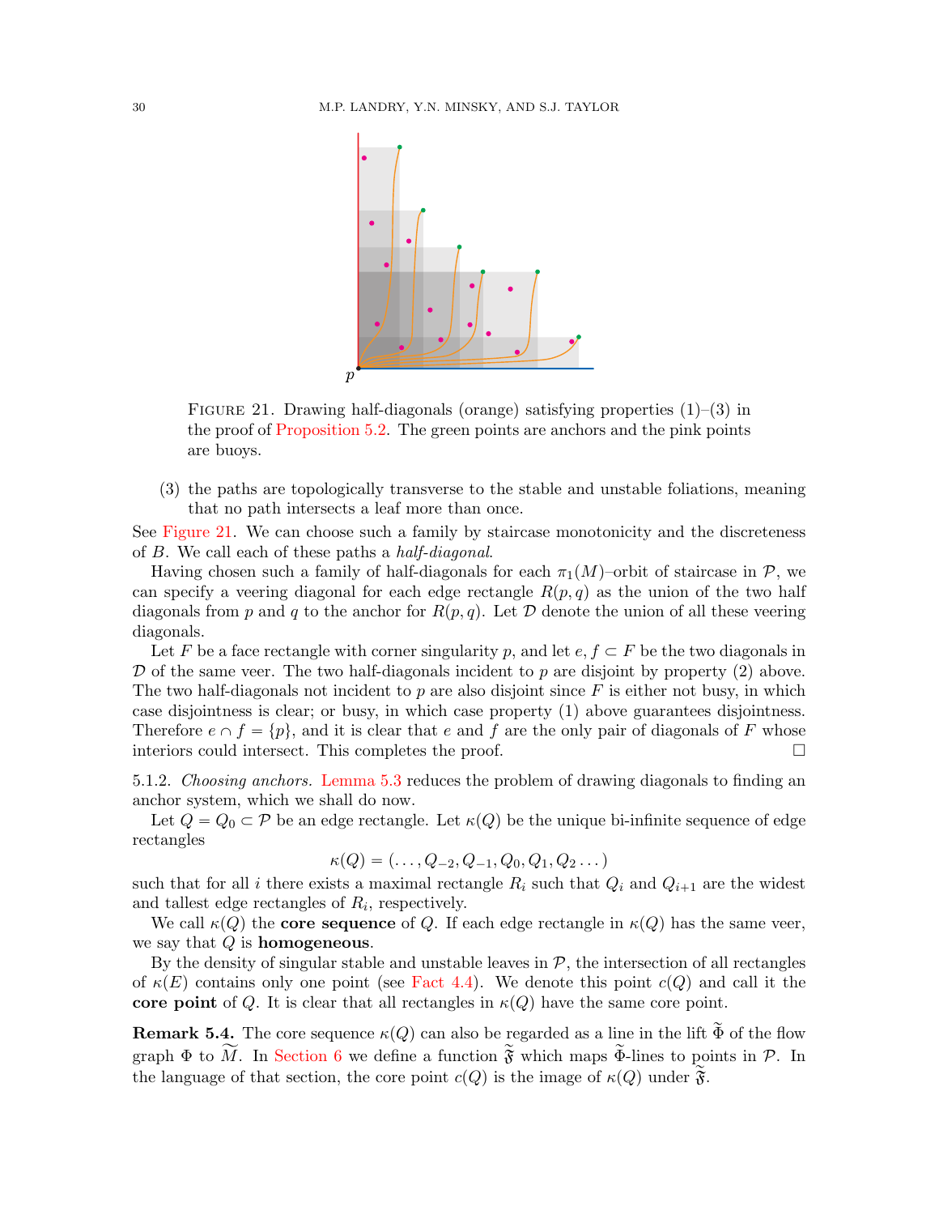FIGURE 21. Drawing half-diagonals (orange) satisfying properties (1)–(3) in the proof of Proposition 5.2. The green points are anchors and the pink points are buoys.

(3) the paths are topologically transverse to the stable and unstable foliations, meaning that no path intersects a leaf more than once.

See Figure 21. We can choose such a family by staircase monotonicity and the discreteness of $B$. We call each of these paths a *half-diagonal*.

Having chosen such a family of half-diagonals for each $\pi_1(M)$–orbit of staircase in $\mathcal{P}$, we can specify a veering diagonal for each edge rectangle $R(p,q)$ as the union of the two half diagonals from $p$ and $q$ to the anchor for $R(p,q)$. Let $\mathcal{D}$ denote the union of all these veering diagonals.

Let $F$ be a face rectangle with corner singularity $p$, and let $e, f \subset F$ be the two diagonals in $\mathcal{D}$ of the same veer. The two half-diagonals incident to $p$ are disjoint by property (2) above. The two half-diagonals not incident to $p$ are also disjoint since $F$ is either not busy, in which case disjointness is clear; or busy, in which case property (1) above guarantees disjointness. Therefore $e \cap f = \{p\}$, and it is clear that $e$ and $f$ are the only pair of diagonals of $F$ whose interiors could intersect. This completes the proof. □

5.1.2. *Choosing anchors.* Lemma 5.3 reduces the problem of drawing diagonals to finding an anchor system, which we shall do now.

Let $Q = Q_0 \subset \mathcal{P}$ be an edge rectangle. Let $\kappa(Q)$ be the unique bi-infinite sequence of edge rectangles

$$\kappa(Q) = (\ldots, Q_{-2}, Q_{-1}, Q_0, Q_1, Q_2 \ldots)$$

such that for all $i$ there exists a maximal rectangle $R_i$ such that $Q_i$ and $Q_{i+1}$ are the widest and tallest edge rectangles of $R_i$, respectively.

We call $\kappa(Q)$ the **core sequence** of $Q$. If each edge rectangle in $\kappa(Q)$ has the same veer, we say that $Q$ is **homogeneous**.

By the density of singular stable and unstable leaves in $\mathcal{P}$, the intersection of all rectangles of $\kappa(E)$ contains only one point (see Fact 4.4). We denote this point $c(Q)$ and call it the **core point** of $Q$. It is clear that all rectangles in $\kappa(Q)$ have the same core point.

**Remark 5.4.** The core sequence $\kappa(Q)$ can also be regarded as a line in the lift $\widetilde{\Phi}$ of the flow graph $\Phi$ to $\widetilde{M}$. In Section 6 we define a function $\widetilde{\mathfrak{F}}$ which maps $\widetilde{\Phi}$-lines to points in $\mathcal{P}$. In the language of that section, the core point $c(Q)$ is the image of $\kappa(Q)$ under $\widetilde{\mathfrak{F}}$.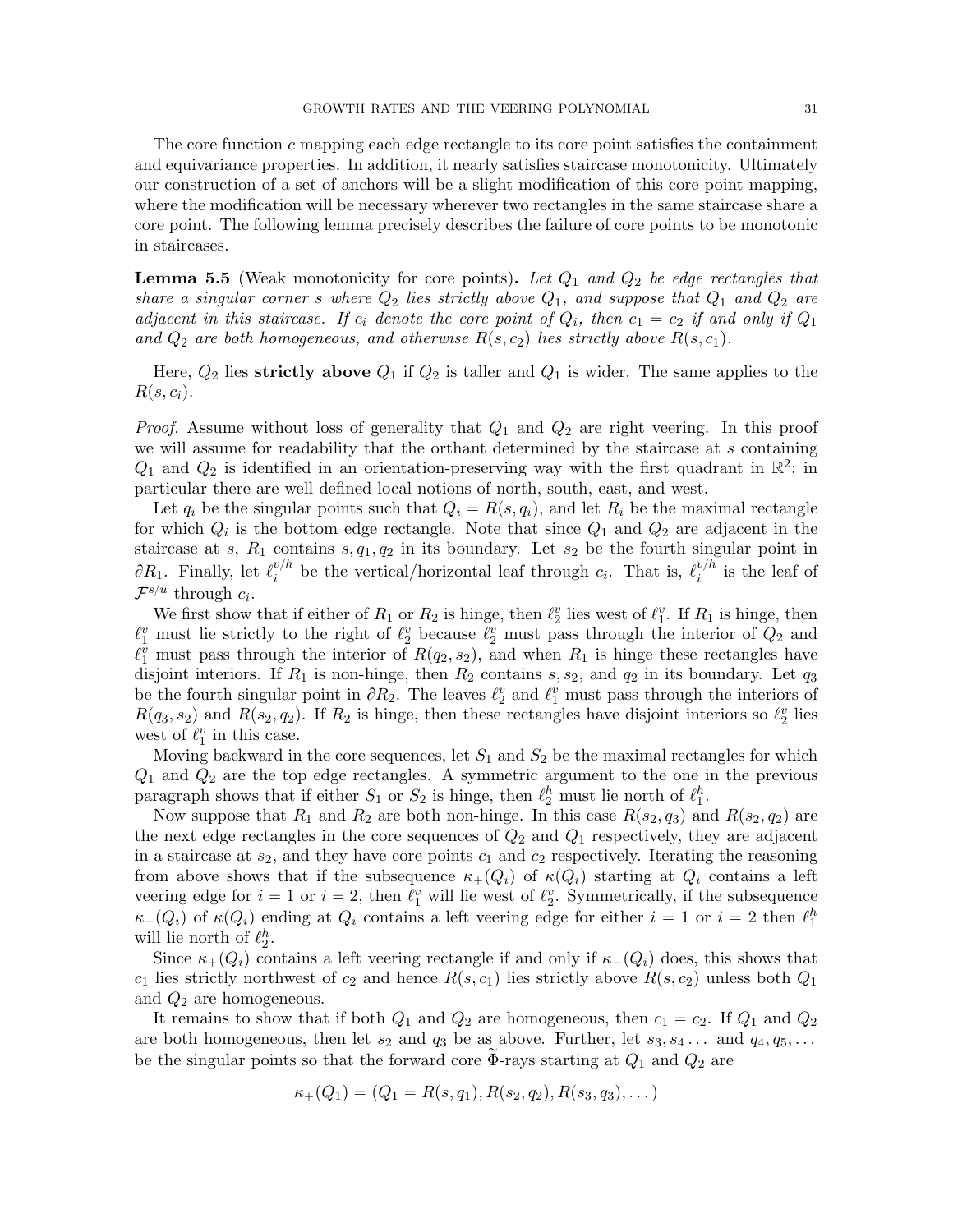The core function $c$ mapping each edge rectangle to its core point satisfies the containment and equivariance properties. In addition, it nearly satisfies staircase monotonicity. Ultimately our construction of a set of anchors will be a slight modification of this core point mapping, where the modification will be necessary wherever two rectangles in the same staircase share a core point. The following lemma precisely describes the failure of core points to be monotonic in staircases.

**Lemma 5.5** (Weak monotonicity for core points)**.** *Let $Q_1$ and $Q_2$ be edge rectangles that share a singular corner $s$ where $Q_2$ lies strictly above $Q_1$, and suppose that $Q_1$ and $Q_2$ are adjacent in this staircase. If $c_i$ denote the core point of $Q_i$, then $c_1 = c_2$ if and only if $Q_1$ and $Q_2$ are both homogeneous, and otherwise $R(s, c_2)$ lies strictly above $R(s, c_1)$.*

Here, $Q_2$ lies **strictly above** $Q_1$ if $Q_2$ is taller and $Q_1$ is wider. The same applies to the $R(s, c_i)$.

*Proof.* Assume without loss of generality that $Q_1$ and $Q_2$ are right veering. In this proof we will assume for readability that the orthant determined by the staircase at $s$ containing $Q_1$ and $Q_2$ is identified in an orientation-preserving way with the first quadrant in $\mathbb{R}^2$; in particular there are well defined local notions of north, south, east, and west.

Let $q_i$ be the singular points such that $Q_i = R(s, q_i)$, and let $R_i$ be the maximal rectangle for which $Q_i$ is the bottom edge rectangle. Note that since $Q_1$ and $Q_2$ are adjacent in the staircase at $s$, $R_1$ contains $s, q_1, q_2$ in its boundary. Let $s_2$ be the fourth singular point in $\partial R_1$. Finally, let $\ell_i^{v/h}$ be the vertical/horizontal leaf through $c_i$. That is, $\ell_i^{v/h}$ is the leaf of $\mathcal{F}^{s/u}$ through $c_i$.

We first show that if either of $R_1$ or $R_2$ is hinge, then $\ell_2^v$ lies west of $\ell_1^v$. If $R_1$ is hinge, then $\ell_1^v$ must lie strictly to the right of $\ell_2^v$ because $\ell_2^v$ must pass through the interior of $Q_2$ and $\ell_1^v$ must pass through the interior of $R(q_2, s_2)$, and when $R_1$ is hinge these rectangles have disjoint interiors. If $R_1$ is non-hinge, then $R_2$ contains $s, s_2$, and $q_2$ in its boundary. Let $q_3$ be the fourth singular point in $\partial R_2$. The leaves $\ell_2^v$ and $\ell_1^v$ must pass through the interiors of $R(q_3, s_2)$ and $R(s_2, q_2)$. If $R_2$ is hinge, then these rectangles have disjoint interiors so $\ell_2^v$ lies west of $\ell_1^v$ in this case.

Moving backward in the core sequences, let $S_1$ and $S_2$ be the maximal rectangles for which $Q_1$ and $Q_2$ are the top edge rectangles. A symmetric argument to the one in the previous paragraph shows that if either $S_1$ or $S_2$ is hinge, then $\ell_2^h$ must lie north of $\ell_1^h$.

Now suppose that $R_1$ and $R_2$ are both non-hinge. In this case $R(s_2, q_3)$ and $R(s_2, q_2)$ are the next edge rectangles in the core sequences of $Q_2$ and $Q_1$ respectively, they are adjacent in a staircase at $s_2$, and they have core points $c_1$ and $c_2$ respectively. Iterating the reasoning from above shows that if the subsequence $\kappa_+(Q_i)$ of $\kappa(Q_i)$ starting at $Q_i$ contains a left veering edge for $i = 1$ or $i = 2$, then $\ell_1^v$ will lie west of $\ell_2^v$. Symmetrically, if the subsequence $\kappa_-(Q_i)$ of $\kappa(Q_i)$ ending at $Q_i$ contains a left veering edge for either $i = 1$ or $i = 2$ then $\ell_1^h$ will lie north of $\ell_2^h$.

Since $\kappa_+(Q_i)$ contains a left veering rectangle if and only if $\kappa_-(Q_i)$ does, this shows that $c_1$ lies strictly northwest of $c_2$ and hence $R(s, c_1)$ lies strictly above $R(s, c_2)$ unless both $Q_1$ and $Q_2$ are homogeneous.

It remains to show that if both $Q_1$ and $Q_2$ are homogeneous, then $c_1 = c_2$. If $Q_1$ and $Q_2$ are both homogeneous, then let $s_2$ and $q_3$ be as above. Further, let $s_3, s_4 \dots$ and $q_4, q_5, \dots$ be the singular points so that the forward core $\widetilde{\Phi}$-rays starting at $Q_1$ and $Q_2$ are

$$\kappa_+(Q_1) = (Q_1 = R(s, q_1), R(s_2, q_2), R(s_3, q_3), \dots)$$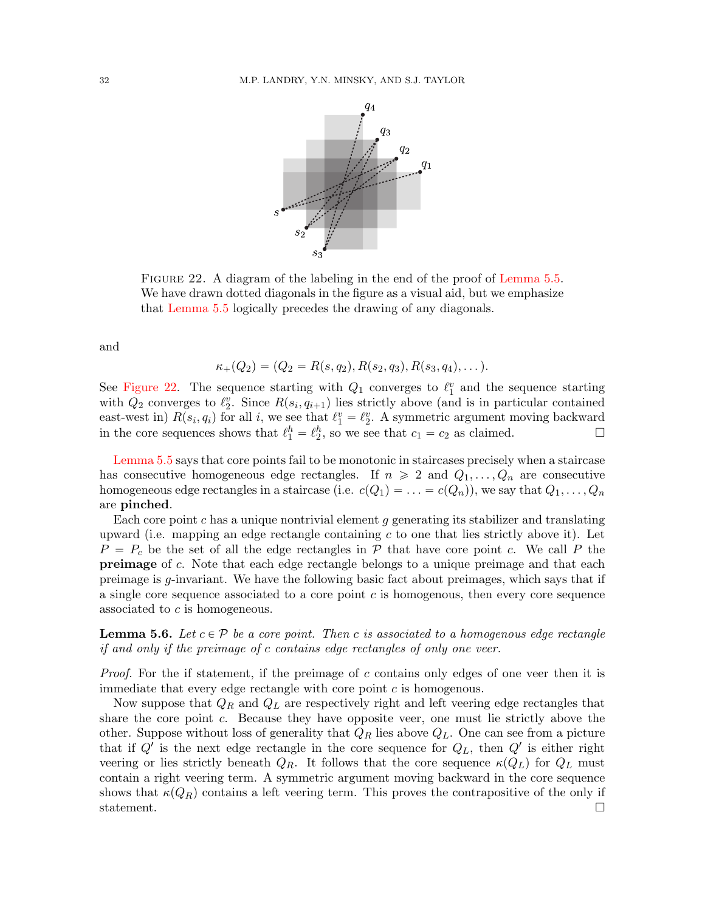FIGURE 22. A diagram of the labeling in the end of the proof of Lemma 5.5. We have drawn dotted diagonals in the figure as a visual aid, but we emphasize that Lemma 5.5 logically precedes the drawing of any diagonals.

and

$$\kappa_+(Q_2) = (Q_2 = R(s, q_2), R(s_2, q_3), R(s_3, q_4), \dots).$$

See Figure 22. The sequence starting with $Q_1$ converges to $\ell_1^v$ and the sequence starting with $Q_2$ converges to $\ell_2^v$. Since $R(s_i, q_{i+1})$ lies strictly above (and is in particular contained east-west in) $R(s_i, q_i)$ for all $i$, we see that $\ell_1^v = \ell_2^v$. A symmetric argument moving backward in the core sequences shows that $\ell_1^h = \ell_2^h$, so we see that $c_1 = c_2$ as claimed. □

Lemma 5.5 says that core points fail to be monotonic in staircases precisely when a staircase has consecutive homogeneous edge rectangles. If $n \geqslant 2$ and $Q_1, \dots, Q_n$ are consecutive homogeneous edge rectangles in a staircase (i.e. $c(Q_1) = \dots = c(Q_n)$), we say that $Q_1, \dots, Q_n$ are **pinched**.

Each core point $c$ has a unique nontrivial element $g$ generating its stabilizer and translating upward (i.e. mapping an edge rectangle containing $c$ to one that lies strictly above it). Let $P = P_c$ be the set of all the edge rectangles in $\mathcal{P}$ that have core point $c$. We call $P$ the **preimage** of $c$. Note that each edge rectangle belongs to a unique preimage and that each preimage is $g$-invariant. We have the following basic fact about preimages, which says that if a single core sequence associated to a core point $c$ is homogenous, then every core sequence associated to $c$ is homogeneous.

**Lemma 5.6.** *Let $c \in \mathcal{P}$ be a core point. Then $c$ is associated to a homogenous edge rectangle if and only if the preimage of $c$ contains edge rectangles of only one veer.*

*Proof.* For the if statement, if the preimage of $c$ contains only edges of one veer then it is immediate that every edge rectangle with core point $c$ is homogenous.

Now suppose that $Q_R$ and $Q_L$ are respectively right and left veering edge rectangles that share the core point $c$. Because they have opposite veer, one must lie strictly above the other. Suppose without loss of generality that $Q_R$ lies above $Q_L$. One can see from a picture that if $Q'$ is the next edge rectangle in the core sequence for $Q_L$, then $Q'$ is either right veering or lies strictly beneath $Q_R$. It follows that the core sequence $\kappa(Q_L)$ for $Q_L$ must contain a right veering term. A symmetric argument moving backward in the core sequence shows that $\kappa(Q_R)$ contains a left veering term. This proves the contrapositive of the only if statement. □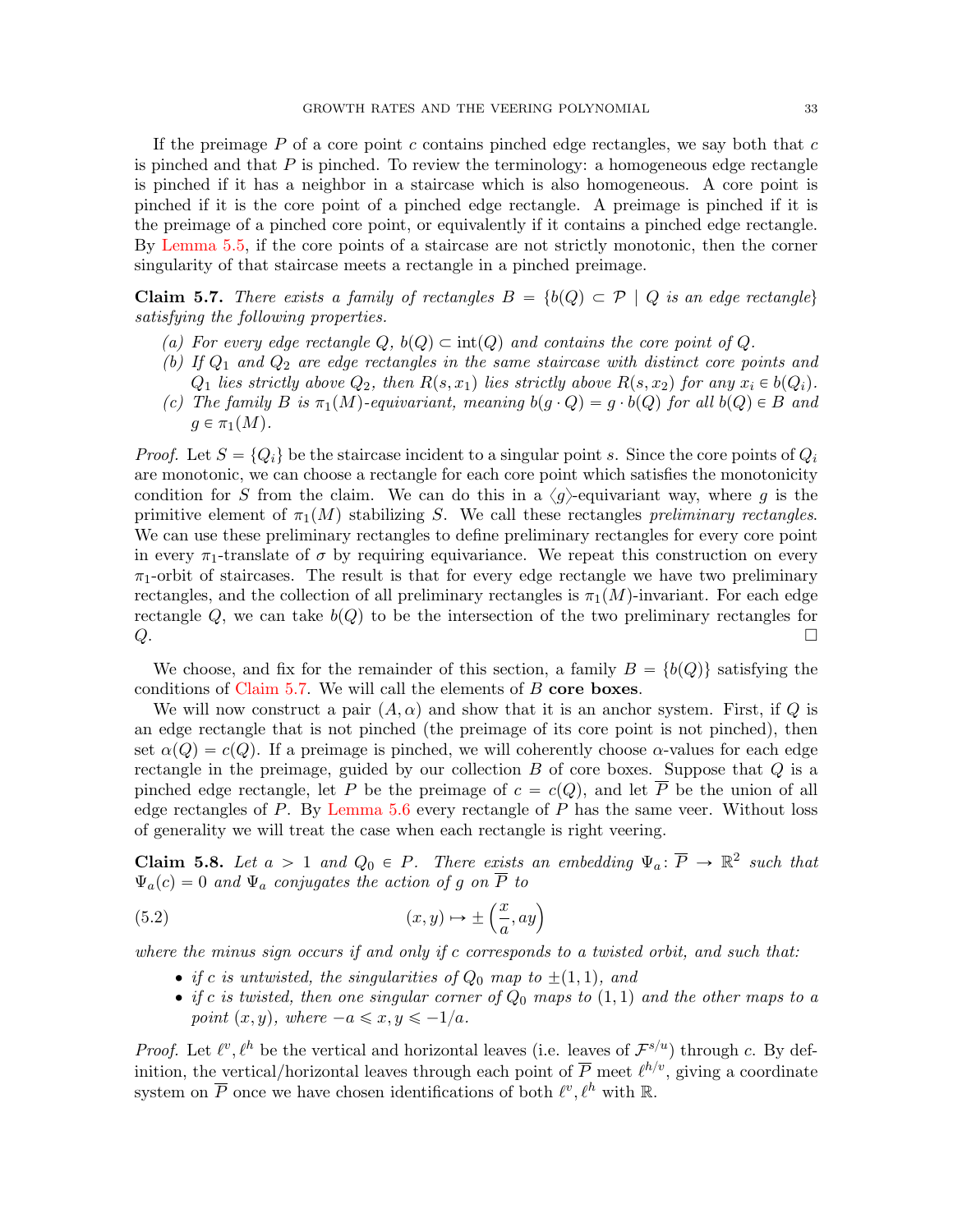If the preimage $P$ of a core point $c$ contains pinched edge rectangles, we say both that $c$ is pinched and that $P$ is pinched. To review the terminology: a homogeneous edge rectangle is pinched if it has a neighbor in a staircase which is also homogeneous. A core point is pinched if it is the core point of a pinched edge rectangle. A preimage is pinched if it is the preimage of a pinched core point, or equivalently if it contains a pinched edge rectangle. By Lemma 5.5, if the core points of a staircase are not strictly monotonic, then the corner singularity of that staircase meets a rectangle in a pinched preimage.

**Claim 5.7.** *There exists a family of rectangles $B = \{b(Q) \subset \mathcal{P} \mid Q \text{ is an edge rectangle}\}$ satisfying the following properties.*

- *(a) For every edge rectangle $Q$, $b(Q) \subset \operatorname{int}(Q)$ and contains the core point of $Q$.*
- *(b) If $Q_1$ and $Q_2$ are edge rectangles in the same staircase with distinct core points and $Q_1$ lies strictly above $Q_2$, then $R(s, x_1)$ lies strictly above $R(s, x_2)$ for any $x_i \in b(Q_i)$.*
- *(c) The family $B$ is $\pi_1(M)$-equivariant, meaning $b(g \cdot Q) = g \cdot b(Q)$ for all $b(Q) \in B$ and $g \in \pi_1(M)$.*

*Proof.* Let $S = \{Q_i\}$ be the staircase incident to a singular point $s$. Since the core points of $Q_i$ are monotonic, we can choose a rectangle for each core point which satisfies the monotonicity condition for $S$ from the claim. We can do this in a $\langle g \rangle$-equivariant way, where $g$ is the primitive element of $\pi_1(M)$ stabilizing $S$. We call these rectangles *preliminary rectangles*. We can use these preliminary rectangles to define preliminary rectangles for every core point in every $\pi_1$-translate of $\sigma$ by requiring equivariance. We repeat this construction on every $\pi_1$-orbit of staircases. The result is that for every edge rectangle we have two preliminary rectangles, and the collection of all preliminary rectangles is $\pi_1(M)$-invariant. For each edge rectangle $Q$, we can take $b(Q)$ to be the intersection of the two preliminary rectangles for $Q$. $\square$

We choose, and fix for the remainder of this section, a family $B = \{b(Q)\}$ satisfying the conditions of Claim 5.7. We will call the elements of $B$ **core boxes**.

We will now construct a pair $(A, \alpha)$ and show that it is an anchor system. First, if $Q$ is an edge rectangle that is not pinched (the preimage of its core point is not pinched), then set $\alpha(Q) = c(Q)$. If a preimage is pinched, we will coherently choose $\alpha$-values for each edge rectangle in the preimage, guided by our collection $B$ of core boxes. Suppose that $Q$ is a pinched edge rectangle, let $P$ be the preimage of $c = c(Q)$, and let $\overline{P}$ be the union of all edge rectangles of $P$. By Lemma 5.6 every rectangle of $P$ has the same veer. Without loss of generality we will treat the case when each rectangle is right veering.

**Claim 5.8.** *Let $a > 1$ and $Q_0 \in P$. There exists an embedding $\Psi_a \colon \overline{P} \to \mathbb{R}^2$ such that $\Psi_a(c) = 0$ and $\Psi_a$ conjugates the action of $g$ on $\overline{P}$ to*

$$(x, y) \mapsto \pm \left(\frac{x}{a}, ay\right) \tag{5.2}$$

*where the minus sign occurs if and only if $c$ corresponds to a twisted orbit, and such that:*

- *if $c$ is untwisted, the singularities of $Q_0$ map to $\pm(1, 1)$, and*
- *if $c$ is twisted, then one singular corner of $Q_0$ maps to $(1, 1)$ and the other maps to a point $(x, y)$, where $-a \leqslant x, y \leqslant -1/a$.*

*Proof.* Let $\ell^v, \ell^h$ be the vertical and horizontal leaves (i.e. leaves of $\mathcal{F}^{s/u}$) through $c$. By definition, the vertical/horizontal leaves through each point of $\overline{P}$ meet $\ell^{h/v}$, giving a coordinate system on $\overline{P}$ once we have chosen identifications of both $\ell^v, \ell^h$ with $\mathbb{R}$.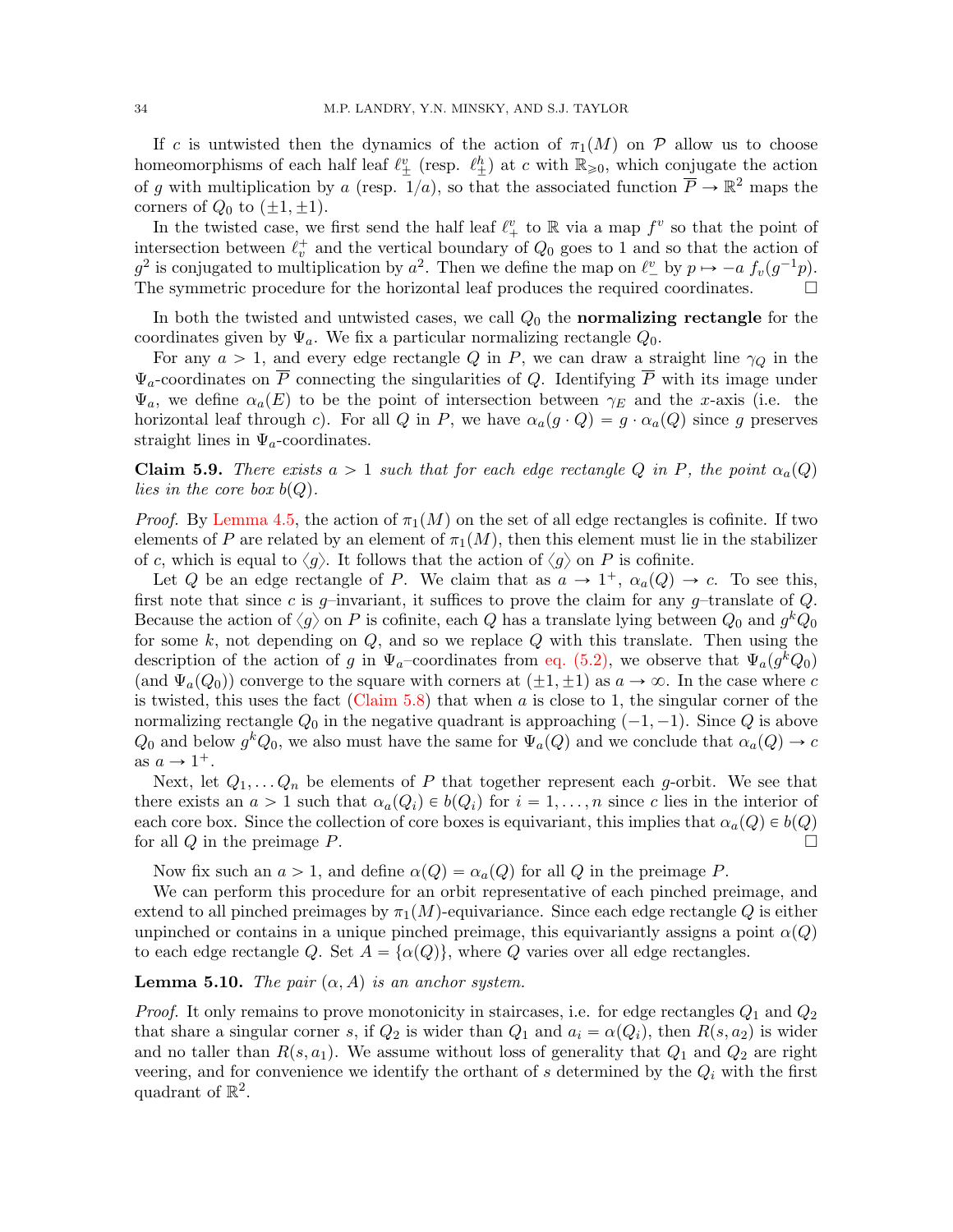If $c$ is untwisted then the dynamics of the action of $\pi_1(M)$ on $\mathcal{P}$ allow us to choose homeomorphisms of each half leaf $\ell^v_\pm$ (resp. $\ell^h_\pm$) at $c$ with $\mathbb{R}_{\geqslant 0}$, which conjugate the action of $g$ with multiplication by $a$ (resp. $1/a$), so that the associated function $\overline{P} \to \mathbb{R}^2$ maps the corners of $Q_0$ to $(\pm 1, \pm 1)$.

In the twisted case, we first send the half leaf $\ell^v_+$ to $\mathbb{R}$ via a map $f^v$ so that the point of intersection between $\ell^+_v$ and the vertical boundary of $Q_0$ goes to 1 and so that the action of $g^2$ is conjugated to multiplication by $a^2$. Then we define the map on $\ell^v_-$ by $p \mapsto -a\ f_v(g^{-1}p)$. The symmetric procedure for the horizontal leaf produces the required coordinates. $\square$

In both the twisted and untwisted cases, we call $Q_0$ the **normalizing rectangle** for the coordinates given by $\Psi_a$. We fix a particular normalizing rectangle $Q_0$.

For any $a > 1$, and every edge rectangle $Q$ in $P$, we can draw a straight line $\gamma_Q$ in the $\Psi_a$-coordinates on $\overline{P}$ connecting the singularities of $Q$. Identifying $\overline{P}$ with its image under $\Psi_a$, we define $\alpha_a(E)$ to be the point of intersection between $\gamma_E$ and the $x$-axis (i.e. the horizontal leaf through $c$). For all $Q$ in $P$, we have $\alpha_a(g \cdot Q) = g \cdot \alpha_a(Q)$ since $g$ preserves straight lines in $\Psi_a$-coordinates.

**Claim 5.9.** *There exists $a > 1$ such that for each edge rectangle $Q$ in $P$, the point $\alpha_a(Q)$ lies in the core box $b(Q)$.*

*Proof.* By Lemma 4.5, the action of $\pi_1(M)$ on the set of all edge rectangles is cofinite. If two elements of $P$ are related by an element of $\pi_1(M)$, then this element must lie in the stabilizer of $c$, which is equal to $\langle g \rangle$. It follows that the action of $\langle g \rangle$ on $P$ is cofinite.

Let $Q$ be an edge rectangle of $P$. We claim that as $a \to 1^+$, $\alpha_a(Q) \to c$. To see this, first note that since $c$ is $g$–invariant, it suffices to prove the claim for any $g$–translate of $Q$. Because the action of $\langle g \rangle$ on $P$ is cofinite, each $Q$ has a translate lying between $Q_0$ and $g^k Q_0$ for some $k$, not depending on $Q$, and so we replace $Q$ with this translate. Then using the description of the action of $g$ in $\Psi_a$–coordinates from eq. (5.2), we observe that $\Psi_a(g^k Q_0)$ (and $\Psi_a(Q_0)$) converge to the square with corners at $(\pm 1, \pm 1)$ as $a \to \infty$. In the case where $c$ is twisted, this uses the fact (Claim 5.8) that when $a$ is close to 1, the singular corner of the normalizing rectangle $Q_0$ in the negative quadrant is approaching $(-1, -1)$. Since $Q$ is above $Q_0$ and below $g^k Q_0$, we also must have the same for $\Psi_a(Q)$ and we conclude that $\alpha_a(Q) \to c$ as $a \to 1^+$.

Next, let $Q_1, \ldots Q_n$ be elements of $P$ that together represent each $g$-orbit. We see that there exists an $a > 1$ such that $\alpha_a(Q_i) \in b(Q_i)$ for $i = 1, \ldots, n$ since $c$ lies in the interior of each core box. Since the collection of core boxes is equivariant, this implies that $\alpha_a(Q) \in b(Q)$ for all $Q$ in the preimage $P$. $\square$

Now fix such an $a > 1$, and define $\alpha(Q) = \alpha_a(Q)$ for all $Q$ in the preimage $P$.

We can perform this procedure for an orbit representative of each pinched preimage, and extend to all pinched preimages by $\pi_1(M)$-equivariance. Since each edge rectangle $Q$ is either unpinched or contains in a unique pinched preimage, this equivariantly assigns a point $\alpha(Q)$ to each edge rectangle $Q$. Set $A = \{\alpha(Q)\}$, where $Q$ varies over all edge rectangles.

**Lemma 5.10.** *The pair $(\alpha, A)$ is an anchor system.*

*Proof.* It only remains to prove monotonicity in staircases, i.e. for edge rectangles $Q_1$ and $Q_2$ that share a singular corner $s$, if $Q_2$ is wider than $Q_1$ and $a_i = \alpha(Q_i)$, then $R(s, a_2)$ is wider and no taller than $R(s, a_1)$. We assume without loss of generality that $Q_1$ and $Q_2$ are right veering, and for convenience we identify the orthant of $s$ determined by the $Q_i$ with the first quadrant of $\mathbb{R}^2$.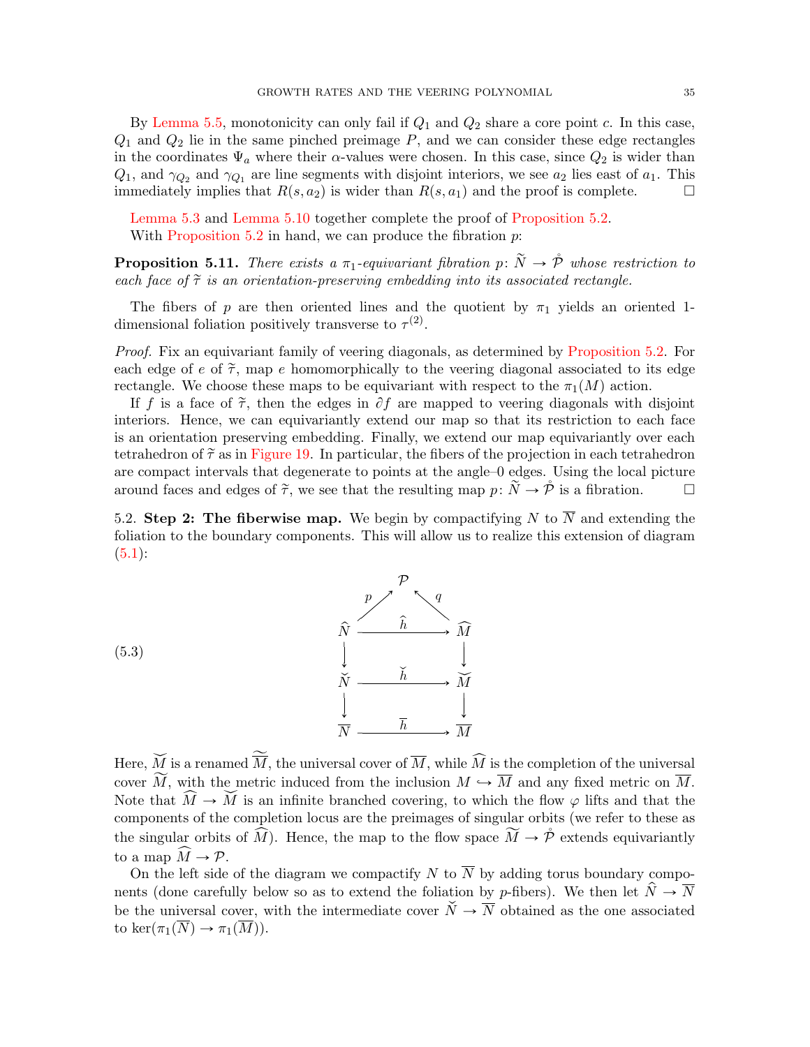By Lemma 5.5, monotonicity can only fail if $Q_1$ and $Q_2$ share a core point $c$. In this case, $Q_1$ and $Q_2$ lie in the same pinched preimage $P$, and we can consider these edge rectangles in the coordinates $\Psi_a$ where their $\alpha$-values were chosen. In this case, since $Q_2$ is wider than $Q_1$, and $\gamma_{Q_2}$ and $\gamma_{Q_1}$ are line segments with disjoint interiors, we see $a_2$ lies east of $a_1$. This immediately implies that $R(s, a_2)$ is wider than $R(s, a_1)$ and the proof is complete. □

Lemma 5.3 and Lemma 5.10 together complete the proof of Proposition 5.2.

With Proposition 5.2 in hand, we can produce the fibration $p$:

**Proposition 5.11.** *There exists a $\pi_1$-equivariant fibration $p\colon \widetilde{N} \to \mathring{\mathcal{P}}$ whose restriction to each face of $\widetilde{\tau}$ is an orientation-preserving embedding into its associated rectangle.*

The fibers of $p$ are then oriented lines and the quotient by $\pi_1$ yields an oriented 1-dimensional foliation positively transverse to $\tau^{(2)}$.

*Proof.* Fix an equivariant family of veering diagonals, as determined by Proposition 5.2. For each edge of $e$ of $\widetilde{\tau}$, map $e$ homomorphically to the veering diagonal associated to its edge rectangle. We choose these maps to be equivariant with respect to the $\pi_1(M)$ action.

If $f$ is a face of $\widetilde{\tau}$, then the edges in $\partial f$ are mapped to veering diagonals with disjoint interiors. Hence, we can equivariantly extend our map so that its restriction to each face is an orientation preserving embedding. Finally, we extend our map equivariantly over each tetrahedron of $\widetilde{\tau}$ as in Figure 19. In particular, the fibers of the projection in each tetrahedron are compact intervals that degenerate to points at the angle–0 edges. Using the local picture around faces and edges of $\widetilde{\tau}$, we see that the resulting map $p\colon \widetilde{N} \to \mathring{\mathcal{P}}$ is a fibration. □

5.2. **Step 2: The fiberwise map.** We begin by compactifying $N$ to $\overline{N}$ and extending the foliation to the boundary components. This will allow us to realize this extension of diagram (5.1):

$$
\begin{array}{ccccc}
 & & \mathcal{P} & & \\
 & \overset{p}{\nearrow} & & \overset{q}{\nwarrow} & \\
\widehat{N} & & \xrightarrow{\quad \widehat{h} \quad} & & \widehat{M} \\
\downarrow & & & & \downarrow \\
\check{N} & & \xrightarrow{\quad \check{h} \quad} & & \breve{M} \\
\downarrow & & & & \downarrow \\
\overline{N} & & \xrightarrow{\quad \overline{h} \quad} & & \overline{M}
\end{array}
\tag{5.3}
$$

Here, $\breve{M}$ is a renamed $\widetilde{\overline{M}}$, the universal cover of $\overline{M}$, while $\widehat{M}$ is the completion of the universal cover $\widetilde{M}$, with the metric induced from the inclusion $M \hookrightarrow \overline{M}$ and any fixed metric on $\overline{M}$. Note that $\widehat{M} \to \breve{M}$ is an infinite branched covering, to which the flow $\varphi$ lifts and that the components of the completion locus are the preimages of singular orbits (we refer to these as the singular orbits of $\widehat{M}$). Hence, the map to the flow space $\widetilde{M} \to \mathring{\mathcal{P}}$ extends equivariantly to a map $\widehat{M} \to \mathcal{P}$.

On the left side of the diagram we compactify $N$ to $\overline{N}$ by adding torus boundary components (done carefully below so as to extend the foliation by $p$-fibers). We then let $\hat{N} \to \overline{N}$ be the universal cover, with the intermediate cover $\check{N} \to \overline{N}$ obtained as the one associated to $\ker(\pi_1(\overline{N}) \to \pi_1(\overline{M}))$.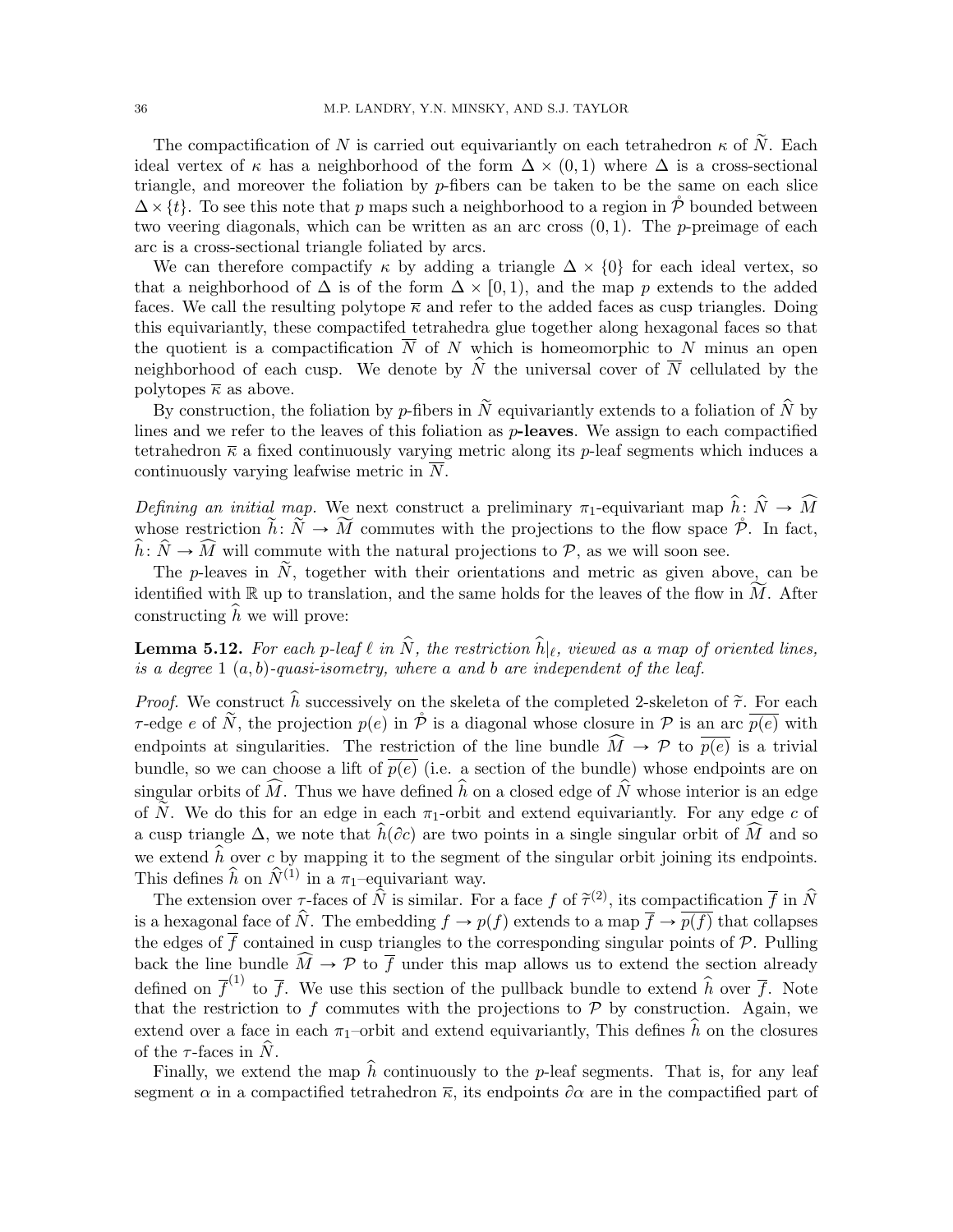The compactification of $N$ is carried out equivariantly on each tetrahedron $\kappa$ of $\widetilde{N}$. Each ideal vertex of $\kappa$ has a neighborhood of the form $\Delta \times (0,1)$ where $\Delta$ is a cross-sectional triangle, and moreover the foliation by $p$-fibers can be taken to be the same on each slice $\Delta \times \{t\}$. To see this note that $p$ maps such a neighborhood to a region in $\mathring{\mathcal{P}}$ bounded between two veering diagonals, which can be written as an arc cross $(0,1)$. The $p$-preimage of each arc is a cross-sectional triangle foliated by arcs.

We can therefore compactify $\kappa$ by adding a triangle $\Delta \times \{0\}$ for each ideal vertex, so that a neighborhood of $\Delta$ is of the form $\Delta \times [0,1)$, and the map $p$ extends to the added faces. We call the resulting polytope $\overline{\kappa}$ and refer to the added faces as cusp triangles. Doing this equivariantly, these compactifed tetrahedra glue together along hexagonal faces so that the quotient is a compactification $\overline{N}$ of $N$ which is homeomorphic to $N$ minus an open neighborhood of each cusp. We denote by $\widehat{N}$ the universal cover of $\overline{N}$ cellulated by the polytopes $\overline{\kappa}$ as above.

By construction, the foliation by $p$-fibers in $\widetilde{N}$ equivariantly extends to a foliation of $\widehat{N}$ by lines and we refer to the leaves of this foliation as **$p$-leaves**. We assign to each compactified tetrahedron $\overline{\kappa}$ a fixed continuously varying metric along its $p$-leaf segments which induces a continuously varying leafwise metric in $\overline{N}$.

*Defining an initial map.* We next construct a preliminary $\pi_1$-equivariant map $\widehat{h}\colon \widehat{N} \to \widehat{M}$ whose restriction $\widetilde{h}\colon \widetilde{N} \to \widetilde{M}$ commutes with the projections to the flow space $\mathring{\mathcal{P}}$. In fact, $\widehat{h}\colon \widehat{N} \to \widehat{M}$ will commute with the natural projections to $\mathcal{P}$, as we will soon see.

The $p$-leaves in $\widetilde{N}$, together with their orientations and metric as given above, can be identified with $\mathbb{R}$ up to translation, and the same holds for the leaves of the flow in $\widetilde{M}$. After constructing $\widehat{h}$ we will prove:

**Lemma 5.12.** *For each $p$-leaf $\ell$ in $\widehat{N}$, the restriction $\widehat{h}|_\ell$, viewed as a map of oriented lines, is a degree 1 $(a,b)$-quasi-isometry, where $a$ and $b$ are independent of the leaf.*

*Proof.* We construct $\widehat{h}$ successively on the skeleta of the completed 2-skeleton of $\widetilde{\tau}$. For each $\tau$-edge $e$ of $\widehat{N}$, the projection $p(e)$ in $\mathring{\mathcal{P}}$ is a diagonal whose closure in $\mathcal{P}$ is an arc $\overline{p(e)}$ with endpoints at singularities. The restriction of the line bundle $\widehat{M} \to \mathcal{P}$ to $\overline{p(e)}$ is a trivial bundle, so we can choose a lift of $\overline{p(e)}$ (i.e. a section of the bundle) whose endpoints are on singular orbits of $\widehat{M}$. Thus we have defined $\widehat{h}$ on a closed edge of $\widehat{N}$ whose interior is an edge of $\widetilde{N}$. We do this for an edge in each $\pi_1$-orbit and extend equivariantly. For any edge $c$ of a cusp triangle $\Delta$, we note that $\widehat{h}(\partial c)$ are two points in a single singular orbit of $\widehat{M}$ and so we extend $\widehat{h}$ over $c$ by mapping it to the segment of the singular orbit joining its endpoints. This defines $\widehat{h}$ on $\widehat{N}^{(1)}$ in a $\pi_1$–equivariant way.

The extension over $\tau$-faces of $\widehat{N}$ is similar. For a face $f$ of $\widetilde{\tau}^{(2)}$, its compactification $\overline{f}$ in $\widehat{N}$ is a hexagonal face of $\widehat{N}$. The embedding $f \to p(f)$ extends to a map $\overline{f} \to \overline{p(f)}$ that collapses the edges of $\overline{f}$ contained in cusp triangles to the corresponding singular points of $\mathcal{P}$. Pulling back the line bundle $\widehat{M} \to \mathcal{P}$ to $\overline{f}$ under this map allows us to extend the section already defined on $\overline{f}^{(1)}$ to $\overline{f}$. We use this section of the pullback bundle to extend $\widehat{h}$ over $\overline{f}$. Note that the restriction to $f$ commutes with the projections to $\mathcal{P}$ by construction. Again, we extend over a face in each $\pi_1$–orbit and extend equivariantly, This defines $\widehat{h}$ on the closures of the $\tau$-faces in $\widehat{N}$.

Finally, we extend the map $\widehat{h}$ continuously to the $p$-leaf segments. That is, for any leaf segment $\alpha$ in a compactified tetrahedron $\overline{\kappa}$, its endpoints $\partial\alpha$ are in the compactified part of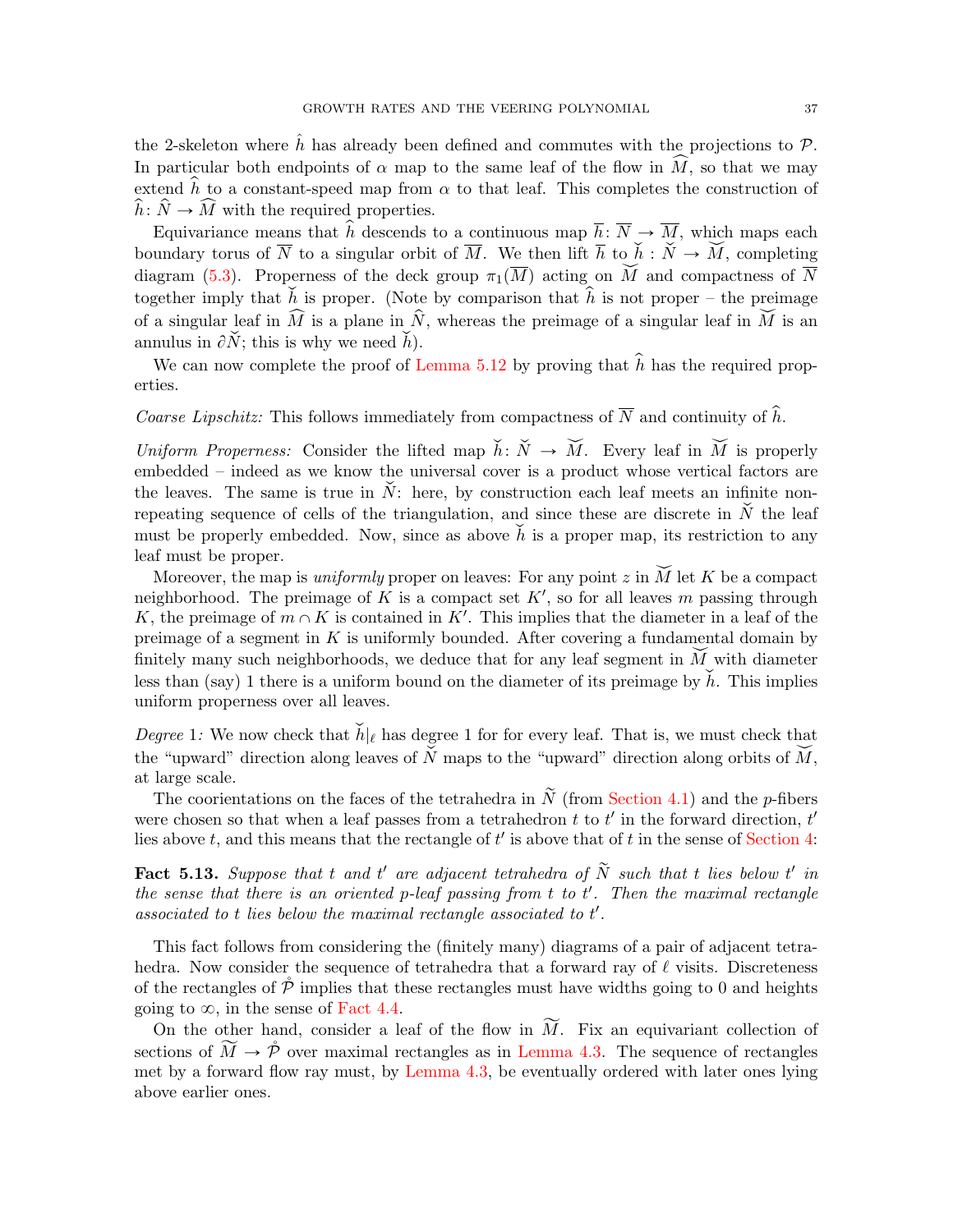the 2-skeleton where $\hat{h}$ has already been defined and commutes with the projections to $\mathcal{P}$. In particular both endpoints of $\alpha$ map to the same leaf of the flow in $\widehat{M}$, so that we may extend $\widehat{h}$ to a constant-speed map from $\alpha$ to that leaf. This completes the construction of $\widehat{h}\colon \widehat{N} \to \widehat{M}$ with the required properties.

Equivariance means that $\widehat{h}$ descends to a continuous map $\overline{h}\colon \overline{N} \to \overline{M}$, which maps each boundary torus of $\overline{N}$ to a singular orbit of $\overline{M}$. We then lift $\overline{h}$ to $\breve{h} : \breve{N} \to \breve{M}$, completing diagram (5.3). Properness of the deck group $\pi_1(\overline{M})$ acting on $\breve{M}$ and compactness of $\overline{N}$ together imply that $\breve{h}$ is proper. (Note by comparison that $\widehat{h}$ is not proper – the preimage of a singular leaf in $\widehat{M}$ is a plane in $\widehat{N}$, whereas the preimage of a singular leaf in $\breve{M}$ is an annulus in $\partial\breve{N}$; this is why we need $\breve{h}$).

We can now complete the proof of Lemma 5.12 by proving that $\widehat{h}$ has the required properties.

*Coarse Lipschitz:* This follows immediately from compactness of $\overline{N}$ and continuity of $\widehat{h}$.

*Uniform Properness:* Consider the lifted map $\breve{h}\colon \breve{N} \to \breve{M}$. Every leaf in $\breve{M}$ is properly embedded – indeed as we know the universal cover is a product whose vertical factors are the leaves. The same is true in $\breve{N}$: here, by construction each leaf meets an infinite non-repeating sequence of cells of the triangulation, and since these are discrete in $\breve{N}$ the leaf must be properly embedded. Now, since as above $\breve{h}$ is a proper map, its restriction to any leaf must be proper.

Moreover, the map is *uniformly* proper on leaves: For any point $z$ in $\breve{M}$ let $K$ be a compact neighborhood. The preimage of $K$ is a compact set $K'$, so for all leaves $m$ passing through $K$, the preimage of $m \cap K$ is contained in $K'$. This implies that the diameter in a leaf of the preimage of a segment in $K$ is uniformly bounded. After covering a fundamental domain by finitely many such neighborhoods, we deduce that for any leaf segment in $\breve{M}$ with diameter less than (say) 1 there is a uniform bound on the diameter of its preimage by $\breve{h}$. This implies uniform properness over all leaves.

*Degree 1:* We now check that $\breve{h}|_\ell$ has degree 1 for for every leaf. That is, we must check that the "upward" direction along leaves of $\breve{N}$ maps to the "upward" direction along orbits of $\breve{M}$, at large scale.

The coorientations on the faces of the tetrahedra in $\widetilde{N}$ (from Section 4.1) and the $p$-fibers were chosen so that when a leaf passes from a tetrahedron $t$ to $t'$ in the forward direction, $t'$ lies above $t$, and this means that the rectangle of $t'$ is above that of $t$ in the sense of Section 4:

**Fact 5.13.** *Suppose that $t$ and $t'$ are adjacent tetrahedra of $\widetilde{N}$ such that $t$ lies below $t'$ in the sense that there is an oriented $p$-leaf passing from $t$ to $t'$. Then the maximal rectangle associated to $t$ lies below the maximal rectangle associated to $t'$.*

This fact follows from considering the (finitely many) diagrams of a pair of adjacent tetrahedra. Now consider the sequence of tetrahedra that a forward ray of $\ell$ visits. Discreteness of the rectangles of $\mathring{\mathcal{P}}$ implies that these rectangles must have widths going to 0 and heights going to $\infty$, in the sense of Fact 4.4.

On the other hand, consider a leaf of the flow in $\widetilde{M}$. Fix an equivariant collection of sections of $\widetilde{M} \to \mathring{\mathcal{P}}$ over maximal rectangles as in Lemma 4.3. The sequence of rectangles met by a forward flow ray must, by Lemma 4.3, be eventually ordered with later ones lying above earlier ones.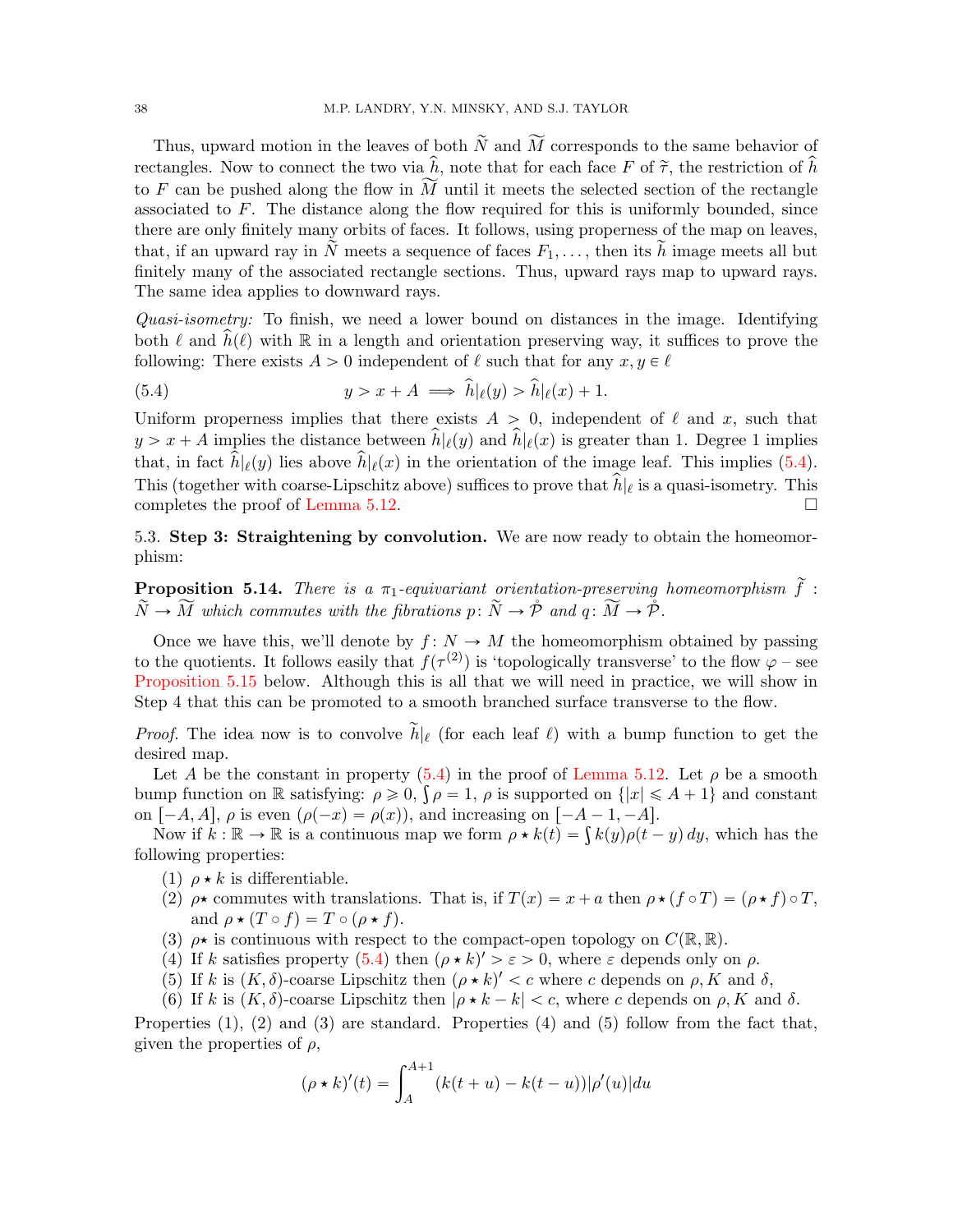Thus, upward motion in the leaves of both $\widetilde{N}$ and $\widetilde{M}$ corresponds to the same behavior of rectangles. Now to connect the two via $\widehat{h}$, note that for each face $F$ of $\widetilde{\tau}$, the restriction of $\widehat{h}$ to $F$ can be pushed along the flow in $\widetilde{M}$ until it meets the selected section of the rectangle associated to $F$. The distance along the flow required for this is uniformly bounded, since there are only finitely many orbits of faces. It follows, using properness of the map on leaves, that, if an upward ray in $\widetilde{N}$ meets a sequence of faces $F_1, \ldots$, then its $\widetilde{h}$ image meets all but finitely many of the associated rectangle sections. Thus, upward rays map to upward rays. The same idea applies to downward rays.

*Quasi-isometry:* To finish, we need a lower bound on distances in the image. Identifying both $\ell$ and $\widehat{h}(\ell)$ with $\mathbb{R}$ in a length and orientation preserving way, it suffices to prove the following: There exists $A > 0$ independent of $\ell$ such that for any $x, y \in \ell$

$$y > x + A \implies \widehat{h}|_\ell(y) > \widehat{h}|_\ell(x) + 1. \tag{5.4}$$

Uniform properness implies that there exists $A > 0$, independent of $\ell$ and $x$, such that $y > x + A$ implies the distance between $\widehat{h}|_\ell(y)$ and $\widehat{h}|_\ell(x)$ is greater than 1. Degree 1 implies that, in fact $\widehat{h}|_\ell(y)$ lies above $\widehat{h}|_\ell(x)$ in the orientation of the image leaf. This implies (5.4). This (together with coarse-Lipschitz above) suffices to prove that $\widehat{h}|_\ell$ is a quasi-isometry. This completes the proof of Lemma 5.12. $\square$

5.3. **Step 3: Straightening by convolution.** We are now ready to obtain the homeomorphism:

**Proposition 5.14.** *There is a $\pi_1$-equivariant orientation-preserving homeomorphism $\widetilde{f} : \widetilde{N} \to \widetilde{M}$ which commutes with the fibrations $p \colon \widetilde{N} \to \mathring{\mathcal{P}}$ and $q \colon \widetilde{M} \to \mathring{\mathcal{P}}$.*

Once we have this, we'll denote by $f \colon N \to M$ the homeomorphism obtained by passing to the quotients. It follows easily that $f(\tau^{(2)})$ is 'topologically transverse' to the flow $\varphi$ – see Proposition 5.15 below. Although this is all that we will need in practice, we will show in Step 4 that this can be promoted to a smooth branched surface transverse to the flow.

*Proof.* The idea now is to convolve $\widetilde{h}|_\ell$ (for each leaf $\ell$) with a bump function to get the desired map.

Let $A$ be the constant in property (5.4) in the proof of Lemma 5.12. Let $\rho$ be a smooth bump function on $\mathbb{R}$ satisfying: $\rho \geqslant 0$, $\int \rho = 1$, $\rho$ is supported on $\{|x| \leqslant A+1\}$ and constant on $[-A, A]$, $\rho$ is even ($\rho(-x) = \rho(x)$), and increasing on $[-A-1, -A]$.

Now if $k : \mathbb{R} \to \mathbb{R}$ is a continuous map we form $\rho \star k(t) = \int k(y)\rho(t-y)\, dy$, which has the following properties:

1. $\rho \star k$ is differentiable.
2. $\rho\star$ commutes with translations. That is, if $T(x) = x + a$ then $\rho \star (f \circ T) = (\rho \star f) \circ T$, and $\rho \star (T \circ f) = T \circ (\rho \star f)$.
3. $\rho\star$ is continuous with respect to the compact-open topology on $C(\mathbb{R}, \mathbb{R})$.
4. If $k$ satisfies property (5.4) then $(\rho \star k)' > \varepsilon > 0$, where $\varepsilon$ depends only on $\rho$.
5. If $k$ is $(K, \delta)$-coarse Lipschitz then $(\rho \star k)' < c$ where $c$ depends on $\rho, K$ and $\delta$,
6. If $k$ is $(K, \delta)$-coarse Lipschitz then $|\rho \star k - k| < c$, where $c$ depends on $\rho, K$ and $\delta$.

Properties (1), (2) and (3) are standard. Properties (4) and (5) follow from the fact that, given the properties of $\rho$,

$$(\rho \star k)'(t) = \int_A^{A+1} (k(t+u) - k(t-u))|\rho'(u)|du$$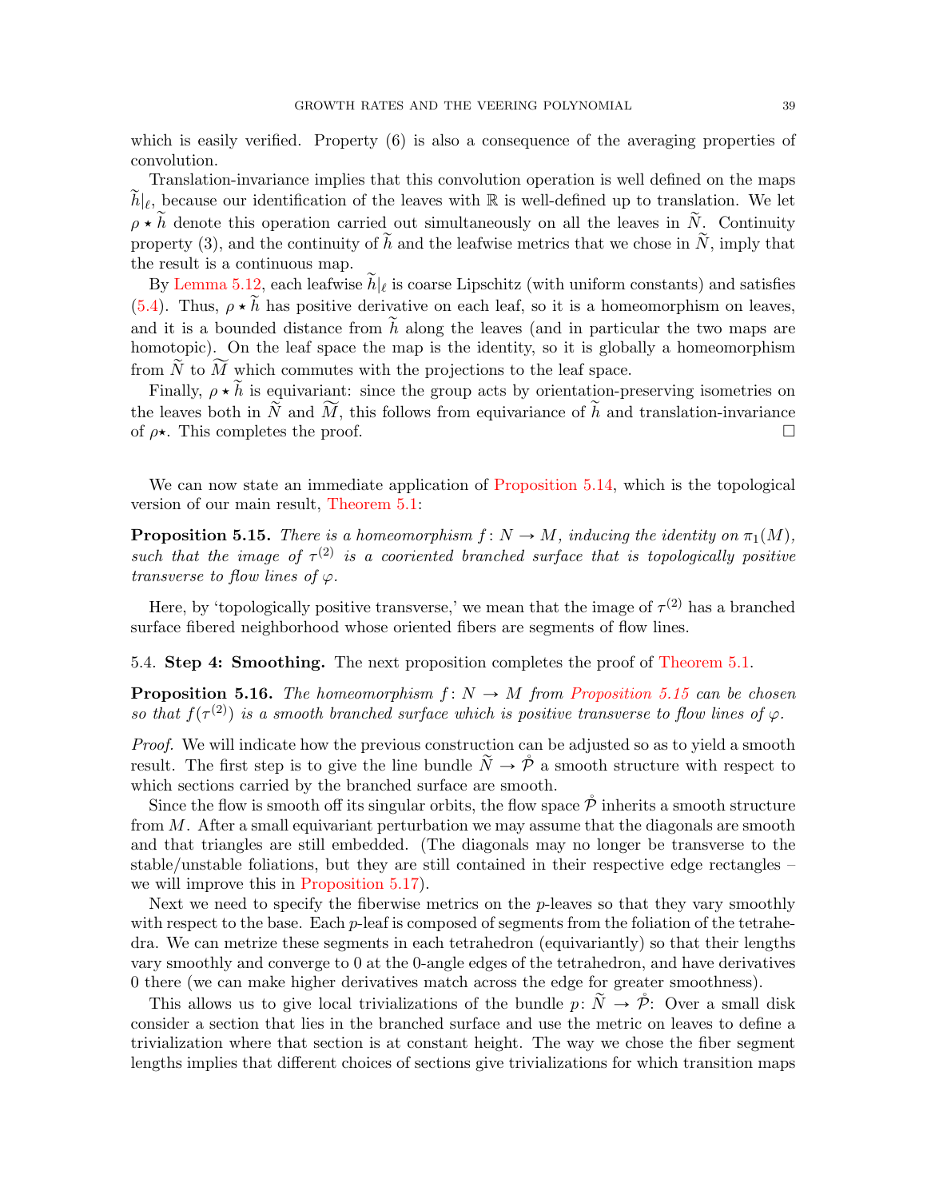which is easily verified. Property (6) is also a consequence of the averaging properties of convolution.

Translation-invariance implies that this convolution operation is well defined on the maps $\widetilde{h}|_\ell$, because our identification of the leaves with $\mathbb{R}$ is well-defined up to translation. We let $\rho \star \widetilde{h}$ denote this operation carried out simultaneously on all the leaves in $\widetilde{N}$. Continuity property (3), and the continuity of $\widetilde{h}$ and the leafwise metrics that we chose in $\widetilde{N}$, imply that the result is a continuous map.

By Lemma 5.12, each leafwise $\widetilde{h}|_\ell$ is coarse Lipschitz (with uniform constants) and satisfies (5.4). Thus, $\rho \star \widetilde{h}$ has positive derivative on each leaf, so it is a homeomorphism on leaves, and it is a bounded distance from $\widetilde{h}$ along the leaves (and in particular the two maps are homotopic). On the leaf space the map is the identity, so it is globally a homeomorphism from $\widetilde{N}$ to $\widetilde{M}$ which commutes with the projections to the leaf space.

Finally, $\rho \star \widetilde{h}$ is equivariant: since the group acts by orientation-preserving isometries on the leaves both in $\widetilde{N}$ and $\widetilde{M}$, this follows from equivariance of $\widetilde{h}$ and translation-invariance of $\rho\star$. This completes the proof. □

We can now state an immediate application of Proposition 5.14, which is the topological version of our main result, Theorem 5.1:

**Proposition 5.15.** *There is a homeomorphism $f\colon N \to M$, inducing the identity on $\pi_1(M)$, such that the image of $\tau^{(2)}$ is a cooriented branched surface that is topologically positive transverse to flow lines of $\varphi$.*

Here, by 'topologically positive transverse,' we mean that the image of $\tau^{(2)}$ has a branched surface fibered neighborhood whose oriented fibers are segments of flow lines.

5.4. **Step 4: Smoothing.** The next proposition completes the proof of Theorem 5.1.

**Proposition 5.16.** *The homeomorphism $f\colon N \to M$ from Proposition 5.15 can be chosen so that $f(\tau^{(2)})$ is a smooth branched surface which is positive transverse to flow lines of $\varphi$.*

*Proof.* We will indicate how the previous construction can be adjusted so as to yield a smooth result. The first step is to give the line bundle $\widetilde{N} \to \mathring{\mathcal{P}}$ a smooth structure with respect to which sections carried by the branched surface are smooth.

Since the flow is smooth off its singular orbits, the flow space $\mathring{\mathcal{P}}$ inherits a smooth structure from $M$. After a small equivariant perturbation we may assume that the diagonals are smooth and that triangles are still embedded. (The diagonals may no longer be transverse to the stable/unstable foliations, but they are still contained in their respective edge rectangles – we will improve this in Proposition 5.17).

Next we need to specify the fiberwise metrics on the $p$-leaves so that they vary smoothly with respect to the base. Each $p$-leaf is composed of segments from the foliation of the tetrahedra. We can metrize these segments in each tetrahedron (equivariantly) so that their lengths vary smoothly and converge to 0 at the 0-angle edges of the tetrahedron, and have derivatives 0 there (we can make higher derivatives match across the edge for greater smoothness).

This allows us to give local trivializations of the bundle $p\colon \widetilde{N} \to \mathring{\mathcal{P}}$: Over a small disk consider a section that lies in the branched surface and use the metric on leaves to define a trivialization where that section is at constant height. The way we chose the fiber segment lengths implies that different choices of sections give trivializations for which transition maps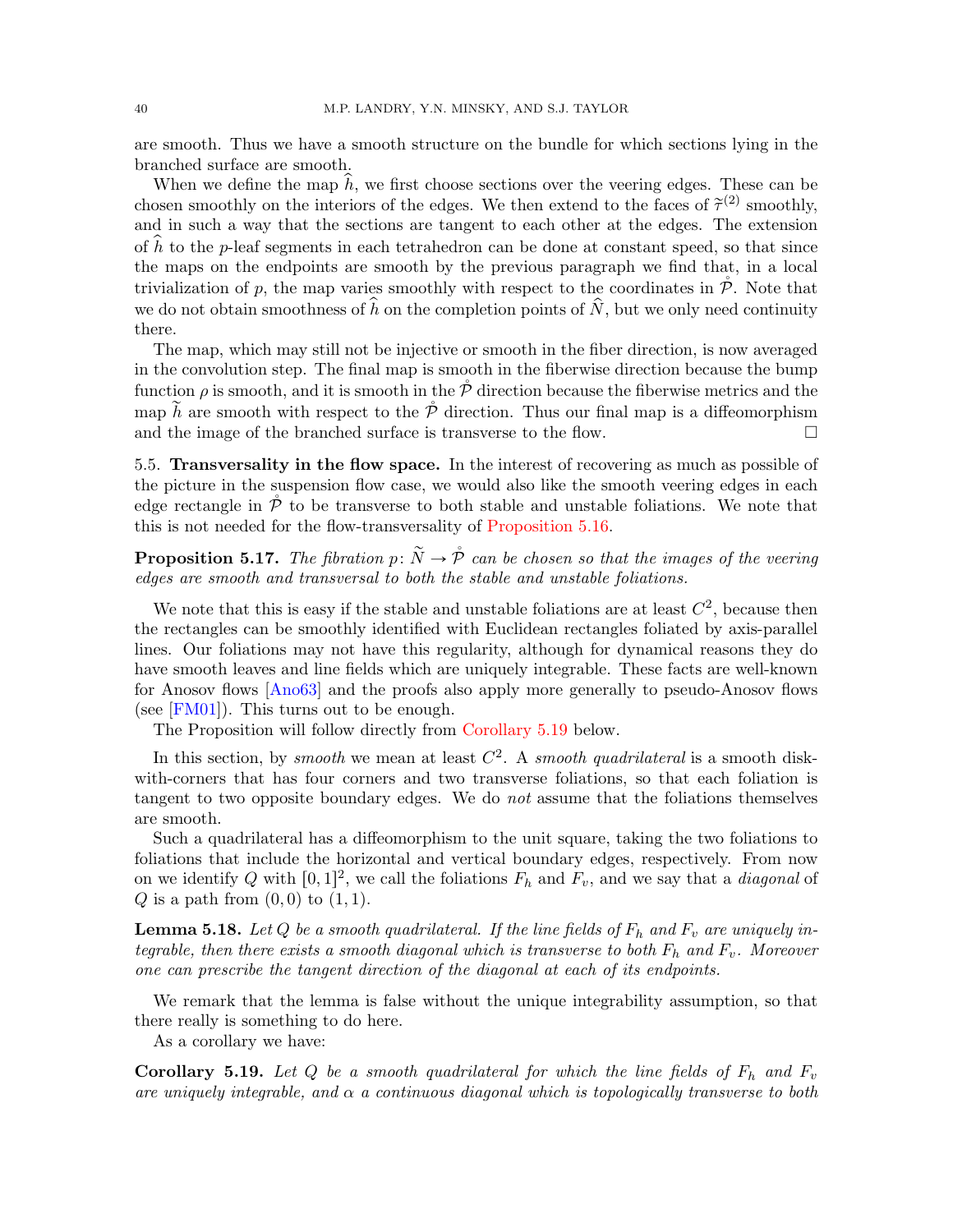are smooth. Thus we have a smooth structure on the bundle for which sections lying in the branched surface are smooth.

When we define the map $\widehat{h}$, we first choose sections over the veering edges. These can be chosen smoothly on the interiors of the edges. We then extend to the faces of $\widetilde{\tau}^{(2)}$ smoothly, and in such a way that the sections are tangent to each other at the edges. The extension of $\widehat{h}$ to the $p$-leaf segments in each tetrahedron can be done at constant speed, so that since the maps on the endpoints are smooth by the previous paragraph we find that, in a local trivialization of $p$, the map varies smoothly with respect to the coordinates in $\mathring{\mathcal{P}}$. Note that we do not obtain smoothness of $\widehat{h}$ on the completion points of $\widehat{N}$, but we only need continuity there.

The map, which may still not be injective or smooth in the fiber direction, is now averaged in the convolution step. The final map is smooth in the fiberwise direction because the bump function $\rho$ is smooth, and it is smooth in the $\mathring{\mathcal{P}}$ direction because the fiberwise metrics and the map $\widetilde{h}$ are smooth with respect to the $\mathring{\mathcal{P}}$ direction. Thus our final map is a diffeomorphism and the image of the branched surface is transverse to the flow. $\square$

5.5. **Transversality in the flow space.** In the interest of recovering as much as possible of the picture in the suspension flow case, we would also like the smooth veering edges in each edge rectangle in $\mathring{\mathcal{P}}$ to be transverse to both stable and unstable foliations. We note that this is not needed for the flow-transversality of Proposition 5.16.

**Proposition 5.17.** *The fibration $p\colon \widetilde{N} \to \mathring{\mathcal{P}}$ can be chosen so that the images of the veering edges are smooth and transversal to both the stable and unstable foliations.*

We note that this is easy if the stable and unstable foliations are at least $C^2$, because then the rectangles can be smoothly identified with Euclidean rectangles foliated by axis-parallel lines. Our foliations may not have this regularity, although for dynamical reasons they do have smooth leaves and line fields which are uniquely integrable. These facts are well-known for Anosov flows [Ano63] and the proofs also apply more generally to pseudo-Anosov flows (see [FM01]). This turns out to be enough.

The Proposition will follow directly from Corollary 5.19 below.

In this section, by *smooth* we mean at least $C^2$. A *smooth quadrilateral* is a smooth disk-with-corners that has four corners and two transverse foliations, so that each foliation is tangent to two opposite boundary edges. We do *not* assume that the foliations themselves are smooth.

Such a quadrilateral has a diffeomorphism to the unit square, taking the two foliations to foliations that include the horizontal and vertical boundary edges, respectively. From now on we identify $Q$ with $[0,1]^2$, we call the foliations $F_h$ and $F_v$, and we say that a *diagonal* of $Q$ is a path from $(0,0)$ to $(1,1)$.

**Lemma 5.18.** *Let $Q$ be a smooth quadrilateral. If the line fields of $F_h$ and $F_v$ are uniquely integrable, then there exists a smooth diagonal which is transverse to both $F_h$ and $F_v$. Moreover one can prescribe the tangent direction of the diagonal at each of its endpoints.*

We remark that the lemma is false without the unique integrability assumption, so that there really is something to do here.

As a corollary we have:

**Corollary 5.19.** *Let $Q$ be a smooth quadrilateral for which the line fields of $F_h$ and $F_v$ are uniquely integrable, and $\alpha$ a continuous diagonal which is topologically transverse to both*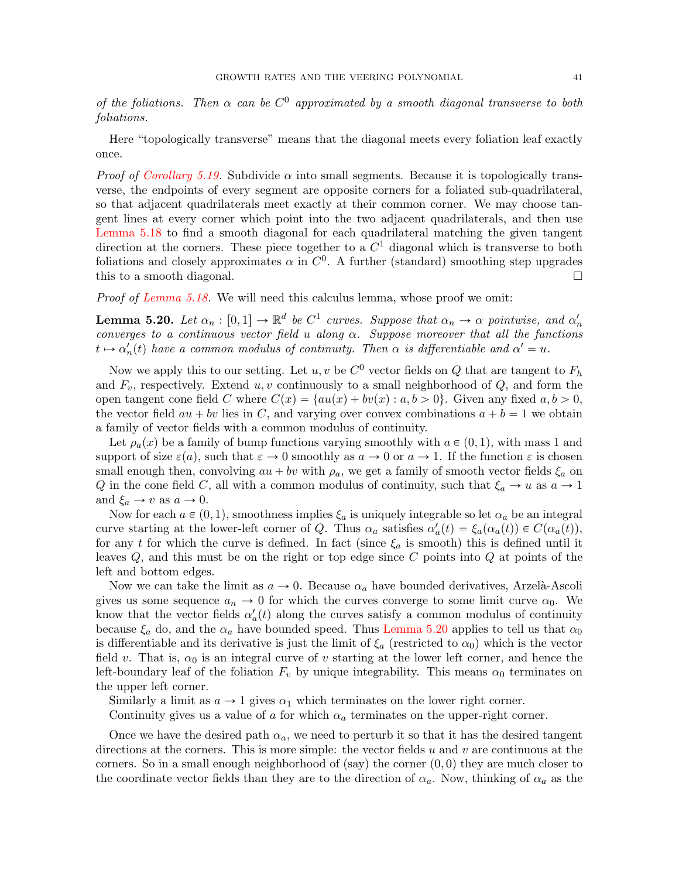*of the foliations. Then $\alpha$ can be $C^0$ approximated by a smooth diagonal transverse to both foliations.*

Here "topologically transverse" means that the diagonal meets every foliation leaf exactly once.

*Proof of Corollary 5.19.* Subdivide $\alpha$ into small segments. Because it is topologically transverse, the endpoints of every segment are opposite corners for a foliated sub-quadrilateral, so that adjacent quadrilaterals meet exactly at their common corner. We may choose tangent lines at every corner which point into the two adjacent quadrilaterals, and then use Lemma 5.18 to find a smooth diagonal for each quadrilateral matching the given tangent direction at the corners. These piece together to a $C^1$ diagonal which is transverse to both foliations and closely approximates $\alpha$ in $C^0$. A further (standard) smoothing step upgrades this to a smooth diagonal. □

*Proof of Lemma 5.18.* We will need this calculus lemma, whose proof we omit:

**Lemma 5.20.** *Let $\alpha_n : [0,1] \to \mathbb{R}^d$ be $C^1$ curves. Suppose that $\alpha_n \to \alpha$ pointwise, and $\alpha_n'$ converges to a continuous vector field $u$ along $\alpha$. Suppose moreover that all the functions $t \mapsto \alpha_n'(t)$ have a common modulus of continuity. Then $\alpha$ is differentiable and $\alpha' = u$.*

Now we apply this to our setting. Let $u, v$ be $C^0$ vector fields on $Q$ that are tangent to $F_h$ and $F_v$, respectively. Extend $u, v$ continuously to a small neighborhood of $Q$, and form the open tangent cone field $C$ where $C(x) = \{au(x) + bv(x) : a, b > 0\}$. Given any fixed $a, b > 0$, the vector field $au + bv$ lies in $C$, and varying over convex combinations $a + b = 1$ we obtain a family of vector fields with a common modulus of continuity.

Let $\rho_a(x)$ be a family of bump functions varying smoothly with $a \in (0,1)$, with mass 1 and support of size $\varepsilon(a)$, such that $\varepsilon \to 0$ smoothly as $a \to 0$ or $a \to 1$. If the function $\varepsilon$ is chosen small enough then, convolving $au + bv$ with $\rho_a$, we get a family of smooth vector fields $\xi_a$ on $Q$ in the cone field $C$, all with a common modulus of continuity, such that $\xi_a \to u$ as $a \to 1$ and $\xi_a \to v$ as $a \to 0$.

Now for each $a \in (0,1)$, smoothness implies $\xi_a$ is uniquely integrable so let $\alpha_a$ be an integral curve starting at the lower-left corner of $Q$. Thus $\alpha_a$ satisfies $\alpha_a'(t) = \xi_a(\alpha_a(t)) \in C(\alpha_a(t))$, for any $t$ for which the curve is defined. In fact (since $\xi_a$ is smooth) this is defined until it leaves $Q$, and this must be on the right or top edge since $C$ points into $Q$ at points of the left and bottom edges.

Now we can take the limit as $a \to 0$. Because $\alpha_a$ have bounded derivatives, Arzelà-Ascoli gives us some sequence $a_n \to 0$ for which the curves converge to some limit curve $\alpha_0$. We know that the vector fields $\alpha_a'(t)$ along the curves satisfy a common modulus of continuity because $\xi_a$ do, and the $\alpha_a$ have bounded speed. Thus Lemma 5.20 applies to tell us that $\alpha_0$ is differentiable and its derivative is just the limit of $\xi_a$ (restricted to $\alpha_0$) which is the vector field $v$. That is, $\alpha_0$ is an integral curve of $v$ starting at the lower left corner, and hence the left-boundary leaf of the foliation $F_v$ by unique integrability. This means $\alpha_0$ terminates on the upper left corner.

Similarly a limit as $a \to 1$ gives $\alpha_1$ which terminates on the lower right corner.

Continuity gives us a value of $a$ for which $\alpha_a$ terminates on the upper-right corner.

Once we have the desired path $\alpha_a$, we need to perturb it so that it has the desired tangent directions at the corners. This is more simple: the vector fields $u$ and $v$ are continuous at the corners. So in a small enough neighborhood of (say) the corner $(0,0)$ they are much closer to the coordinate vector fields than they are to the direction of $\alpha_a$. Now, thinking of $\alpha_a$ as the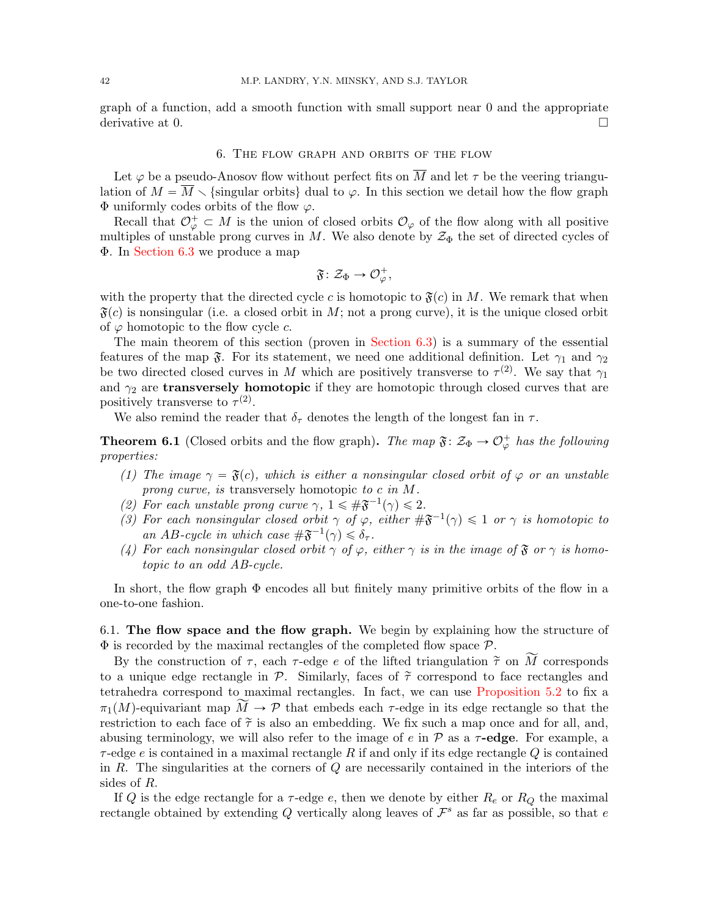graph of a function, add a smooth function with small support near 0 and the appropriate derivative at 0. □

## 6. The flow graph and orbits of the flow

Let $\varphi$ be a pseudo-Anosov flow without perfect fits on $\overline{M}$ and let $\tau$ be the veering triangulation of $M = \overline{M} \smallsetminus \{\text{singular orbits}\}$ dual to $\varphi$. In this section we detail how the flow graph $\Phi$ uniformly codes orbits of the flow $\varphi$.

Recall that $\mathcal{O}_\varphi^+ \subset M$ is the union of closed orbits $\mathcal{O}_\varphi$ of the flow along with all positive multiples of unstable prong curves in $M$. We also denote by $\mathcal{Z}_\Phi$ the set of directed cycles of $\Phi$. In Section 6.3 we produce a map

$$\mathfrak{F} \colon \mathcal{Z}_\Phi \to \mathcal{O}_\varphi^+,$$

with the property that the directed cycle $c$ is homotopic to $\mathfrak{F}(c)$ in $M$. We remark that when $\mathfrak{F}(c)$ is nonsingular (i.e. a closed orbit in $M$; not a prong curve), it is the unique closed orbit of $\varphi$ homotopic to the flow cycle $c$.

The main theorem of this section (proven in Section 6.3) is a summary of the essential features of the map $\mathfrak{F}$. For its statement, we need one additional definition. Let $\gamma_1$ and $\gamma_2$ be two directed closed curves in $M$ which are positively transverse to $\tau^{(2)}$. We say that $\gamma_1$ and $\gamma_2$ are **transversely homotopic** if they are homotopic through closed curves that are positively transverse to $\tau^{(2)}$.

We also remind the reader that $\delta_\tau$ denotes the length of the longest fan in $\tau$.

**Theorem 6.1** (Closed orbits and the flow graph)**.** *The map $\mathfrak{F} \colon \mathcal{Z}_\Phi \to \mathcal{O}_\varphi^+$ has the following properties:*

1. *The image $\gamma = \mathfrak{F}(c)$, which is either a nonsingular closed orbit of $\varphi$ or an unstable prong curve, is* transversely homotopic *to $c$ in $M$.*
2. *For each unstable prong curve $\gamma$, $1 \leqslant \#\mathfrak{F}^{-1}(\gamma) \leqslant 2$.*
3. *For each nonsingular closed orbit $\gamma$ of $\varphi$, either $\#\mathfrak{F}^{-1}(\gamma) \leqslant 1$ or $\gamma$ is homotopic to an AB-cycle in which case $\#\mathfrak{F}^{-1}(\gamma) \leqslant \delta_\tau$.*
4. *For each nonsingular closed orbit $\gamma$ of $\varphi$, either $\gamma$ is in the image of $\mathfrak{F}$ or $\gamma$ is homotopic to an odd AB-cycle.*

In short, the flow graph $\Phi$ encodes all but finitely many primitive orbits of the flow in a one-to-one fashion.

### 6.1. The flow space and the flow graph.

We begin by explaining how the structure of $\Phi$ is recorded by the maximal rectangles of the completed flow space $\mathcal{P}$.

By the construction of $\tau$, each $\tau$-edge $e$ of the lifted triangulation $\widetilde{\tau}$ on $\widetilde{M}$ corresponds to a unique edge rectangle in $\mathcal{P}$. Similarly, faces of $\widetilde{\tau}$ correspond to face rectangles and tetrahedra correspond to maximal rectangles. In fact, we can use Proposition 5.2 to fix a $\pi_1(M)$-equivariant map $\widetilde{M} \to \mathcal{P}$ that embeds each $\tau$-edge in its edge rectangle so that the restriction to each face of $\widetilde{\tau}$ is also an embedding. We fix such a map once and for all, and, abusing terminology, we will also refer to the image of $e$ in $\mathcal{P}$ as a **$\tau$-edge**. For example, a $\tau$-edge $e$ is contained in a maximal rectangle $R$ if and only if its edge rectangle $Q$ is contained in $R$. The singularities at the corners of $Q$ are necessarily contained in the interiors of the sides of $R$.

If $Q$ is the edge rectangle for a $\tau$-edge $e$, then we denote by either $R_e$ or $R_Q$ the maximal rectangle obtained by extending $Q$ vertically along leaves of $\mathcal{F}^s$ as far as possible, so that $e$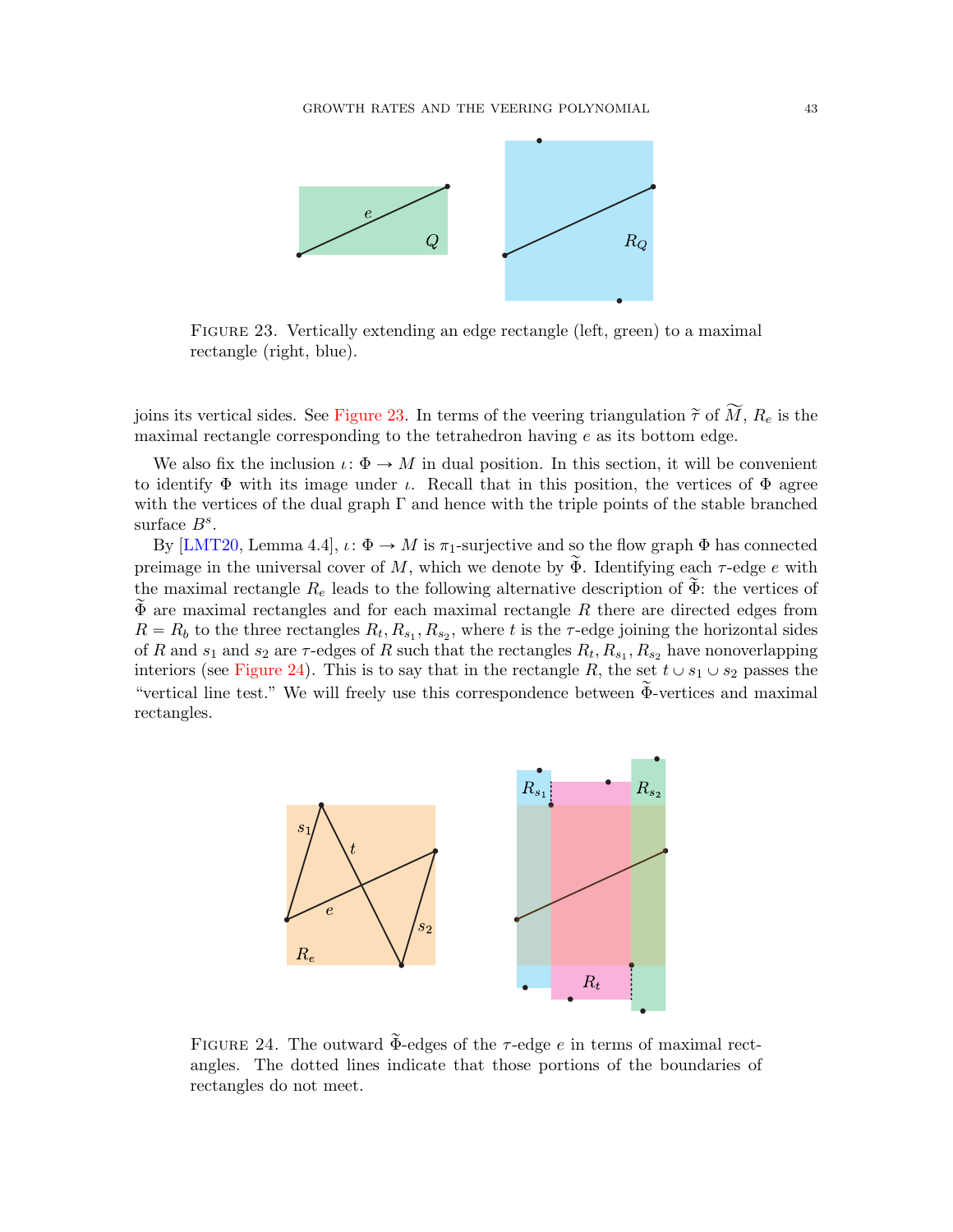Figure 23. Vertically extending an edge rectangle (left, green) to a maximal rectangle (right, blue).

joins its vertical sides. See Figure 23. In terms of the veering triangulation $\widetilde{\tau}$ of $\widetilde{M}$, $R_e$ is the maximal rectangle corresponding to the tetrahedron having $e$ as its bottom edge.

We also fix the inclusion $\iota\colon \Phi \to M$ in dual position. In this section, it will be convenient to identify $\Phi$ with its image under $\iota$. Recall that in this position, the vertices of $\Phi$ agree with the vertices of the dual graph $\Gamma$ and hence with the triple points of the stable branched surface $B^s$.

By [LMT20, Lemma 4.4], $\iota\colon \Phi \to M$ is $\pi_1$-surjective and so the flow graph $\Phi$ has connected preimage in the universal cover of $M$, which we denote by $\widetilde{\Phi}$. Identifying each $\tau$-edge $e$ with the maximal rectangle $R_e$ leads to the following alternative description of $\widetilde{\Phi}$: the vertices of $\widetilde{\Phi}$ are maximal rectangles and for each maximal rectangle $R$ there are directed edges from $R = R_b$ to the three rectangles $R_t, R_{s_1}, R_{s_2}$, where $t$ is the $\tau$-edge joining the horizontal sides of $R$ and $s_1$ and $s_2$ are $\tau$-edges of $R$ such that the rectangles $R_t, R_{s_1}, R_{s_2}$ have nonoverlapping interiors (see Figure 24). This is to say that in the rectangle $R$, the set $t \cup s_1 \cup s_2$ passes the "vertical line test." We will freely use this correspondence between $\widetilde{\Phi}$-vertices and maximal rectangles.

Figure 24. The outward $\widetilde{\Phi}$-edges of the $\tau$-edge $e$ in terms of maximal rectangles. The dotted lines indicate that those portions of the boundaries of rectangles do not meet.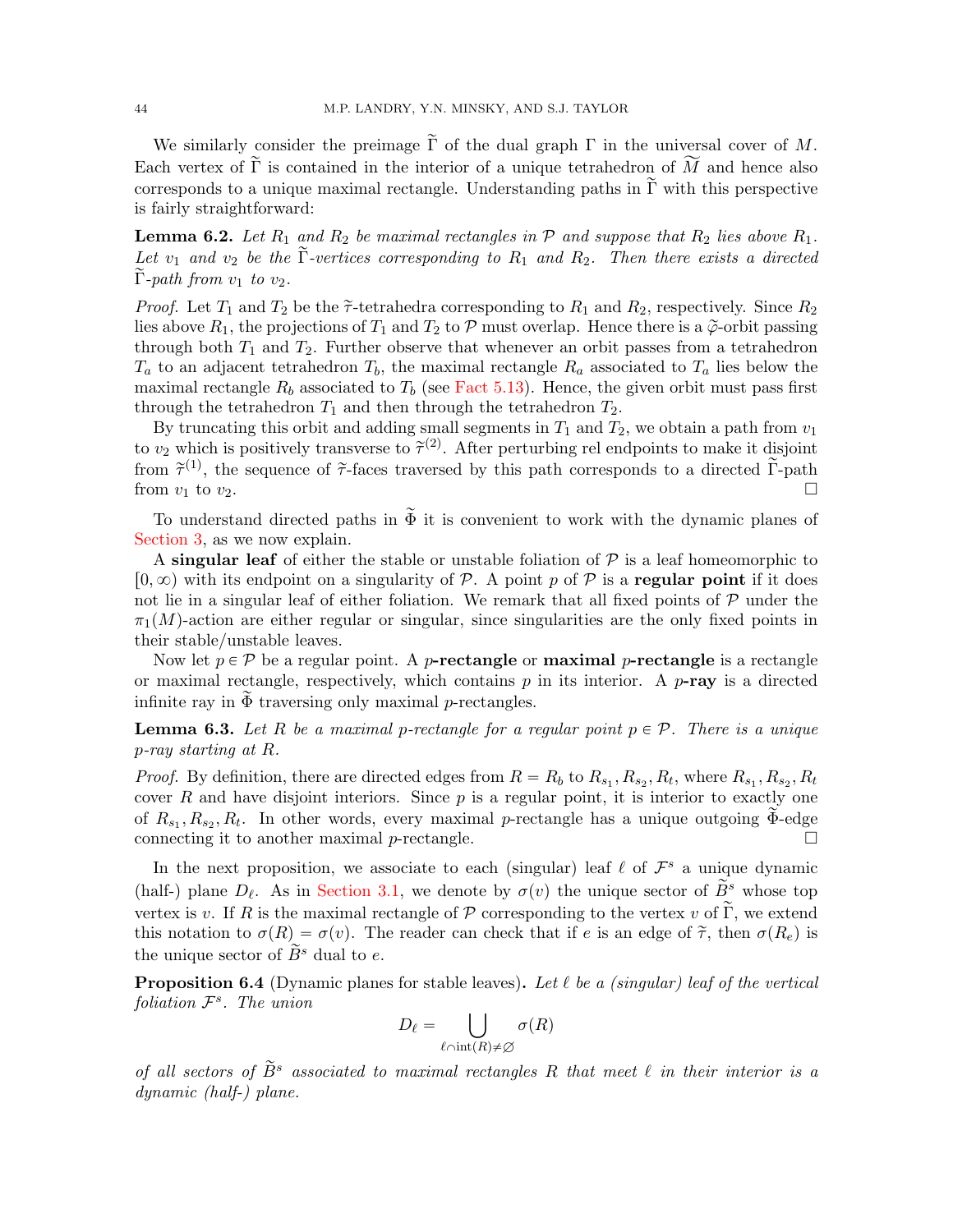We similarly consider the preimage $\widetilde{\Gamma}$ of the dual graph $\Gamma$ in the universal cover of $M$. Each vertex of $\widetilde{\Gamma}$ is contained in the interior of a unique tetrahedron of $\widetilde{M}$ and hence also corresponds to a unique maximal rectangle. Understanding paths in $\widetilde{\Gamma}$ with this perspective is fairly straightforward:

**Lemma 6.2.** *Let $R_1$ and $R_2$ be maximal rectangles in $\mathcal{P}$ and suppose that $R_2$ lies above $R_1$. Let $v_1$ and $v_2$ be the $\widetilde{\Gamma}$-vertices corresponding to $R_1$ and $R_2$. Then there exists a directed $\widetilde{\Gamma}$-path from $v_1$ to $v_2$.*

*Proof.* Let $T_1$ and $T_2$ be the $\widetilde{\tau}$-tetrahedra corresponding to $R_1$ and $R_2$, respectively. Since $R_2$ lies above $R_1$, the projections of $T_1$ and $T_2$ to $\mathcal{P}$ must overlap. Hence there is a $\widetilde{\varphi}$-orbit passing through both $T_1$ and $T_2$. Further observe that whenever an orbit passes from a tetrahedron $T_a$ to an adjacent tetrahedron $T_b$, the maximal rectangle $R_a$ associated to $T_a$ lies below the maximal rectangle $R_b$ associated to $T_b$ (see Fact 5.13). Hence, the given orbit must pass first through the tetrahedron $T_1$ and then through the tetrahedron $T_2$.

By truncating this orbit and adding small segments in $T_1$ and $T_2$, we obtain a path from $v_1$ to $v_2$ which is positively transverse to $\widetilde{\tau}^{(2)}$. After perturbing rel endpoints to make it disjoint from $\widetilde{\tau}^{(1)}$, the sequence of $\widetilde{\tau}$-faces traversed by this path corresponds to a directed $\widetilde{\Gamma}$-path from $v_1$ to $v_2$. □

To understand directed paths in $\widetilde{\Phi}$ it is convenient to work with the dynamic planes of Section 3, as we now explain.

A **singular leaf** of either the stable or unstable foliation of $\mathcal{P}$ is a leaf homeomorphic to $[0, \infty)$ with its endpoint on a singularity of $\mathcal{P}$. A point $p$ of $\mathcal{P}$ is a **regular point** if it does not lie in a singular leaf of either foliation. We remark that all fixed points of $\mathcal{P}$ under the $\pi_1(M)$-action are either regular or singular, since singularities are the only fixed points in their stable/unstable leaves.

Now let $p \in \mathcal{P}$ be a regular point. A **$p$-rectangle** or **maximal $p$-rectangle** is a rectangle or maximal rectangle, respectively, which contains $p$ in its interior. A **$p$-ray** is a directed infinite ray in $\widetilde{\Phi}$ traversing only maximal $p$-rectangles.

**Lemma 6.3.** *Let $R$ be a maximal $p$-rectangle for a regular point $p \in \mathcal{P}$. There is a unique $p$-ray starting at $R$.*

*Proof.* By definition, there are directed edges from $R = R_b$ to $R_{s_1}, R_{s_2}, R_t$, where $R_{s_1}, R_{s_2}, R_t$ cover $R$ and have disjoint interiors. Since $p$ is a regular point, it is interior to exactly one of $R_{s_1}, R_{s_2}, R_t$. In other words, every maximal $p$-rectangle has a unique outgoing $\widetilde{\Phi}$-edge connecting it to another maximal $p$-rectangle. □

In the next proposition, we associate to each (singular) leaf $\ell$ of $\mathcal{F}^s$ a unique dynamic (half-) plane $D_\ell$. As in Section 3.1, we denote by $\sigma(v)$ the unique sector of $\widetilde{B}^s$ whose top vertex is $v$. If $R$ is the maximal rectangle of $\mathcal{P}$ corresponding to the vertex $v$ of $\widetilde{\Gamma}$, we extend this notation to $\sigma(R) = \sigma(v)$. The reader can check that if $e$ is an edge of $\widetilde{\tau}$, then $\sigma(R_e)$ is the unique sector of $\widetilde{B}^s$ dual to $e$.

**Proposition 6.4** (Dynamic planes for stable leaves)**.** *Let $\ell$ be a (singular) leaf of the vertical foliation $\mathcal{F}^s$. The union*

$$D_\ell = \bigcup_{\ell \cap \mathrm{int}(R) \neq \varnothing} \sigma(R)$$

*of all sectors of $\widetilde{B}^s$ associated to maximal rectangles $R$ that meet $\ell$ in their interior is a dynamic (half-) plane.*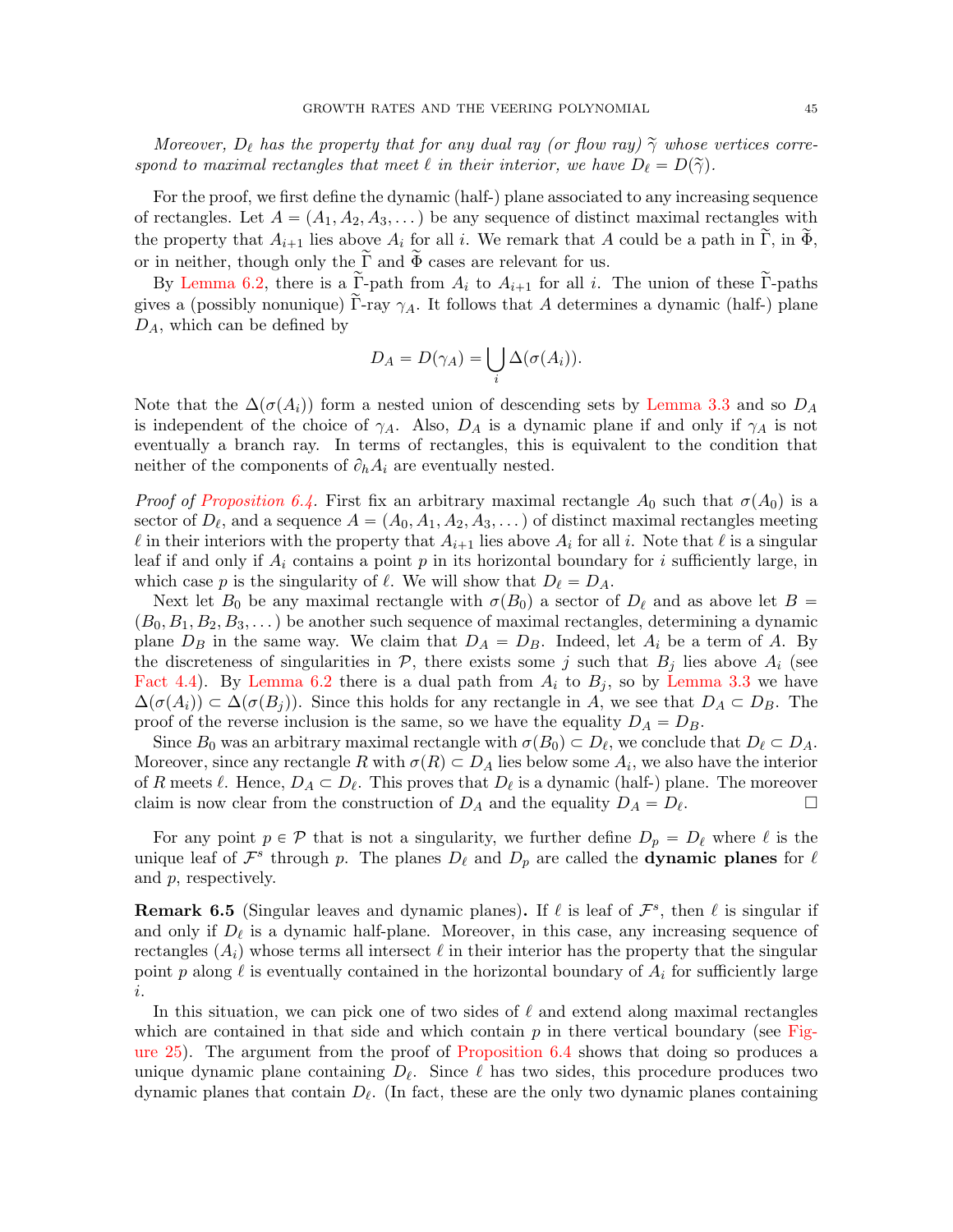*Moreover, $D_\ell$ has the property that for any dual ray (or flow ray) $\widetilde{\gamma}$ whose vertices correspond to maximal rectangles that meet $\ell$ in their interior, we have $D_\ell = D(\widetilde{\gamma})$.*

For the proof, we first define the dynamic (half-) plane associated to any increasing sequence of rectangles. Let $A = (A_1, A_2, A_3, \dots)$ be any sequence of distinct maximal rectangles with the property that $A_{i+1}$ lies above $A_i$ for all $i$. We remark that $A$ could be a path in $\widetilde{\Gamma}$, in $\widetilde{\Phi}$, or in neither, though only the $\widetilde{\Gamma}$ and $\widetilde{\Phi}$ cases are relevant for us.

By Lemma 6.2, there is a $\widetilde{\Gamma}$-path from $A_i$ to $A_{i+1}$ for all $i$. The union of these $\widetilde{\Gamma}$-paths gives a (possibly nonunique) $\widetilde{\Gamma}$-ray $\gamma_A$. It follows that $A$ determines a dynamic (half-) plane $D_A$, which can be defined by

$$D_A = D(\gamma_A) = \bigcup_i \Delta(\sigma(A_i)).$$

Note that the $\Delta(\sigma(A_i))$ form a nested union of descending sets by Lemma 3.3 and so $D_A$ is independent of the choice of $\gamma_A$. Also, $D_A$ is a dynamic plane if and only if $\gamma_A$ is not eventually a branch ray. In terms of rectangles, this is equivalent to the condition that neither of the components of $\partial_h A_i$ are eventually nested.

*Proof of Proposition 6.4.* First fix an arbitrary maximal rectangle $A_0$ such that $\sigma(A_0)$ is a sector of $D_\ell$, and a sequence $A = (A_0, A_1, A_2, A_3, \dots)$ of distinct maximal rectangles meeting $\ell$ in their interiors with the property that $A_{i+1}$ lies above $A_i$ for all $i$. Note that $\ell$ is a singular leaf if and only if $A_i$ contains a point $p$ in its horizontal boundary for $i$ sufficiently large, in which case $p$ is the singularity of $\ell$. We will show that $D_\ell = D_A$.

Next let $B_0$ be any maximal rectangle with $\sigma(B_0)$ a sector of $D_\ell$ and as above let $B = (B_0, B_1, B_2, B_3, \dots)$ be another such sequence of maximal rectangles, determining a dynamic plane $D_B$ in the same way. We claim that $D_A = D_B$. Indeed, let $A_i$ be a term of $A$. By the discreteness of singularities in $\mathcal{P}$, there exists some $j$ such that $B_j$ lies above $A_i$ (see Fact 4.4). By Lemma 6.2 there is a dual path from $A_i$ to $B_j$, so by Lemma 3.3 we have $\Delta(\sigma(A_i)) \subset \Delta(\sigma(B_j))$. Since this holds for any rectangle in $A$, we see that $D_A \subset D_B$. The proof of the reverse inclusion is the same, so we have the equality $D_A = D_B$.

Since $B_0$ was an arbitrary maximal rectangle with $\sigma(B_0) \subset D_\ell$, we conclude that $D_\ell \subset D_A$. Moreover, since any rectangle $R$ with $\sigma(R) \subset D_A$ lies below some $A_i$, we also have the interior of $R$ meets $\ell$. Hence, $D_A \subset D_\ell$. This proves that $D_\ell$ is a dynamic (half-) plane. The moreover claim is now clear from the construction of $D_A$ and the equality $D_A = D_\ell$. ∎

For any point $p \in \mathcal{P}$ that is not a singularity, we further define $D_p = D_\ell$ where $\ell$ is the unique leaf of $\mathcal{F}^s$ through $p$. The planes $D_\ell$ and $D_p$ are called the **dynamic planes** for $\ell$ and $p$, respectively.

**Remark 6.5** (Singular leaves and dynamic planes)**.** If $\ell$ is leaf of $\mathcal{F}^s$, then $\ell$ is singular if and only if $D_\ell$ is a dynamic half-plane. Moreover, in this case, any increasing sequence of rectangles $(A_i)$ whose terms all intersect $\ell$ in their interior has the property that the singular point $p$ along $\ell$ is eventually contained in the horizontal boundary of $A_i$ for sufficiently large $i$.

In this situation, we can pick one of two sides of $\ell$ and extend along maximal rectangles which are contained in that side and which contain $p$ in there vertical boundary (see Figure 25). The argument from the proof of Proposition 6.4 shows that doing so produces a unique dynamic plane containing $D_\ell$. Since $\ell$ has two sides, this procedure produces two dynamic planes that contain $D_\ell$. (In fact, these are the only two dynamic planes containing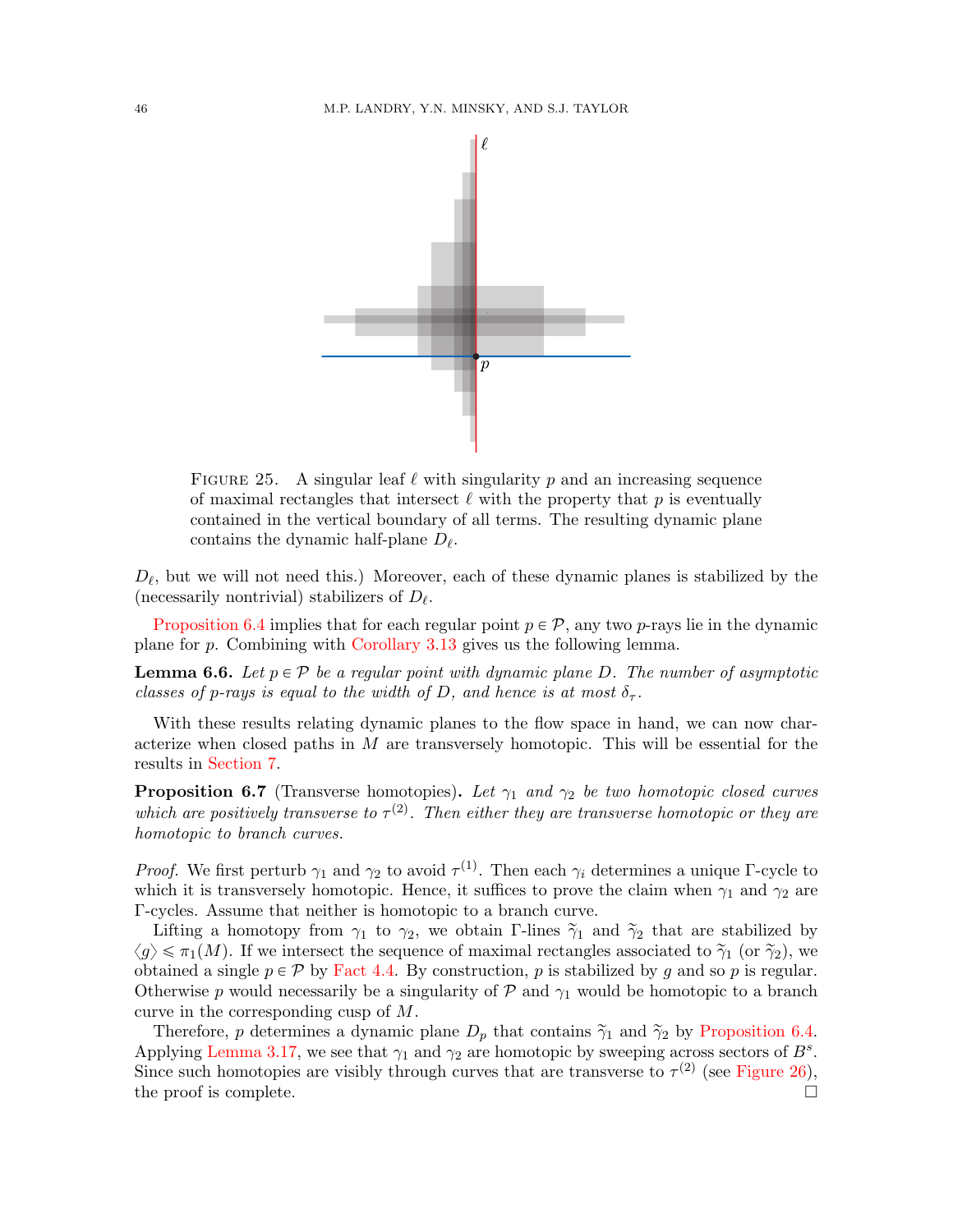FIGURE 25. A singular leaf $\ell$ with singularity $p$ and an increasing sequence of maximal rectangles that intersect $\ell$ with the property that $p$ is eventually contained in the vertical boundary of all terms. The resulting dynamic plane contains the dynamic half-plane $D_\ell$.

$D_\ell$, but we will not need this.) Moreover, each of these dynamic planes is stabilized by the (necessarily nontrivial) stabilizers of $D_\ell$.

Proposition 6.4 implies that for each regular point $p \in \mathcal{P}$, any two $p$-rays lie in the dynamic plane for $p$. Combining with Corollary 3.13 gives us the following lemma.

**Lemma 6.6.** *Let $p \in \mathcal{P}$ be a regular point with dynamic plane $D$. The number of asymptotic classes of $p$-rays is equal to the width of $D$, and hence is at most $\delta_\tau$.*

With these results relating dynamic planes to the flow space in hand, we can now characterize when closed paths in $M$ are transversely homotopic. This will be essential for the results in Section 7.

**Proposition 6.7** (Transverse homotopies)**.** *Let $\gamma_1$ and $\gamma_2$ be two homotopic closed curves which are positively transverse to $\tau^{(2)}$. Then either they are transverse homotopic or they are homotopic to branch curves.*

*Proof.* We first perturb $\gamma_1$ and $\gamma_2$ to avoid $\tau^{(1)}$. Then each $\gamma_i$ determines a unique $\Gamma$-cycle to which it is transversely homotopic. Hence, it suffices to prove the claim when $\gamma_1$ and $\gamma_2$ are $\Gamma$-cycles. Assume that neither is homotopic to a branch curve.

Lifting a homotopy from $\gamma_1$ to $\gamma_2$, we obtain $\Gamma$-lines $\widetilde{\gamma}_1$ and $\widetilde{\gamma}_2$ that are stabilized by $\langle g \rangle \leqslant \pi_1(M)$. If we intersect the sequence of maximal rectangles associated to $\widetilde{\gamma}_1$ (or $\widetilde{\gamma}_2$), we obtained a single $p \in \mathcal{P}$ by Fact 4.4. By construction, $p$ is stabilized by $g$ and so $p$ is regular. Otherwise $p$ would necessarily be a singularity of $\mathcal{P}$ and $\gamma_1$ would be homotopic to a branch curve in the corresponding cusp of $M$.

Therefore, $p$ determines a dynamic plane $D_p$ that contains $\widetilde{\gamma}_1$ and $\widetilde{\gamma}_2$ by Proposition 6.4. Applying Lemma 3.17, we see that $\gamma_1$ and $\gamma_2$ are homotopic by sweeping across sectors of $B^s$. Since such homotopies are visibly through curves that are transverse to $\tau^{(2)}$ (see Figure 26), the proof is complete. $\square$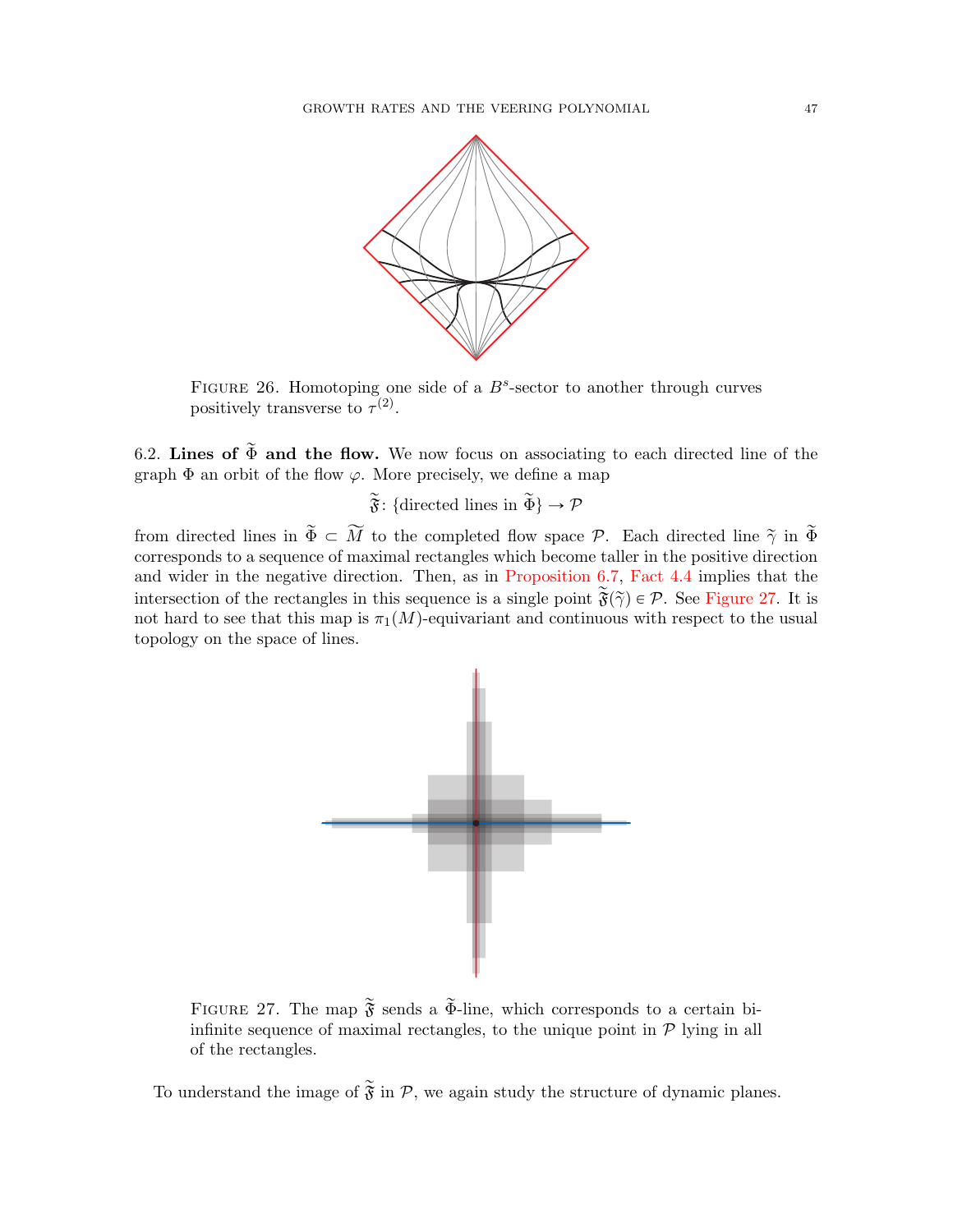Figure 26. Homotoping one side of a $B^s$-sector to another through curves positively transverse to $\tau^{(2)}$.

## 6.2. Lines of $\widetilde{\Phi}$ and the flow.

We now focus on associating to each directed line of the graph $\Phi$ an orbit of the flow $\varphi$. More precisely, we define a map

$$\widetilde{\mathfrak{F}} \colon \{\text{directed lines in } \widetilde{\Phi}\} \to \mathcal{P}$$

from directed lines in $\widetilde{\Phi} \subset \widetilde{M}$ to the completed flow space $\mathcal{P}$. Each directed line $\widetilde{\gamma}$ in $\widetilde{\Phi}$ corresponds to a sequence of maximal rectangles which become taller in the positive direction and wider in the negative direction. Then, as in Proposition 6.7, Fact 4.4 implies that the intersection of the rectangles in this sequence is a single point $\widetilde{\mathfrak{F}}(\widetilde{\gamma}) \in \mathcal{P}$. See Figure 27. It is not hard to see that this map is $\pi_1(M)$-equivariant and continuous with respect to the usual topology on the space of lines.

Figure 27. The map $\widetilde{\mathfrak{F}}$ sends a $\widetilde{\Phi}$-line, which corresponds to a certain bi-infinite sequence of maximal rectangles, to the unique point in $\mathcal{P}$ lying in all of the rectangles.

To understand the image of $\widetilde{\mathfrak{F}}$ in $\mathcal{P}$, we again study the structure of dynamic planes.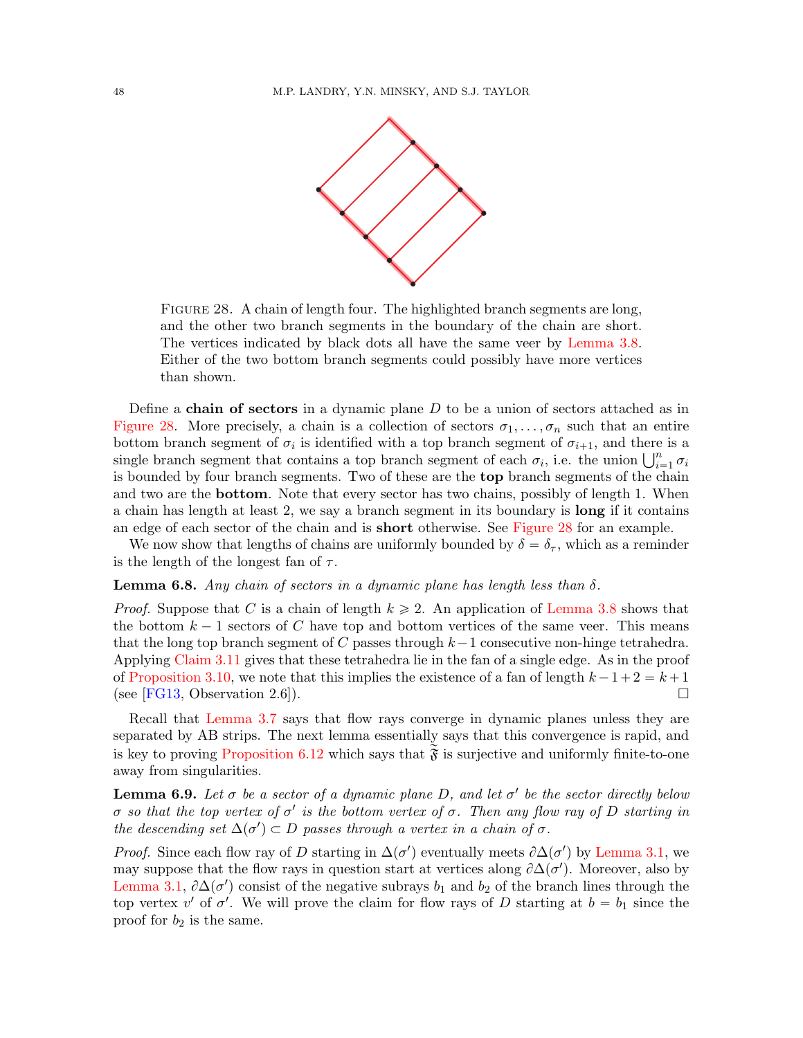Figure 28. A chain of length four. The highlighted branch segments are long, and the other two branch segments in the boundary of the chain are short. The vertices indicated by black dots all have the same veer by Lemma 3.8. Either of the two bottom branch segments could possibly have more vertices than shown.

Define a **chain of sectors** in a dynamic plane $D$ to be a union of sectors attached as in Figure 28. More precisely, a chain is a collection of sectors $\sigma_1, \ldots, \sigma_n$ such that an entire bottom branch segment of $\sigma_i$ is identified with a top branch segment of $\sigma_{i+1}$, and there is a single branch segment that contains a top branch segment of each $\sigma_i$, i.e. the union $\bigcup_{i=1}^n \sigma_i$ is bounded by four branch segments. Two of these are the **top** branch segments of the chain and two are the **bottom**. Note that every sector has two chains, possibly of length 1. When a chain has length at least 2, we say a branch segment in its boundary is **long** if it contains an edge of each sector of the chain and is **short** otherwise. See Figure 28 for an example.

We now show that lengths of chains are uniformly bounded by $\delta = \delta_\tau$, which as a reminder is the length of the longest fan of $\tau$.

**Lemma 6.8.** *Any chain of sectors in a dynamic plane has length less than $\delta$.*

*Proof.* Suppose that $C$ is a chain of length $k \geqslant 2$. An application of Lemma 3.8 shows that the bottom $k-1$ sectors of $C$ have top and bottom vertices of the same veer. This means that the long top branch segment of $C$ passes through $k-1$ consecutive non-hinge tetrahedra. Applying Claim 3.11 gives that these tetrahedra lie in the fan of a single edge. As in the proof of Proposition 3.10, we note that this implies the existence of a fan of length $k-1+2 = k+1$ (see [FG13, Observation 2.6]). □

Recall that Lemma 3.7 says that flow rays converge in dynamic planes unless they are separated by AB strips. The next lemma essentially says that this convergence is rapid, and is key to proving Proposition 6.12 which says that $\widetilde{\mathfrak{F}}$ is surjective and uniformly finite-to-one away from singularities.

**Lemma 6.9.** *Let $\sigma$ be a sector of a dynamic plane $D$, and let $\sigma'$ be the sector directly below $\sigma$ so that the top vertex of $\sigma'$ is the bottom vertex of $\sigma$. Then any flow ray of $D$ starting in the descending set $\Delta(\sigma') \subset D$ passes through a vertex in a chain of $\sigma$.*

*Proof.* Since each flow ray of $D$ starting in $\Delta(\sigma')$ eventually meets $\partial\Delta(\sigma')$ by Lemma 3.1, we may suppose that the flow rays in question start at vertices along $\partial\Delta(\sigma')$. Moreover, also by Lemma 3.1, $\partial\Delta(\sigma')$ consist of the negative subrays $b_1$ and $b_2$ of the branch lines through the top vertex $v'$ of $\sigma'$. We will prove the claim for flow rays of $D$ starting at $b = b_1$ since the proof for $b_2$ is the same.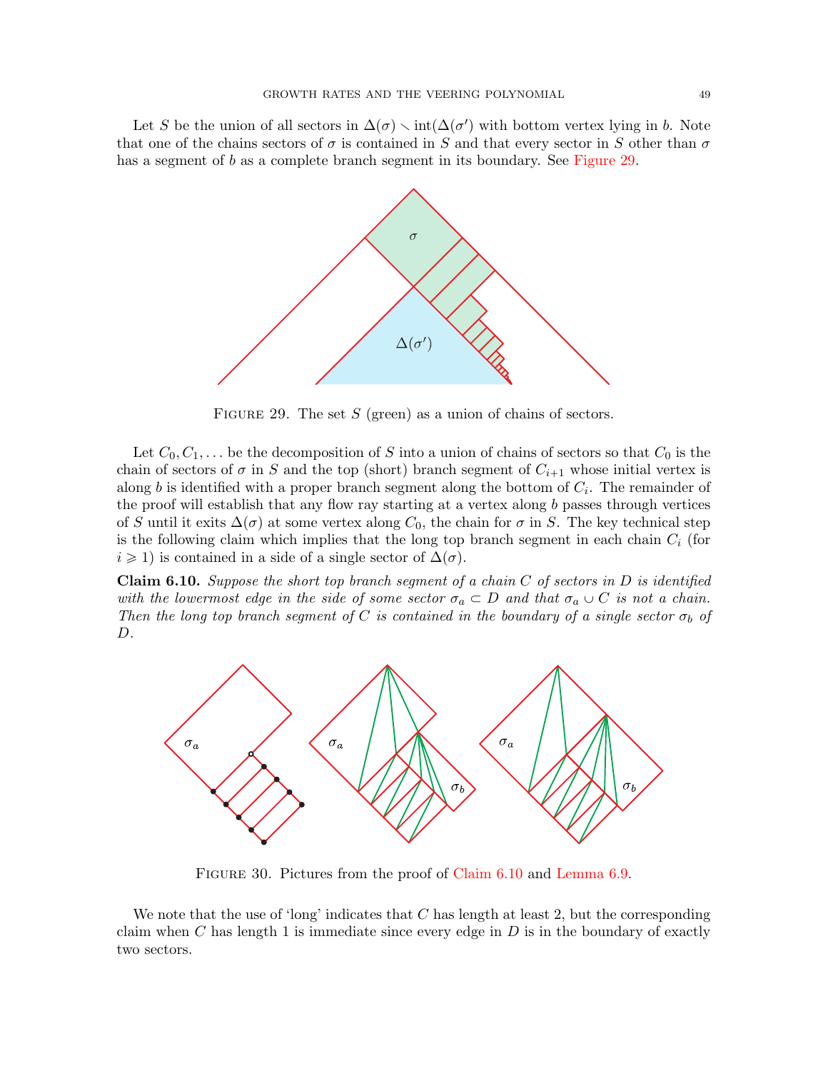Let $S$ be the union of all sectors in $\Delta(\sigma) \smallsetminus \text{int}(\Delta(\sigma')$ with bottom vertex lying in $b$. Note that one of the chains sectors of $\sigma$ is contained in $S$ and that every sector in $S$ other than $\sigma$ has a segment of $b$ as a complete branch segment in its boundary. See Figure 29.

FIGURE 29. The set $S$ (green) as a union of chains of sectors.

Let $C_0, C_1, \ldots$ be the decomposition of $S$ into a union of chains of sectors so that $C_0$ is the chain of sectors of $\sigma$ in $S$ and the top (short) branch segment of $C_{i+1}$ whose initial vertex is along $b$ is identified with a proper branch segment along the bottom of $C_i$. The remainder of the proof will establish that any flow ray starting at a vertex along $b$ passes through vertices of $S$ until it exits $\Delta(\sigma)$ at some vertex along $C_0$, the chain for $\sigma$ in $S$. The key technical step is the following claim which implies that the long top branch segment in each chain $C_i$ (for $i \geqslant 1$) is contained in a side of a single sector of $\Delta(\sigma)$.

**Claim 6.10.** *Suppose the short top branch segment of a chain $C$ of sectors in $D$ is identified with the lowermost edge in the side of some sector $\sigma_a \subset D$ and that $\sigma_a \cup C$ is not a chain. Then the long top branch segment of $C$ is contained in the boundary of a single sector $\sigma_b$ of $D$.*

FIGURE 30. Pictures from the proof of Claim 6.10 and Lemma 6.9.

We note that the use of 'long' indicates that $C$ has length at least 2, but the corresponding claim when $C$ has length 1 is immediate since every edge in $D$ is in the boundary of exactly two sectors.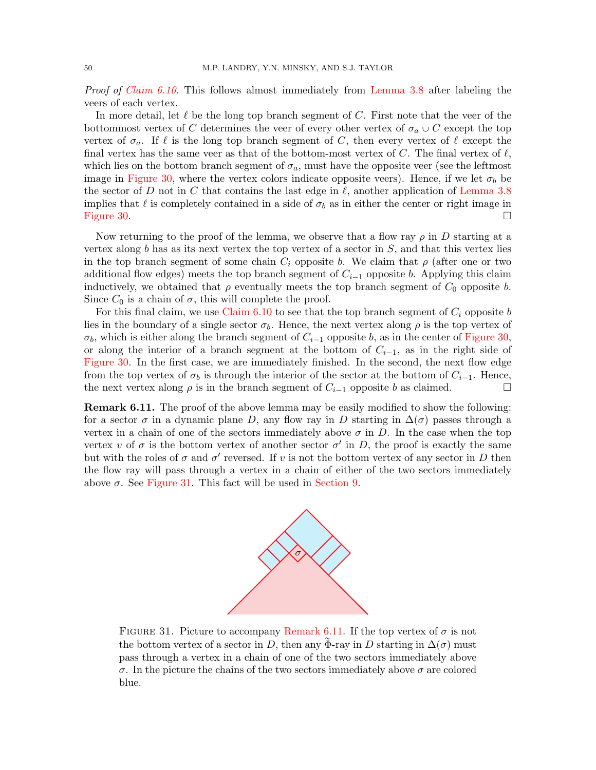*Proof of Claim 6.10.* This follows almost immediately from Lemma 3.8 after labeling the veers of each vertex.

In more detail, let $\ell$ be the long top branch segment of $C$. First note that the veer of the bottommost vertex of $C$ determines the veer of every other vertex of $\sigma_a \cup C$ except the top vertex of $\sigma_a$. If $\ell$ is the long top branch segment of $C$, then every vertex of $\ell$ except the final vertex has the same veer as that of the bottom-most vertex of $C$. The final vertex of $\ell$, which lies on the bottom branch segment of $\sigma_a$, must have the opposite veer (see the leftmost image in Figure 30, where the vertex colors indicate opposite veers). Hence, if we let $\sigma_b$ be the sector of $D$ not in $C$ that contains the last edge in $\ell$, another application of Lemma 3.8 implies that $\ell$ is completely contained in a side of $\sigma_b$ as in either the center or right image in Figure 30. □

Now returning to the proof of the lemma, we observe that a flow ray $\rho$ in $D$ starting at a vertex along $b$ has as its next vertex the top vertex of a sector in $S$, and that this vertex lies in the top branch segment of some chain $C_i$ opposite $b$. We claim that $\rho$ (after one or two additional flow edges) meets the top branch segment of $C_{i-1}$ opposite $b$. Applying this claim inductively, we obtained that $\rho$ eventually meets the top branch segment of $C_0$ opposite $b$. Since $C_0$ is a chain of $\sigma$, this will complete the proof.

For this final claim, we use Claim 6.10 to see that the top branch segment of $C_i$ opposite $b$ lies in the boundary of a single sector $\sigma_b$. Hence, the next vertex along $\rho$ is the top vertex of $\sigma_b$, which is either along the branch segment of $C_{i-1}$ opposite $b$, as in the center of Figure 30, or along the interior of a branch segment at the bottom of $C_{i-1}$, as in the right side of Figure 30. In the first case, we are immediately finished. In the second, the next flow edge from the top vertex of $\sigma_b$ is through the interior of the sector at the bottom of $C_{i-1}$. Hence, the next vertex along $\rho$ is in the branch segment of $C_{i-1}$ opposite $b$ as claimed. □

**Remark 6.11.** The proof of the above lemma may be easily modified to show the following: for a sector $\sigma$ in a dynamic plane $D$, any flow ray in $D$ starting in $\Delta(\sigma)$ passes through a vertex in a chain of one of the sectors immediately above $\sigma$ in $D$. In the case when the top vertex $v$ of $\sigma$ is the bottom vertex of another sector $\sigma'$ in $D$, the proof is exactly the same but with the roles of $\sigma$ and $\sigma'$ reversed. If $v$ is not the bottom vertex of any sector in $D$ then the flow ray will pass through a vertex in a chain of either of the two sectors immediately above $\sigma$. See Figure 31. This fact will be used in Section 9.

FIGURE 31. Picture to accompany Remark 6.11. If the top vertex of $\sigma$ is not the bottom vertex of a sector in $D$, then any $\widetilde{\Phi}$-ray in $D$ starting in $\Delta(\sigma)$ must pass through a vertex in a chain of one of the two sectors immediately above $\sigma$. In the picture the chains of the two sectors immediately above $\sigma$ are colored blue.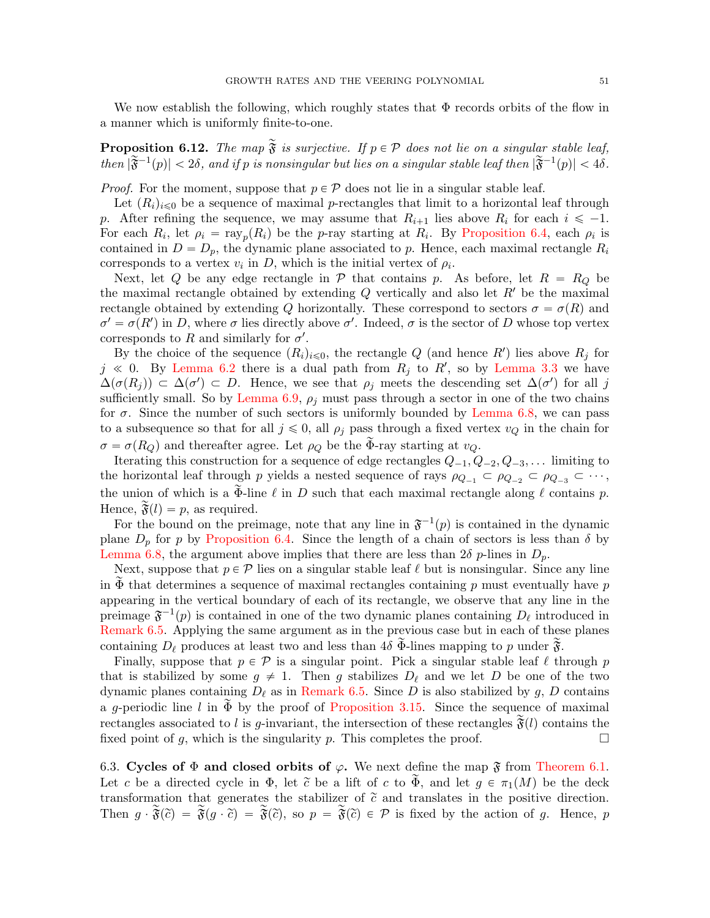We now establish the following, which roughly states that $\Phi$ records orbits of the flow in a manner which is uniformly finite-to-one.

**Proposition 6.12.** *The map $\widetilde{\mathfrak{F}}$ is surjective. If $p \in \mathcal{P}$ does not lie on a singular stable leaf, then $|\widetilde{\mathfrak{F}}^{-1}(p)| < 2\delta$, and if $p$ is nonsingular but lies on a singular stable leaf then $|\widetilde{\mathfrak{F}}^{-1}(p)| < 4\delta$.*

*Proof.* For the moment, suppose that $p \in \mathcal{P}$ does not lie in a singular stable leaf.

Let $(R_i)_{i \leqslant 0}$ be a sequence of maximal $p$-rectangles that limit to a horizontal leaf through $p$. After refining the sequence, we may assume that $R_{i+1}$ lies above $R_i$ for each $i \leqslant -1$. For each $R_i$, let $\rho_i = \mathrm{ray}_p(R_i)$ be the $p$-ray starting at $R_i$. By Proposition 6.4, each $\rho_i$ is contained in $D = D_p$, the dynamic plane associated to $p$. Hence, each maximal rectangle $R_i$ corresponds to a vertex $v_i$ in $D$, which is the initial vertex of $\rho_i$.

Next, let $Q$ be any edge rectangle in $\mathcal{P}$ that contains $p$. As before, let $R = R_Q$ be the maximal rectangle obtained by extending $Q$ vertically and also let $R'$ be the maximal rectangle obtained by extending $Q$ horizontally. These correspond to sectors $\sigma = \sigma(R)$ and $\sigma' = \sigma(R')$ in $D$, where $\sigma$ lies directly above $\sigma'$. Indeed, $\sigma$ is the sector of $D$ whose top vertex corresponds to $R$ and similarly for $\sigma'$.

By the choice of the sequence $(R_i)_{i \leqslant 0}$, the rectangle $Q$ (and hence $R'$) lies above $R_j$ for $j \ll 0$. By Lemma 6.2 there is a dual path from $R_j$ to $R'$, so by Lemma 3.3 we have $\Delta(\sigma(R_j)) \subset \Delta(\sigma') \subset D$. Hence, we see that $\rho_j$ meets the descending set $\Delta(\sigma')$ for all $j$ sufficiently small. So by Lemma 6.9, $\rho_j$ must pass through a sector in one of the two chains for $\sigma$. Since the number of such sectors is uniformly bounded by Lemma 6.8, we can pass to a subsequence so that for all $j \leqslant 0$, all $\rho_j$ pass through a fixed vertex $v_Q$ in the chain for $\sigma = \sigma(R_Q)$ and thereafter agree. Let $\rho_Q$ be the $\widetilde{\Phi}$-ray starting at $v_Q$.

Iterating this construction for a sequence of edge rectangles $Q_{-1}, Q_{-2}, Q_{-3}, \ldots$ limiting to the horizontal leaf through $p$ yields a nested sequence of rays $\rho_{Q_{-1}} \subset \rho_{Q_{-2}} \subset \rho_{Q_{-3}} \subset \cdots$, the union of which is a $\widetilde{\Phi}$-line $\ell$ in $D$ such that each maximal rectangle along $\ell$ contains $p$. Hence, $\widetilde{\mathfrak{F}}(l) = p$, as required.

For the bound on the preimage, note that any line in $\mathfrak{F}^{-1}(p)$ is contained in the dynamic plane $D_p$ for $p$ by Proposition 6.4. Since the length of a chain of sectors is less than $\delta$ by Lemma 6.8, the argument above implies that there are less than $2\delta$ $p$-lines in $D_p$.

Next, suppose that $p \in \mathcal{P}$ lies on a singular stable leaf $\ell$ but is nonsingular. Since any line in $\widetilde{\Phi}$ that determines a sequence of maximal rectangles containing $p$ must eventually have $p$ appearing in the vertical boundary of each of its rectangle, we observe that any line in the preimage $\mathfrak{F}^{-1}(p)$ is contained in one of the two dynamic planes containing $D_\ell$ introduced in Remark 6.5. Applying the same argument as in the previous case but in each of these planes containing $D_\ell$ produces at least two and less than $4\delta$ $\widetilde{\Phi}$-lines mapping to $p$ under $\widetilde{\mathfrak{F}}$.

Finally, suppose that $p \in \mathcal{P}$ is a singular point. Pick a singular stable leaf $\ell$ through $p$ that is stabilized by some $g \neq 1$. Then $g$ stabilizes $D_\ell$ and we let $D$ be one of the two dynamic planes containing $D_\ell$ as in Remark 6.5. Since $D$ is also stabilized by $g$, $D$ contains a $g$-periodic line $l$ in $\widetilde{\Phi}$ by the proof of Proposition 3.15. Since the sequence of maximal rectangles associated to $l$ is $g$-invariant, the intersection of these rectangles $\widetilde{\mathfrak{F}}(l)$ contains the fixed point of $g$, which is the singularity $p$. This completes the proof. $\square$

6.3. **Cycles of $\Phi$ and closed orbits of $\varphi$.** We next define the map $\mathfrak{F}$ from Theorem 6.1. Let $c$ be a directed cycle in $\Phi$, let $\tilde{c}$ be a lift of $c$ to $\widetilde{\Phi}$, and let $g \in \pi_1(M)$ be the deck transformation that generates the stabilizer of $\tilde{c}$ and translates in the positive direction. Then $g \cdot \widetilde{\mathfrak{F}}(\tilde{c}) = \widetilde{\mathfrak{F}}(g \cdot \tilde{c}) = \widetilde{\mathfrak{F}}(\tilde{c})$, so $p = \widetilde{\mathfrak{F}}(\tilde{c}) \in \mathcal{P}$ is fixed by the action of $g$. Hence, $p$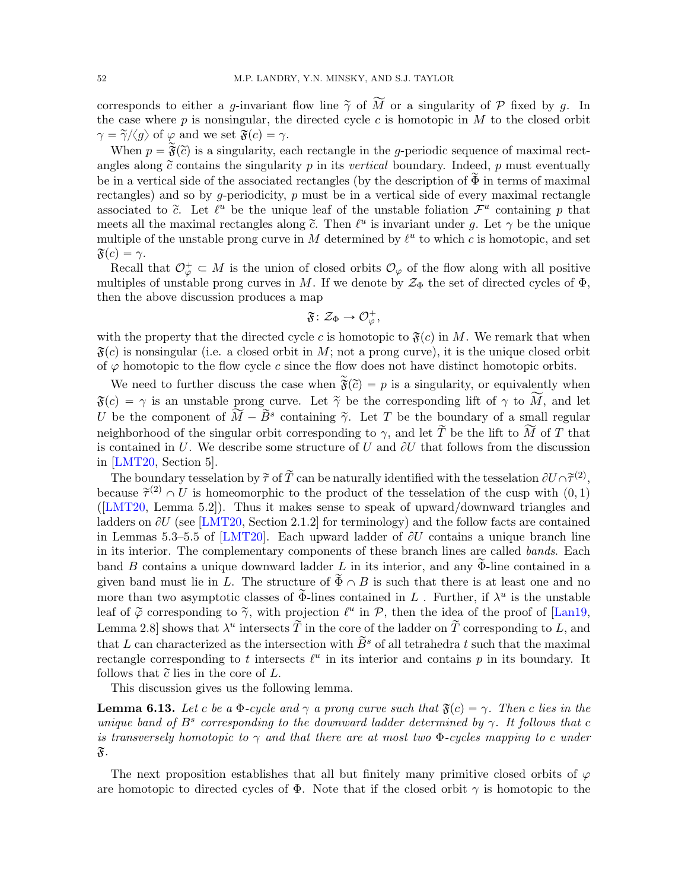corresponds to either a $g$-invariant flow line $\widetilde{\gamma}$ of $\widetilde{M}$ or a singularity of $\mathcal{P}$ fixed by $g$. In the case where $p$ is nonsingular, the directed cycle $c$ is homotopic in $M$ to the closed orbit $\gamma = \widetilde{\gamma}/\langle g \rangle$ of $\varphi$ and we set $\mathfrak{F}(c) = \gamma$.

When $p = \widetilde{\mathfrak{F}}(\widetilde{c})$ is a singularity, each rectangle in the $g$-periodic sequence of maximal rectangles along $\widetilde{c}$ contains the singularity $p$ in its *vertical* boundary. Indeed, $p$ must eventually be in a vertical side of the associated rectangles (by the description of $\widetilde{\Phi}$ in terms of maximal rectangles) and so by $g$-periodicity, $p$ must be in a vertical side of every maximal rectangle associated to $\widetilde{c}$. Let $\ell^u$ be the unique leaf of the unstable foliation $\mathcal{F}^u$ containing $p$ that meets all the maximal rectangles along $\widetilde{c}$. Then $\ell^u$ is invariant under $g$. Let $\gamma$ be the unique multiple of the unstable prong curve in $M$ determined by $\ell^u$ to which $c$ is homotopic, and set $\mathfrak{F}(c) = \gamma$.

Recall that $\mathcal{O}^+_\varphi \subset M$ is the union of closed orbits $\mathcal{O}_\varphi$ of the flow along with all positive multiples of unstable prong curves in $M$. If we denote by $\mathcal{Z}_\Phi$ the set of directed cycles of $\Phi$, then the above discussion produces a map

$$\mathfrak{F} \colon \mathcal{Z}_\Phi \to \mathcal{O}^+_\varphi,$$

with the property that the directed cycle $c$ is homotopic to $\mathfrak{F}(c)$ in $M$. We remark that when $\mathfrak{F}(c)$ is nonsingular (i.e. a closed orbit in $M$; not a prong curve), it is the unique closed orbit of $\varphi$ homotopic to the flow cycle $c$ since the flow does not have distinct homotopic orbits.

We need to further discuss the case when $\widetilde{\mathfrak{F}}(\widetilde{c}) = p$ is a singularity, or equivalently when $\mathfrak{F}(c) = \gamma$ is an unstable prong curve. Let $\widetilde{\gamma}$ be the corresponding lift of $\gamma$ to $\widetilde{M}$, and let $U$ be the component of $\widetilde{M} - \widetilde{B}^s$ containing $\widetilde{\gamma}$. Let $T$ be the boundary of a small regular neighborhood of the singular orbit corresponding to $\gamma$, and let $\widetilde{T}$ be the lift to $\widetilde{M}$ of $T$ that is contained in $U$. We describe some structure of $U$ and $\partial U$ that follows from the discussion in [LMT20, Section 5].

The boundary tesselation by $\widetilde{\tau}$ of $\widetilde{T}$ can be naturally identified with the tesselation $\partial U \cap \widetilde{\tau}^{(2)}$, because $\widetilde{\tau}^{(2)} \cap U$ is homeomorphic to the product of the tesselation of the cusp with $(0,1)$ ([LMT20, Lemma 5.2]). Thus it makes sense to speak of upward/downward triangles and ladders on $\partial U$ (see [LMT20, Section 2.1.2] for terminology) and the follow facts are contained in Lemmas 5.3–5.5 of [LMT20]. Each upward ladder of $\partial U$ contains a unique branch line in its interior. The complementary components of these branch lines are called *bands*. Each band $B$ contains a unique downward ladder $L$ in its interior, and any $\widetilde{\Phi}$-line contained in a given band must lie in $L$. The structure of $\widetilde{\Phi} \cap B$ is such that there is at least one and no more than two asymptotic classes of $\widetilde{\Phi}$-lines contained in $L$ . Further, if $\lambda^u$ is the unstable leaf of $\widetilde{\varphi}$ corresponding to $\widetilde{\gamma}$, with projection $\ell^u$ in $\mathcal{P}$, then the idea of the proof of [Lan19, Lemma 2.8] shows that $\lambda^u$ intersects $\widetilde{T}$ in the core of the ladder on $\widetilde{T}$ corresponding to $L$, and that $L$ can characterized as the intersection with $\widetilde{B}^s$ of all tetrahedra $t$ such that the maximal rectangle corresponding to $t$ intersects $\ell^u$ in its interior and contains $p$ in its boundary. It follows that $\widetilde{c}$ lies in the core of $L$.

This discussion gives us the following lemma.

**Lemma 6.13.** *Let $c$ be a $\Phi$-cycle and $\gamma$ a prong curve such that $\mathfrak{F}(c) = \gamma$. Then $c$ lies in the unique band of $B^s$ corresponding to the downward ladder determined by $\gamma$. It follows that $c$ is transversely homotopic to $\gamma$ and that there are at most two $\Phi$-cycles mapping to $c$ under $\mathfrak{F}$.*

The next proposition establishes that all but finitely many primitive closed orbits of $\varphi$ are homotopic to directed cycles of $\Phi$. Note that if the closed orbit $\gamma$ is homotopic to the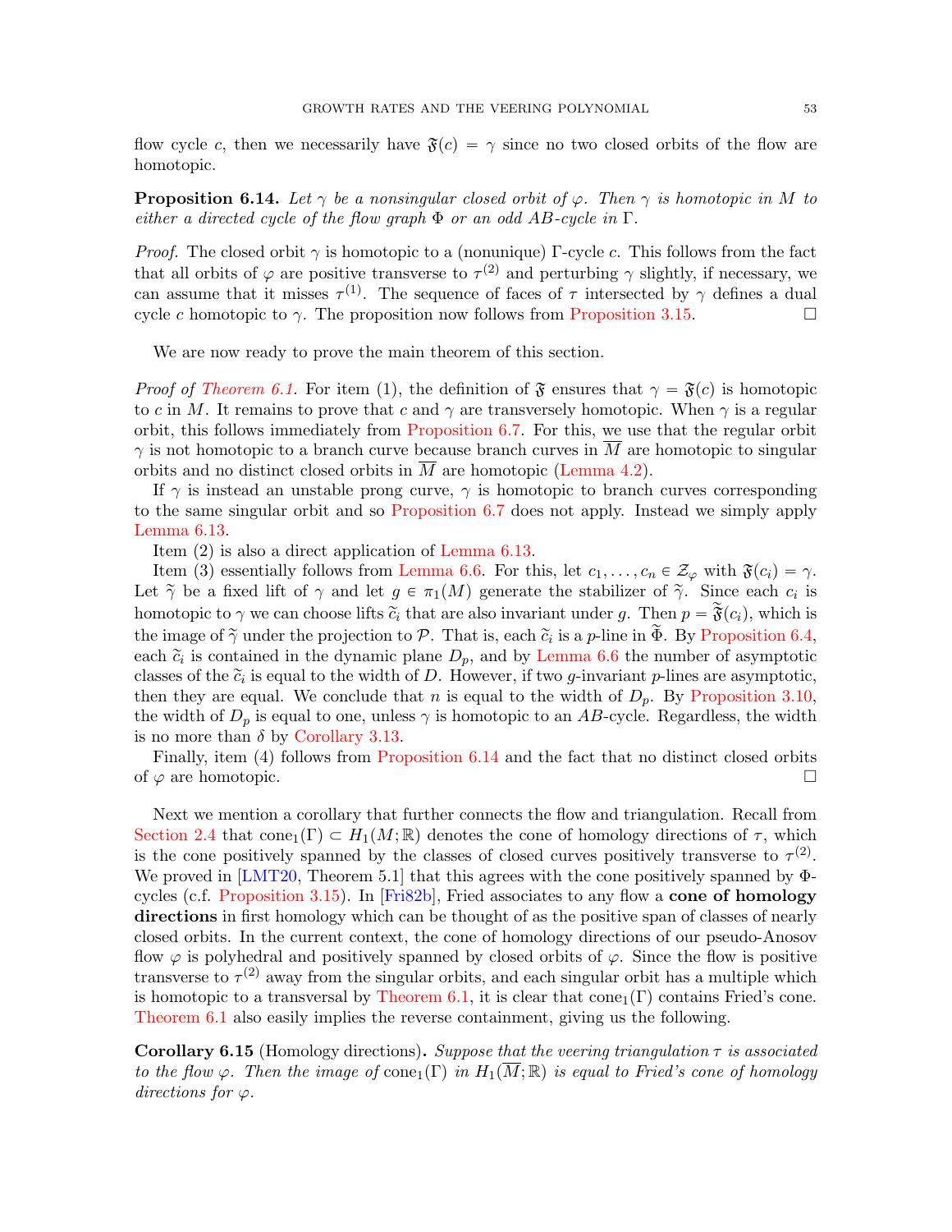flow cycle $c$, then we necessarily have $\mathfrak{F}(c) = \gamma$ since no two closed orbits of the flow are homotopic.

**Proposition 6.14.** *Let $\gamma$ be a nonsingular closed orbit of $\varphi$. Then $\gamma$ is homotopic in $M$ to either a directed cycle of the flow graph $\Phi$ or an odd AB-cycle in $\Gamma$.*

*Proof.* The closed orbit $\gamma$ is homotopic to a (nonunique) $\Gamma$-cycle $c$. This follows from the fact that all orbits of $\varphi$ are positive transverse to $\tau^{(2)}$ and perturbing $\gamma$ slightly, if necessary, we can assume that it misses $\tau^{(1)}$. The sequence of faces of $\tau$ intersected by $\gamma$ defines a dual cycle $c$ homotopic to $\gamma$. The proposition now follows from Proposition 3.15. □

We are now ready to prove the main theorem of this section.

*Proof of Theorem 6.1.* For item (1), the definition of $\mathfrak{F}$ ensures that $\gamma = \mathfrak{F}(c)$ is homotopic to $c$ in $M$. It remains to prove that $c$ and $\gamma$ are transversely homotopic. When $\gamma$ is a regular orbit, this follows immediately from Proposition 6.7. For this, we use that the regular orbit $\gamma$ is not homotopic to a branch curve because branch curves in $\overline{M}$ are homotopic to singular orbits and no distinct closed orbits in $\overline{M}$ are homotopic (Lemma 4.2).

If $\gamma$ is instead an unstable prong curve, $\gamma$ is homotopic to branch curves corresponding to the same singular orbit and so Proposition 6.7 does not apply. Instead we simply apply Lemma 6.13.

Item (2) is also a direct application of Lemma 6.13.

Item (3) essentially follows from Lemma 6.6. For this, let $c_1, \dots, c_n \in \mathcal{Z}_\varphi$ with $\mathfrak{F}(c_i) = \gamma$. Let $\widetilde{\gamma}$ be a fixed lift of $\gamma$ and let $g \in \pi_1(M)$ generate the stabilizer of $\widetilde{\gamma}$. Since each $c_i$ is homotopic to $\gamma$ we can choose lifts $\widetilde{c}_i$ that are also invariant under $g$. Then $p = \widetilde{\mathfrak{F}}(c_i)$, which is the image of $\widetilde{\gamma}$ under the projection to $\mathcal{P}$. That is, each $\widetilde{c}_i$ is a $p$-line in $\widetilde{\Phi}$. By Proposition 6.4, each $\widetilde{c}_i$ is contained in the dynamic plane $D_p$, and by Lemma 6.6 the number of asymptotic classes of the $\widetilde{c}_i$ is equal to the width of $D$. However, if two $g$-invariant $p$-lines are asymptotic, then they are equal. We conclude that $n$ is equal to the width of $D_p$. By Proposition 3.10, the width of $D_p$ is equal to one, unless $\gamma$ is homotopic to an $AB$-cycle. Regardless, the width is no more than $\delta$ by Corollary 3.13.

Finally, item (4) follows from Proposition 6.14 and the fact that no distinct closed orbits of $\varphi$ are homotopic. □

Next we mention a corollary that further connects the flow and triangulation. Recall from Section 2.4 that $\text{cone}_1(\Gamma) \subset H_1(M;\mathbb{R})$ denotes the cone of homology directions of $\tau$, which is the cone positively spanned by the classes of closed curves positively transverse to $\tau^{(2)}$. We proved in [LMT20, Theorem 5.1] that this agrees with the cone positively spanned by $\Phi$-cycles (c.f. Proposition 3.15). In [Fri82b], Fried associates to any flow a **cone of homology directions** in first homology which can be thought of as the positive span of classes of nearly closed orbits. In the current context, the cone of homology directions of our pseudo-Anosov flow $\varphi$ is polyhedral and positively spanned by closed orbits of $\varphi$. Since the flow is positive transverse to $\tau^{(2)}$ away from the singular orbits, and each singular orbit has a multiple which is homotopic to a transversal by Theorem 6.1, it is clear that $\text{cone}_1(\Gamma)$ contains Fried's cone. Theorem 6.1 also easily implies the reverse containment, giving us the following.

**Corollary 6.15** (Homology directions)**.** *Suppose that the veering triangulation $\tau$ is associated to the flow $\varphi$. Then the image of $\text{cone}_1(\Gamma)$ in $H_1(\overline{M};\mathbb{R})$ is equal to Fried's cone of homology directions for $\varphi$.*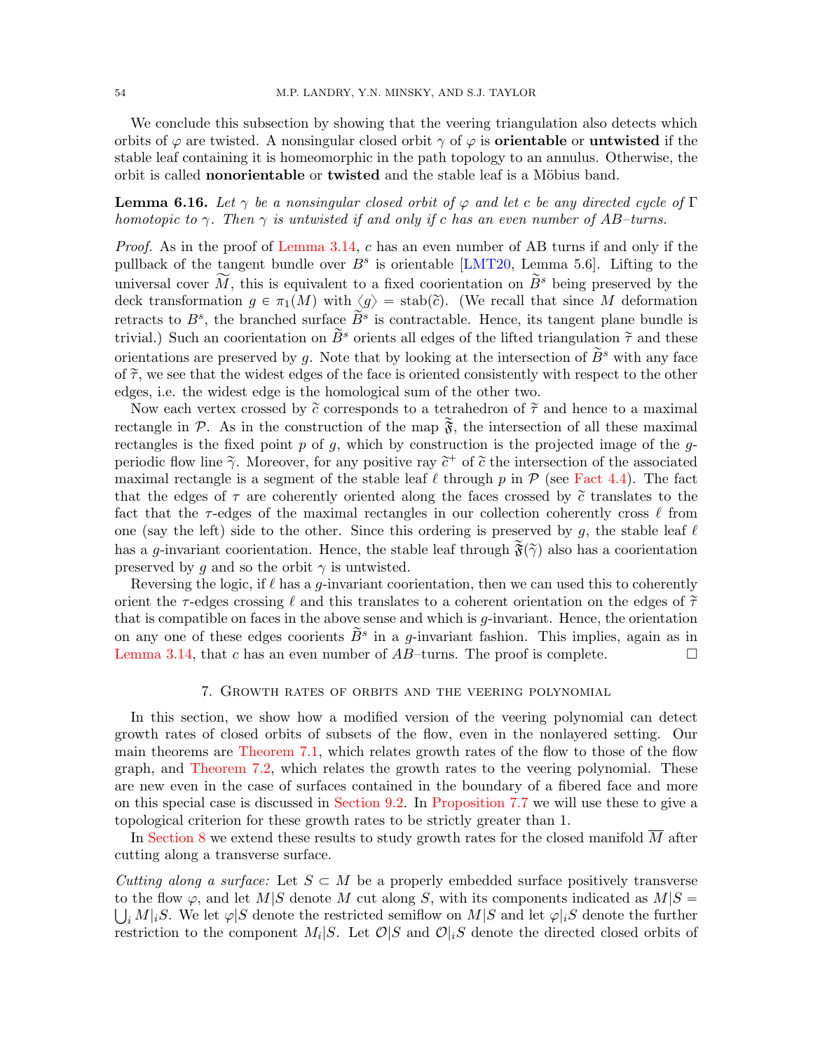We conclude this subsection by showing that the veering triangulation also detects which orbits of $\varphi$ are twisted. A nonsingular closed orbit $\gamma$ of $\varphi$ is **orientable** or **untwisted** if the stable leaf containing it is homeomorphic in the path topology to an annulus. Otherwise, the orbit is called **nonorientable** or **twisted** and the stable leaf is a Möbius band.

**Lemma 6.16.** *Let $\gamma$ be a nonsingular closed orbit of $\varphi$ and let $c$ be any directed cycle of $\Gamma$ homotopic to $\gamma$. Then $\gamma$ is untwisted if and only if $c$ has an even number of $AB$–turns.*

*Proof.* As in the proof of Lemma 3.14, $c$ has an even number of AB turns if and only if the pullback of the tangent bundle over $B^s$ is orientable [LMT20, Lemma 5.6]. Lifting to the universal cover $\widetilde{M}$, this is equivalent to a fixed coorientation on $\widetilde{B}^s$ being preserved by the deck transformation $g \in \pi_1(M)$ with $\langle g \rangle = \mathrm{stab}(\widetilde{c})$. (We recall that since $M$ deformation retracts to $B^s$, the branched surface $\widetilde{B}^s$ is contractable. Hence, its tangent plane bundle is trivial.) Such an coorientation on $\widetilde{B}^s$ orients all edges of the lifted triangulation $\widetilde{\tau}$ and these orientations are preserved by $g$. Note that by looking at the intersection of $\widetilde{B}^s$ with any face of $\widetilde{\tau}$, we see that the widest edges of the face is oriented consistently with respect to the other edges, i.e. the widest edge is the homological sum of the other two.

Now each vertex crossed by $\widetilde{c}$ corresponds to a tetrahedron of $\widetilde{\tau}$ and hence to a maximal rectangle in $\mathcal{P}$. As in the construction of the map $\widetilde{\mathfrak{F}}$, the intersection of all these maximal rectangles is the fixed point $p$ of $g$, which by construction is the projected image of the $g$-periodic flow line $\widetilde{\gamma}$. Moreover, for any positive ray $\widetilde{c}^+$ of $\widetilde{c}$ the intersection of the associated maximal rectangle is a segment of the stable leaf $\ell$ through $p$ in $\mathcal{P}$ (see Fact 4.4). The fact that the edges of $\tau$ are coherently oriented along the faces crossed by $\widetilde{c}$ translates to the fact that the $\tau$-edges of the maximal rectangles in our collection coherently cross $\ell$ from one (say the left) side to the other. Since this ordering is preserved by $g$, the stable leaf $\ell$ has a $g$-invariant coorientation. Hence, the stable leaf through $\widetilde{\mathfrak{F}}(\widetilde{\gamma})$ also has a coorientation preserved by $g$ and so the orbit $\gamma$ is untwisted.

Reversing the logic, if $\ell$ has a $g$-invariant coorientation, then we can used this to coherently orient the $\tau$-edges crossing $\ell$ and this translates to a coherent orientation on the edges of $\widetilde{\tau}$ that is compatible on faces in the above sense and which is $g$-invariant. Hence, the orientation on any one of these edges coorients $\widetilde{B}^s$ in a $g$-invariant fashion. This implies, again as in Lemma 3.14, that $c$ has an even number of $AB$–turns. The proof is complete. □

## 7. Growth rates of orbits and the veering polynomial

In this section, we show how a modified version of the veering polynomial can detect growth rates of closed orbits of subsets of the flow, even in the nonlayered setting. Our main theorems are Theorem 7.1, which relates growth rates of the flow to those of the flow graph, and Theorem 7.2, which relates the growth rates to the veering polynomial. These are new even in the case of surfaces contained in the boundary of a fibered face and more on this special case is discussed in Section 9.2. In Proposition 7.7 we will use these to give a topological criterion for these growth rates to be strictly greater than 1.

In Section 8 we extend these results to study growth rates for the closed manifold $\overline{M}$ after cutting along a transverse surface.

*Cutting along a surface:* Let $S \subset M$ be a properly embedded surface positively transverse to the flow $\varphi$, and let $M|S$ denote $M$ cut along $S$, with its components indicated as $M|S = \bigcup_i M|_i S$. We let $\varphi|S$ denote the restricted semiflow on $M|S$ and let $\varphi|_i S$ denote the further restriction to the component $M_i|S$. Let $\mathcal{O}|S$ and $\mathcal{O}|_i S$ denote the directed closed orbits of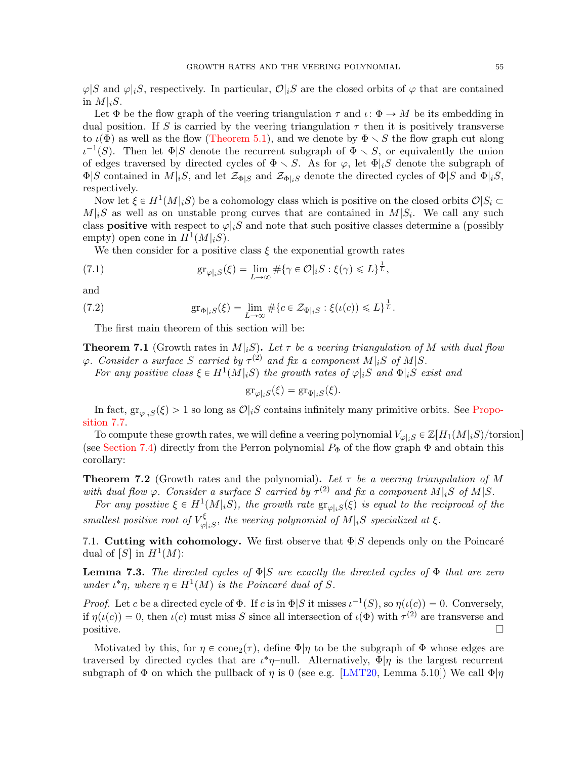$\varphi|S$ and $\varphi|_i S$, respectively. In particular, $\mathcal{O}|_i S$ are the closed orbits of $\varphi$ that are contained in $M|_i S$.

Let $\Phi$ be the flow graph of the veering triangulation $\tau$ and $\iota\colon \Phi \to M$ be its embedding in dual position. If $S$ is carried by the veering triangulation $\tau$ then it is positively transverse to $\iota(\Phi)$ as well as the flow (Theorem 5.1), and we denote by $\Phi \setminus S$ the flow graph cut along $\iota^{-1}(S)$. Then let $\Phi|S$ denote the recurrent subgraph of $\Phi \setminus S$, or equivalently the union of edges traversed by directed cycles of $\Phi \setminus S$. As for $\varphi$, let $\Phi|_i S$ denote the subgraph of $\Phi|S$ contained in $M|_i S$, and let $\mathcal{Z}_{\Phi|S}$ and $\mathcal{Z}_{\Phi|_i S}$ denote the directed cycles of $\Phi|S$ and $\Phi|_i S$, respectively.

Now let $\xi \in H^1(M|_i S)$ be a cohomology class which is positive on the closed orbits $\mathcal{O}|S_i \subset M|_i S$ as well as on unstable prong curves that are contained in $M|S_i$. We call any such class **positive** with respect to $\varphi|_i S$ and note that such positive classes determine a (possibly empty) open cone in $H^1(M|_i S)$.

We then consider for a positive class $\xi$ the exponential growth rates

$$\mathrm{gr}_{\varphi|_i S}(\xi) = \lim_{L\to\infty} \#\{\gamma \in \mathcal{O}|_i S : \xi(\gamma) \leqslant L\}^{\frac{1}{L}}, \tag{7.1}$$

and

$$\mathrm{gr}_{\Phi|_i S}(\xi) = \lim_{L\to\infty} \#\{c \in \mathcal{Z}_{\Phi|_i S} : \xi(\iota(c)) \leqslant L\}^{\frac{1}{L}}. \tag{7.2}$$

The first main theorem of this section will be:

**Theorem 7.1** (Growth rates in $M|_i S$). *Let $\tau$ be a veering triangulation of $M$ with dual flow $\varphi$. Consider a surface $S$ carried by $\tau^{(2)}$ and fix a component $M|_i S$ of $M|S$.*

*For any positive class $\xi \in H^1(M|_i S)$ the growth rates of $\varphi|_i S$ and $\Phi|_i S$ exist and*

$$\mathrm{gr}_{\varphi|_i S}(\xi) = \mathrm{gr}_{\Phi|_i S}(\xi).$$

In fact, $\mathrm{gr}_{\varphi|_i S}(\xi) > 1$ so long as $\mathcal{O}|_i S$ contains infinitely many primitive orbits. See Proposition 7.7.

To compute these growth rates, we will define a veering polynomial $V_{\varphi|_i S} \in \mathbb{Z}[H_1(M|_i S)/\text{torsion}]$ (see Section 7.4) directly from the Perron polynomial $P_\Phi$ of the flow graph $\Phi$ and obtain this corollary:

**Theorem 7.2** (Growth rates and the polynomial). *Let $\tau$ be a veering triangulation of $M$ with dual flow $\varphi$. Consider a surface $S$ carried by $\tau^{(2)}$ and fix a component $M|_i S$ of $M|S$.*

*For any positive $\xi \in H^1(M|_i S)$, the growth rate $\mathrm{gr}_{\varphi|_i S}(\xi)$ is equal to the reciprocal of the smallest positive root of $V^{\xi}_{\varphi|_i S}$, the veering polynomial of $M|_i S$ specialized at $\xi$.*

## 7.1. Cutting with cohomology.

We first observe that $\Phi|S$ depends only on the Poincaré dual of $[S]$ in $H^1(M)$:

**Lemma 7.3.** *The directed cycles of $\Phi|S$ are exactly the directed cycles of $\Phi$ that are zero under $\iota^*\eta$, where $\eta \in H^1(M)$ is the Poincaré dual of $S$.*

*Proof.* Let $c$ be a directed cycle of $\Phi$. If $c$ is in $\Phi|S$ it misses $\iota^{-1}(S)$, so $\eta(\iota(c)) = 0$. Conversely, if $\eta(\iota(c)) = 0$, then $\iota(c)$ must miss $S$ since all intersection of $\iota(\Phi)$ with $\tau^{(2)}$ are transverse and positive. $\square$

Motivated by this, for $\eta \in \mathrm{cone}_2(\tau)$, define $\Phi|\eta$ to be the subgraph of $\Phi$ whose edges are traversed by directed cycles that are $\iota^*\eta$–null. Alternatively, $\Phi|\eta$ is the largest recurrent subgraph of $\Phi$ on which the pullback of $\eta$ is 0 (see e.g. [LMT20, Lemma 5.10]) We call $\Phi|\eta$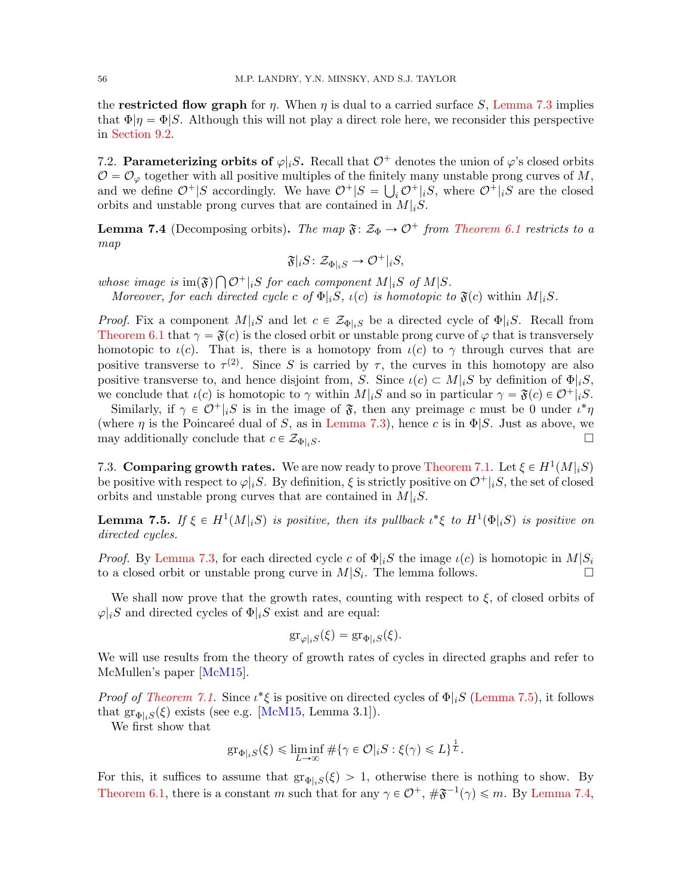the **restricted flow graph** for $\eta$. When $\eta$ is dual to a carried surface $S$, Lemma 7.3 implies that $\Phi|\eta = \Phi|S$. Although this will not play a direct role here, we reconsider this perspective in Section 9.2.

### 7.2. Parameterizing orbits of $\varphi|_i S$.

Recall that $\mathcal{O}^+$ denotes the union of $\varphi$'s closed orbits $\mathcal{O} = \mathcal{O}_\varphi$ together with all positive multiples of the finitely many unstable prong curves of $M$, and we define $\mathcal{O}^+|S$ accordingly. We have $\mathcal{O}^+|S = \bigcup_i \mathcal{O}^+|_i S$, where $\mathcal{O}^+|_i S$ are the closed orbits and unstable prong curves that are contained in $M|_i S$.

**Lemma 7.4** (Decomposing orbits)**.** *The map $\mathfrak{F} \colon \mathcal{Z}_\Phi \to \mathcal{O}^+$ from Theorem 6.1 restricts to a map*

$$\mathfrak{F}|_i S \colon \mathcal{Z}_{\Phi|_i S} \to \mathcal{O}^+|_i S,$$

*whose image is $\operatorname{im}(\mathfrak{F}) \bigcap \mathcal{O}^+|_i S$ for each component $M|_i S$ of $M|S$.*

*Moreover, for each directed cycle $c$ of $\Phi|_i S$, $\iota(c)$ is homotopic to $\mathfrak{F}(c)$ within $M|_i S$.*

*Proof.* Fix a component $M|_i S$ and let $c \in \mathcal{Z}_{\Phi|_i S}$ be a directed cycle of $\Phi|_i S$. Recall from Theorem 6.1 that $\gamma = \mathfrak{F}(c)$ is the closed orbit or unstable prong curve of $\varphi$ that is transversely homotopic to $\iota(c)$. That is, there is a homotopy from $\iota(c)$ to $\gamma$ through curves that are positive transverse to $\tau^{(2)}$. Since $S$ is carried by $\tau$, the curves in this homotopy are also positive transverse to, and hence disjoint from, $S$. Since $\iota(c) \subset M|_i S$ by definition of $\Phi|_i S$, we conclude that $\iota(c)$ is homotopic to $\gamma$ within $M|_i S$ and so in particular $\gamma = \mathfrak{F}(c) \in \mathcal{O}^+|_i S$.

Similarly, if $\gamma \in \mathcal{O}^+|_i S$ is in the image of $\mathfrak{F}$, then any preimage $c$ must be 0 under $\iota^*\eta$ (where $\eta$ is the Poincareé dual of $S$, as in Lemma 7.3), hence $c$ is in $\Phi|S$. Just as above, we may additionally conclude that $c \in \mathcal{Z}_{\Phi|_i S}$. ☐

### 7.3. Comparing growth rates.

We are now ready to prove Theorem 7.1. Let $\xi \in H^1(M|_i S)$ be positive with respect to $\varphi|_i S$. By definition, $\xi$ is strictly positive on $\mathcal{O}^+|_i S$, the set of closed orbits and unstable prong curves that are contained in $M|_i S$.

**Lemma 7.5.** *If $\xi \in H^1(M|_i S)$ is positive, then its pullback $\iota^*\xi$ to $H^1(\Phi|_i S)$ is positive on directed cycles.*

*Proof.* By Lemma 7.3, for each directed cycle $c$ of $\Phi|_i S$ the image $\iota(c)$ is homotopic in $M|S_i$ to a closed orbit or unstable prong curve in $M|S_i$. The lemma follows. ☐

We shall now prove that the growth rates, counting with respect to $\xi$, of closed orbits of $\varphi|_i S$ and directed cycles of $\Phi|_i S$ exist and are equal:

$$\operatorname{gr}_{\varphi|_i S}(\xi) = \operatorname{gr}_{\Phi|_i S}(\xi).$$

We will use results from the theory of growth rates of cycles in directed graphs and refer to McMullen's paper [McM15].

*Proof of Theorem 7.1.* Since $\iota^*\xi$ is positive on directed cycles of $\Phi|_i S$ (Lemma 7.5), it follows that $\operatorname{gr}_{\Phi|_i S}(\xi)$ exists (see e.g. [McM15, Lemma 3.1]).

We first show that

$$\operatorname{gr}_{\Phi|_i S}(\xi) \leqslant \liminf_{L \to \infty} \#\{\gamma \in \mathcal{O}|_i S : \xi(\gamma) \leqslant L\}^{\frac{1}{L}}.$$

For this, it suffices to assume that $\operatorname{gr}_{\Phi|_i S}(\xi) > 1$, otherwise there is nothing to show. By Theorem 6.1, there is a constant $m$ such that for any $\gamma \in \mathcal{O}^+$, $\#\mathfrak{F}^{-1}(\gamma) \leqslant m$. By Lemma 7.4,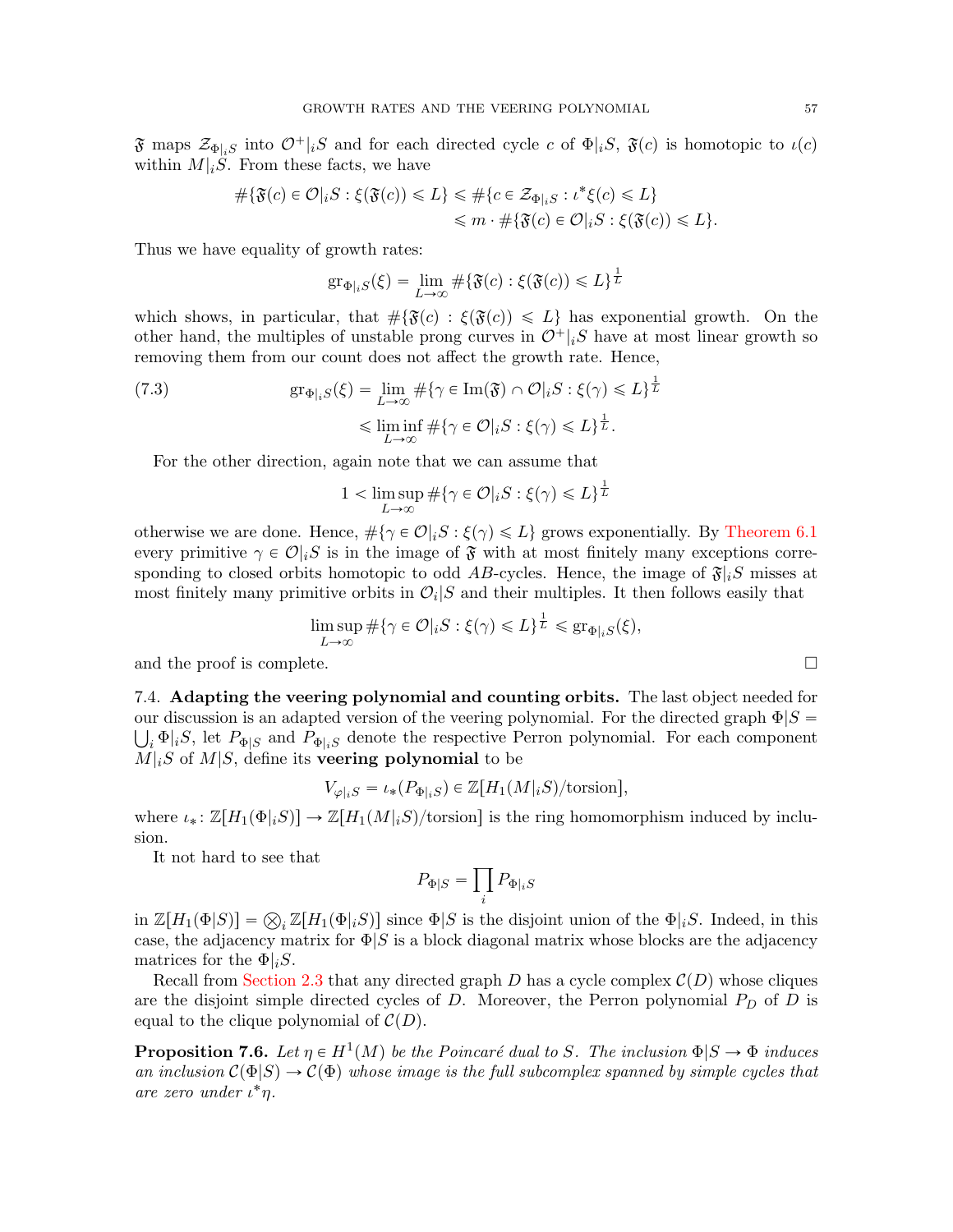$\mathfrak{F}$ maps $\mathcal{Z}_{\Phi|_i S}$ into $\mathcal{O}^+|_i S$ and for each directed cycle $c$ of $\Phi|_i S$, $\mathfrak{F}(c)$ is homotopic to $\iota(c)$ within $M|_i S$. From these facts, we have

$$\begin{aligned}\#\{\mathfrak{F}(c) \in \mathcal{O}|_i S : \xi(\mathfrak{F}(c)) \leqslant L\} &\leqslant \#\{c \in \mathcal{Z}_{\Phi|_i S} : \iota^*\xi(c) \leqslant L\} \\ &\leqslant m \cdot \#\{\mathfrak{F}(c) \in \mathcal{O}|_i S : \xi(\mathfrak{F}(c)) \leqslant L\}.\end{aligned}$$

Thus we have equality of growth rates:

$$\mathrm{gr}_{\Phi|_i S}(\xi) = \lim_{L \to \infty} \#\{\mathfrak{F}(c) : \xi(\mathfrak{F}(c)) \leqslant L\}^{\frac{1}{L}}$$

which shows, in particular, that $\#\{\mathfrak{F}(c) : \xi(\mathfrak{F}(c)) \leqslant L\}$ has exponential growth. On the other hand, the multiples of unstable prong curves in $\mathcal{O}^+|_i S$ have at most linear growth so removing them from our count does not affect the growth rate. Hence,

$$\begin{aligned}\mathrm{gr}_{\Phi|_i S}(\xi) &= \lim_{L \to \infty} \#\{\gamma \in \mathrm{Im}(\mathfrak{F}) \cap \mathcal{O}|_i S : \xi(\gamma) \leqslant L\}^{\frac{1}{L}} \\ &\leqslant \liminf_{L \to \infty} \#\{\gamma \in \mathcal{O}|_i S : \xi(\gamma) \leqslant L\}^{\frac{1}{L}}.\end{aligned} \tag{7.3}$$

For the other direction, again note that we can assume that

$$1 < \limsup_{L \to \infty} \#\{\gamma \in \mathcal{O}|_i S : \xi(\gamma) \leqslant L\}^{\frac{1}{L}}$$

otherwise we are done. Hence, $\#\{\gamma \in \mathcal{O}|_i S : \xi(\gamma) \leqslant L\}$ grows exponentially. By Theorem 6.1 every primitive $\gamma \in \mathcal{O}|_i S$ is in the image of $\mathfrak{F}$ with at most finitely many exceptions corresponding to closed orbits homotopic to odd $AB$-cycles. Hence, the image of $\mathfrak{F}|_i S$ misses at most finitely many primitive orbits in $\mathcal{O}_i|S$ and their multiples. It then follows easily that

$$\limsup_{L \to \infty} \#\{\gamma \in \mathcal{O}|_i S : \xi(\gamma) \leqslant L\}^{\frac{1}{L}} \leqslant \mathrm{gr}_{\Phi|_i S}(\xi),$$

and the proof is complete. ∎

7.4. **Adapting the veering polynomial and counting orbits.** The last object needed for our discussion is an adapted version of the veering polynomial. For the directed graph $\Phi|S = \bigcup_i \Phi|_i S$, let $P_{\Phi|S}$ and $P_{\Phi|_i S}$ denote the respective Perron polynomial. For each component $M|_i S$ of $M|S$, define its **veering polynomial** to be

$$V_{\varphi|_i S} = \iota_*(P_{\Phi|_i S}) \in \mathbb{Z}[H_1(M|_i S)/\text{torsion}],$$

where $\iota_* \colon \mathbb{Z}[H_1(\Phi|_i S)] \to \mathbb{Z}[H_1(M|_i S)/\text{torsion}]$ is the ring homomorphism induced by inclusion.

It not hard to see that

$$P_{\Phi|S} = \prod_i P_{\Phi|_i S}$$

in $\mathbb{Z}[H_1(\Phi|S)] = \bigotimes_i \mathbb{Z}[H_1(\Phi|_i S)]$ since $\Phi|S$ is the disjoint union of the $\Phi|_i S$. Indeed, in this case, the adjacency matrix for $\Phi|S$ is a block diagonal matrix whose blocks are the adjacency matrices for the $\Phi|_i S$.

Recall from Section 2.3 that any directed graph $D$ has a cycle complex $\mathcal{C}(D)$ whose cliques are the disjoint simple directed cycles of $D$. Moreover, the Perron polynomial $P_D$ of $D$ is equal to the clique polynomial of $\mathcal{C}(D)$.

**Proposition 7.6.** *Let $\eta \in H^1(M)$ be the Poincaré dual to $S$. The inclusion $\Phi|S \to \Phi$ induces an inclusion $\mathcal{C}(\Phi|S) \to \mathcal{C}(\Phi)$ whose image is the full subcomplex spanned by simple cycles that are zero under $\iota^*\eta$.*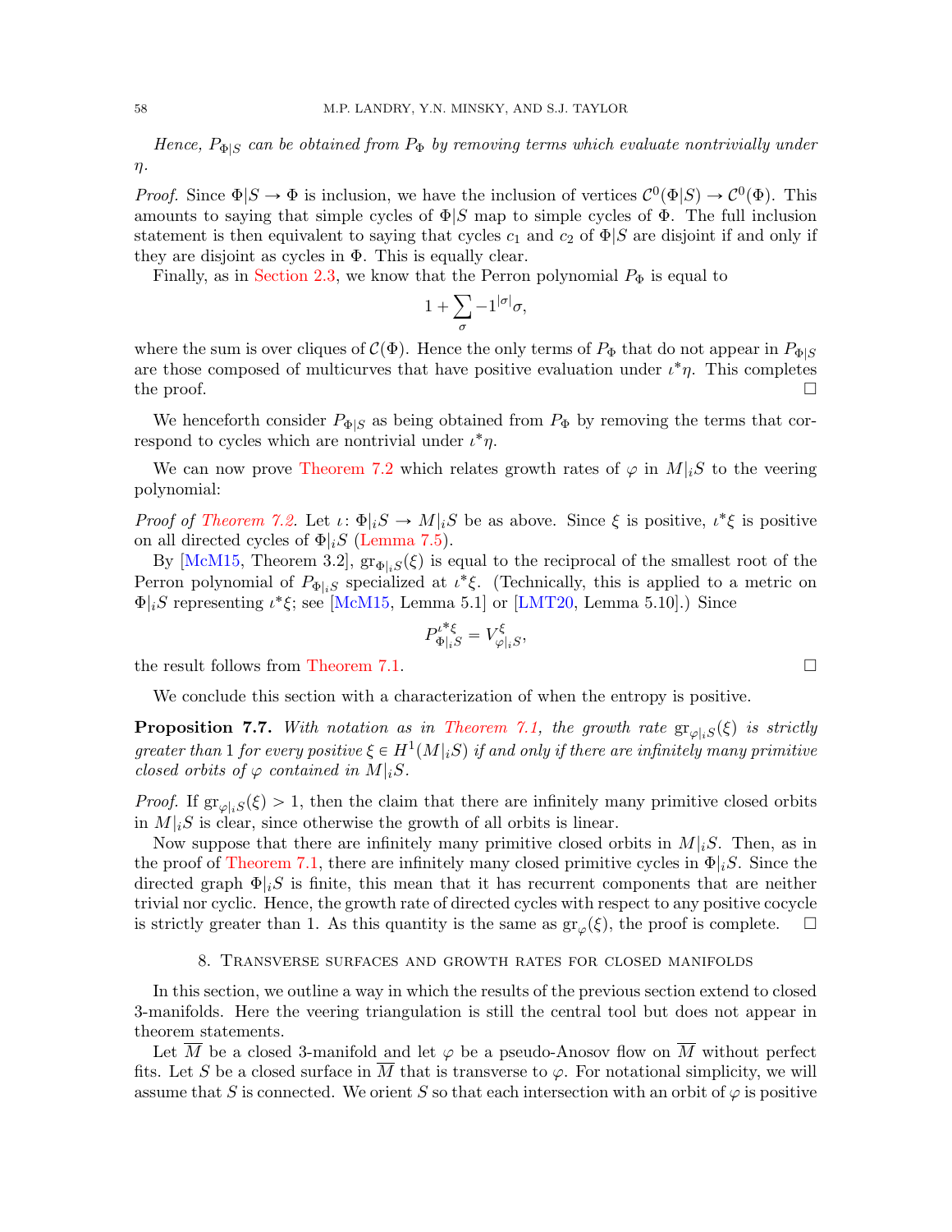*Hence, $P_{\Phi|S}$ can be obtained from $P_\Phi$ by removing terms which evaluate nontrivially under $\eta$.*

*Proof.* Since $\Phi|S \to \Phi$ is inclusion, we have the inclusion of vertices $\mathcal{C}^0(\Phi|S) \to \mathcal{C}^0(\Phi)$. This amounts to saying that simple cycles of $\Phi|S$ map to simple cycles of $\Phi$. The full inclusion statement is then equivalent to saying that cycles $c_1$ and $c_2$ of $\Phi|S$ are disjoint if and only if they are disjoint as cycles in $\Phi$. This is equally clear.

Finally, as in Section 2.3, we know that the Perron polynomial $P_\Phi$ is equal to

$$1 + \sum_\sigma -1^{|\sigma|}\sigma,$$

where the sum is over cliques of $\mathcal{C}(\Phi)$. Hence the only terms of $P_\Phi$ that do not appear in $P_{\Phi|S}$ are those composed of multicurves that have positive evaluation under $\iota^*\eta$. This completes the proof. □

We henceforth consider $P_{\Phi|S}$ as being obtained from $P_\Phi$ by removing the terms that correspond to cycles which are nontrivial under $\iota^*\eta$.

We can now prove Theorem 7.2 which relates growth rates of $\varphi$ in $M|_iS$ to the veering polynomial:

*Proof of Theorem 7.2.* Let $\iota \colon \Phi|_iS \to M|_iS$ be as above. Since $\xi$ is positive, $\iota^*\xi$ is positive on all directed cycles of $\Phi|_iS$ (Lemma 7.5).

By [McM15, Theorem 3.2], $\mathrm{gr}_{\Phi|_iS}(\xi)$ is equal to the reciprocal of the smallest root of the Perron polynomial of $P_{\Phi|_iS}$ specialized at $\iota^*\xi$. (Technically, this is applied to a metric on $\Phi|_iS$ representing $\iota^*\xi$; see [McM15, Lemma 5.1] or [LMT20, Lemma 5.10].) Since

$$P^{\iota^*\xi}_{\Phi|_iS} = V^{\xi}_{\varphi|_iS},$$

the result follows from Theorem 7.1. □

We conclude this section with a characterization of when the entropy is positive.

**Proposition 7.7.** *With notation as in Theorem 7.1, the growth rate $\mathrm{gr}_{\varphi|_iS}(\xi)$ is strictly greater than 1 for every positive $\xi \in H^1(M|_iS)$ if and only if there are infinitely many primitive closed orbits of $\varphi$ contained in $M|_iS$.*

*Proof.* If $\mathrm{gr}_{\varphi|_iS}(\xi) > 1$, then the claim that there are infinitely many primitive closed orbits in $M|_iS$ is clear, since otherwise the growth of all orbits is linear.

Now suppose that there are infinitely many primitive closed orbits in $M|_iS$. Then, as in the proof of Theorem 7.1, there are infinitely many closed primitive cycles in $\Phi|_iS$. Since the directed graph $\Phi|_iS$ is finite, this mean that it has recurrent components that are neither trivial nor cyclic. Hence, the growth rate of directed cycles with respect to any positive cocycle is strictly greater than 1. As this quantity is the same as $\mathrm{gr}_\varphi(\xi)$, the proof is complete. □

## 8. Transverse surfaces and growth rates for closed manifolds

In this section, we outline a way in which the results of the previous section extend to closed 3-manifolds. Here the veering triangulation is still the central tool but does not appear in theorem statements.

Let $\overline{M}$ be a closed 3-manifold and let $\varphi$ be a pseudo-Anosov flow on $\overline{M}$ without perfect fits. Let $S$ be a closed surface in $\overline{M}$ that is transverse to $\varphi$. For notational simplicity, we will assume that $S$ is connected. We orient $S$ so that each intersection with an orbit of $\varphi$ is positive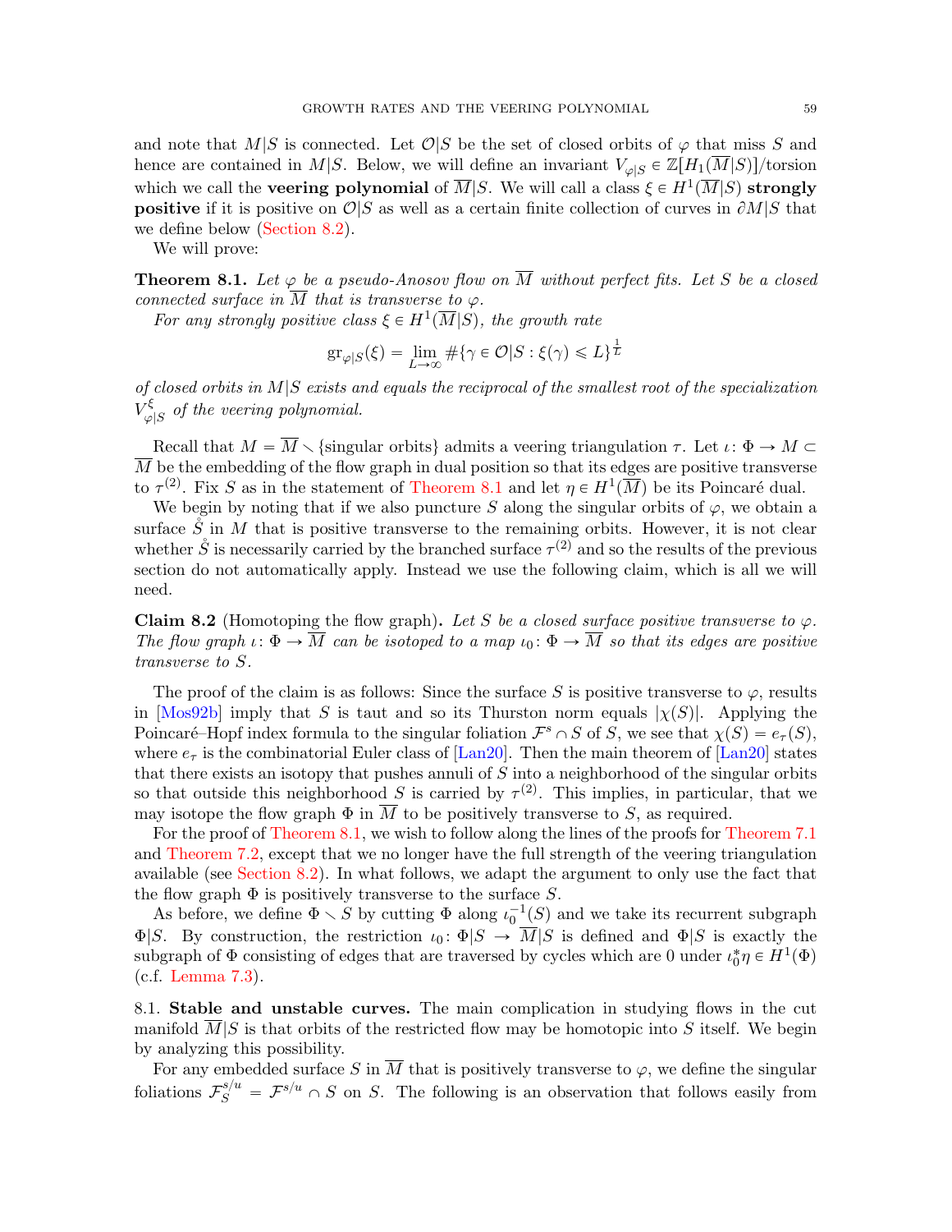and note that $M|S$ is connected. Let $\mathcal{O}|S$ be the set of closed orbits of $\varphi$ that miss $S$ and hence are contained in $M|S$. Below, we will define an invariant $V_{\varphi|S} \in \mathbb{Z}[H_1(\overline{M}|S)]/\text{torsion}$ which we call the **veering polynomial** of $\overline{M}|S$. We will call a class $\xi \in H^1(\overline{M}|S)$ **strongly positive** if it is positive on $\mathcal{O}|S$ as well as a certain finite collection of curves in $\partial M|S$ that we define below (Section 8.2).

We will prove:

**Theorem 8.1.** *Let $\varphi$ be a pseudo-Anosov flow on $\overline{M}$ without perfect fits. Let $S$ be a closed connected surface in $\overline{M}$ that is transverse to $\varphi$.*

*For any strongly positive class $\xi \in H^1(\overline{M}|S)$, the growth rate*

$$\mathrm{gr}_{\varphi|S}(\xi) = \lim_{L \to \infty} \#\{\gamma \in \mathcal{O}|S : \xi(\gamma) \leqslant L\}^{\frac{1}{L}}$$

*of closed orbits in $M|S$ exists and equals the reciprocal of the smallest root of the specialization $V^{\xi}_{\varphi|S}$ of the veering polynomial.*

Recall that $M = \overline{M} \smallsetminus \{\text{singular orbits}\}$ admits a veering triangulation $\tau$. Let $\iota \colon \Phi \to M \subset \overline{M}$ be the embedding of the flow graph in dual position so that its edges are positive transverse to $\tau^{(2)}$. Fix $S$ as in the statement of Theorem 8.1 and let $\eta \in H^1(\overline{M})$ be its Poincaré dual.

We begin by noting that if we also puncture $S$ along the singular orbits of $\varphi$, we obtain a surface $\mathring{S}$ in $M$ that is positive transverse to the remaining orbits. However, it is not clear whether $\mathring{S}$ is necessarily carried by the branched surface $\tau^{(2)}$ and so the results of the previous section do not automatically apply. Instead we use the following claim, which is all we will need.

**Claim 8.2** (Homotoping the flow graph)**.** *Let $S$ be a closed surface positive transverse to $\varphi$. The flow graph $\iota \colon \Phi \to \overline{M}$ can be isotoped to a map $\iota_0 \colon \Phi \to \overline{M}$ so that its edges are positive transverse to $S$.*

The proof of the claim is as follows: Since the surface $S$ is positive transverse to $\varphi$, results in [Mos92b] imply that $S$ is taut and so its Thurston norm equals $|\chi(S)|$. Applying the Poincaré–Hopf index formula to the singular foliation $\mathcal{F}^s \cap S$ of $S$, we see that $\chi(S) = e_\tau(S)$, where $e_\tau$ is the combinatorial Euler class of [Lan20]. Then the main theorem of [Lan20] states that there exists an isotopy that pushes annuli of $S$ into a neighborhood of the singular orbits so that outside this neighborhood $S$ is carried by $\tau^{(2)}$. This implies, in particular, that we may isotope the flow graph $\Phi$ in $\overline{M}$ to be positively transverse to $S$, as required.

For the proof of Theorem 8.1, we wish to follow along the lines of the proofs for Theorem 7.1 and Theorem 7.2, except that we no longer have the full strength of the veering triangulation available (see Section 8.2). In what follows, we adapt the argument to only use the fact that the flow graph $\Phi$ is positively transverse to the surface $S$.

As before, we define $\Phi \smallsetminus S$ by cutting $\Phi$ along $\iota_0^{-1}(S)$ and we take its recurrent subgraph $\Phi|S$. By construction, the restriction $\iota_0 \colon \Phi|S \to \overline{M}|S$ is defined and $\Phi|S$ is exactly the subgraph of $\Phi$ consisting of edges that are traversed by cycles which are 0 under $\iota_0^* \eta \in H^1(\Phi)$ (c.f. Lemma 7.3).

## 8.1. Stable and unstable curves.

The main complication in studying flows in the cut manifold $\overline{M}|S$ is that orbits of the restricted flow may be homotopic into $S$ itself. We begin by analyzing this possibility.

For any embedded surface $S$ in $\overline{M}$ that is positively transverse to $\varphi$, we define the singular foliations $\mathcal{F}^{s/u}_S = \mathcal{F}^{s/u} \cap S$ on $S$. The following is an observation that follows easily from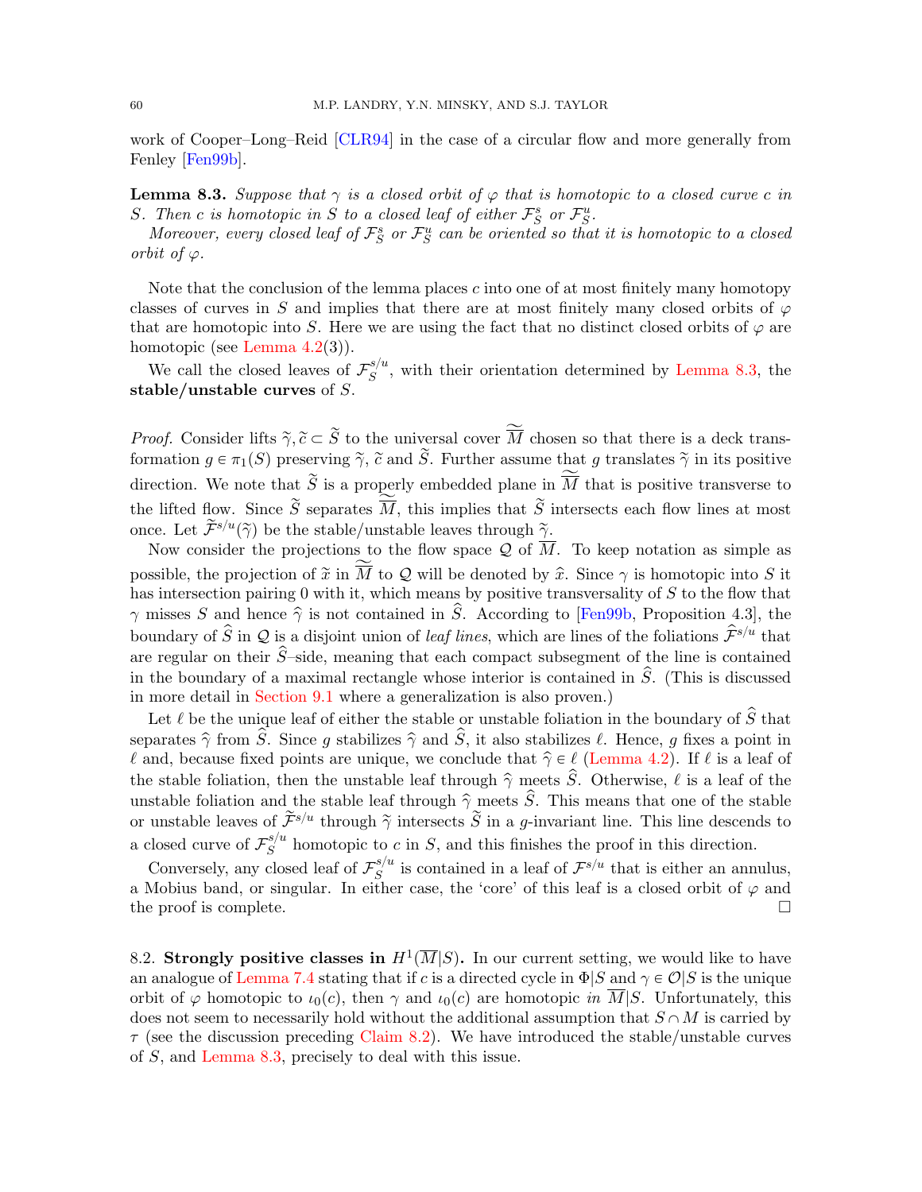work of Cooper–Long–Reid [CLR94] in the case of a circular flow and more generally from Fenley [Fen99b].

**Lemma 8.3.** *Suppose that $\gamma$ is a closed orbit of $\varphi$ that is homotopic to a closed curve $c$ in $S$. Then $c$ is homotopic in $S$ to a closed leaf of either $\mathcal{F}^s_S$ or $\mathcal{F}^u_S$.*

*Moreover, every closed leaf of $\mathcal{F}^s_S$ or $\mathcal{F}^u_S$ can be oriented so that it is homotopic to a closed orbit of $\varphi$.*

Note that the conclusion of the lemma places $c$ into one of at most finitely many homotopy classes of curves in $S$ and implies that there are at most finitely many closed orbits of $\varphi$ that are homotopic into $S$. Here we are using the fact that no distinct closed orbits of $\varphi$ are homotopic (see Lemma 4.2(3)).

We call the closed leaves of $\mathcal{F}^{s/u}_S$, with their orientation determined by Lemma 8.3, the **stable/unstable curves** of $S$.

*Proof.* Consider lifts $\widetilde{\gamma}, \widetilde{c} \subset \widetilde{S}$ to the universal cover $\widetilde{\overline{M}}$ chosen so that there is a deck transformation $g \in \pi_1(S)$ preserving $\widetilde{\gamma}$, $\widetilde{c}$ and $\widetilde{S}$. Further assume that $g$ translates $\widetilde{\gamma}$ in its positive direction. We note that $\widetilde{S}$ is a properly embedded plane in $\widetilde{\overline{M}}$ that is positive transverse to the lifted flow. Since $\widetilde{S}$ separates $\widetilde{\overline{M}}$, this implies that $\widetilde{S}$ intersects each flow lines at most once. Let $\widetilde{\mathcal{F}}^{s/u}(\widetilde{\gamma})$ be the stable/unstable leaves through $\widetilde{\gamma}$.

Now consider the projections to the flow space $\mathcal{Q}$ of $\overline{M}$. To keep notation as simple as possible, the projection of $\widetilde{x}$ in $\widetilde{\overline{M}}$ to $\mathcal{Q}$ will be denoted by $\widehat{x}$. Since $\gamma$ is homotopic into $S$ it has intersection pairing 0 with it, which means by positive transversality of $S$ to the flow that $\gamma$ misses $S$ and hence $\widehat{\gamma}$ is not contained in $\widehat{S}$. According to [Fen99b, Proposition 4.3], the boundary of $\widehat{S}$ in $\mathcal{Q}$ is a disjoint union of *leaf lines*, which are lines of the foliations $\widehat{\mathcal{F}}^{s/u}$ that are regular on their $\widehat{S}$–side, meaning that each compact subsegment of the line is contained in the boundary of a maximal rectangle whose interior is contained in $\widehat{S}$. (This is discussed in more detail in Section 9.1 where a generalization is also proven.)

Let $\ell$ be the unique leaf of either the stable or unstable foliation in the boundary of $\widehat{S}$ that separates $\widehat{\gamma}$ from $\widehat{S}$. Since $g$ stabilizes $\widehat{\gamma}$ and $\widehat{S}$, it also stabilizes $\ell$. Hence, $g$ fixes a point in $\ell$ and, because fixed points are unique, we conclude that $\widehat{\gamma} \in \ell$ (Lemma 4.2). If $\ell$ is a leaf of the stable foliation, then the unstable leaf through $\widehat{\gamma}$ meets $\widehat{S}$. Otherwise, $\ell$ is a leaf of the unstable foliation and the stable leaf through $\widehat{\gamma}$ meets $\widehat{S}$. This means that one of the stable or unstable leaves of $\widetilde{\mathcal{F}}^{s/u}$ through $\widetilde{\gamma}$ intersects $\widetilde{S}$ in a $g$-invariant line. This line descends to a closed curve of $\mathcal{F}^{s/u}_S$ homotopic to $c$ in $S$, and this finishes the proof in this direction.

Conversely, any closed leaf of $\mathcal{F}^{s/u}_S$ is contained in a leaf of $\mathcal{F}^{s/u}$ that is either an annulus, a Mobius band, or singular. In either case, the 'core' of this leaf is a closed orbit of $\varphi$ and the proof is complete. □

8.2. **Strongly positive classes in $H^1(\overline{M}|S)$.** In our current setting, we would like to have an analogue of Lemma 7.4 stating that if $c$ is a directed cycle in $\Phi|S$ and $\gamma \in \mathcal{O}|S$ is the unique orbit of $\varphi$ homotopic to $\iota_0(c)$, then $\gamma$ and $\iota_0(c)$ are homotopic *in* $\overline{M}|S$. Unfortunately, this does not seem to necessarily hold without the additional assumption that $S \cap M$ is carried by $\tau$ (see the discussion preceding Claim 8.2). We have introduced the stable/unstable curves of $S$, and Lemma 8.3, precisely to deal with this issue.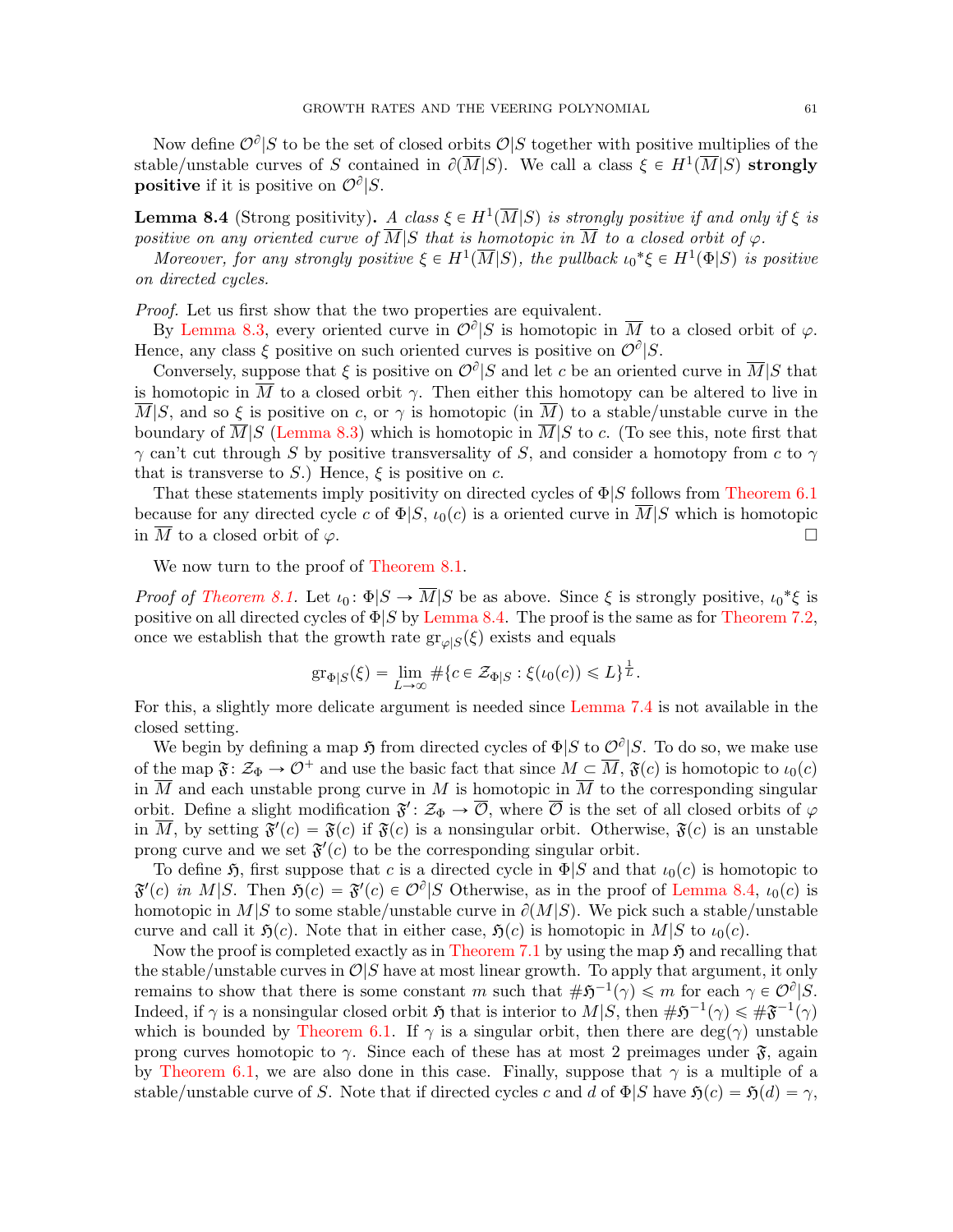Now define $\mathcal{O}^\partial|S$ to be the set of closed orbits $\mathcal{O}|S$ together with positive multiples of the stable/unstable curves of $S$ contained in $\partial(\overline{M}|S)$. We call a class $\xi \in H^1(\overline{M}|S)$ **strongly positive** if it is positive on $\mathcal{O}^\partial|S$.

**Lemma 8.4** (Strong positivity)**.** *A class $\xi \in H^1(\overline{M}|S)$ is strongly positive if and only if $\xi$ is positive on any oriented curve of $\overline{M}|S$ that is homotopic in $\overline{M}$ to a closed orbit of $\varphi$.*

*Moreover, for any strongly positive $\xi \in H^1(\overline{M}|S)$, the pullback ${\iota_0}^*\xi \in H^1(\Phi|S)$ is positive on directed cycles.*

*Proof.* Let us first show that the two properties are equivalent.

By Lemma 8.3, every oriented curve in $\mathcal{O}^\partial|S$ is homotopic in $\overline{M}$ to a closed orbit of $\varphi$. Hence, any class $\xi$ positive on such oriented curves is positive on $\mathcal{O}^\partial|S$.

Conversely, suppose that $\xi$ is positive on $\mathcal{O}^\partial|S$ and let $c$ be an oriented curve in $\overline{M}|S$ that is homotopic in $\overline{M}$ to a closed orbit $\gamma$. Then either this homotopy can be altered to live in $\overline{M}|S$, and so $\xi$ is positive on $c$, or $\gamma$ is homotopic (in $\overline{M}$) to a stable/unstable curve in the boundary of $\overline{M}|S$ (Lemma 8.3) which is homotopic in $\overline{M}|S$ to $c$. (To see this, note first that $\gamma$ can't cut through $S$ by positive transversality of $S$, and consider a homotopy from $c$ to $\gamma$ that is transverse to $S$.) Hence, $\xi$ is positive on $c$.

That these statements imply positivity on directed cycles of $\Phi|S$ follows from Theorem 6.1 because for any directed cycle $c$ of $\Phi|S$, $\iota_0(c)$ is a oriented curve in $\overline{M}|S$ which is homotopic in $\overline{M}$ to a closed orbit of $\varphi$. □

We now turn to the proof of Theorem 8.1.

*Proof of Theorem 8.1.* Let $\iota_0\colon \Phi|S \to \overline{M}|S$ be as above. Since $\xi$ is strongly positive, ${\iota_0}^*\xi$ is positive on all directed cycles of $\Phi|S$ by Lemma 8.4. The proof is the same as for Theorem 7.2, once we establish that the growth rate $\mathrm{gr}_{\varphi|S}(\xi)$ exists and equals

$$\mathrm{gr}_{\Phi|S}(\xi) = \lim_{L\to\infty} \#\{c \in \mathcal{Z}_{\Phi|S} : \xi(\iota_0(c)) \leqslant L\}^{\frac{1}{L}}.$$

For this, a slightly more delicate argument is needed since Lemma 7.4 is not available in the closed setting.

We begin by defining a map $\mathfrak{H}$ from directed cycles of $\Phi|S$ to $\mathcal{O}^\partial|S$. To do so, we make use of the map $\mathfrak{F}\colon \mathcal{Z}_\Phi \to \mathcal{O}^+$ and use the basic fact that since $M \subset \overline{M}$, $\mathfrak{F}(c)$ is homotopic to $\iota_0(c)$ in $\overline{M}$ and each unstable prong curve in $M$ is homotopic in $\overline{M}$ to the corresponding singular orbit. Define a slight modification $\mathfrak{F}'\colon \mathcal{Z}_\Phi \to \overline{\mathcal{O}}$, where $\overline{\mathcal{O}}$ is the set of all closed orbits of $\varphi$ in $\overline{M}$, by setting $\mathfrak{F}'(c) = \mathfrak{F}(c)$ if $\mathfrak{F}(c)$ is a nonsingular orbit. Otherwise, $\mathfrak{F}(c)$ is an unstable prong curve and we set $\mathfrak{F}'(c)$ to be the corresponding singular orbit.

To define $\mathfrak{H}$, first suppose that $c$ is a directed cycle in $\Phi|S$ and that $\iota_0(c)$ is homotopic to $\mathfrak{F}'(c)$ *in* $M|S$. Then $\mathfrak{H}(c) = \mathfrak{F}'(c) \in \mathcal{O}^\partial|S$ Otherwise, as in the proof of Lemma 8.4, $\iota_0(c)$ is homotopic in $M|S$ to some stable/unstable curve in $\partial(M|S)$. We pick such a stable/unstable curve and call it $\mathfrak{H}(c)$. Note that in either case, $\mathfrak{H}(c)$ is homotopic in $M|S$ to $\iota_0(c)$.

Now the proof is completed exactly as in Theorem 7.1 by using the map $\mathfrak{H}$ and recalling that the stable/unstable curves in $\mathcal{O}|S$ have at most linear growth. To apply that argument, it only remains to show that there is some constant $m$ such that $\#\mathfrak{H}^{-1}(\gamma) \leqslant m$ for each $\gamma \in \mathcal{O}^\partial|S$. Indeed, if $\gamma$ is a nonsingular closed orbit $\mathfrak{H}$ that is interior to $M|S$, then $\#\mathfrak{H}^{-1}(\gamma) \leqslant \#\mathfrak{F}^{-1}(\gamma)$ which is bounded by Theorem 6.1. If $\gamma$ is a singular orbit, then there are $\deg(\gamma)$ unstable prong curves homotopic to $\gamma$. Since each of these has at most 2 preimages under $\mathfrak{F}$, again by Theorem 6.1, we are also done in this case. Finally, suppose that $\gamma$ is a multiple of a stable/unstable curve of $S$. Note that if directed cycles $c$ and $d$ of $\Phi|S$ have $\mathfrak{H}(c) = \mathfrak{H}(d) = \gamma$,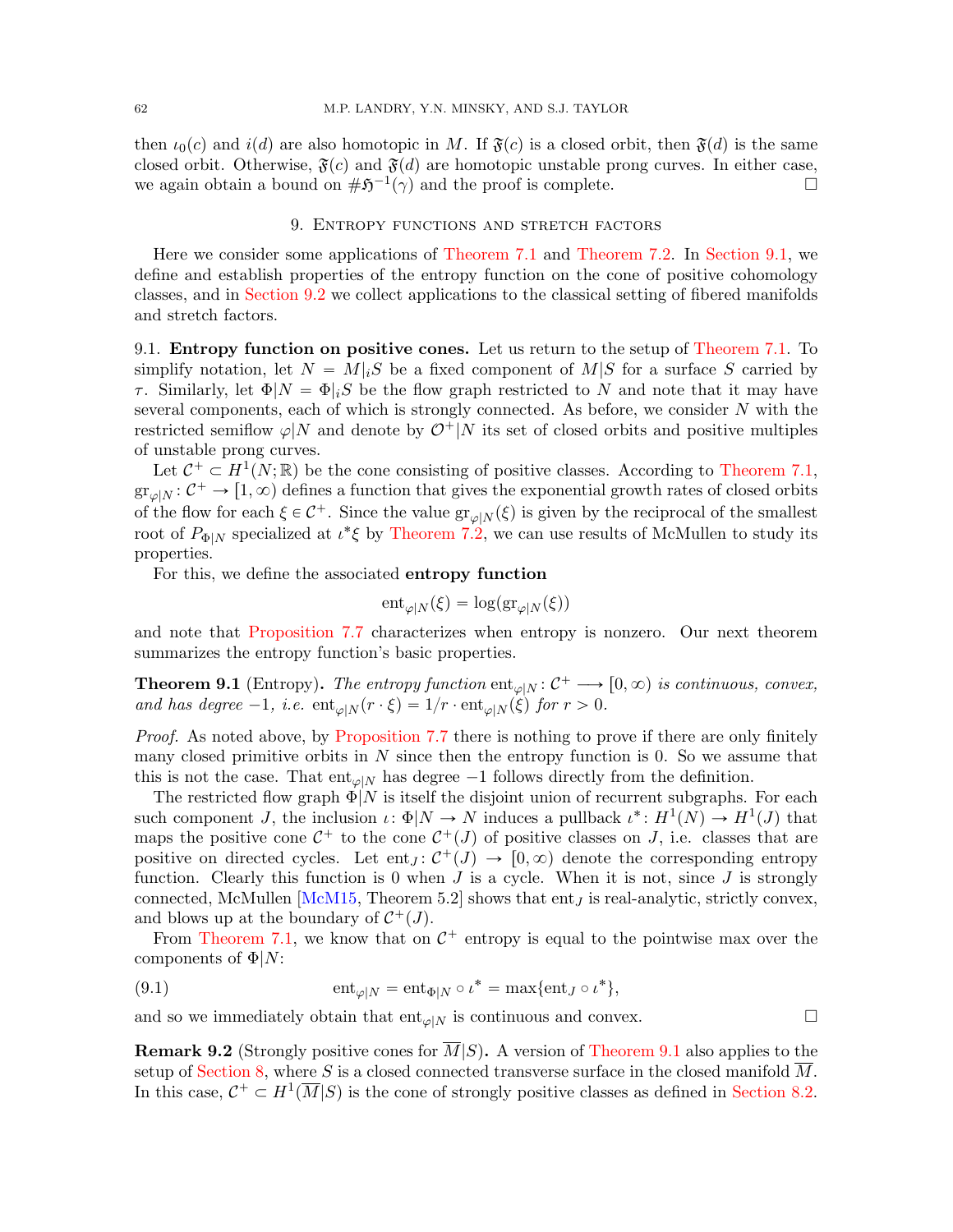then $\iota_0(c)$ and $i(d)$ are also homotopic in $M$. If $\mathfrak{F}(c)$ is a closed orbit, then $\mathfrak{F}(d)$ is the same closed orbit. Otherwise, $\mathfrak{F}(c)$ and $\mathfrak{F}(d)$ are homotopic unstable prong curves. In either case, we again obtain a bound on $\#\mathfrak{H}^{-1}(\gamma)$ and the proof is complete. □

## 9. Entropy functions and stretch factors

Here we consider some applications of Theorem 7.1 and Theorem 7.2. In Section 9.1, we define and establish properties of the entropy function on the cone of positive cohomology classes, and in Section 9.2 we collect applications to the classical setting of fibered manifolds and stretch factors.

9.1. **Entropy function on positive cones.** Let us return to the setup of Theorem 7.1. To simplify notation, let $N = M|_i S$ be a fixed component of $M|S$ for a surface $S$ carried by $\tau$. Similarly, let $\Phi|N = \Phi|_i S$ be the flow graph restricted to $N$ and note that it may have several components, each of which is strongly connected. As before, we consider $N$ with the restricted semiflow $\varphi|N$ and denote by $\mathcal{O}^+|N$ its set of closed orbits and positive multiples of unstable prong curves.

Let $\mathcal{C}^+ \subset H^1(N;\mathbb{R})$ be the cone consisting of positive classes. According to Theorem 7.1, $\mathrm{gr}_{\varphi|N}\colon \mathcal{C}^+ \to [1,\infty)$ defines a function that gives the exponential growth rates of closed orbits of the flow for each $\xi \in \mathcal{C}^+$. Since the value $\mathrm{gr}_{\varphi|N}(\xi)$ is given by the reciprocal of the smallest root of $P_{\Phi|N}$ specialized at $\iota^*\xi$ by Theorem 7.2, we can use results of McMullen to study its properties.

For this, we define the associated **entropy function**

$$\mathrm{ent}_{\varphi|N}(\xi) = \log(\mathrm{gr}_{\varphi|N}(\xi))$$

and note that Proposition 7.7 characterizes when entropy is nonzero. Our next theorem summarizes the entropy function's basic properties.

**Theorem 9.1** (Entropy)**.** *The entropy function $\mathrm{ent}_{\varphi|N}\colon \mathcal{C}^+ \longrightarrow [0,\infty)$ is continuous, convex, and has degree $-1$, i.e. $\mathrm{ent}_{\varphi|N}(r\cdot\xi) = 1/r \cdot \mathrm{ent}_{\varphi|N}(\xi)$ for $r > 0$.*

*Proof.* As noted above, by Proposition 7.7 there is nothing to prove if there are only finitely many closed primitive orbits in $N$ since then the entropy function is 0. So we assume that this is not the case. That $\mathrm{ent}_{\varphi|N}$ has degree $-1$ follows directly from the definition.

The restricted flow graph $\Phi|N$ is itself the disjoint union of recurrent subgraphs. For each such component $J$, the inclusion $\iota\colon \Phi|N \to N$ induces a pullback $\iota^*\colon H^1(N) \to H^1(J)$ that maps the positive cone $\mathcal{C}^+$ to the cone $\mathcal{C}^+(J)$ of positive classes on $J$, i.e. classes that are positive on directed cycles. Let $\mathrm{ent}_J\colon \mathcal{C}^+(J) \to [0,\infty)$ denote the corresponding entropy function. Clearly this function is 0 when $J$ is a cycle. When it is not, since $J$ is strongly connected, McMullen [McM15, Theorem 5.2] shows that $\mathrm{ent}_J$ is real-analytic, strictly convex, and blows up at the boundary of $\mathcal{C}^+(J)$.

From Theorem 7.1, we know that on $\mathcal{C}^+$ entropy is equal to the pointwise max over the components of $\Phi|N$:

$$\mathrm{ent}_{\varphi|N} = \mathrm{ent}_{\Phi|N} \circ \iota^* = \max\{\mathrm{ent}_J \circ \iota^*\}, \tag{9.1}$$

and so we immediately obtain that $\mathrm{ent}_{\varphi|N}$ is continuous and convex. □

**Remark 9.2** (Strongly positive cones for $\overline{M}|S$)**.** A version of Theorem 9.1 also applies to the setup of Section 8, where $S$ is a closed connected transverse surface in the closed manifold $\overline{M}$. In this case, $\mathcal{C}^+ \subset H^1(\overline{M}|S)$ is the cone of strongly positive classes as defined in Section 8.2.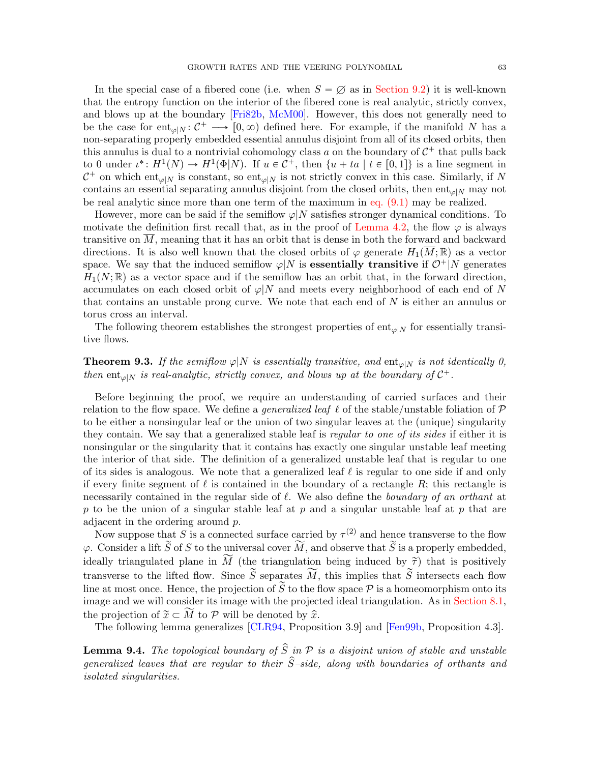In the special case of a fibered cone (i.e. when $S = \varnothing$ as in Section 9.2) it is well-known that the entropy function on the interior of the fibered cone is real analytic, strictly convex, and blows up at the boundary [Fri82b, McM00]. However, this does not generally need to be the case for $\mathrm{ent}_{\varphi|N} \colon \mathcal{C}^+ \longrightarrow [0,\infty)$ defined here. For example, if the manifold $N$ has a non-separating properly embedded essential annulus disjoint from all of its closed orbits, then this annulus is dual to a nontrivial cohomology class $a$ on the boundary of $\mathcal{C}^+$ that pulls back to 0 under $\iota^* \colon H^1(N) \to H^1(\Phi|N)$. If $u \in \mathcal{C}^+$, then $\{u + ta \mid t \in [0,1]\}$ is a line segment in $\mathcal{C}^+$ on which $\mathrm{ent}_{\varphi|N}$ is constant, so $\mathrm{ent}_{\varphi|N}$ is not strictly convex in this case. Similarly, if $N$ contains an essential separating annulus disjoint from the closed orbits, then $\mathrm{ent}_{\varphi|N}$ may not be real analytic since more than one term of the maximum in eq. (9.1) may be realized.

However, more can be said if the semiflow $\varphi|N$ satisfies stronger dynamical conditions. To motivate the definition first recall that, as in the proof of Lemma 4.2, the flow $\varphi$ is always transitive on $\overline{M}$, meaning that it has an orbit that is dense in both the forward and backward directions. It is also well known that the closed orbits of $\varphi$ generate $H_1(\overline{M};\mathbb{R})$ as a vector space. We say that the induced semiflow $\varphi|N$ is **essentially transitive** if $\mathcal{O}^+|N$ generates $H_1(N;\mathbb{R})$ as a vector space and if the semiflow has an orbit that, in the forward direction, accumulates on each closed orbit of $\varphi|N$ and meets every neighborhood of each end of $N$ that contains an unstable prong curve. We note that each end of $N$ is either an annulus or torus cross an interval.

The following theorem establishes the strongest properties of $\mathrm{ent}_{\varphi|N}$ for essentially transitive flows.

**Theorem 9.3.** *If the semiflow $\varphi|N$ is essentially transitive, and $\mathrm{ent}_{\varphi|N}$ is not identically 0, then $\mathrm{ent}_{\varphi|N}$ is real-analytic, strictly convex, and blows up at the boundary of $\mathcal{C}^+$.*

Before beginning the proof, we require an understanding of carried surfaces and their relation to the flow space. We define a *generalized leaf* $\ell$ of the stable/unstable foliation of $\mathcal{P}$ to be either a nonsingular leaf or the union of two singular leaves at the (unique) singularity they contain. We say that a generalized stable leaf is *regular to one of its sides* if either it is nonsingular or the singularity that it contains has exactly one singular unstable leaf meeting the interior of that side. The definition of a generalized unstable leaf that is regular to one of its sides is analogous. We note that a generalized leaf $\ell$ is regular to one side if and only if every finite segment of $\ell$ is contained in the boundary of a rectangle $R$; this rectangle is necessarily contained in the regular side of $\ell$. We also define the *boundary of an orthant* at $p$ to be the union of a singular stable leaf at $p$ and a singular unstable leaf at $p$ that are adjacent in the ordering around $p$.

Now suppose that $S$ is a connected surface carried by $\tau^{(2)}$ and hence transverse to the flow $\varphi$. Consider a lift $\widetilde{S}$ of $S$ to the universal cover $\widetilde{M}$, and observe that $\widetilde{S}$ is a properly embedded, ideally triangulated plane in $\widetilde{M}$ (the triangulation being induced by $\widetilde{\tau}$) that is positively transverse to the lifted flow. Since $\widetilde{S}$ separates $\widetilde{M}$, this implies that $\widetilde{S}$ intersects each flow line at most once. Hence, the projection of $\widetilde{S}$ to the flow space $\mathcal{P}$ is a homeomorphism onto its image and we will consider its image with the projected ideal triangulation. As in Section 8.1, the projection of $\widetilde{x} \subset \widetilde{M}$ to $\mathcal{P}$ will be denoted by $\widehat{x}$.

The following lemma generalizes [CLR94, Proposition 3.9] and [Fen99b, Proposition 4.3].

**Lemma 9.4.** *The topological boundary of $\widehat{S}$ in $\mathcal{P}$ is a disjoint union of stable and unstable generalized leaves that are regular to their $\widehat{S}$–side, along with boundaries of orthants and isolated singularities.*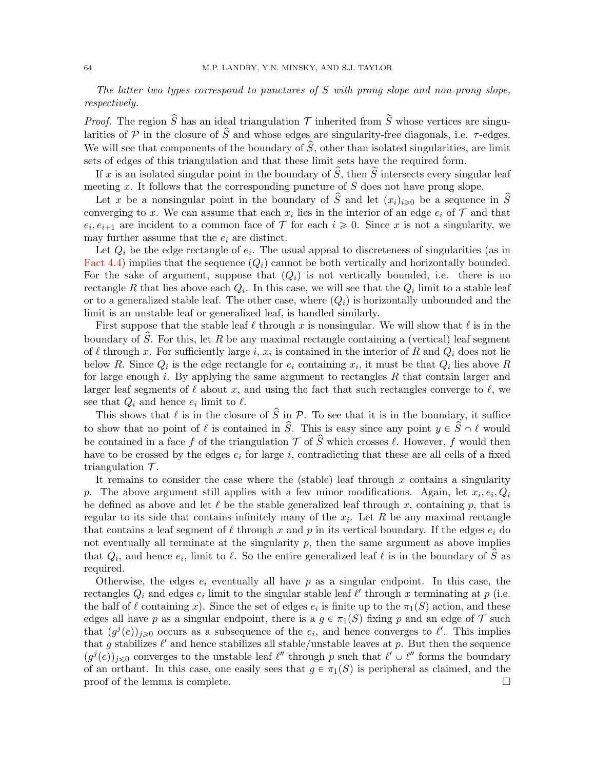*The latter two types correspond to punctures of $S$ with prong slope and non-prong slope, respectively.*

*Proof.* The region $\widehat{S}$ has an ideal triangulation $\mathcal{T}$ inherited from $\widetilde{S}$ whose vertices are singularities of $\mathcal{P}$ in the closure of $\widehat{S}$ and whose edges are singularity-free diagonals, i.e. $\tau$-edges. We will see that components of the boundary of $\widehat{S}$, other than isolated singularities, are limit sets of edges of this triangulation and that these limit sets have the required form.

If $x$ is an isolated singular point in the boundary of $\widehat{S}$, then $\widetilde{S}$ intersects every singular leaf meeting $x$. It follows that the corresponding puncture of $S$ does not have prong slope.

Let $x$ be a nonsingular point in the boundary of $\widehat{S}$ and let $(x_i)_{i\geqslant 0}$ be a sequence in $\widehat{S}$ converging to $x$. We can assume that each $x_i$ lies in the interior of an edge $e_i$ of $\mathcal{T}$ and that $e_i, e_{i+1}$ are incident to a common face of $\mathcal{T}$ for each $i \geqslant 0$. Since $x$ is not a singularity, we may further assume that the $e_i$ are distinct.

Let $Q_i$ be the edge rectangle of $e_i$. The usual appeal to discreteness of singularities (as in Fact 4.4) implies that the sequence $(Q_i)$ cannot be both vertically and horizontally bounded. For the sake of argument, suppose that $(Q_i)$ is not vertically bounded, i.e. there is no rectangle $R$ that lies above each $Q_i$. In this case, we will see that the $Q_i$ limit to a stable leaf or to a generalized stable leaf. The other case, where $(Q_i)$ is horizontally unbounded and the limit is an unstable leaf or generalized leaf, is handled similarly.

First suppose that the stable leaf $\ell$ through $x$ is nonsingular. We will show that $\ell$ is in the boundary of $\widehat{S}$. For this, let $R$ be any maximal rectangle containing a (vertical) leaf segment of $\ell$ through $x$. For sufficiently large $i$, $x_i$ is contained in the interior of $R$ and $Q_i$ does not lie below $R$. Since $Q_i$ is the edge rectangle for $e_i$ containing $x_i$, it must be that $Q_i$ lies above $R$ for large enough $i$. By applying the same argument to rectangles $R$ that contain larger and larger leaf segments of $\ell$ about $x$, and using the fact that such rectangles converge to $\ell$, we see that $Q_i$ and hence $e_i$ limit to $\ell$.

This shows that $\ell$ is in the closure of $\widehat{S}$ in $\mathcal{P}$. To see that it is in the boundary, it suffice to show that no point of $\ell$ is contained in $\widehat{S}$. This is easy since any point $y \in \widehat{S} \cap \ell$ would be contained in a face $f$ of the triangulation $\mathcal{T}$ of $\widehat{S}$ which crosses $\ell$. However, $f$ would then have to be crossed by the edges $e_i$ for large $i$, contradicting that these are all cells of a fixed triangulation $\mathcal{T}$.

It remains to consider the case where the (stable) leaf through $x$ contains a singularity $p$. The above argument still applies with a few minor modifications. Again, let $x_i, e_i, Q_i$ be defined as above and let $\ell$ be the stable generalized leaf through $x$, containing $p$, that is regular to its side that contains infinitely many of the $x_i$. Let $R$ be any maximal rectangle that contains a leaf segment of $\ell$ through $x$ and $p$ in its vertical boundary. If the edges $e_i$ do not eventually all terminate at the singularity $p$, then the same argument as above implies that $Q_i$, and hence $e_i$, limit to $\ell$. So the entire generalized leaf $\ell$ is in the boundary of $\widehat{S}$ as required.

Otherwise, the edges $e_i$ eventually all have $p$ as a singular endpoint. In this case, the rectangles $Q_i$ and edges $e_i$ limit to the singular stable leaf $\ell'$ through $x$ terminating at $p$ (i.e. the half of $\ell$ containing $x$). Since the set of edges $e_i$ is finite up to the $\pi_1(S)$ action, and these edges all have $p$ as a singular endpoint, there is a $g \in \pi_1(S)$ fixing $p$ and an edge of $\mathcal{T}$ such that $(g^j(e))_{j\geqslant 0}$ occurs as a subsequence of the $e_i$, and hence converges to $\ell'$. This implies that $g$ stabilizes $\ell'$ and hence stabilizes all stable/unstable leaves at $p$. But then the sequence $(g^j(e))_{j\leqslant 0}$ converges to the unstable leaf $\ell''$ through $p$ such that $\ell' \cup \ell''$ forms the boundary of an orthant. In this case, one easily sees that $g \in \pi_1(S)$ is peripheral as claimed, and the proof of the lemma is complete. $\square$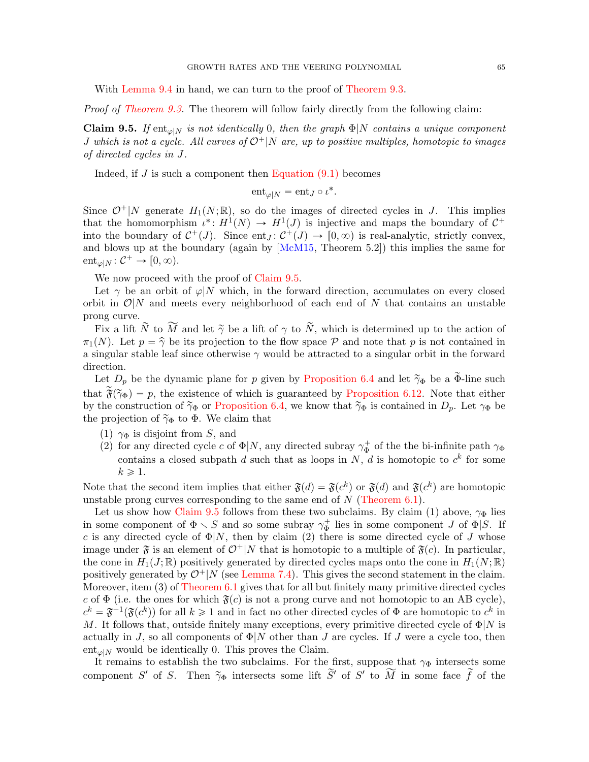With Lemma 9.4 in hand, we can turn to the proof of Theorem 9.3.

*Proof of Theorem 9.3.* The theorem will follow fairly directly from the following claim:

**Claim 9.5.** *If $\mathrm{ent}_{\varphi|N}$ is not identically 0, then the graph $\Phi|N$ contains a unique component $J$ which is not a cycle. All curves of $\mathcal{O}^+|N$ are, up to positive multiples, homotopic to images of directed cycles in $J$.*

Indeed, if $J$ is such a component then Equation (9.1) becomes

$$\mathrm{ent}_{\varphi|N} = \mathrm{ent}_J \circ \iota^*.$$

Since $\mathcal{O}^+|N$ generate $H_1(N;\mathbb{R})$, so do the images of directed cycles in $J$. This implies that the homomorphism $\iota^*\colon H^1(N) \to H^1(J)$ is injective and maps the boundary of $\mathcal{C}^+$ into the boundary of $\mathcal{C}^+(J)$. Since $\mathrm{ent}_J\colon \mathcal{C}^+(J) \to [0,\infty)$ is real-analytic, strictly convex, and blows up at the boundary (again by [McM15, Theorem 5.2]) this implies the same for $\mathrm{ent}_{\varphi|N}\colon \mathcal{C}^+ \to [0,\infty)$.

We now proceed with the proof of Claim 9.5.

Let $\gamma$ be an orbit of $\varphi|N$ which, in the forward direction, accumulates on every closed orbit in $\mathcal{O}|N$ and meets every neighborhood of each end of $N$ that contains an unstable prong curve.

Fix a lift $\widetilde{N}$ to $\widetilde{M}$ and let $\widetilde{\gamma}$ be a lift of $\gamma$ to $\widetilde{N}$, which is determined up to the action of $\pi_1(N)$. Let $p = \widehat{\gamma}$ be its projection to the flow space $\mathcal{P}$ and note that $p$ is not contained in a singular stable leaf since otherwise $\gamma$ would be attracted to a singular orbit in the forward direction.

Let $D_p$ be the dynamic plane for $p$ given by Proposition 6.4 and let $\widetilde{\gamma}_\Phi$ be a $\widetilde{\Phi}$-line such that $\widetilde{\mathfrak{F}}(\widetilde{\gamma}_\Phi) = p$, the existence of which is guaranteed by Proposition 6.12. Note that either by the construction of $\widetilde{\gamma}_\Phi$ or Proposition 6.4, we know that $\widetilde{\gamma}_\Phi$ is contained in $D_p$. Let $\gamma_\Phi$ be the projection of $\widetilde{\gamma}_\Phi$ to $\Phi$. We claim that

1. $\gamma_\Phi$ is disjoint from $S$, and
2. for any directed cycle $c$ of $\Phi|N$, any directed subray $\gamma_\Phi^+$ of the the bi-infinite path $\gamma_\Phi$ contains a closed subpath $d$ such that as loops in $N$, $d$ is homotopic to $c^k$ for some $k \geqslant 1$.

Note that the second item implies that either $\mathfrak{F}(d) = \mathfrak{F}(c^k)$ or $\mathfrak{F}(d)$ and $\mathfrak{F}(c^k)$ are homotopic unstable prong curves corresponding to the same end of $N$ (Theorem 6.1).

Let us show how Claim 9.5 follows from these two subclaims. By claim (1) above, $\gamma_\Phi$ lies in some component of $\Phi \smallsetminus S$ and so some subray $\gamma_\Phi^+$ lies in some component $J$ of $\Phi|S$. If $c$ is any directed cycle of $\Phi|N$, then by claim (2) there is some directed cycle of $J$ whose image under $\mathfrak{F}$ is an element of $\mathcal{O}^+|N$ that is homotopic to a multiple of $\mathfrak{F}(c)$. In particular, the cone in $H_1(J;\mathbb{R})$ positively generated by directed cycles maps onto the cone in $H_1(N;\mathbb{R})$ positively generated by $\mathcal{O}^+|N$ (see Lemma 7.4). This gives the second statement in the claim. Moreover, item (3) of Theorem 6.1 gives that for all but finitely many primitive directed cycles $c$ of $\Phi$ (i.e. the ones for which $\mathfrak{F}(c)$ is not a prong curve and not homotopic to an AB cycle), $c^k = \mathfrak{F}^{-1}(\mathfrak{F}(c^k))$ for all $k \geqslant 1$ and in fact no other directed cycles of $\Phi$ are homotopic to $c^k$ in $M$. It follows that, outside finitely many exceptions, every primitive directed cycle of $\Phi|N$ is actually in $J$, so all components of $\Phi|N$ other than $J$ are cycles. If $J$ were a cycle too, then $\mathrm{ent}_{\varphi|N}$ would be identically 0. This proves the Claim.

It remains to establish the two subclaims. For the first, suppose that $\gamma_\Phi$ intersects some component $S'$ of $S$. Then $\widetilde{\gamma}_\Phi$ intersects some lift $\widetilde{S}'$ of $S'$ to $\widetilde{M}$ in some face $\widetilde{f}$ of the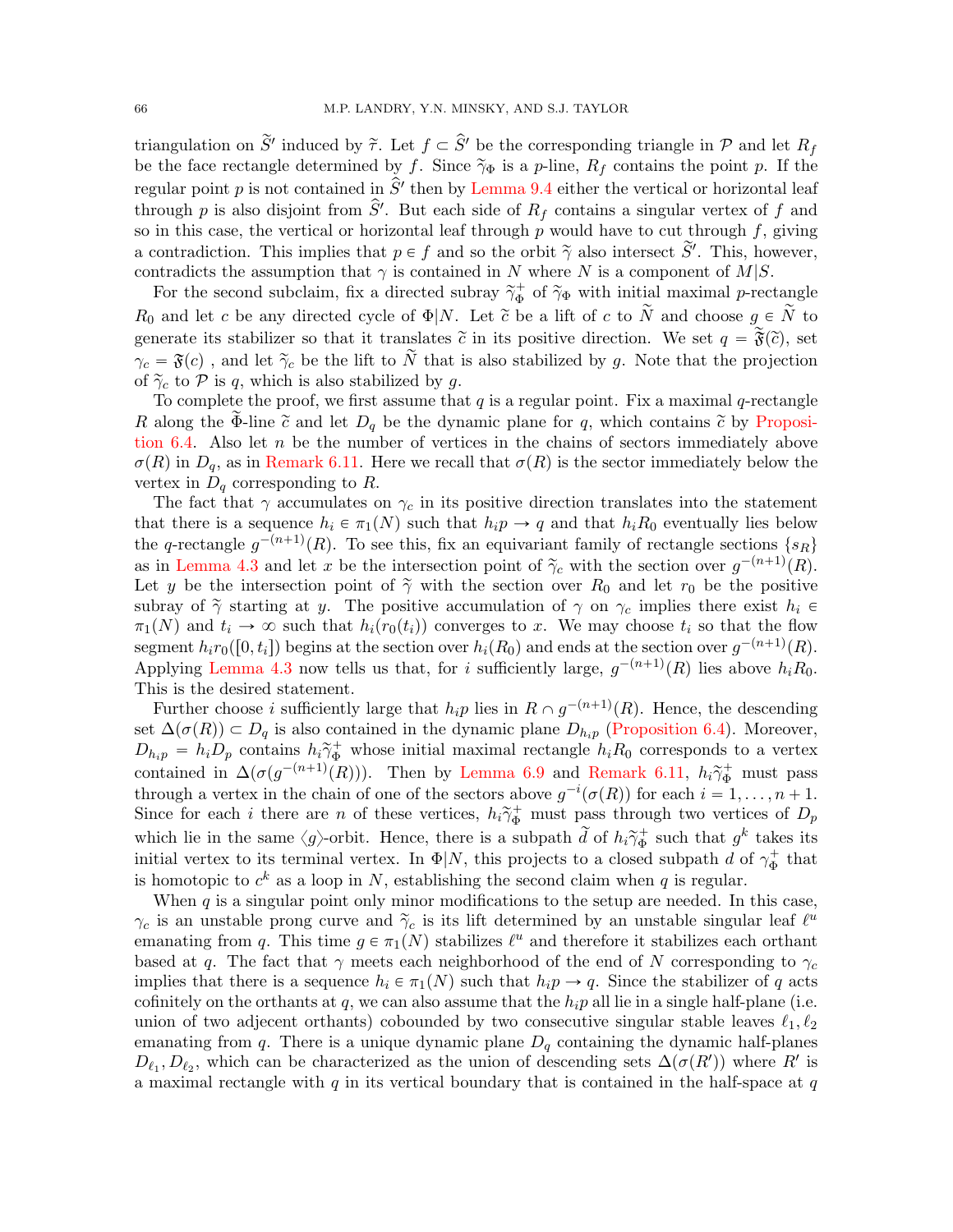triangulation on $\widetilde{S}'$ induced by $\widetilde{\tau}$. Let $f \subset \widehat{S}'$ be the corresponding triangle in $\mathcal{P}$ and let $R_f$ be the face rectangle determined by $f$. Since $\widetilde{\gamma}_\Phi$ is a $p$-line, $R_f$ contains the point $p$. If the regular point $p$ is not contained in $\widehat{S}'$ then by Lemma 9.4 either the vertical or horizontal leaf through $p$ is also disjoint from $\widehat{S}'$. But each side of $R_f$ contains a singular vertex of $f$ and so in this case, the vertical or horizontal leaf through $p$ would have to cut through $f$, giving a contradiction. This implies that $p \in f$ and so the orbit $\widetilde{\gamma}$ also intersect $\widetilde{S}'$. This, however, contradicts the assumption that $\gamma$ is contained in $N$ where $N$ is a component of $M|S$.

For the second subclaim, fix a directed subray $\widetilde{\gamma}_\Phi^+$ of $\widetilde{\gamma}_\Phi$ with initial maximal $p$-rectangle $R_0$ and let $c$ be any directed cycle of $\Phi|N$. Let $\widetilde{c}$ be a lift of $c$ to $\widetilde{N}$ and choose $g \in \widetilde{N}$ to generate its stabilizer so that it translates $\widetilde{c}$ in its positive direction. We set $q = \widetilde{\mathfrak{F}}(\widetilde{c})$, set $\gamma_c = \mathfrak{F}(c)$ , and let $\widetilde{\gamma}_c$ be the lift to $\widetilde{N}$ that is also stabilized by $g$. Note that the projection of $\widetilde{\gamma}_c$ to $\mathcal{P}$ is $q$, which is also stabilized by $g$.

To complete the proof, we first assume that $q$ is a regular point. Fix a maximal $q$-rectangle $R$ along the $\widetilde{\Phi}$-line $\widetilde{c}$ and let $D_q$ be the dynamic plane for $q$, which contains $\widetilde{c}$ by Proposition 6.4. Also let $n$ be the number of vertices in the chains of sectors immediately above $\sigma(R)$ in $D_q$, as in Remark 6.11. Here we recall that $\sigma(R)$ is the sector immediately below the vertex in $D_q$ corresponding to $R$.

The fact that $\gamma$ accumulates on $\gamma_c$ in its positive direction translates into the statement that there is a sequence $h_i \in \pi_1(N)$ such that $h_i p \to q$ and that $h_i R_0$ eventually lies below the $q$-rectangle $g^{-(n+1)}(R)$. To see this, fix an equivariant family of rectangle sections $\{s_R\}$ as in Lemma 4.3 and let $x$ be the intersection point of $\widetilde{\gamma}_c$ with the section over $g^{-(n+1)}(R)$. Let $y$ be the intersection point of $\widetilde{\gamma}$ with the section over $R_0$ and let $r_0$ be the positive subray of $\widetilde{\gamma}$ starting at $y$. The positive accumulation of $\gamma$ on $\gamma_c$ implies there exist $h_i \in \pi_1(N)$ and $t_i \to \infty$ such that $h_i(r_0(t_i))$ converges to $x$. We may choose $t_i$ so that the flow segment $h_i r_0([0, t_i])$ begins at the section over $h_i(R_0)$ and ends at the section over $g^{-(n+1)}(R)$. Applying Lemma 4.3 now tells us that, for $i$ sufficiently large, $g^{-(n+1)}(R)$ lies above $h_i R_0$. This is the desired statement.

Further choose $i$ sufficiently large that $h_i p$ lies in $R \cap g^{-(n+1)}(R)$. Hence, the descending set $\Delta(\sigma(R)) \subset D_q$ is also contained in the dynamic plane $D_{h_i p}$ (Proposition 6.4). Moreover, $D_{h_i p} = h_i D_p$ contains $h_i \widetilde{\gamma}_\Phi^+$ whose initial maximal rectangle $h_i R_0$ corresponds to a vertex contained in $\Delta(\sigma(g^{-(n+1)}(R)))$. Then by Lemma 6.9 and Remark 6.11, $h_i \widetilde{\gamma}_\Phi^+$ must pass through a vertex in the chain of one of the sectors above $g^{-i}(\sigma(R))$ for each $i = 1, \ldots, n+1$. Since for each $i$ there are $n$ of these vertices, $h_i \widetilde{\gamma}_\Phi^+$ must pass through two vertices of $D_p$ which lie in the same $\langle g \rangle$-orbit. Hence, there is a subpath $\widetilde{d}$ of $h_i \widetilde{\gamma}_\Phi^+$ such that $g^k$ takes its initial vertex to its terminal vertex. In $\Phi|N$, this projects to a closed subpath $d$ of $\gamma_\Phi^+$ that is homotopic to $c^k$ as a loop in $N$, establishing the second claim when $q$ is regular.

When $q$ is a singular point only minor modifications to the setup are needed. In this case, $\gamma_c$ is an unstable prong curve and $\widetilde{\gamma}_c$ is its lift determined by an unstable singular leaf $\ell^u$ emanating from $q$. This time $g \in \pi_1(N)$ stabilizes $\ell^u$ and therefore it stabilizes each orthant based at $q$. The fact that $\gamma$ meets each neighborhood of the end of $N$ corresponding to $\gamma_c$ implies that there is a sequence $h_i \in \pi_1(N)$ such that $h_i p \to q$. Since the stabilizer of $q$ acts cofinitely on the orthants at $q$, we can also assume that the $h_i p$ all lie in a single half-plane (i.e. union of two adjecent orthants) cobounded by two consecutive singular stable leaves $\ell_1, \ell_2$ emanating from $q$. There is a unique dynamic plane $D_q$ containing the dynamic half-planes $D_{\ell_1}, D_{\ell_2}$, which can be characterized as the union of descending sets $\Delta(\sigma(R'))$ where $R'$ is a maximal rectangle with $q$ in its vertical boundary that is contained in the half-space at $q$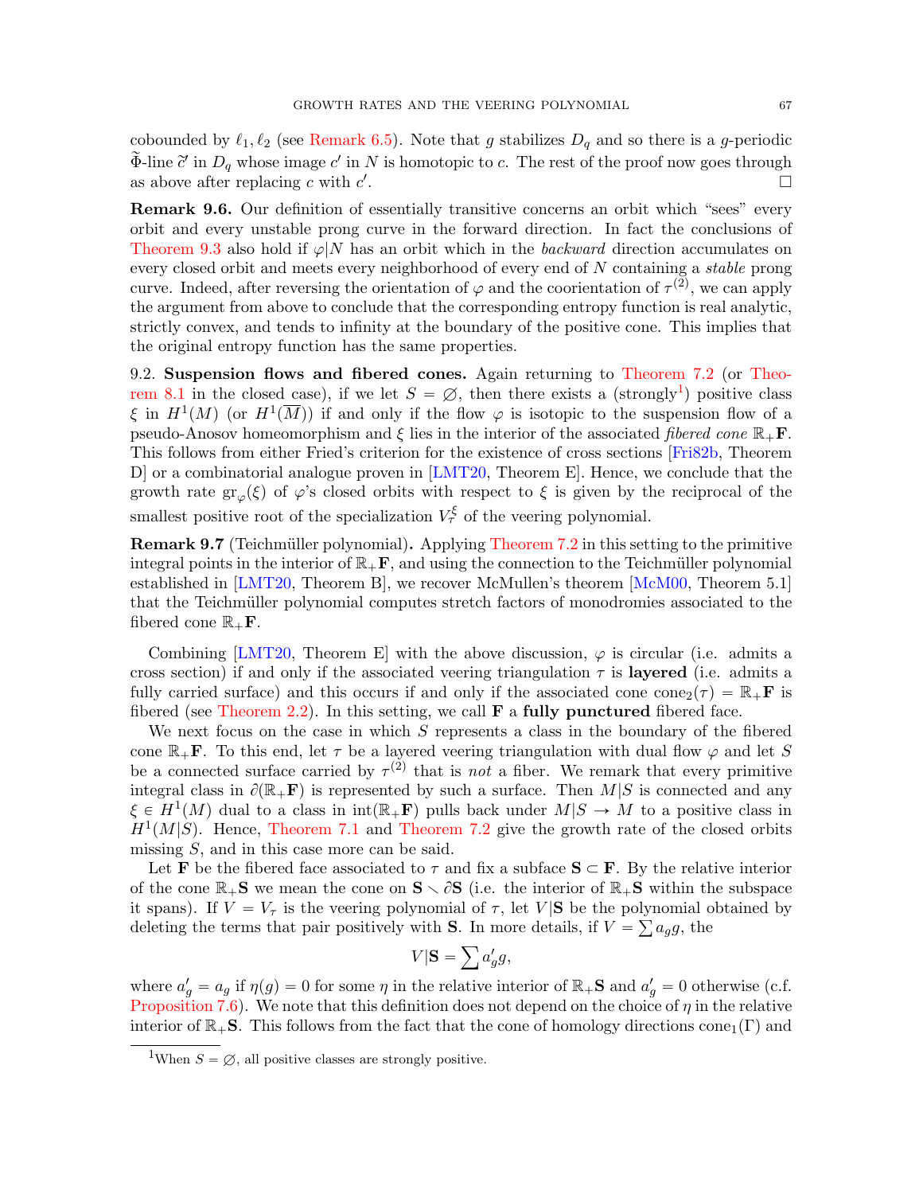cobounded by $\ell_1, \ell_2$ (see Remark 6.5). Note that $g$ stabilizes $D_q$ and so there is a $g$-periodic $\widetilde{\Phi}$-line $\widetilde{c}'$ in $D_q$ whose image $c'$ in $N$ is homotopic to $c$. The rest of the proof now goes through as above after replacing $c$ with $c'$. □

**Remark 9.6.** Our definition of essentially transitive concerns an orbit which "sees" every orbit and every unstable prong curve in the forward direction. In fact the conclusions of Theorem 9.3 also hold if $\varphi|N$ has an orbit which in the *backward* direction accumulates on every closed orbit and meets every neighborhood of every end of $N$ containing a *stable* prong curve. Indeed, after reversing the orientation of $\varphi$ and the coorientation of $\tau^{(2)}$, we can apply the argument from above to conclude that the corresponding entropy function is real analytic, strictly convex, and tends to infinity at the boundary of the positive cone. This implies that the original entropy function has the same properties.

9.2. **Suspension flows and fibered cones.** Again returning to Theorem 7.2 (or Theorem 8.1 in the closed case), if we let $S = \varnothing$, then there exists a (strongly[1]) positive class $\xi$ in $H^1(M)$ (or $H^1(\overline{M})$) if and only if the flow $\varphi$ is isotopic to the suspension flow of a pseudo-Anosov homeomorphism and $\xi$ lies in the interior of the associated *fibered cone* $\mathbb{R}_+\mathbf{F}$. This follows from either Fried's criterion for the existence of cross sections [Fri82b, Theorem D] or a combinatorial analogue proven in [LMT20, Theorem E]. Hence, we conclude that the growth rate $\mathrm{gr}_\varphi(\xi)$ of $\varphi$'s closed orbits with respect to $\xi$ is given by the reciprocal of the smallest positive root of the specialization $V_\tau^\xi$ of the veering polynomial.

**Remark 9.7** (Teichmüller polynomial)**.** Applying Theorem 7.2 in this setting to the primitive integral points in the interior of $\mathbb{R}_+\mathbf{F}$, and using the connection to the Teichmüller polynomial established in [LMT20, Theorem B], we recover McMullen's theorem [McM00, Theorem 5.1] that the Teichmüller polynomial computes stretch factors of monodromies associated to the fibered cone $\mathbb{R}_+\mathbf{F}$.

Combining [LMT20, Theorem E] with the above discussion, $\varphi$ is circular (i.e. admits a cross section) if and only if the associated veering triangulation $\tau$ is **layered** (i.e. admits a fully carried surface) and this occurs if and only if the associated cone $\mathrm{cone}_2(\tau) = \mathbb{R}_+\mathbf{F}$ is fibered (see Theorem 2.2). In this setting, we call $\mathbf{F}$ a **fully punctured** fibered face.

We next focus on the case in which $S$ represents a class in the boundary of the fibered cone $\mathbb{R}_+\mathbf{F}$. To this end, let $\tau$ be a layered veering triangulation with dual flow $\varphi$ and let $S$ be a connected surface carried by $\tau^{(2)}$ that is *not* a fiber. We remark that every primitive integral class in $\partial(\mathbb{R}_+\mathbf{F})$ is represented by such a surface. Then $M|S$ is connected and any $\xi \in H^1(M)$ dual to a class in $\mathrm{int}(\mathbb{R}_+\mathbf{F})$ pulls back under $M|S \to M$ to a positive class in $H^1(M|S)$. Hence, Theorem 7.1 and Theorem 7.2 give the growth rate of the closed orbits missing $S$, and in this case more can be said.

Let $\mathbf{F}$ be the fibered face associated to $\tau$ and fix a subface $\mathbf{S} \subset \mathbf{F}$. By the relative interior of the cone $\mathbb{R}_+\mathbf{S}$ we mean the cone on $\mathbf{S} \smallsetminus \partial\mathbf{S}$ (i.e. the interior of $\mathbb{R}_+\mathbf{S}$ within the subspace it spans). If $V = V_\tau$ is the veering polynomial of $\tau$, let $V|\mathbf{S}$ be the polynomial obtained by deleting the terms that pair positively with $\mathbf{S}$. In more details, if $V = \sum a_g g$, the

$$V|\mathbf{S} = \sum a'_g g,$$

where $a'_g = a_g$ if $\eta(g) = 0$ for some $\eta$ in the relative interior of $\mathbb{R}_+\mathbf{S}$ and $a'_g = 0$ otherwise (c.f. Proposition 7.6). We note that this definition does not depend on the choice of $\eta$ in the relative interior of $\mathbb{R}_+\mathbf{S}$. This follows from the fact that the cone of homology directions $\mathrm{cone}_1(\Gamma)$ and

[1]When $S = \varnothing$, all positive classes are strongly positive.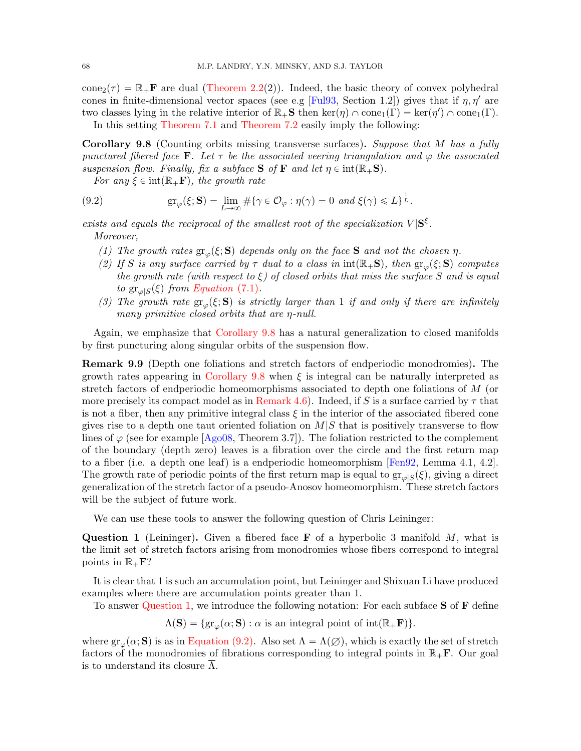$\text{cone}_2(\tau) = \mathbb{R}_+\mathbf{F}$ are dual (Theorem 2.2(2)). Indeed, the basic theory of convex polyhedral cones in finite-dimensional vector spaces (see e.g [Ful93, Section 1.2]) gives that if $\eta, \eta'$ are two classes lying in the relative interior of $\mathbb{R}_+\mathbf{S}$ then $\ker(\eta) \cap \text{cone}_1(\Gamma) = \ker(\eta') \cap \text{cone}_1(\Gamma)$.

In this setting Theorem 7.1 and Theorem 7.2 easily imply the following:

**Corollary 9.8** (Counting orbits missing transverse surfaces)**.** *Suppose that $M$ has a fully punctured fibered face $\mathbf{F}$. Let $\tau$ be the associated veering triangulation and $\varphi$ the associated suspension flow. Finally, fix a subface $\mathbf{S}$ of $\mathbf{F}$ and let $\eta \in \text{int}(\mathbb{R}_+\mathbf{S})$.*

*For any $\xi \in \text{int}(\mathbb{R}_+\mathbf{F})$, the growth rate*

$$\text{gr}_\varphi(\xi; \mathbf{S}) = \lim_{L\to\infty} \#\{\gamma \in \mathcal{O}_\varphi : \eta(\gamma) = 0 \text{ and } \xi(\gamma) \leqslant L\}^{\frac{1}{L}}. \tag{9.2}$$

*exists and equals the reciprocal of the smallest root of the specialization $V|\mathbf{S}^\xi$.*

*Moreover,*

1. *The growth rates $\text{gr}_\varphi(\xi; \mathbf{S})$ depends only on the face $\mathbf{S}$ and not the chosen $\eta$.*
2. *If $S$ is any surface carried by $\tau$ dual to a class in $\text{int}(\mathbb{R}_+\mathbf{S})$, then $\text{gr}_\varphi(\xi; \mathbf{S})$ computes the growth rate (with respect to $\xi$) of closed orbits that miss the surface $S$ and is equal to $\text{gr}_{\varphi|S}(\xi)$ from Equation (7.1).*
3. *The growth rate $\text{gr}_\varphi(\xi; \mathbf{S})$ is strictly larger than 1 if and only if there are infinitely many primitive closed orbits that are $\eta$-null.*

Again, we emphasize that Corollary 9.8 has a natural generalization to closed manifolds by first puncturing along singular orbits of the suspension flow.

**Remark 9.9** (Depth one foliations and stretch factors of endperiodic monodromies)**.** The growth rates appearing in Corollary 9.8 when $\xi$ is integral can be naturally interpreted as stretch factors of endperiodic homeomorphisms associated to depth one foliations of $M$ (or more precisely its compact model as in Remark 4.6). Indeed, if $S$ is a surface carried by $\tau$ that is not a fiber, then any primitive integral class $\xi$ in the interior of the associated fibered cone gives rise to a depth one taut oriented foliation on $M|S$ that is positively transverse to flow lines of $\varphi$ (see for example [Ago08, Theorem 3.7]). The foliation restricted to the complement of the boundary (depth zero) leaves is a fibration over the circle and the first return map to a fiber (i.e. a depth one leaf) is a endperiodic homeomorphism [Fen92, Lemma 4.1, 4.2]. The growth rate of periodic points of the first return map is equal to $\text{gr}_{\varphi|S}(\xi)$, giving a direct generalization of the stretch factor of a pseudo-Anosov homeomorphism. These stretch factors will be the subject of future work.

We can use these tools to answer the following question of Chris Leininger:

**Question 1** (Leininger)**.** Given a fibered face $\mathbf{F}$ of a hyperbolic 3–manifold $M$, what is the limit set of stretch factors arising from monodromies whose fibers correspond to integral points in $\mathbb{R}_+\mathbf{F}$?

It is clear that 1 is such an accumulation point, but Leininger and Shixuan Li have produced examples where there are accumulation points greater than 1.

To answer Question 1, we introduce the following notation: For each subface $\mathbf{S}$ of $\mathbf{F}$ define

$$\Lambda(\mathbf{S}) = \{\text{gr}_\varphi(\alpha; \mathbf{S}) : \alpha \text{ is an integral point of } \text{int}(\mathbb{R}_+\mathbf{F})\}.$$

where $\text{gr}_\varphi(\alpha; \mathbf{S})$ is as in Equation (9.2). Also set $\Lambda = \Lambda(\varnothing)$, which is exactly the set of stretch factors of the monodromies of fibrations corresponding to integral points in $\mathbb{R}_+\mathbf{F}$. Our goal is to understand its closure $\overline{\Lambda}$.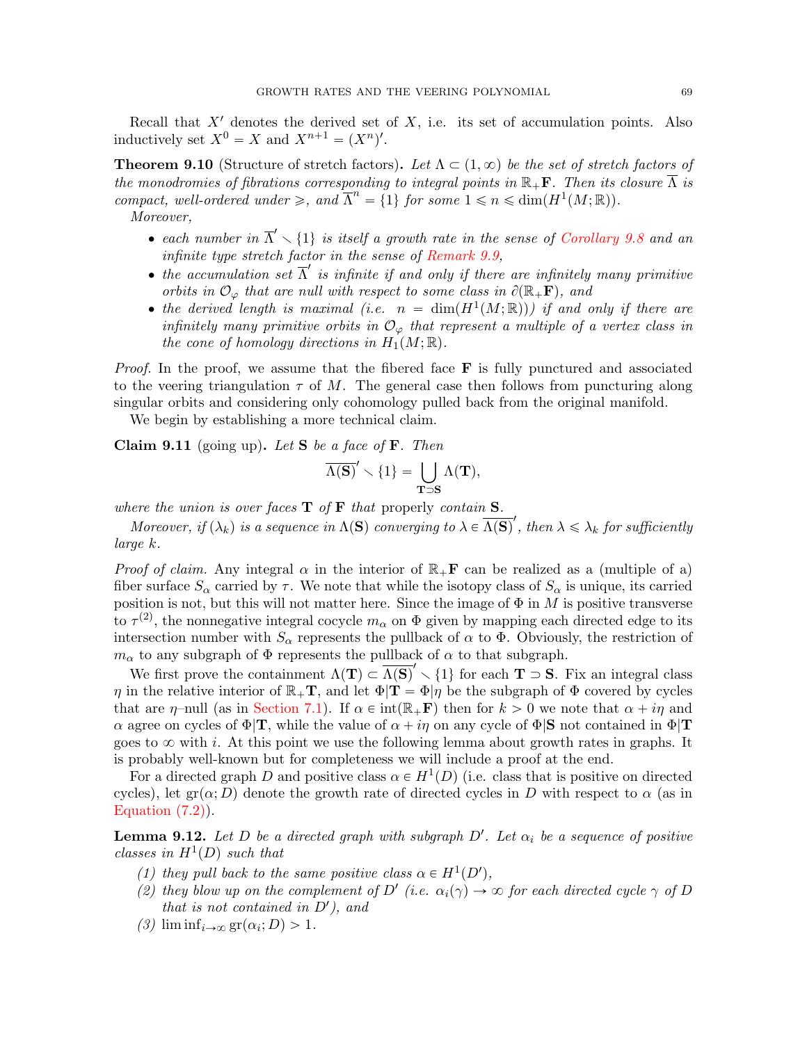Recall that $X'$ denotes the derived set of $X$, i.e. its set of accumulation points. Also inductively set $X^0 = X$ and $X^{n+1} = (X^n)'$.

**Theorem 9.10** (Structure of stretch factors)**.** *Let $\Lambda \subset (1, \infty)$ be the set of stretch factors of the monodromies of fibrations corresponding to integral points in $\mathbb{R}_+\mathbf{F}$. Then its closure $\overline{\Lambda}$ is compact, well-ordered under $\geqslant$, and $\overline{\Lambda}^n = \{1\}$ for some $1 \leqslant n \leqslant \dim(H^1(M;\mathbb{R}))$.*

*Moreover,*

- *each number in $\overline{\Lambda}' \smallsetminus \{1\}$ is itself a growth rate in the sense of Corollary 9.8 and an infinite type stretch factor in the sense of Remark 9.9,*
- *the accumulation set $\overline{\Lambda}'$ is infinite if and only if there are infinitely many primitive orbits in $\mathcal{O}_\varphi$ that are null with respect to some class in $\partial(\mathbb{R}_+\mathbf{F})$, and*
- *the derived length is maximal (i.e. $n = \dim(H^1(M;\mathbb{R}))$) if and only if there are infinitely many primitive orbits in $\mathcal{O}_\varphi$ that represent a multiple of a vertex class in the cone of homology directions in $H_1(M;\mathbb{R})$.*

*Proof.* In the proof, we assume that the fibered face $\mathbf{F}$ is fully punctured and associated to the veering triangulation $\tau$ of $M$. The general case then follows from puncturing along singular orbits and considering only cohomology pulled back from the original manifold.

We begin by establishing a more technical claim.

**Claim 9.11** (going up)**.** *Let $\mathbf{S}$ be a face of $\mathbf{F}$. Then*

$$\overline{\Lambda(\mathbf{S})}' \smallsetminus \{1\} = \bigcup_{\mathbf{T} \supset \mathbf{S}} \Lambda(\mathbf{T}),$$

*where the union is over faces $\mathbf{T}$ of $\mathbf{F}$ that* properly *contain $\mathbf{S}$.*

*Moreover, if $(\lambda_k)$ is a sequence in $\Lambda(\mathbf{S})$ converging to $\lambda \in \overline{\Lambda(\mathbf{S})}'$, then $\lambda \leqslant \lambda_k$ for sufficiently large $k$.*

*Proof of claim.* Any integral $\alpha$ in the interior of $\mathbb{R}_+\mathbf{F}$ can be realized as a (multiple of a) fiber surface $S_\alpha$ carried by $\tau$. We note that while the isotopy class of $S_\alpha$ is unique, its carried position is not, but this will not matter here. Since the image of $\Phi$ in $M$ is positive transverse to $\tau^{(2)}$, the nonnegative integral cocycle $m_\alpha$ on $\Phi$ given by mapping each directed edge to its intersection number with $S_\alpha$ represents the pullback of $\alpha$ to $\Phi$. Obviously, the restriction of $m_\alpha$ to any subgraph of $\Phi$ represents the pullback of $\alpha$ to that subgraph.

We first prove the containment $\Lambda(\mathbf{T}) \subset \overline{\Lambda(\mathbf{S})}' \smallsetminus \{1\}$ for each $\mathbf{T} \supset \mathbf{S}$. Fix an integral class $\eta$ in the relative interior of $\mathbb{R}_+\mathbf{T}$, and let $\Phi|\mathbf{T} = \Phi|\eta$ be the subgraph of $\Phi$ covered by cycles that are $\eta$–null (as in Section 7.1). If $\alpha \in \mathrm{int}(\mathbb{R}_+\mathbf{F})$ then for $k > 0$ we note that $\alpha + i\eta$ and $\alpha$ agree on cycles of $\Phi|\mathbf{T}$, while the value of $\alpha + i\eta$ on any cycle of $\Phi|\mathbf{S}$ not contained in $\Phi|\mathbf{T}$ goes to $\infty$ with $i$. At this point we use the following lemma about growth rates in graphs. It is probably well-known but for completeness we will include a proof at the end.

For a directed graph $D$ and positive class $\alpha \in H^1(D)$ (i.e. class that is positive on directed cycles), let $\mathrm{gr}(\alpha; D)$ denote the growth rate of directed cycles in $D$ with respect to $\alpha$ (as in Equation (7.2)).

**Lemma 9.12.** *Let $D$ be a directed graph with subgraph $D'$. Let $\alpha_i$ be a sequence of positive classes in $H^1(D)$ such that*

1. *they pull back to the same positive class $\alpha \in H^1(D')$,*
2. *they blow up on the complement of $D'$ (i.e. $\alpha_i(\gamma) \to \infty$ for each directed cycle $\gamma$ of $D$ that is not contained in $D'$), and*
3. *$\liminf_{i\to\infty} \mathrm{gr}(\alpha_i; D) > 1$.*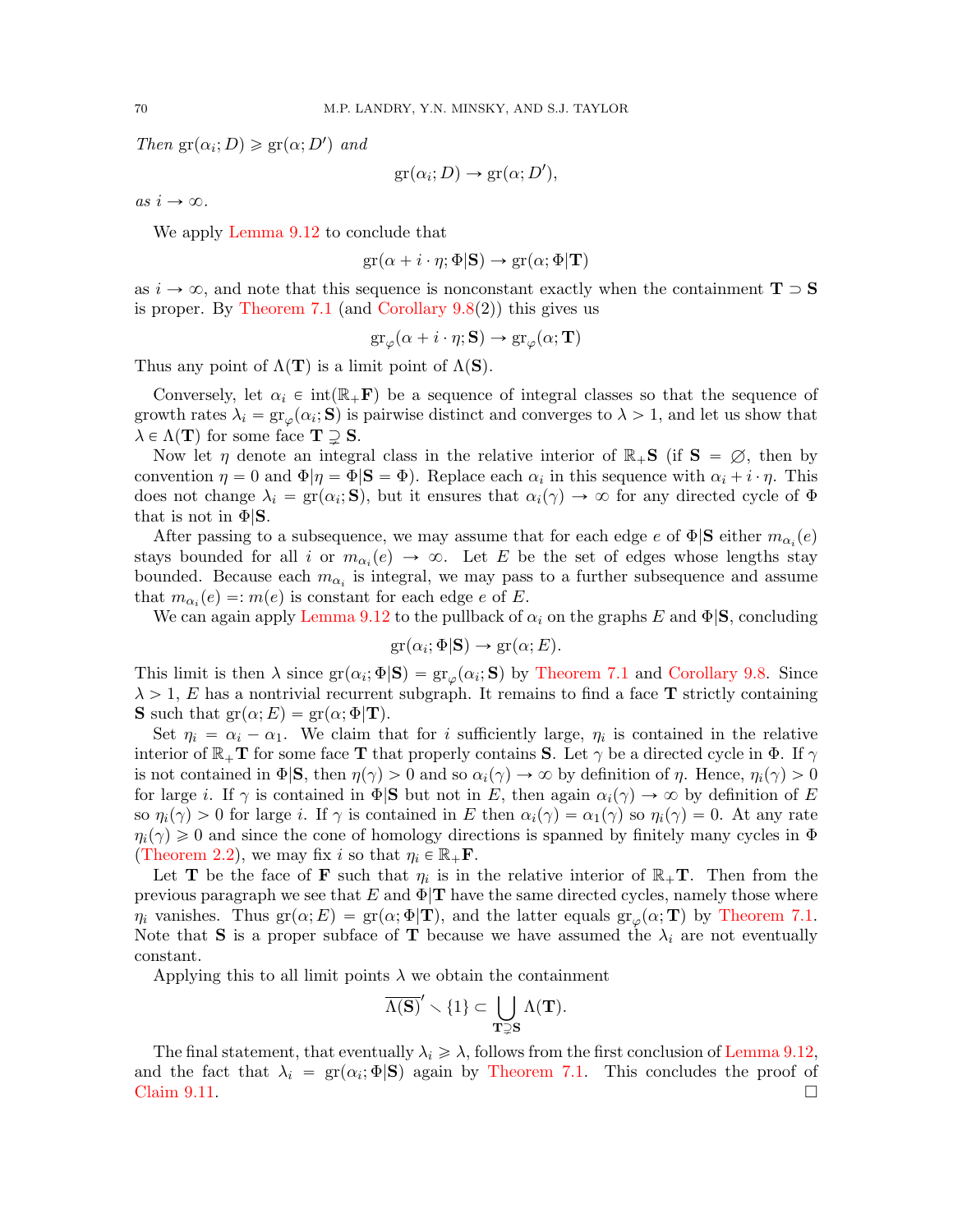*Then* $\mathrm{gr}(\alpha_i; D) \geqslant \mathrm{gr}(\alpha; D')$ *and*

$$\mathrm{gr}(\alpha_i; D) \to \mathrm{gr}(\alpha; D'),$$

*as* $i \to \infty$.

We apply Lemma 9.12 to conclude that

$$\mathrm{gr}(\alpha + i \cdot \eta; \Phi|\mathbf{S}) \to \mathrm{gr}(\alpha; \Phi|\mathbf{T})$$

as $i \to \infty$, and note that this sequence is nonconstant exactly when the containment $\mathbf{T} \supset \mathbf{S}$ is proper. By Theorem 7.1 (and Corollary 9.8(2)) this gives us

$$\mathrm{gr}_\varphi(\alpha + i \cdot \eta; \mathbf{S}) \to \mathrm{gr}_\varphi(\alpha; \mathbf{T})$$

Thus any point of $\Lambda(\mathbf{T})$ is a limit point of $\Lambda(\mathbf{S})$.

Conversely, let $\alpha_i \in \mathrm{int}(\mathbb{R}_+\mathbf{F})$ be a sequence of integral classes so that the sequence of growth rates $\lambda_i = \mathrm{gr}_\varphi(\alpha_i; \mathbf{S})$ is pairwise distinct and converges to $\lambda > 1$, and let us show that $\lambda \in \Lambda(\mathbf{T})$ for some face $\mathbf{T} \supsetneq \mathbf{S}$.

Now let $\eta$ denote an integral class in the relative interior of $\mathbb{R}_+\mathbf{S}$ (if $\mathbf{S} = \varnothing$, then by convention $\eta = 0$ and $\Phi|\eta = \Phi|\mathbf{S} = \Phi$). Replace each $\alpha_i$ in this sequence with $\alpha_i + i \cdot \eta$. This does not change $\lambda_i = \mathrm{gr}(\alpha_i; \mathbf{S})$, but it ensures that $\alpha_i(\gamma) \to \infty$ for any directed cycle of $\Phi$ that is not in $\Phi|\mathbf{S}$.

After passing to a subsequence, we may assume that for each edge $e$ of $\Phi|\mathbf{S}$ either $m_{\alpha_i}(e)$ stays bounded for all $i$ or $m_{\alpha_i}(e) \to \infty$. Let $E$ be the set of edges whose lengths stay bounded. Because each $m_{\alpha_i}$ is integral, we may pass to a further subsequence and assume that $m_{\alpha_i}(e) =: m(e)$ is constant for each edge $e$ of $E$.

We can again apply Lemma 9.12 to the pullback of $\alpha_i$ on the graphs $E$ and $\Phi|\mathbf{S}$, concluding

$$\mathrm{gr}(\alpha_i; \Phi|\mathbf{S}) \to \mathrm{gr}(\alpha; E).$$

This limit is then $\lambda$ since $\mathrm{gr}(\alpha_i; \Phi|\mathbf{S}) = \mathrm{gr}_\varphi(\alpha_i; \mathbf{S})$ by Theorem 7.1 and Corollary 9.8. Since $\lambda > 1$, $E$ has a nontrivial recurrent subgraph. It remains to find a face $\mathbf{T}$ strictly containing $\mathbf{S}$ such that $\mathrm{gr}(\alpha; E) = \mathrm{gr}(\alpha; \Phi|\mathbf{T})$.

Set $\eta_i = \alpha_i - \alpha_1$. We claim that for $i$ sufficiently large, $\eta_i$ is contained in the relative interior of $\mathbb{R}_+\mathbf{T}$ for some face $\mathbf{T}$ that properly contains $\mathbf{S}$. Let $\gamma$ be a directed cycle in $\Phi$. If $\gamma$ is not contained in $\Phi|\mathbf{S}$, then $\eta(\gamma) > 0$ and so $\alpha_i(\gamma) \to \infty$ by definition of $\eta$. Hence, $\eta_i(\gamma) > 0$ for large $i$. If $\gamma$ is contained in $\Phi|\mathbf{S}$ but not in $E$, then again $\alpha_i(\gamma) \to \infty$ by definition of $E$ so $\eta_i(\gamma) > 0$ for large $i$. If $\gamma$ is contained in $E$ then $\alpha_i(\gamma) = \alpha_1(\gamma)$ so $\eta_i(\gamma) = 0$. At any rate $\eta_i(\gamma) \geqslant 0$ and since the cone of homology directions is spanned by finitely many cycles in $\Phi$ (Theorem 2.2), we may fix $i$ so that $\eta_i \in \mathbb{R}_+\mathbf{F}$.

Let $\mathbf{T}$ be the face of $\mathbf{F}$ such that $\eta_i$ is in the relative interior of $\mathbb{R}_+\mathbf{T}$. Then from the previous paragraph we see that $E$ and $\Phi|\mathbf{T}$ have the same directed cycles, namely those where $\eta_i$ vanishes. Thus $\mathrm{gr}(\alpha; E) = \mathrm{gr}(\alpha; \Phi|\mathbf{T})$, and the latter equals $\mathrm{gr}_\varphi(\alpha; \mathbf{T})$ by Theorem 7.1. Note that $\mathbf{S}$ is a proper subface of $\mathbf{T}$ because we have assumed the $\lambda_i$ are not eventually constant.

Applying this to all limit points $\lambda$ we obtain the containment

$$\overline{\Lambda(\mathbf{S})}' \smallsetminus \{1\} \subset \bigcup_{\mathbf{T} \supsetneq \mathbf{S}} \Lambda(\mathbf{T}).$$

The final statement, that eventually $\lambda_i \geqslant \lambda$, follows from the first conclusion of Lemma 9.12, and the fact that $\lambda_i = \mathrm{gr}(\alpha_i; \Phi|\mathbf{S})$ again by Theorem 7.1. This concludes the proof of Claim 9.11. $\square$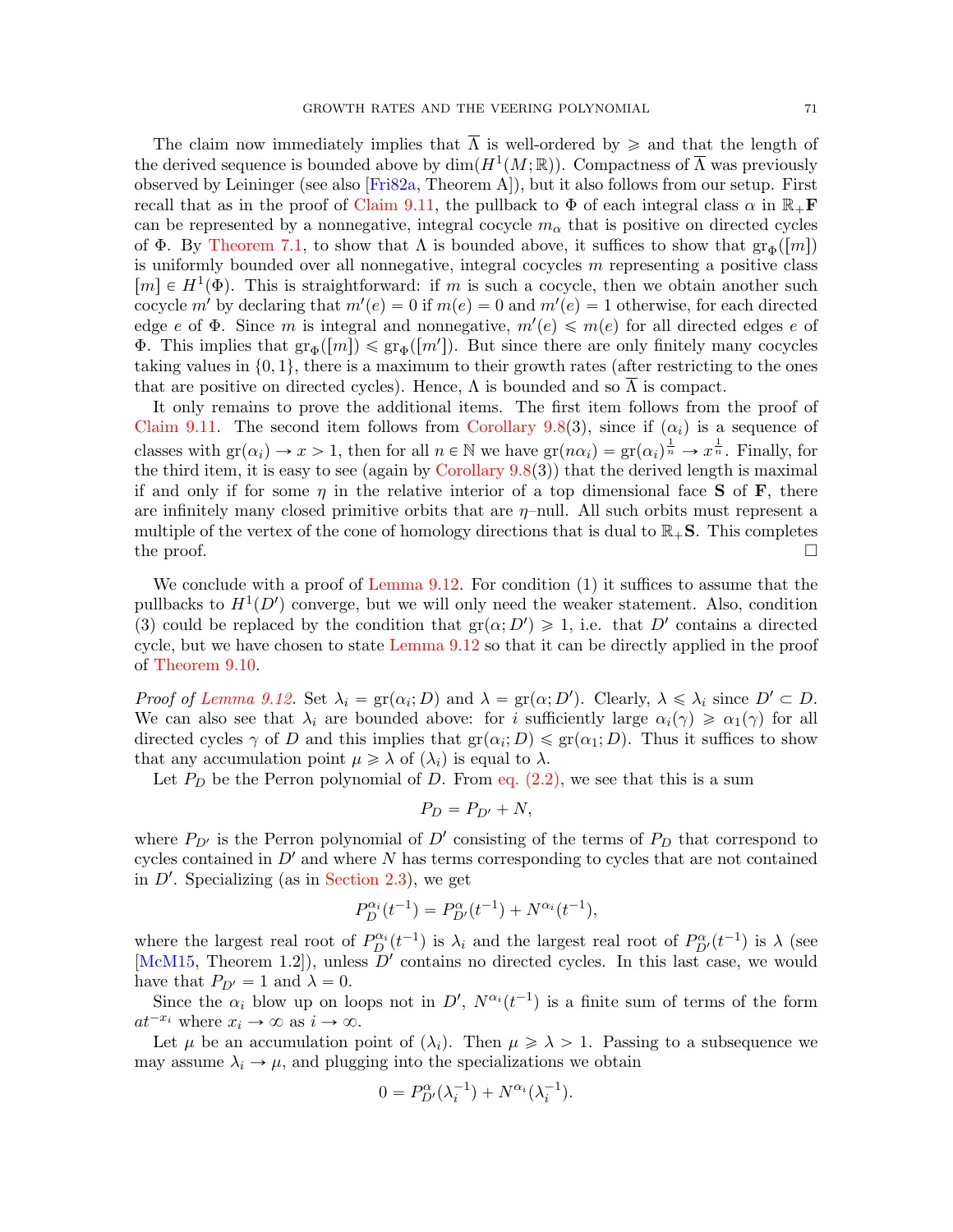The claim now immediately implies that $\overline{\Lambda}$ is well-ordered by $\geqslant$ and that the length of the derived sequence is bounded above by $\dim(H^1(M;\mathbb{R}))$. Compactness of $\overline{\Lambda}$ was previously observed by Leininger (see also [Fri82a, Theorem A]), but it also follows from our setup. First recall that as in the proof of Claim 9.11, the pullback to $\Phi$ of each integral class $\alpha$ in $\mathbb{R}_+\mathbf{F}$ can be represented by a nonnegative, integral cocycle $m_\alpha$ that is positive on directed cycles of $\Phi$. By Theorem 7.1, to show that $\Lambda$ is bounded above, it suffices to show that $\mathrm{gr}_\Phi([m])$ is uniformly bounded over all nonnegative, integral cocycles $m$ representing a positive class $[m] \in H^1(\Phi)$. This is straightforward: if $m$ is such a cocycle, then we obtain another such cocycle $m'$ by declaring that $m'(e) = 0$ if $m(e) = 0$ and $m'(e) = 1$ otherwise, for each directed edge $e$ of $\Phi$. Since $m$ is integral and nonnegative, $m'(e) \leqslant m(e)$ for all directed edges $e$ of $\Phi$. This implies that $\mathrm{gr}_\Phi([m]) \leqslant \mathrm{gr}_\Phi([m'])$. But since there are only finitely many cocycles taking values in $\{0,1\}$, there is a maximum to their growth rates (after restricting to the ones that are positive on directed cycles). Hence, $\Lambda$ is bounded and so $\overline{\Lambda}$ is compact.

It only remains to prove the additional items. The first item follows from the proof of Claim 9.11. The second item follows from Corollary 9.8(3), since if $(\alpha_i)$ is a sequence of classes with $\mathrm{gr}(\alpha_i) \to x > 1$, then for all $n \in \mathbb{N}$ we have $\mathrm{gr}(n\alpha_i) = \mathrm{gr}(\alpha_i)^{\frac{1}{n}} \to x^{\frac{1}{n}}$. Finally, for the third item, it is easy to see (again by Corollary 9.8(3)) that the derived length is maximal if and only if for some $\eta$ in the relative interior of a top dimensional face $\mathbf{S}$ of $\mathbf{F}$, there are infinitely many closed primitive orbits that are $\eta$–null. All such orbits must represent a multiple of the vertex of the cone of homology directions that is dual to $\mathbb{R}_+\mathbf{S}$. This completes the proof. $\square$

We conclude with a proof of Lemma 9.12. For condition (1) it suffices to assume that the pullbacks to $H^1(D')$ converge, but we will only need the weaker statement. Also, condition (3) could be replaced by the condition that $\mathrm{gr}(\alpha; D') \geqslant 1$, i.e. that $D'$ contains a directed cycle, but we have chosen to state Lemma 9.12 so that it can be directly applied in the proof of Theorem 9.10.

*Proof of Lemma 9.12.* Set $\lambda_i = \mathrm{gr}(\alpha_i; D)$ and $\lambda = \mathrm{gr}(\alpha; D')$. Clearly, $\lambda \leqslant \lambda_i$ since $D' \subset D$. We can also see that $\lambda_i$ are bounded above: for $i$ sufficiently large $\alpha_i(\gamma) \geqslant \alpha_1(\gamma)$ for all directed cycles $\gamma$ of $D$ and this implies that $\mathrm{gr}(\alpha_i; D) \leqslant \mathrm{gr}(\alpha_1; D)$. Thus it suffices to show that any accumulation point $\mu \geqslant \lambda$ of $(\lambda_i)$ is equal to $\lambda$.

Let $P_D$ be the Perron polynomial of $D$. From eq. (2.2), we see that this is a sum

$$P_D = P_{D'} + N,$$

where $P_{D'}$ is the Perron polynomial of $D'$ consisting of the terms of $P_D$ that correspond to cycles contained in $D'$ and where $N$ has terms corresponding to cycles that are not contained in $D'$. Specializing (as in Section 2.3), we get

$$P_D^{\alpha_i}(t^{-1}) = P_{D'}^{\alpha}(t^{-1}) + N^{\alpha_i}(t^{-1}),$$

where the largest real root of $P_D^{\alpha_i}(t^{-1})$ is $\lambda_i$ and the largest real root of $P_{D'}^{\alpha}(t^{-1})$ is $\lambda$ (see [McM15, Theorem 1.2]), unless $D'$ contains no directed cycles. In this last case, we would have that $P_{D'} = 1$ and $\lambda = 0$.

Since the $\alpha_i$ blow up on loops not in $D'$, $N^{\alpha_i}(t^{-1})$ is a finite sum of terms of the form $at^{-x_i}$ where $x_i \to \infty$ as $i \to \infty$.

Let $\mu$ be an accumulation point of $(\lambda_i)$. Then $\mu \geqslant \lambda > 1$. Passing to a subsequence we may assume $\lambda_i \to \mu$, and plugging into the specializations we obtain

$$0 = P_{D'}^{\alpha}(\lambda_i^{-1}) + N^{\alpha_i}(\lambda_i^{-1}).$$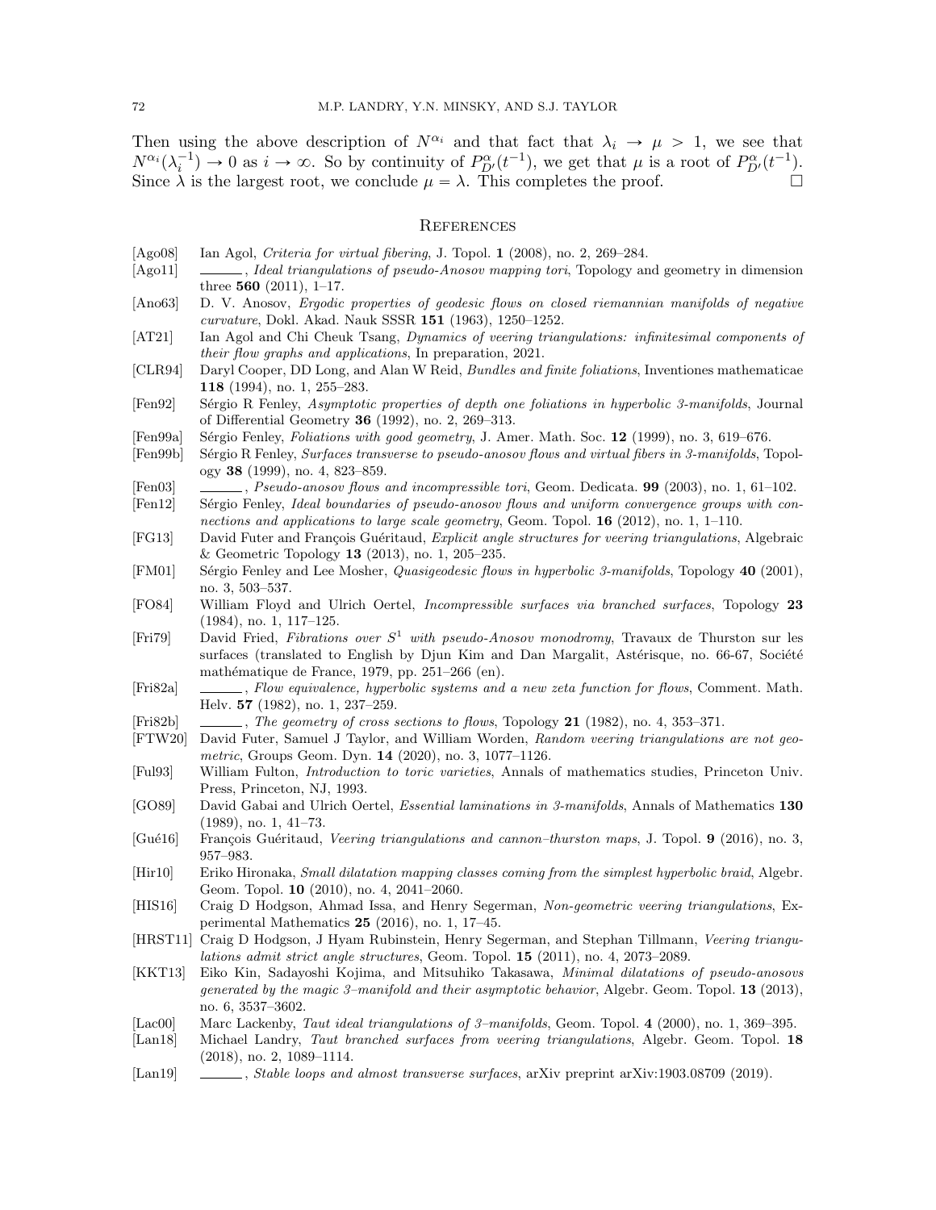Then using the above description of $N^{\alpha_i}$ and that fact that $\lambda_i \to \mu > 1$, we see that $N^{\alpha_i}(\lambda_i^{-1}) \to 0$ as $i \to \infty$. So by continuity of $P^{\alpha}_{D'}(t^{-1})$, we get that $\mu$ is a root of $P^{\alpha}_{D'}(t^{-1})$. Since $\lambda$ is the largest root, we conclude $\mu = \lambda$. This completes the proof. □

## References

[Ago08] Ian Agol, *Criteria for virtual fibering*, J. Topol. **1** (2008), no. 2, 269–284.

[Ago11] ———, *Ideal triangulations of pseudo-Anosov mapping tori*, Topology and geometry in dimension three **560** (2011), 1–17.

[Ano63] D. V. Anosov, *Ergodic properties of geodesic flows on closed riemannian manifolds of negative curvature*, Dokl. Akad. Nauk SSSR **151** (1963), 1250–1252.

[AT21] Ian Agol and Chi Cheuk Tsang, *Dynamics of veering triangulations: infinitesimal components of their flow graphs and applications*, In preparation, 2021.

[CLR94] Daryl Cooper, DD Long, and Alan W Reid, *Bundles and finite foliations*, Inventiones mathematicae **118** (1994), no. 1, 255–283.

[Fen92] Sérgio R Fenley, *Asymptotic properties of depth one foliations in hyperbolic 3-manifolds*, Journal of Differential Geometry **36** (1992), no. 2, 269–313.

[Fen99a] Sérgio Fenley, *Foliations with good geometry*, J. Amer. Math. Soc. **12** (1999), no. 3, 619–676.

[Fen99b] Sérgio R Fenley, *Surfaces transverse to pseudo-anosov flows and virtual fibers in 3-manifolds*, Topology **38** (1999), no. 4, 823–859.

[Fen03] ———, *Pseudo-anosov flows and incompressible tori*, Geom. Dedicata. **99** (2003), no. 1, 61–102.

[Fen12] Sérgio Fenley, *Ideal boundaries of pseudo-Anosov flows and uniform convergence groups with connections and applications to large scale geometry*, Geom. Topol. **16** (2012), no. 1, 1–110.

[FG13] David Futer and François Guéritaud, *Explicit angle structures for veering triangulations*, Algebraic & Geometric Topology **13** (2013), no. 1, 205–235.

[FM01] Sérgio Fenley and Lee Mosher, *Quasigeodesic flows in hyperbolic 3-manifolds*, Topology **40** (2001), no. 3, 503–537.

[FO84] William Floyd and Ulrich Oertel, *Incompressible surfaces via branched surfaces*, Topology **23** (1984), no. 1, 117–125.

[Fri79] David Fried, *Fibrations over $S^1$ with pseudo-Anosov monodromy*, Travaux de Thurston sur les surfaces (translated to English by Djun Kim and Dan Margalit, Astérisque, no. 66-67, Société mathématique de France, 1979, pp. 251–266 (en).

[Fri82a] ———, *Flow equivalence, hyperbolic systems and a new zeta function for flows*, Comment. Math. Helv. **57** (1982), no. 1, 237–259.

[Fri82b] ———, *The geometry of cross sections to flows*, Topology **21** (1982), no. 4, 353–371.

[FTW20] David Futer, Samuel J Taylor, and William Worden, *Random veering triangulations are not geometric*, Groups Geom. Dyn. **14** (2020), no. 3, 1077–1126.

[Ful93] William Fulton, *Introduction to toric varieties*, Annals of mathematics studies, Princeton Univ. Press, Princeton, NJ, 1993.

[GO89] David Gabai and Ulrich Oertel, *Essential laminations in 3-manifolds*, Annals of Mathematics **130** (1989), no. 1, 41–73.

[Gué16] François Guéritaud, *Veering triangulations and cannon–thurston maps*, J. Topol. **9** (2016), no. 3, 957–983.

[Hir10] Eriko Hironaka, *Small dilatation mapping classes coming from the simplest hyperbolic braid*, Algebr. Geom. Topol. **10** (2010), no. 4, 2041–2060.

[HIS16] Craig D Hodgson, Ahmad Issa, and Henry Segerman, *Non-geometric veering triangulations*, Experimental Mathematics **25** (2016), no. 1, 17–45.

[HRST11] Craig D Hodgson, J Hyam Rubinstein, Henry Segerman, and Stephan Tillmann, *Veering triangulations admit strict angle structures*, Geom. Topol. **15** (2011), no. 4, 2073–2089.

[KKT13] Eiko Kin, Sadayoshi Kojima, and Mitsuhiko Takasawa, *Minimal dilatations of pseudo-anosovs generated by the magic 3–manifold and their asymptotic behavior*, Algebr. Geom. Topol. **13** (2013), no. 6, 3537–3602.

[Lac00] Marc Lackenby, *Taut ideal triangulations of 3–manifolds*, Geom. Topol. **4** (2000), no. 1, 369–395.

[Lan18] Michael Landry, *Taut branched surfaces from veering triangulations*, Algebr. Geom. Topol. **18** (2018), no. 2, 1089–1114.

[Lan19] ———, *Stable loops and almost transverse surfaces*, arXiv preprint arXiv:1903.08709 (2019).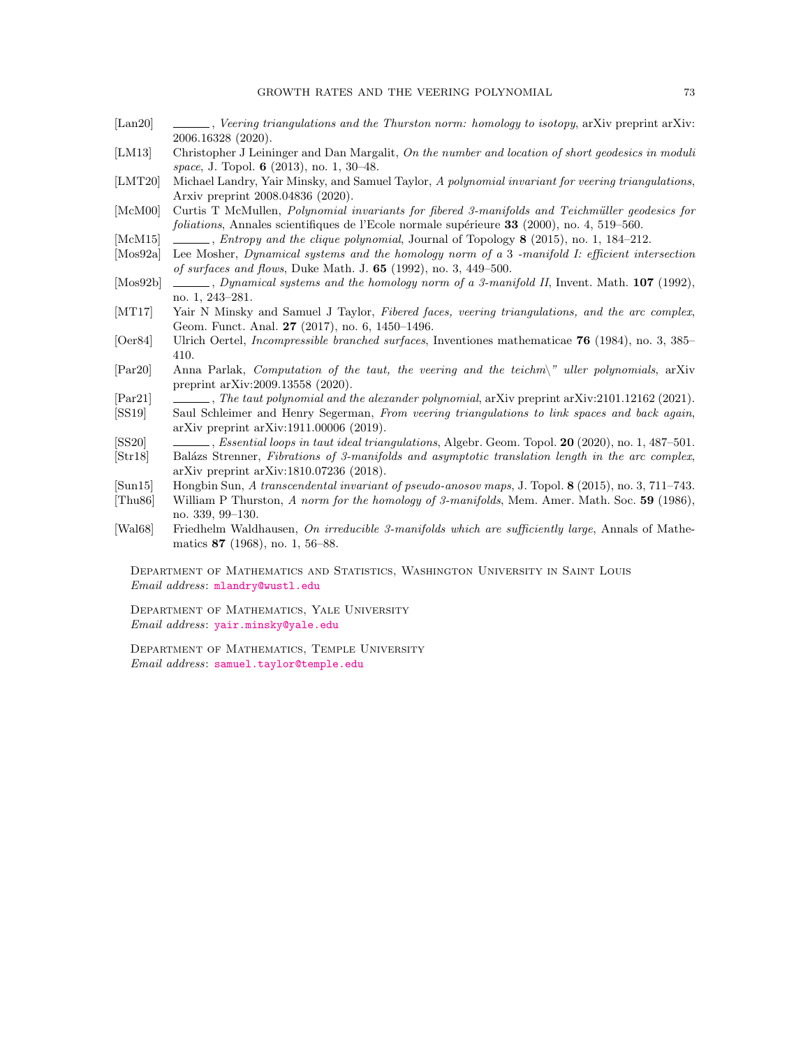[Lan20] ______, *Veering triangulations and the Thurston norm: homology to isotopy*, arXiv preprint arXiv: 2006.16328 (2020).

[LM13] Christopher J Leininger and Dan Margalit, *On the number and location of short geodesics in moduli space*, J. Topol. **6** (2013), no. 1, 30–48.

[LMT20] Michael Landry, Yair Minsky, and Samuel Taylor, *A polynomial invariant for veering triangulations*, Arxiv preprint 2008.04836 (2020).

[McM00] Curtis T McMullen, *Polynomial invariants for fibered 3-manifolds and Teichmüller geodesics for foliations*, Annales scientifiques de l'Ecole normale supérieure **33** (2000), no. 4, 519–560.

[McM15] ______, *Entropy and the clique polynomial*, Journal of Topology **8** (2015), no. 1, 184–212.

[Mos92a] Lee Mosher, *Dynamical systems and the homology norm of a 3 -manifold I: efficient intersection of surfaces and flows*, Duke Math. J. **65** (1992), no. 3, 449–500.

[Mos92b] ______, *Dynamical systems and the homology norm of a 3-manifold II*, Invent. Math. **107** (1992), no. 1, 243–281.

[MT17] Yair N Minsky and Samuel J Taylor, *Fibered faces, veering triangulations, and the arc complex*, Geom. Funct. Anal. **27** (2017), no. 6, 1450–1496.

[Oer84] Ulrich Oertel, *Incompressible branched surfaces*, Inventiones mathematicae **76** (1984), no. 3, 385–410.

[Par20] Anna Parlak, *Computation of the taut, the veering and the teichm\" uller polynomials*, arXiv preprint arXiv:2009.13558 (2020).

[Par21] ______, *The taut polynomial and the alexander polynomial*, arXiv preprint arXiv:2101.12162 (2021).

[SS19] Saul Schleimer and Henry Segerman, *From veering triangulations to link spaces and back again*, arXiv preprint arXiv:1911.00006 (2019).

[SS20] ______, *Essential loops in taut ideal triangulations*, Algebr. Geom. Topol. **20** (2020), no. 1, 487–501.

[Str18] Balázs Strenner, *Fibrations of 3-manifolds and asymptotic translation length in the arc complex*, arXiv preprint arXiv:1810.07236 (2018).

[Sun15] Hongbin Sun, *A transcendental invariant of pseudo-anosov maps*, J. Topol. **8** (2015), no. 3, 711–743.

[Thu86] William P Thurston, *A norm for the homology of 3-manifolds*, Mem. Amer. Math. Soc. **59** (1986), no. 339, 99–130.

[Wal68] Friedhelm Waldhausen, *On irreducible 3-manifolds which are sufficiently large*, Annals of Mathematics **87** (1968), no. 1, 56–88.

Department of Mathematics and Statistics, Washington University in Saint Louis
*Email address*: mlandry@wustl.edu

Department of Mathematics, Yale University
*Email address*: yair.minsky@yale.edu

Department of Mathematics, Temple University
*Email address*: samuel.taylor@temple.edu